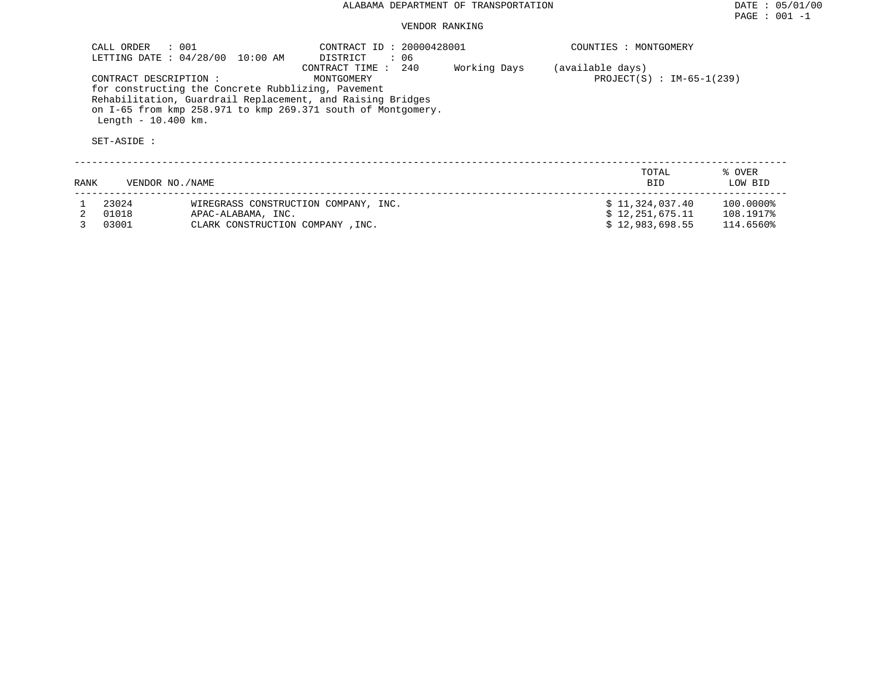# ALABAMA DEPARTMENT OF TRANSPORTATION

## VENDOR RANKING

CALL ORDER : 001
LETTING DATE : 04/28/00 10:00 AM

CONTRACT ID : 20000428001
DISTRICT : 06
CONTRACT TIME : 240 Working Days (available days)

COUNTIES : MONTGOMERY

CONTRACT DESCRIPTION : MONTGOMERY

PROJECT(S) : IM-65-1(239)

for constructing the Concrete Rubblizing, Pavement Rehabilitation, Guardrail Replacement, and Raising Bridges on I-65 from kmp 258.971 to kmp 269.371 south of Montgomery.
Length - 10.400 km.

SET-ASIDE :

| RANK | VENDOR NO./NAME | | TOTAL BID | % OVER LOW BID |
|---|---|---|---|---|
| 1 | 23024 | WIREGRASS CONSTRUCTION COMPANY, INC. | $ 11,324,037.40 | 100.0000% |
| 2 | 01018 | APAC-ALABAMA, INC. | $ 12,251,675.11 | 108.1917% |
| 3 | 03001 | CLARK CONSTRUCTION COMPANY ,INC. | $ 12,983,698.55 | 114.6560% |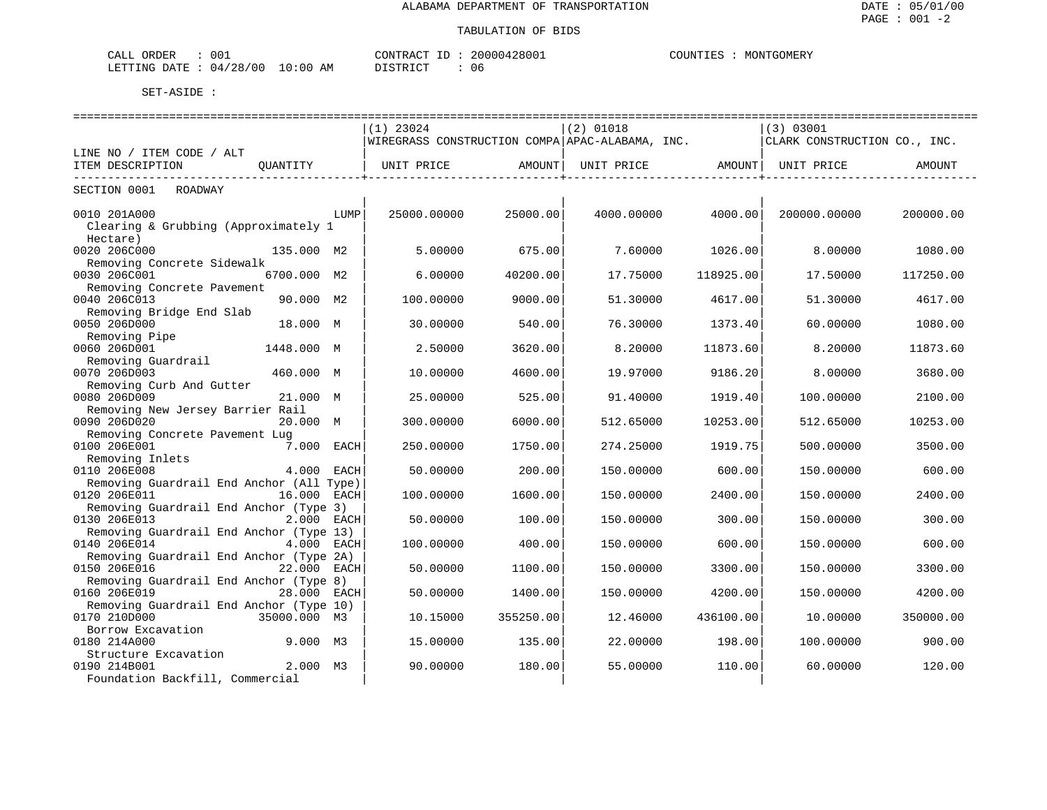ALABAMA DEPARTMENT OF TRANSPORTATION

TABULATION OF BIDS

DATE : 05/01/00
PAGE : 001 -2

CALL ORDER : 001 | CONTRACT ID : 20000428001 | COUNTIES : MONTGOMERY
LETTING DATE : 04/28/00 10:00 AM | DISTRICT : 06

SET-ASIDE :

| LINE NO / ITEM CODE / ALT ITEM DESCRIPTION | QUANTITY | (1) 23024 WIREGRASS CONSTRUCTION COMPA UNIT PRICE | AMOUNT | (2) 01018 APAC-ALABAMA, INC. UNIT PRICE | AMOUNT | (3) 03001 CLARK CONSTRUCTION CO., INC. UNIT PRICE | AMOUNT |
|---|---|---|---|---|---|---|---|
| SECTION 0001 ROADWAY | | | | | | | |
| 0010 201A000 Clearing & Grubbing (Approximately 1 Hectare) | LUMP | 25000.00000 | 25000.00 | 4000.00000 | 4000.00 | 200000.00000 | 200000.00 |
| 0020 206C000 Removing Concrete Sidewalk | 135.000 M2 | 5.00000 | 675.00 | 7.60000 | 1026.00 | 8.00000 | 1080.00 |
| 0030 206C001 Removing Concrete Pavement | 6700.000 M2 | 6.00000 | 40200.00 | 17.75000 | 118925.00 | 17.50000 | 117250.00 |
| 0040 206C013 Removing Bridge End Slab | 90.000 M2 | 100.00000 | 9000.00 | 51.30000 | 4617.00 | 51.30000 | 4617.00 |
| 0050 206D000 Removing Pipe | 18.000 M | 30.00000 | 540.00 | 76.30000 | 1373.40 | 60.00000 | 1080.00 |
| 0060 206D001 Removing Guardrail | 1448.000 M | 2.50000 | 3620.00 | 8.20000 | 11873.60 | 8.20000 | 11873.60 |
| 0070 206D003 Removing Curb And Gutter | 460.000 M | 10.00000 | 4600.00 | 19.97000 | 9186.20 | 8.00000 | 3680.00 |
| 0080 206D009 Removing New Jersey Barrier Rail | 21.000 M | 25.00000 | 525.00 | 91.40000 | 1919.40 | 100.00000 | 2100.00 |
| 0090 206D020 Removing Concrete Pavement Lug | 20.000 M | 300.00000 | 6000.00 | 512.65000 | 10253.00 | 512.65000 | 10253.00 |
| 0100 206E001 Removing Inlets | 7.000 EACH | 250.00000 | 1750.00 | 274.25000 | 1919.75 | 500.00000 | 3500.00 |
| 0110 206E008 Removing Guardrail End Anchor (All Type) | 4.000 EACH | 50.00000 | 200.00 | 150.00000 | 600.00 | 150.00000 | 600.00 |
| 0120 206E011 Removing Guardrail End Anchor (Type 3) | 16.000 EACH | 100.00000 | 1600.00 | 150.00000 | 2400.00 | 150.00000 | 2400.00 |
| 0130 206E013 Removing Guardrail End Anchor (Type 13) | 2.000 EACH | 50.00000 | 100.00 | 150.00000 | 300.00 | 150.00000 | 300.00 |
| 0140 206E014 Removing Guardrail End Anchor (Type 2A) | 4.000 EACH | 100.00000 | 400.00 | 150.00000 | 600.00 | 150.00000 | 600.00 |
| 0150 206E016 Removing Guardrail End Anchor (Type 8) | 22.000 EACH | 50.00000 | 1100.00 | 150.00000 | 3300.00 | 150.00000 | 3300.00 |
| 0160 206E019 Removing Guardrail End Anchor (Type 10) | 28.000 EACH | 50.00000 | 1400.00 | 150.00000 | 4200.00 | 150.00000 | 4200.00 |
| 0170 210D000 Borrow Excavation | 35000.000 M3 | 10.15000 | 355250.00 | 12.46000 | 436100.00 | 10.00000 | 350000.00 |
| 0180 214A000 Structure Excavation | 9.000 M3 | 15.00000 | 135.00 | 22.00000 | 198.00 | 100.00000 | 900.00 |
| 0190 214B001 Foundation Backfill, Commercial | 2.000 M3 | 90.00000 | 180.00 | 55.00000 | 110.00 | 60.00000 | 120.00 |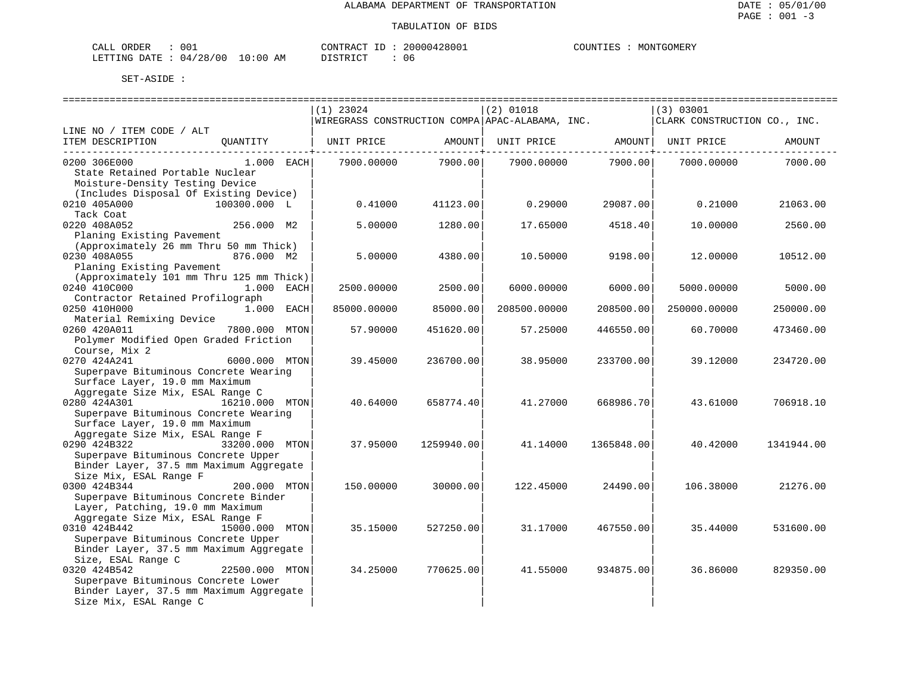ALABAMA DEPARTMENT OF TRANSPORTATION

TABULATION OF BIDS

CALL ORDER : 001 CONTRACT ID : 20000428001 COUNTIES : MONTGOMERY
LETTING DATE : 04/28/00 10:00 AM DISTRICT : 06

SET-ASIDE :

| LINE NO / ITEM CODE / ALT ITEM DESCRIPTION | QUANTITY | (1) 23024 WIREGRASS CONSTRUCTION COMPA UNIT PRICE | AMOUNT | (2) 01018 APAC-ALABAMA, INC. UNIT PRICE | AMOUNT | (3) 03001 CLARK CONSTRUCTION CO., INC. UNIT PRICE | AMOUNT |
|---|---|---|---|---|---|---|---|
| 0200 306E000 State Retained Portable Nuclear Moisture-Density Testing Device (Includes Disposal Of Existing Device) | 1.000 EACH | 7900.00000 | 7900.00 | 7900.00000 | 7900.00 | 7000.00000 | 7000.00 |
| 0210 405A000 Tack Coat | 100300.000 L | 0.41000 | 41123.00 | 0.29000 | 29087.00 | 0.21000 | 21063.00 |
| 0220 408A052 Planing Existing Pavement (Approximately 26 mm Thru 50 mm Thick) | 256.000 M2 | 5.00000 | 1280.00 | 17.65000 | 4518.40 | 10.00000 | 2560.00 |
| 0230 408A055 Planing Existing Pavement (Approximately 101 mm Thru 125 mm Thick) | 876.000 M2 | 5.00000 | 4380.00 | 10.50000 | 9198.00 | 12.00000 | 10512.00 |
| 0240 410C000 Contractor Retained Profilograph | 1.000 EACH | 2500.00000 | 2500.00 | 6000.00000 | 6000.00 | 5000.00000 | 5000.00 |
| 0250 410H000 Material Remixing Device | 1.000 EACH | 85000.00000 | 85000.00 | 208500.00000 | 208500.00 | 250000.00000 | 250000.00 |
| 0260 420A011 Polymer Modified Open Graded Friction Course, Mix 2 | 7800.000 MTON | 57.90000 | 451620.00 | 57.25000 | 446550.00 | 60.70000 | 473460.00 |
| 0270 424A241 Superpave Bituminous Concrete Wearing Surface Layer, 19.0 mm Maximum Aggregate Size Mix, ESAL Range C | 6000.000 MTON | 39.45000 | 236700.00 | 38.95000 | 233700.00 | 39.12000 | 234720.00 |
| 0280 424A301 Superpave Bituminous Concrete Wearing Surface Layer, 19.0 mm Maximum Aggregate Size Mix, ESAL Range F | 16210.000 MTON | 40.64000 | 658774.40 | 41.27000 | 668986.70 | 43.61000 | 706918.10 |
| 0290 424B322 Superpave Bituminous Concrete Upper Binder Layer, 37.5 mm Maximum Aggregate Size Mix, ESAL Range F | 33200.000 MTON | 37.95000 | 1259940.00 | 41.14000 | 1365848.00 | 40.42000 | 1341944.00 |
| 0300 424B344 Superpave Bituminous Concrete Binder Layer, Patching, 19.0 mm Maximum Aggregate Size Mix, ESAL Range F | 200.000 MTON | 150.00000 | 30000.00 | 122.45000 | 24490.00 | 106.38000 | 21276.00 |
| 0310 424B442 Superpave Bituminous Concrete Upper Binder Layer, 37.5 mm Maximum Aggregate Size, ESAL Range C | 15000.000 MTON | 35.15000 | 527250.00 | 31.17000 | 467550.00 | 35.44000 | 531600.00 |
| 0320 424B542 Superpave Bituminous Concrete Lower Binder Layer, 37.5 mm Maximum Aggregate Size Mix, ESAL Range C | 22500.000 MTON | 34.25000 | 770625.00 | 41.55000 | 934875.00 | 36.86000 | 829350.00 |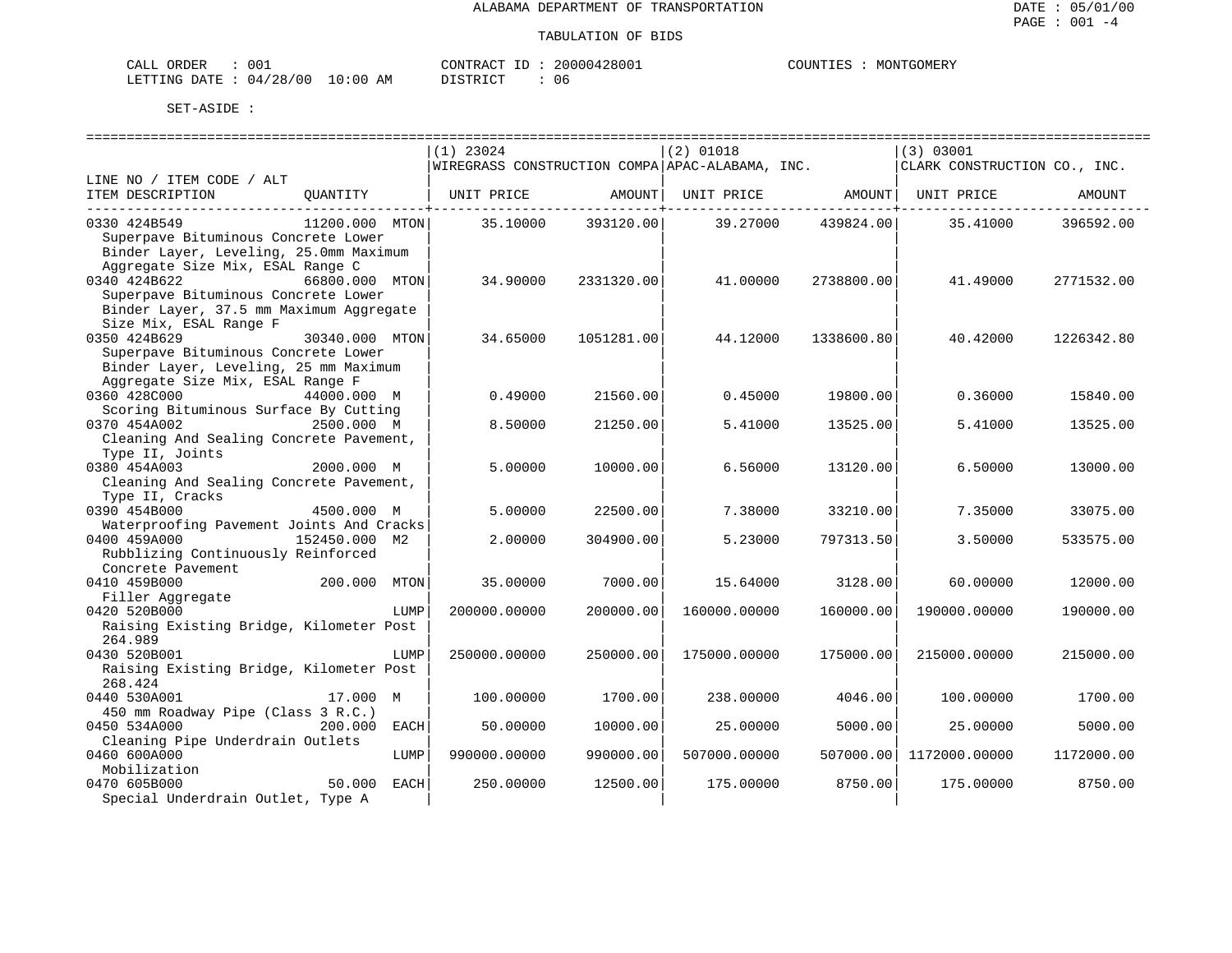ALABAMA DEPARTMENT OF TRANSPORTATION

TABULATION OF BIDS

DATE : 05/01/00
PAGE : 001 -4

CALL ORDER : 001
LETTING DATE : 04/28/00 10:00 AM

CONTRACT ID : 20000428001
DISTRICT : 06

COUNTIES : MONTGOMERY

SET-ASIDE :

| LINE NO / ITEM CODE / ALT ITEM DESCRIPTION | QUANTITY | (1) 23024 WIREGRASS CONSTRUCTION COMPA UNIT PRICE | AMOUNT | (2) 01018 APAC-ALABAMA, INC. UNIT PRICE | AMOUNT | (3) 03001 CLARK CONSTRUCTION CO., INC. UNIT PRICE | AMOUNT |
|---|---|---|---|---|---|---|---|
| 0330 424B549 Superpave Bituminous Concrete Lower Binder Layer, Leveling, 25.0mm Maximum Aggregate Size Mix, ESAL Range C | 11200.000 MTON | 35.10000 | 393120.00 | 39.27000 | 439824.00 | 35.41000 | 396592.00 |
| 0340 424B622 Superpave Bituminous Concrete Lower Binder Layer, 37.5 mm Maximum Aggregate Size Mix, ESAL Range F | 66800.000 MTON | 34.90000 | 2331320.00 | 41.00000 | 2738800.00 | 41.49000 | 2771532.00 |
| 0350 424B629 Superpave Bituminous Concrete Lower Binder Layer, Leveling, 25 mm Maximum Aggregate Size Mix, ESAL Range F | 30340.000 MTON | 34.65000 | 1051281.00 | 44.12000 | 1338600.80 | 40.42000 | 1226342.80 |
| 0360 428C000 Scoring Bituminous Surface By Cutting | 44000.000 M | 0.49000 | 21560.00 | 0.45000 | 19800.00 | 0.36000 | 15840.00 |
| 0370 454A002 Cleaning And Sealing Concrete Pavement, Type II, Joints | 2500.000 M | 8.50000 | 21250.00 | 5.41000 | 13525.00 | 5.41000 | 13525.00 |
| 0380 454A003 Cleaning And Sealing Concrete Pavement, Type II, Cracks | 2000.000 M | 5.00000 | 10000.00 | 6.56000 | 13120.00 | 6.50000 | 13000.00 |
| 0390 454B000 Waterproofing Pavement Joints And Cracks | 4500.000 M | 5.00000 | 22500.00 | 7.38000 | 33210.00 | 7.35000 | 33075.00 |
| 0400 459A000 Rubblizing Continuously Reinforced Concrete Pavement | 152450.000 M2 | 2.00000 | 304900.00 | 5.23000 | 797313.50 | 3.50000 | 533575.00 |
| 0410 459B000 Filler Aggregate | 200.000 MTON | 35.00000 | 7000.00 | 15.64000 | 3128.00 | 60.00000 | 12000.00 |
| 0420 520B000 Raising Existing Bridge, Kilometer Post 264.989 | LUMP | 200000.00000 | 200000.00 | 160000.00000 | 160000.00 | 190000.00000 | 190000.00 |
| 0430 520B001 Raising Existing Bridge, Kilometer Post 268.424 | LUMP | 250000.00000 | 250000.00 | 175000.00000 | 175000.00 | 215000.00000 | 215000.00 |
| 0440 530A001 450 mm Roadway Pipe (Class 3 R.C.) | 17.000 M | 100.00000 | 1700.00 | 238.00000 | 4046.00 | 100.00000 | 1700.00 |
| 0450 534A000 Cleaning Pipe Underdrain Outlets | 200.000 EACH | 50.00000 | 10000.00 | 25.00000 | 5000.00 | 25.00000 | 5000.00 |
| 0460 600A000 Mobilization | LUMP | 990000.00000 | 990000.00 | 507000.00000 | 507000.00 | 1172000.00000 | 1172000.00 |
| 0470 605B000 Special Underdrain Outlet, Type A | 50.000 EACH | 250.00000 | 12500.00 | 175.00000 | 8750.00 | 175.00000 | 8750.00 |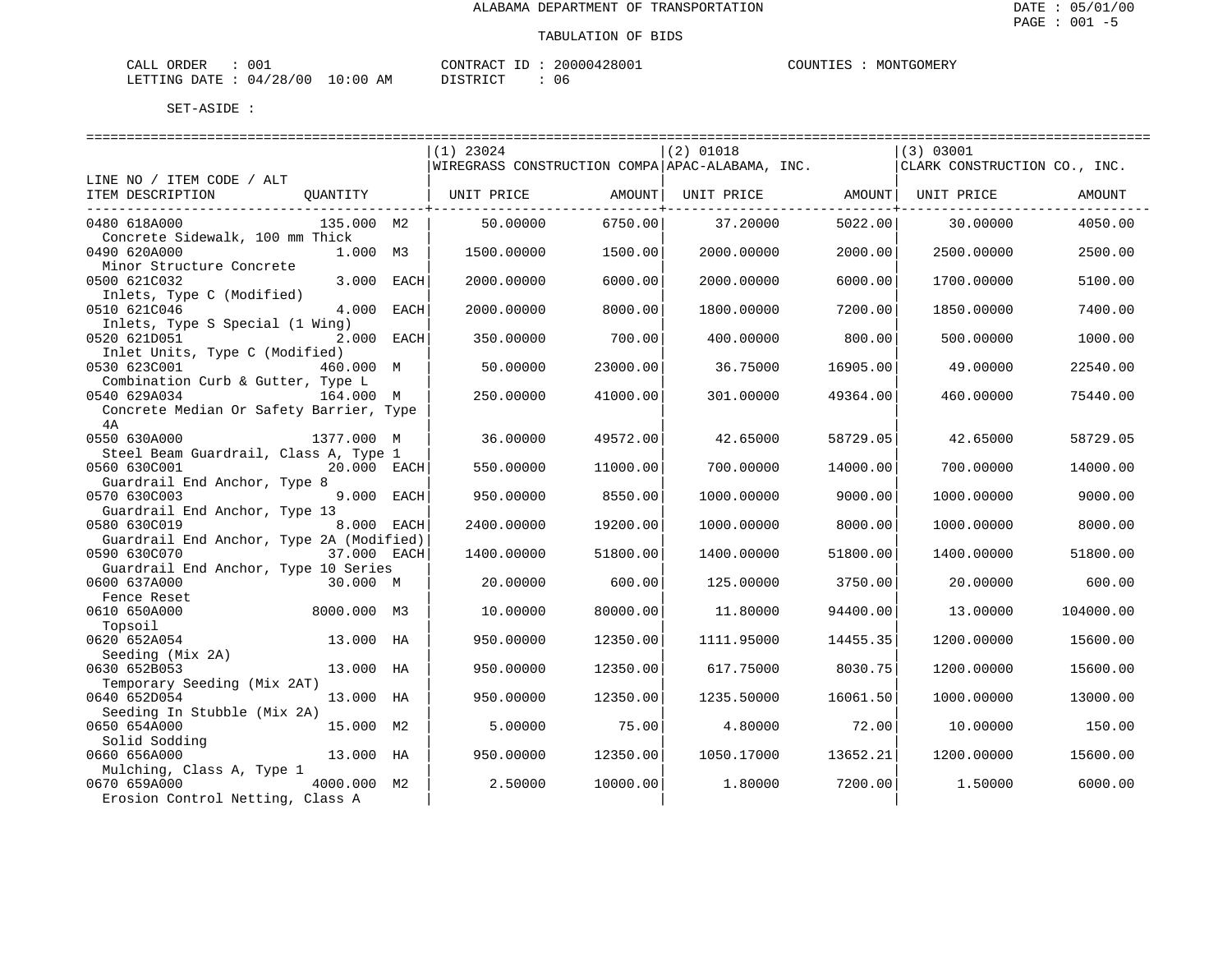ALABAMA DEPARTMENT OF TRANSPORTATION

TABULATION OF BIDS

CALL ORDER : 001
LETTING DATE : 04/28/00 10:00 AM

CONTRACT ID : 20000428001
DISTRICT : 06

COUNTIES : MONTGOMERY

SET-ASIDE :

| LINE NO / ITEM CODE / ALT ITEM DESCRIPTION | QUANTITY | (1) 23024 WIREGRASS CONSTRUCTION COMPA UNIT PRICE | AMOUNT | (2) 01018 APAC-ALABAMA, INC. UNIT PRICE | AMOUNT | (3) 03001 CLARK CONSTRUCTION CO., INC. UNIT PRICE | AMOUNT |
|---|---|---|---|---|---|---|---|
| 0480 618A000 Concrete Sidewalk, 100 mm Thick | 135.000 M2 | 50.00000 | 6750.00 | 37.20000 | 5022.00 | 30.00000 | 4050.00 |
| 0490 620A000 Minor Structure Concrete | 1.000 M3 | 1500.00000 | 1500.00 | 2000.00000 | 2000.00 | 2500.00000 | 2500.00 |
| 0500 621C032 Inlets, Type C (Modified) | 3.000 EACH | 2000.00000 | 6000.00 | 2000.00000 | 6000.00 | 1700.00000 | 5100.00 |
| 0510 621C046 Inlets, Type S Special (1 Wing) | 4.000 EACH | 2000.00000 | 8000.00 | 1800.00000 | 7200.00 | 1850.00000 | 7400.00 |
| 0520 621D051 Inlet Units, Type C (Modified) | 2.000 EACH | 350.00000 | 700.00 | 400.00000 | 800.00 | 500.00000 | 1000.00 |
| 0530 623C001 Combination Curb & Gutter, Type L | 460.000 M | 50.00000 | 23000.00 | 36.75000 | 16905.00 | 49.00000 | 22540.00 |
| 0540 629A034 Concrete Median Or Safety Barrier, Type 4A | 164.000 M | 250.00000 | 41000.00 | 301.00000 | 49364.00 | 460.00000 | 75440.00 |
| 0550 630A000 Steel Beam Guardrail, Class A, Type 1 | 1377.000 M | 36.00000 | 49572.00 | 42.65000 | 58729.05 | 42.65000 | 58729.05 |
| 0560 630C001 Guardrail End Anchor, Type 8 | 20.000 EACH | 550.00000 | 11000.00 | 700.00000 | 14000.00 | 700.00000 | 14000.00 |
| 0570 630C003 Guardrail End Anchor, Type 13 | 9.000 EACH | 950.00000 | 8550.00 | 1000.00000 | 9000.00 | 1000.00000 | 9000.00 |
| 0580 630C019 Guardrail End Anchor, Type 2A (Modified) | 8.000 EACH | 2400.00000 | 19200.00 | 1000.00000 | 8000.00 | 1000.00000 | 8000.00 |
| 0590 630C070 Guardrail End Anchor, Type 10 Series | 37.000 EACH | 1400.00000 | 51800.00 | 1400.00000 | 51800.00 | 1400.00000 | 51800.00 |
| 0600 637A000 Fence Reset | 30.000 M | 20.00000 | 600.00 | 125.00000 | 3750.00 | 20.00000 | 600.00 |
| 0610 650A000 Topsoil | 8000.000 M3 | 10.00000 | 80000.00 | 11.80000 | 94400.00 | 13.00000 | 104000.00 |
| 0620 652A054 Seeding (Mix 2A) | 13.000 HA | 950.00000 | 12350.00 | 1111.95000 | 14455.35 | 1200.00000 | 15600.00 |
| 0630 652B053 Temporary Seeding (Mix 2AT) | 13.000 HA | 950.00000 | 12350.00 | 617.75000 | 8030.75 | 1200.00000 | 15600.00 |
| 0640 652D054 Seeding In Stubble (Mix 2A) | 13.000 HA | 950.00000 | 12350.00 | 1235.50000 | 16061.50 | 1000.00000 | 13000.00 |
| 0650 654A000 Solid Sodding | 15.000 M2 | 5.00000 | 75.00 | 4.80000 | 72.00 | 10.00000 | 150.00 |
| 0660 656A000 Mulching, Class A, Type 1 | 13.000 HA | 950.00000 | 12350.00 | 1050.17000 | 13652.21 | 1200.00000 | 15600.00 |
| 0670 659A000 Erosion Control Netting, Class A | 4000.000 M2 | 2.50000 | 10000.00 | 1.80000 | 7200.00 | 1.50000 | 6000.00 |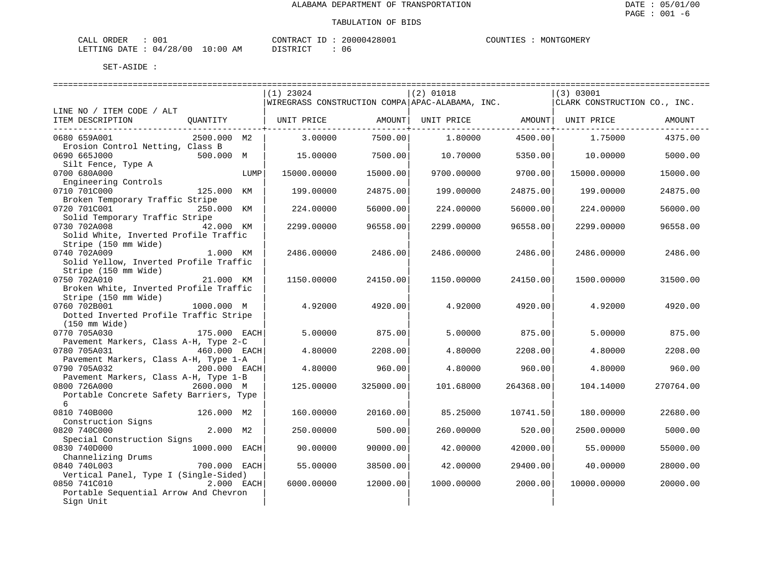ALABAMA DEPARTMENT OF TRANSPORTATION

TABULATION OF BIDS

CALL ORDER : 001 CONTRACT ID : 20000428001 COUNTIES : MONTGOMERY
LETTING DATE : 04/28/00 10:00 AM DISTRICT : 06

SET-ASIDE :

| LINE NO / ITEM CODE / ALT ITEM DESCRIPTION | QUANTITY | (1) 23024 WIREGRASS CONSTRUCTION COMPA UNIT PRICE | AMOUNT | (2) 01018 APAC-ALABAMA, INC. UNIT PRICE | AMOUNT | (3) 03001 CLARK CONSTRUCTION CO., INC. UNIT PRICE | AMOUNT |
|---|---|---|---|---|---|---|---|
| 0680 659A001 Erosion Control Netting, Class B | 2500.000 M2 | 3.00000 | 7500.00 | 1.80000 | 4500.00 | 1.75000 | 4375.00 |
| 0690 665J000 Silt Fence, Type A | 500.000 M | 15.00000 | 7500.00 | 10.70000 | 5350.00 | 10.00000 | 5000.00 |
| 0700 680A000 Engineering Controls | LUMP | 15000.00000 | 15000.00 | 9700.00000 | 9700.00 | 15000.00000 | 15000.00 |
| 0710 701C000 Broken Temporary Traffic Stripe | 125.000 KM | 199.00000 | 24875.00 | 199.00000 | 24875.00 | 199.00000 | 24875.00 |
| 0720 701C001 Solid Temporary Traffic Stripe | 250.000 KM | 224.00000 | 56000.00 | 224.00000 | 56000.00 | 224.00000 | 56000.00 |
| 0730 702A008 Solid White, Inverted Profile Traffic Stripe (150 mm Wide) | 42.000 KM | 2299.00000 | 96558.00 | 2299.00000 | 96558.00 | 2299.00000 | 96558.00 |
| 0740 702A009 Solid Yellow, Inverted Profile Traffic Stripe (150 mm Wide) | 1.000 KM | 2486.00000 | 2486.00 | 2486.00000 | 2486.00 | 2486.00000 | 2486.00 |
| 0750 702A010 Broken White, Inverted Profile Traffic Stripe (150 mm Wide) | 21.000 KM | 1150.00000 | 24150.00 | 1150.00000 | 24150.00 | 1500.00000 | 31500.00 |
| 0760 702B001 Dotted Inverted Profile Traffic Stripe (150 mm Wide) | 1000.000 M | 4.92000 | 4920.00 | 4.92000 | 4920.00 | 4.92000 | 4920.00 |
| 0770 705A030 Pavement Markers, Class A-H, Type 2-C | 175.000 EACH | 5.00000 | 875.00 | 5.00000 | 875.00 | 5.00000 | 875.00 |
| 0780 705A031 Pavement Markers, Class A-H, Type 1-A | 460.000 EACH | 4.80000 | 2208.00 | 4.80000 | 2208.00 | 4.80000 | 2208.00 |
| 0790 705A032 Pavement Markers, Class A-H, Type 1-B | 200.000 EACH | 4.80000 | 960.00 | 4.80000 | 960.00 | 4.80000 | 960.00 |
| 0800 726A000 Portable Concrete Safety Barriers, Type 6 | 2600.000 M | 125.00000 | 325000.00 | 101.68000 | 264368.00 | 104.14000 | 270764.00 |
| 0810 740B000 Construction Signs | 126.000 M2 | 160.00000 | 20160.00 | 85.25000 | 10741.50 | 180.00000 | 22680.00 |
| 0820 740C000 Special Construction Signs | 2.000 M2 | 250.00000 | 500.00 | 260.00000 | 520.00 | 2500.00000 | 5000.00 |
| 0830 740D000 Channelizing Drums | 1000.000 EACH | 90.00000 | 90000.00 | 42.00000 | 42000.00 | 55.00000 | 55000.00 |
| 0840 740L003 Vertical Panel, Type I (Single-Sided) | 700.000 EACH | 55.00000 | 38500.00 | 42.00000 | 29400.00 | 40.00000 | 28000.00 |
| 0850 741C010 Portable Sequential Arrow And Chevron Sign Unit | 2.000 EACH | 6000.00000 | 12000.00 | 1000.00000 | 2000.00 | 10000.00000 | 20000.00 |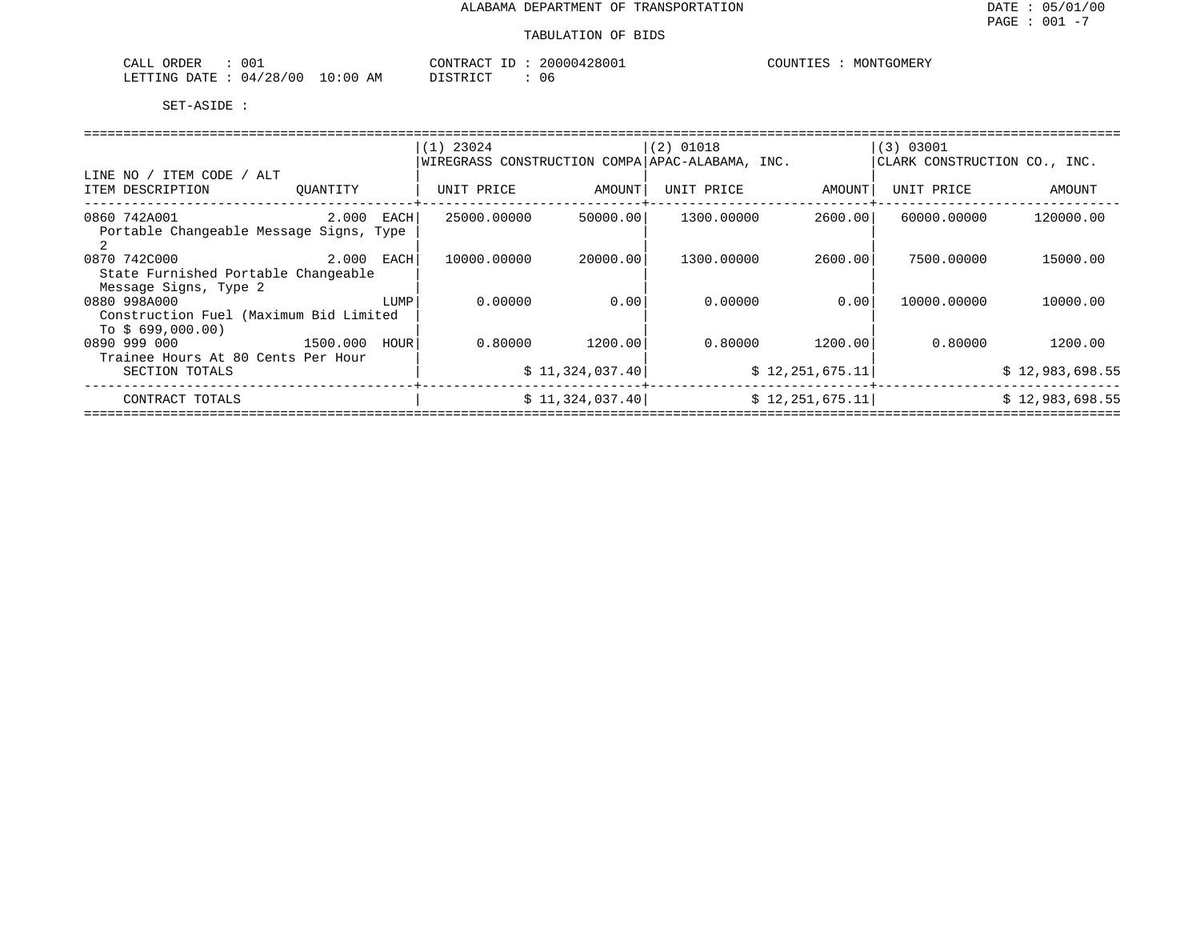ALABAMA DEPARTMENT OF TRANSPORTATION

TABULATION OF BIDS

CALL ORDER : 001
LETTING DATE : 04/28/00 10:00 AM

CONTRACT ID : 20000428001
DISTRICT : 06

COUNTIES : MONTGOMERY

SET-ASIDE :

| LINE NO / ITEM CODE / ALT | | (1) 23024 WIREGRASS CONSTRUCTION COMPA | | (2) 01018 APAC-ALABAMA, INC. | | (3) 03001 CLARK CONSTRUCTION CO., INC. | |
|---|---|---|---|---|---|---|---|
| ITEM DESCRIPTION | QUANTITY | UNIT PRICE | AMOUNT | UNIT PRICE | AMOUNT | UNIT PRICE | AMOUNT |
| 0860 742A001 Portable Changeable Message Signs, Type 2 | 2.000 EACH | 25000.00000 | 50000.00 | 1300.00000 | 2600.00 | 60000.00000 | 120000.00 |
| 0870 742C000 State Furnished Portable Changeable Message Signs, Type 2 | 2.000 EACH | 10000.00000 | 20000.00 | 1300.00000 | 2600.00 | 7500.00000 | 15000.00 |
| 0880 998A000 Construction Fuel (Maximum Bid Limited To $ 699,000.00) | LUMP | 0.00000 | 0.00 | 0.00000 | 0.00 | 10000.00000 | 10000.00 |
| 0890 999 000 Trainee Hours At 80 Cents Per Hour | 1500.000 HOUR | 0.80000 | 1200.00 | 0.80000 | 1200.00 | 0.80000 | 1200.00 |
| SECTION TOTALS | | | $ 11,324,037.40 | | $ 12,251,675.11 | | $ 12,983,698.55 |
| CONTRACT TOTALS | | | $ 11,324,037.40 | | $ 12,251,675.11 | | $ 12,983,698.55 |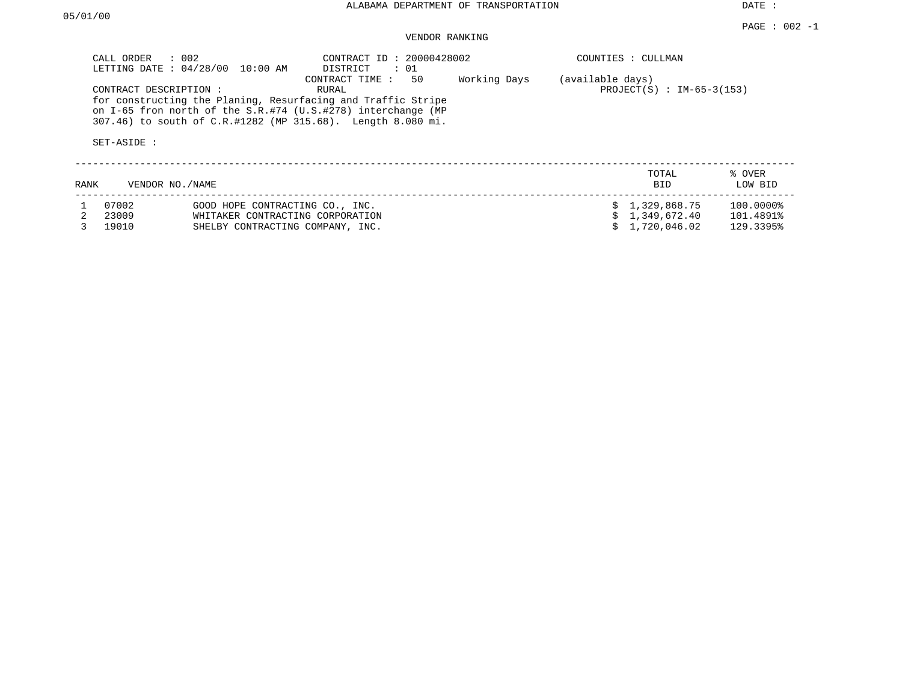ALABAMA DEPARTMENT OF TRANSPORTATION

DATE : 05/01/00

PAGE : 002 -1

## VENDOR RANKING

CALL ORDER : 002
LETTING DATE : 04/28/00 10:00 AM

CONTRACT ID : 20000428002
DISTRICT : 01
CONTRACT TIME : 50 Working Days (available days)

COUNTIES : CULLMAN

CONTRACT DESCRIPTION : RURAL

PROJECT(S) : IM-65-3(153)

for constructing the Planing, Resurfacing and Traffic Stripe on I-65 fron north of the S.R.#74 (U.S.#278) interchange (MP 307.46) to south of C.R.#1282 (MP 315.68). Length 8.080 mi.

SET-ASIDE :

| RANK | VENDOR NO. | NAME | TOTAL BID | % OVER LOW BID |
|---|---|---|---|---|
| 1 | 07002 | GOOD HOPE CONTRACTING CO., INC. | $ 1,329,868.75 | 100.0000% |
| 2 | 23009 | WHITAKER CONTRACTING CORPORATION | $ 1,349,672.40 | 101.4891% |
| 3 | 19010 | SHELBY CONTRACTING COMPANY, INC. | $ 1,720,046.02 | 129.3395% |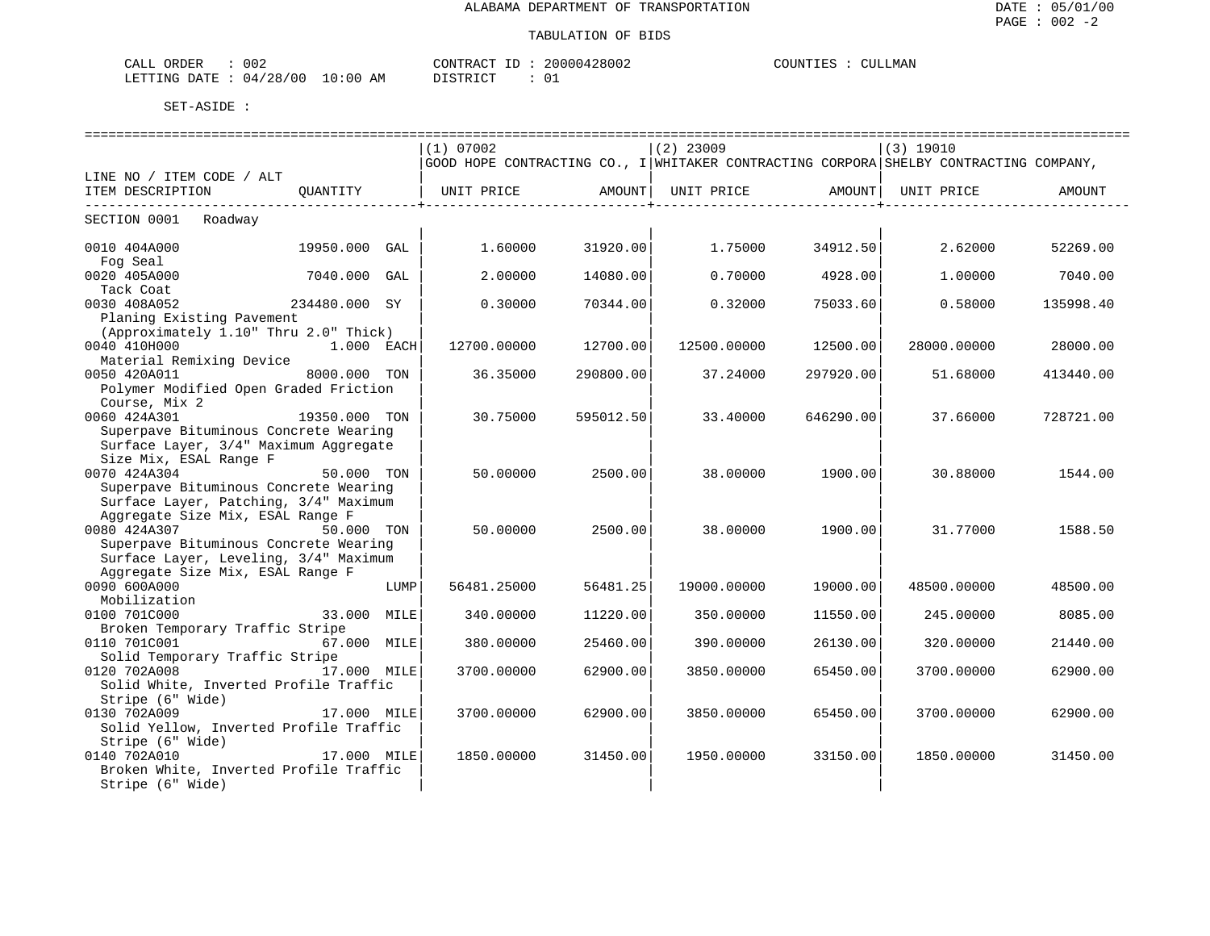ALABAMA DEPARTMENT OF TRANSPORTATION

TABULATION OF BIDS

CALL ORDER : 002 CONTRACT ID : 20000428002 COUNTIES : CULLMAN
LETTING DATE : 04/28/00 10:00 AM DISTRICT : 01

SET-ASIDE :

| LINE NO / ITEM CODE / ALT<br>ITEM DESCRIPTION | QUANTITY | (1) 07002<br>GOOD HOPE CONTRACTING CO., I<br>UNIT PRICE | AMOUNT | (2) 23009<br>WHITAKER CONTRACTING CORPORA<br>UNIT PRICE | AMOUNT | (3) 19010<br>SHELBY CONTRACTING COMPANY,<br>UNIT PRICE | AMOUNT |
|---|---|---|---|---|---|---|---|
| SECTION 0001 Roadway | | | | | | | |
| 0010 404A000<br>Fog Seal | 19950.000 GAL | 1.60000 | 31920.00 | 1.75000 | 34912.50 | 2.62000 | 52269.00 |
| 0020 405A000<br>Tack Coat | 7040.000 GAL | 2.00000 | 14080.00 | 0.70000 | 4928.00 | 1.00000 | 7040.00 |
| 0030 408A052<br>Planing Existing Pavement (Approximately 1.10" Thru 2.0" Thick) | 234480.000 SY | 0.30000 | 70344.00 | 0.32000 | 75033.60 | 0.58000 | 135998.40 |
| 0040 410H000<br>Material Remixing Device | 1.000 EACH | 12700.00000 | 12700.00 | 12500.00000 | 12500.00 | 28000.00000 | 28000.00 |
| 0050 420A011<br>Polymer Modified Open Graded Friction Course, Mix 2 | 8000.000 TON | 36.35000 | 290800.00 | 37.24000 | 297920.00 | 51.68000 | 413440.00 |
| 0060 424A301<br>Superpave Bituminous Concrete Wearing Surface Layer, 3/4" Maximum Aggregate Size Mix, ESAL Range F | 19350.000 TON | 30.75000 | 595012.50 | 33.40000 | 646290.00 | 37.66000 | 728721.00 |
| 0070 424A304<br>Superpave Bituminous Concrete Wearing Surface Layer, Patching, 3/4" Maximum Aggregate Size Mix, ESAL Range F | 50.000 TON | 50.00000 | 2500.00 | 38.00000 | 1900.00 | 30.88000 | 1544.00 |
| 0080 424A307<br>Superpave Bituminous Concrete Wearing Surface Layer, Leveling, 3/4" Maximum Aggregate Size Mix, ESAL Range F | 50.000 TON | 50.00000 | 2500.00 | 38.00000 | 1900.00 | 31.77000 | 1588.50 |
| 0090 600A000<br>Mobilization | LUMP | 56481.25000 | 56481.25 | 19000.00000 | 19000.00 | 48500.00000 | 48500.00 |
| 0100 701C000<br>Broken Temporary Traffic Stripe | 33.000 MILE | 340.00000 | 11220.00 | 350.00000 | 11550.00 | 245.00000 | 8085.00 |
| 0110 701C001<br>Solid Temporary Traffic Stripe | 67.000 MILE | 380.00000 | 25460.00 | 390.00000 | 26130.00 | 320.00000 | 21440.00 |
| 0120 702A008<br>Solid White, Inverted Profile Traffic Stripe (6" Wide) | 17.000 MILE | 3700.00000 | 62900.00 | 3850.00000 | 65450.00 | 3700.00000 | 62900.00 |
| 0130 702A009<br>Solid Yellow, Inverted Profile Traffic Stripe (6" Wide) | 17.000 MILE | 3700.00000 | 62900.00 | 3850.00000 | 65450.00 | 3700.00000 | 62900.00 |
| 0140 702A010<br>Broken White, Inverted Profile Traffic Stripe (6" Wide) | 17.000 MILE | 1850.00000 | 31450.00 | 1950.00000 | 33150.00 | 1850.00000 | 31450.00 |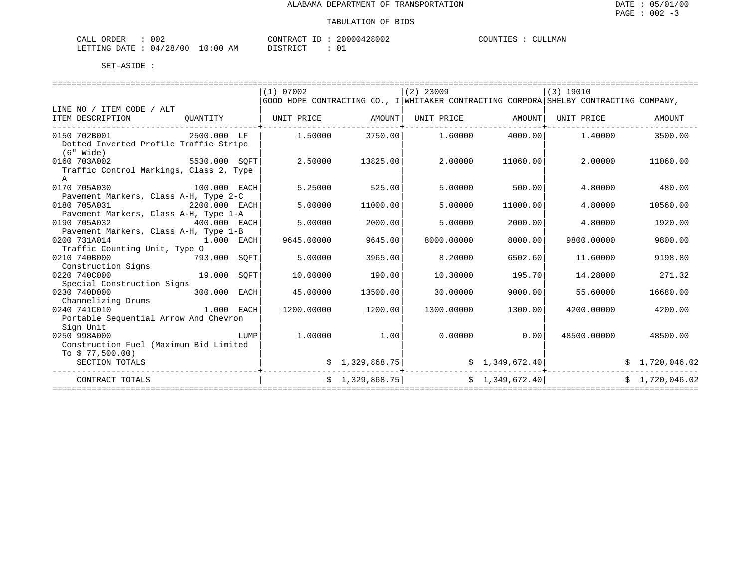ALABAMA DEPARTMENT OF TRANSPORTATION

TABULATION OF BIDS

CALL ORDER : 002 CONTRACT ID : 20000428002 COUNTIES : CULLMAN
LETTING DATE : 04/28/00 10:00 AM DISTRICT : 01

SET-ASIDE :

| LINE NO / ITEM CODE / ALT ITEM DESCRIPTION | QUANTITY | (1) 07002 GOOD HOPE CONTRACTING CO., I UNIT PRICE | AMOUNT | (2) 23009 WHITAKER CONTRACTING CORPORA UNIT PRICE | AMOUNT | (3) 19010 SHELBY CONTRACTING COMPANY, UNIT PRICE | AMOUNT |
|---|---|---|---|---|---|---|---|
| 0150 702B001 Dotted Inverted Profile Traffic Stripe (6" Wide) | 2500.000 LF | 1.50000 | 3750.00 | 1.60000 | 4000.00 | 1.40000 | 3500.00 |
| 0160 703A002 Traffic Control Markings, Class 2, Type A | 5530.000 SQFT | 2.50000 | 13825.00 | 2.00000 | 11060.00 | 2.00000 | 11060.00 |
| 0170 705A030 Pavement Markers, Class A-H, Type 2-C | 100.000 EACH | 5.25000 | 525.00 | 5.00000 | 500.00 | 4.80000 | 480.00 |
| 0180 705A031 Pavement Markers, Class A-H, Type 1-A | 2200.000 EACH | 5.00000 | 11000.00 | 5.00000 | 11000.00 | 4.80000 | 10560.00 |
| 0190 705A032 Pavement Markers, Class A-H, Type 1-B | 400.000 EACH | 5.00000 | 2000.00 | 5.00000 | 2000.00 | 4.80000 | 1920.00 |
| 0200 731A014 Traffic Counting Unit, Type O | 1.000 EACH | 9645.00000 | 9645.00 | 8000.00000 | 8000.00 | 9800.00000 | 9800.00 |
| 0210 740B000 Construction Signs | 793.000 SQFT | 5.00000 | 3965.00 | 8.20000 | 6502.60 | 11.60000 | 9198.80 |
| 0220 740C000 Special Construction Signs | 19.000 SQFT | 10.00000 | 190.00 | 10.30000 | 195.70 | 14.28000 | 271.32 |
| 0230 740D000 Channelizing Drums | 300.000 EACH | 45.00000 | 13500.00 | 30.00000 | 9000.00 | 55.60000 | 16680.00 |
| 0240 741C010 Portable Sequential Arrow And Chevron Sign Unit | 1.000 EACH | 1200.00000 | 1200.00 | 1300.00000 | 1300.00 | 4200.00000 | 4200.00 |
| 0250 998A000 Construction Fuel (Maximum Bid Limited To $ 77,500.00) | LUMP | 1.00000 | 1.00 | 0.00000 | 0.00 | 48500.00000 | 48500.00 |
| SECTION TOTALS | | | $ 1,329,868.75 | | $ 1,349,672.40 | | $ 1,720,046.02 |
| CONTRACT TOTALS | | | $ 1,329,868.75 | | $ 1,349,672.40 | | $ 1,720,046.02 |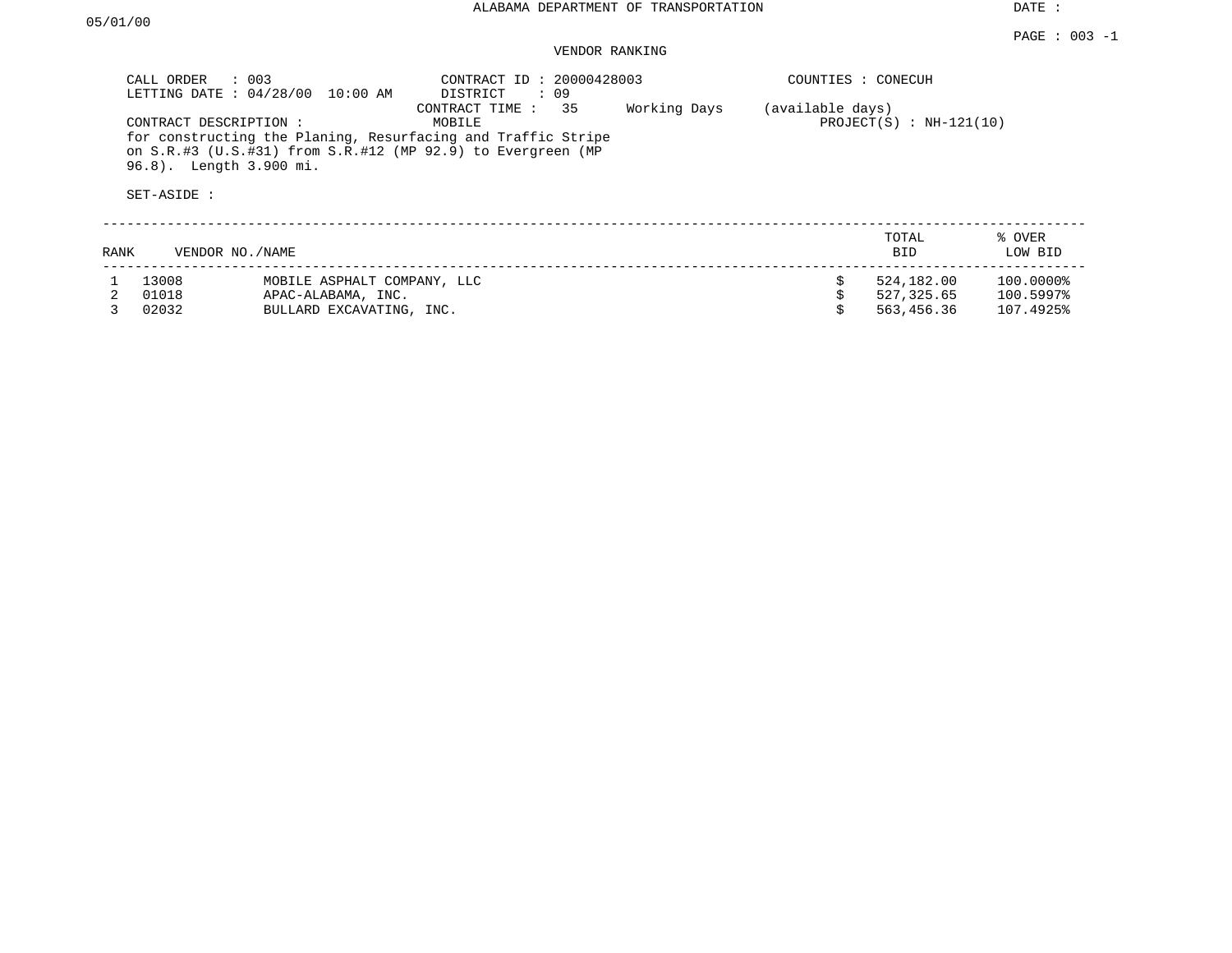ALABAMA DEPARTMENT OF TRANSPORTATION

DATE : 05/01/00

PAGE : 003 -1

## VENDOR RANKING

CALL ORDER : 003
LETTING DATE : 04/28/00 10:00 AM

CONTRACT ID : 20000428003
DISTRICT : 09
CONTRACT TIME : 35 Working Days (available days)

COUNTIES : CONECUH

CONTRACT DESCRIPTION : MOBILE

PROJECT(S) : NH-121(10)

for constructing the Planing, Resurfacing and Traffic Stripe on S.R.#3 (U.S.#31) from S.R.#12 (MP 92.9) to Evergreen (MP 96.8). Length 3.900 mi.

SET-ASIDE :

| RANK | VENDOR NO./NAME | | TOTAL BID | % OVER LOW BID |
|---|---|---|---|---|
| 1 | 13008 | MOBILE ASPHALT COMPANY, LLC | $ 524,182.00 | 100.0000% |
| 2 | 01018 | APAC-ALABAMA, INC. | $ 527,325.65 | 100.5997% |
| 3 | 02032 | BULLARD EXCAVATING, INC. | $ 563,456.36 | 107.4925% |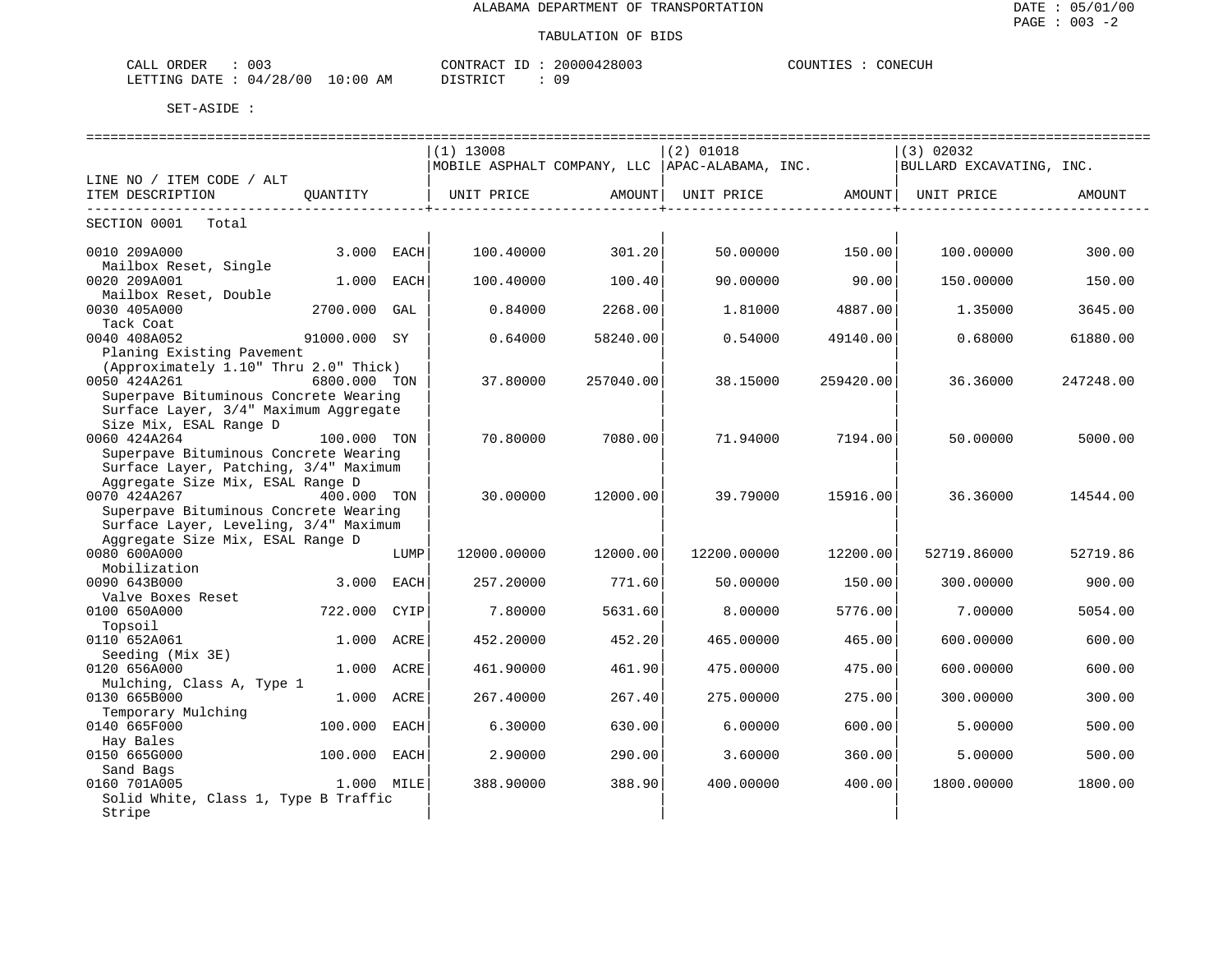ALABAMA DEPARTMENT OF TRANSPORTATION

TABULATION OF BIDS

CALL ORDER : 003
LETTING DATE : 04/28/00 10:00 AM

CONTRACT ID : 20000428003
DISTRICT : 09

COUNTIES : CONECUH

SET-ASIDE :

| LINE NO / ITEM CODE / ALT ITEM DESCRIPTION | QUANTITY | | (1) 13008 MOBILE ASPHALT COMPANY, LLC UNIT PRICE | AMOUNT | (2) 01018 APAC-ALABAMA, INC. UNIT PRICE | AMOUNT | (3) 02032 BULLARD EXCAVATING, INC. UNIT PRICE | AMOUNT |
|---|---|---|---|---|---|---|---|---|
| SECTION 0001 Total | | | | | | | | |
| 0010 209A000 Mailbox Reset, Single | 3.000 | EACH | 100.40000 | 301.20 | 50.00000 | 150.00 | 100.00000 | 300.00 |
| 0020 209A001 Mailbox Reset, Double | 1.000 | EACH | 100.40000 | 100.40 | 90.00000 | 90.00 | 150.00000 | 150.00 |
| 0030 405A000 Tack Coat | 2700.000 | GAL | 0.84000 | 2268.00 | 1.81000 | 4887.00 | 1.35000 | 3645.00 |
| 0040 408A052 Planing Existing Pavement (Approximately 1.10" Thru 2.0" Thick) | 91000.000 | SY | 0.64000 | 58240.00 | 0.54000 | 49140.00 | 0.68000 | 61880.00 |
| 0050 424A261 Superpave Bituminous Concrete Wearing Surface Layer, 3/4" Maximum Aggregate Size Mix, ESAL Range D | 6800.000 | TON | 37.80000 | 257040.00 | 38.15000 | 259420.00 | 36.36000 | 247248.00 |
| 0060 424A264 Superpave Bituminous Concrete Wearing Surface Layer, Patching, 3/4" Maximum Aggregate Size Mix, ESAL Range D | 100.000 | TON | 70.80000 | 7080.00 | 71.94000 | 7194.00 | 50.00000 | 5000.00 |
| 0070 424A267 Superpave Bituminous Concrete Wearing Surface Layer, Leveling, 3/4" Maximum Aggregate Size Mix, ESAL Range D | 400.000 | TON | 30.00000 | 12000.00 | 39.79000 | 15916.00 | 36.36000 | 14544.00 |
| 0080 600A000 Mobilization | | LUMP | 12000.00000 | 12000.00 | 12200.00000 | 12200.00 | 52719.86000 | 52719.86 |
| 0090 643B000 Valve Boxes Reset | 3.000 | EACH | 257.20000 | 771.60 | 50.00000 | 150.00 | 300.00000 | 900.00 |
| 0100 650A000 Topsoil | 722.000 | CYIP | 7.80000 | 5631.60 | 8.00000 | 5776.00 | 7.00000 | 5054.00 |
| 0110 652A061 Seeding (Mix 3E) | 1.000 | ACRE | 452.20000 | 452.20 | 465.00000 | 465.00 | 600.00000 | 600.00 |
| 0120 656A000 Mulching, Class A, Type 1 | 1.000 | ACRE | 461.90000 | 461.90 | 475.00000 | 475.00 | 600.00000 | 600.00 |
| 0130 665B000 Temporary Mulching | 1.000 | ACRE | 267.40000 | 267.40 | 275.00000 | 275.00 | 300.00000 | 300.00 |
| 0140 665F000 Hay Bales | 100.000 | EACH | 6.30000 | 630.00 | 6.00000 | 600.00 | 5.00000 | 500.00 |
| 0150 665G000 Sand Bags | 100.000 | EACH | 2.90000 | 290.00 | 3.60000 | 360.00 | 5.00000 | 500.00 |
| 0160 701A005 Solid White, Class 1, Type B Traffic Stripe | 1.000 | MILE | 388.90000 | 388.90 | 400.00000 | 400.00 | 1800.00000 | 1800.00 |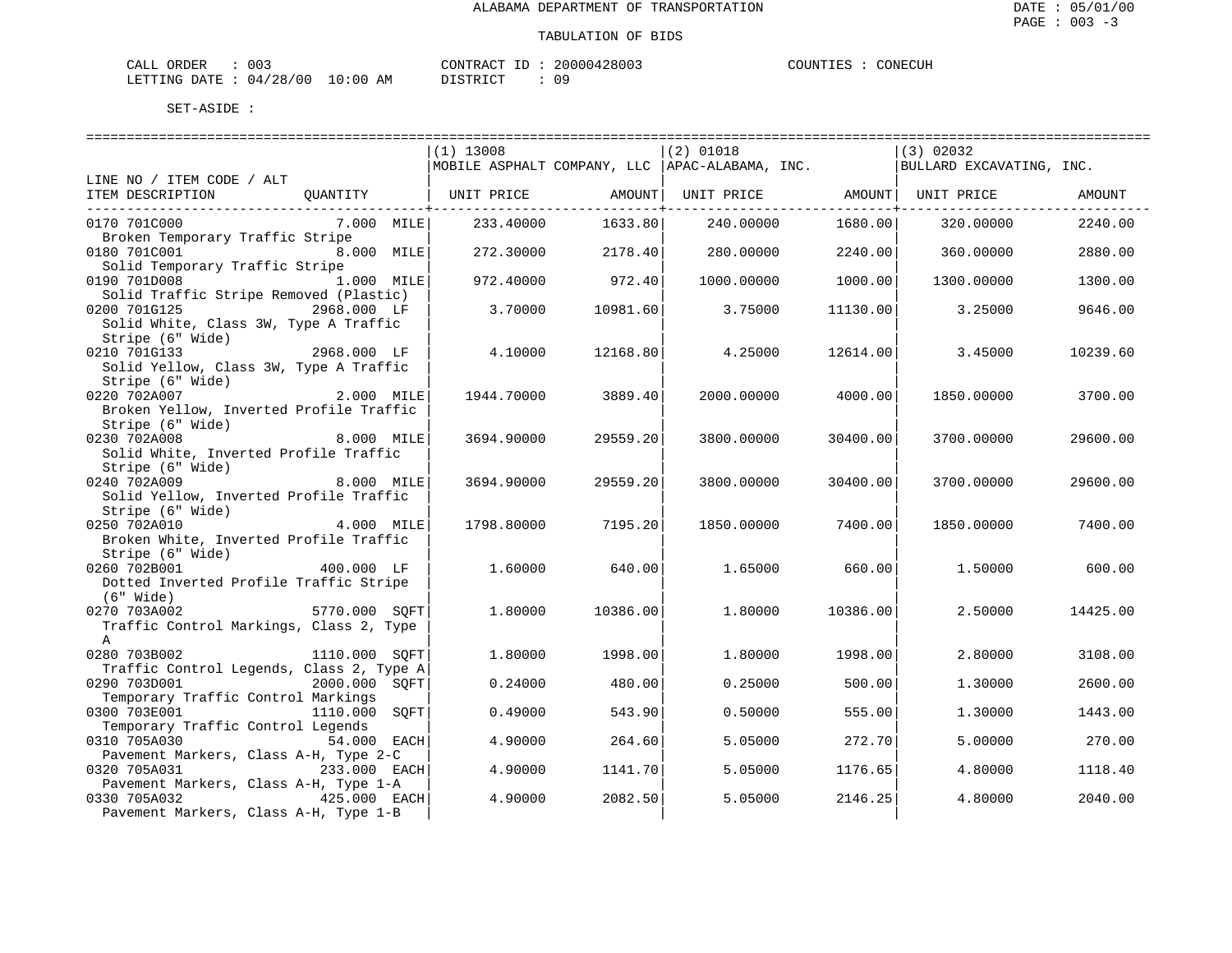ALABAMA DEPARTMENT OF TRANSPORTATION

TABULATION OF BIDS

DATE : 05/01/00
PAGE : 003 -3

CALL ORDER : 003 CONTRACT ID : 20000428003 COUNTIES : CONECUH
LETTING DATE : 04/28/00 10:00 AM DISTRICT : 09

SET-ASIDE :

| LINE NO / ITEM CODE / ALT ITEM DESCRIPTION | QUANTITY | (1) 13008 MOBILE ASPHALT COMPANY, LLC UNIT PRICE | AMOUNT | (2) 01018 APAC-ALABAMA, INC. UNIT PRICE | AMOUNT | (3) 02032 BULLARD EXCAVATING, INC. UNIT PRICE | AMOUNT |
|---|---|---|---|---|---|---|---|
| 0170 701C000 Broken Temporary Traffic Stripe | 7.000 MILE | 233.40000 | 1633.80 | 240.00000 | 1680.00 | 320.00000 | 2240.00 |
| 0180 701C001 Solid Temporary Traffic Stripe | 8.000 MILE | 272.30000 | 2178.40 | 280.00000 | 2240.00 | 360.00000 | 2880.00 |
| 0190 701D008 Solid Traffic Stripe Removed (Plastic) | 1.000 MILE | 972.40000 | 972.40 | 1000.00000 | 1000.00 | 1300.00000 | 1300.00 |
| 0200 701G125 Solid White, Class 3W, Type A Traffic Stripe (6" Wide) | 2968.000 LF | 3.70000 | 10981.60 | 3.75000 | 11130.00 | 3.25000 | 9646.00 |
| 0210 701G133 Solid Yellow, Class 3W, Type A Traffic Stripe (6" Wide) | 2968.000 LF | 4.10000 | 12168.80 | 4.25000 | 12614.00 | 3.45000 | 10239.60 |
| 0220 702A007 Broken Yellow, Inverted Profile Traffic Stripe (6" Wide) | 2.000 MILE | 1944.70000 | 3889.40 | 2000.00000 | 4000.00 | 1850.00000 | 3700.00 |
| 0230 702A008 Solid White, Inverted Profile Traffic Stripe (6" Wide) | 8.000 MILE | 3694.90000 | 29559.20 | 3800.00000 | 30400.00 | 3700.00000 | 29600.00 |
| 0240 702A009 Solid Yellow, Inverted Profile Traffic Stripe (6" Wide) | 8.000 MILE | 3694.90000 | 29559.20 | 3800.00000 | 30400.00 | 3700.00000 | 29600.00 |
| 0250 702A010 Broken White, Inverted Profile Traffic Stripe (6" Wide) | 4.000 MILE | 1798.80000 | 7195.20 | 1850.00000 | 7400.00 | 1850.00000 | 7400.00 |
| 0260 702B001 Dotted Inverted Profile Traffic Stripe (6" Wide) | 400.000 LF | 1.60000 | 640.00 | 1.65000 | 660.00 | 1.50000 | 600.00 |
| 0270 703A002 Traffic Control Markings, Class 2, Type A | 5770.000 SQFT | 1.80000 | 10386.00 | 1.80000 | 10386.00 | 2.50000 | 14425.00 |
| 0280 703B002 Traffic Control Legends, Class 2, Type A | 1110.000 SQFT | 1.80000 | 1998.00 | 1.80000 | 1998.00 | 2.80000 | 3108.00 |
| 0290 703D001 Temporary Traffic Control Markings | 2000.000 SQFT | 0.24000 | 480.00 | 0.25000 | 500.00 | 1.30000 | 2600.00 |
| 0300 703E001 Temporary Traffic Control Legends | 1110.000 SQFT | 0.49000 | 543.90 | 0.50000 | 555.00 | 1.30000 | 1443.00 |
| 0310 705A030 Pavement Markers, Class A-H, Type 2-C | 54.000 EACH | 4.90000 | 264.60 | 5.05000 | 272.70 | 5.00000 | 270.00 |
| 0320 705A031 Pavement Markers, Class A-H, Type 1-A | 233.000 EACH | 4.90000 | 1141.70 | 5.05000 | 1176.65 | 4.80000 | 1118.40 |
| 0330 705A032 Pavement Markers, Class A-H, Type 1-B | 425.000 EACH | 4.90000 | 2082.50 | 5.05000 | 2146.25 | 4.80000 | 2040.00 |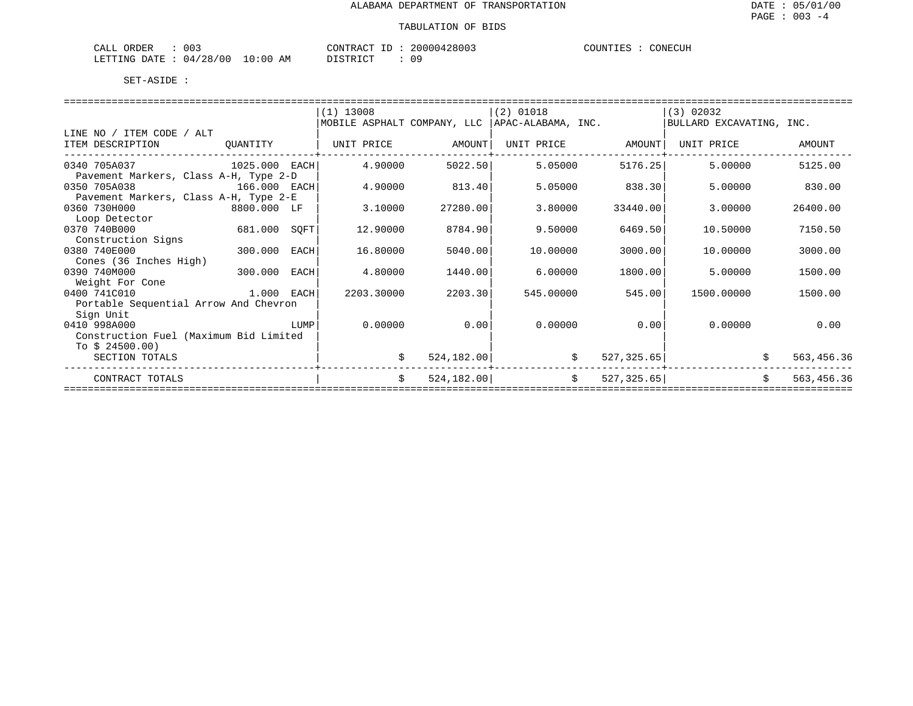ALABAMA DEPARTMENT OF TRANSPORTATION

TABULATION OF BIDS

CALL ORDER : 003 CONTRACT ID : 20000428003 COUNTIES : CONECUH
LETTING DATE : 04/28/00 10:00 AM DISTRICT : 09

SET-ASIDE :

| LINE NO / ITEM CODE / ALT ITEM DESCRIPTION | QUANTITY | | (1) 13008 MOBILE ASPHALT COMPANY, LLC UNIT PRICE | AMOUNT | (2) 01018 APAC-ALABAMA, INC. UNIT PRICE | AMOUNT | (3) 02032 BULLARD EXCAVATING, INC. UNIT PRICE | AMOUNT |
|---|---|---|---|---|---|---|---|---|
| 0340 705A037 Pavement Markers, Class A-H, Type 2-D | 1025.000 | EACH | 4.90000 | 5022.50 | 5.05000 | 5176.25 | 5.00000 | 5125.00 |
| 0350 705A038 Pavement Markers, Class A-H, Type 2-E | 166.000 | EACH | 4.90000 | 813.40 | 5.05000 | 838.30 | 5.00000 | 830.00 |
| 0360 730H000 Loop Detector | 8800.000 | LF | 3.10000 | 27280.00 | 3.80000 | 33440.00 | 3.00000 | 26400.00 |
| 0370 740B000 Construction Signs | 681.000 | SQFT | 12.90000 | 8784.90 | 9.50000 | 6469.50 | 10.50000 | 7150.50 |
| 0380 740E000 Cones (36 Inches High) | 300.000 | EACH | 16.80000 | 5040.00 | 10.00000 | 3000.00 | 10.00000 | 3000.00 |
| 0390 740M000 Weight For Cone | 300.000 | EACH | 4.80000 | 1440.00 | 6.00000 | 1800.00 | 5.00000 | 1500.00 |
| 0400 741C010 Portable Sequential Arrow And Chevron Sign Unit | 1.000 | EACH | 2203.30000 | 2203.30 | 545.00000 | 545.00 | 1500.00000 | 1500.00 |
| 0410 998A000 Construction Fuel (Maximum Bid Limited To $ 24500.00) | | LUMP | 0.00000 | 0.00 | 0.00000 | 0.00 | 0.00000 | 0.00 |
| SECTION TOTALS | | | | $ 524,182.00 | | $ 527,325.65 | | $ 563,456.36 |
| CONTRACT TOTALS | | | | $ 524,182.00 | | $ 527,325.65 | | $ 563,456.36 |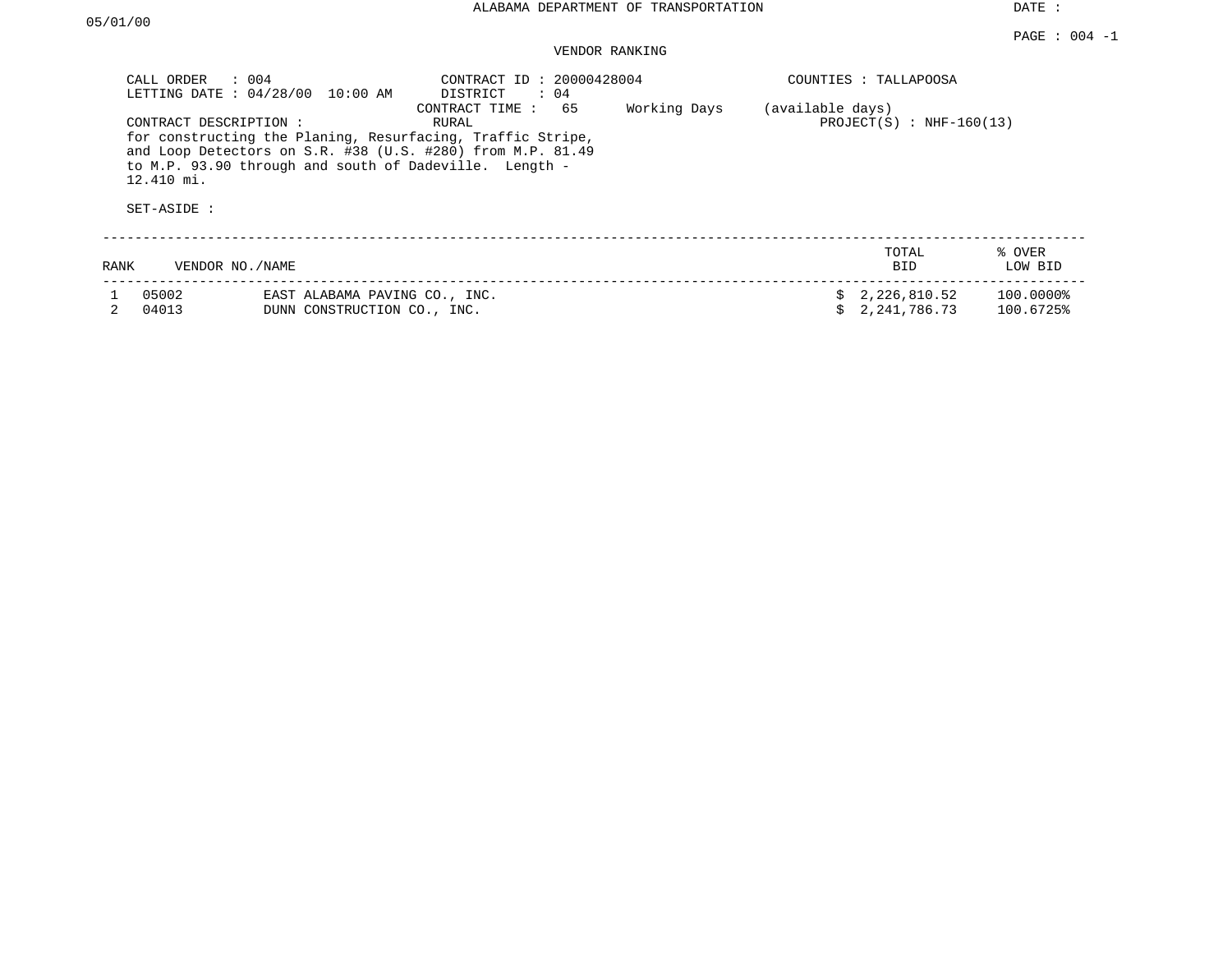ALABAMA DEPARTMENT OF TRANSPORTATION

DATE : 05/01/00

PAGE : 004 -1

VENDOR RANKING

CALL ORDER : 004
LETTING DATE : 04/28/00 10:00 AM

CONTRACT ID : 20000428004
DISTRICT : 04
CONTRACT TIME : 65 Working Days (available days)
RURAL

COUNTIES : TALLAPOOSA

PROJECT(S) : NHF-160(13)

CONTRACT DESCRIPTION :
for constructing the Planing, Resurfacing, Traffic Stripe, and Loop Detectors on S.R. #38 (U.S. #280) from M.P. 81.49 to M.P. 93.90 through and south of Dadeville. Length - 12.410 mi.

SET-ASIDE :

| RANK | VENDOR NO./NAME | | TOTAL BID | % OVER LOW BID |
|---|---|---|---|---|
| 1 | 05002 | EAST ALABAMA PAVING CO., INC. | $ 2,226,810.52 | 100.0000% |
| 2 | 04013 | DUNN CONSTRUCTION CO., INC. | $ 2,241,786.73 | 100.6725% |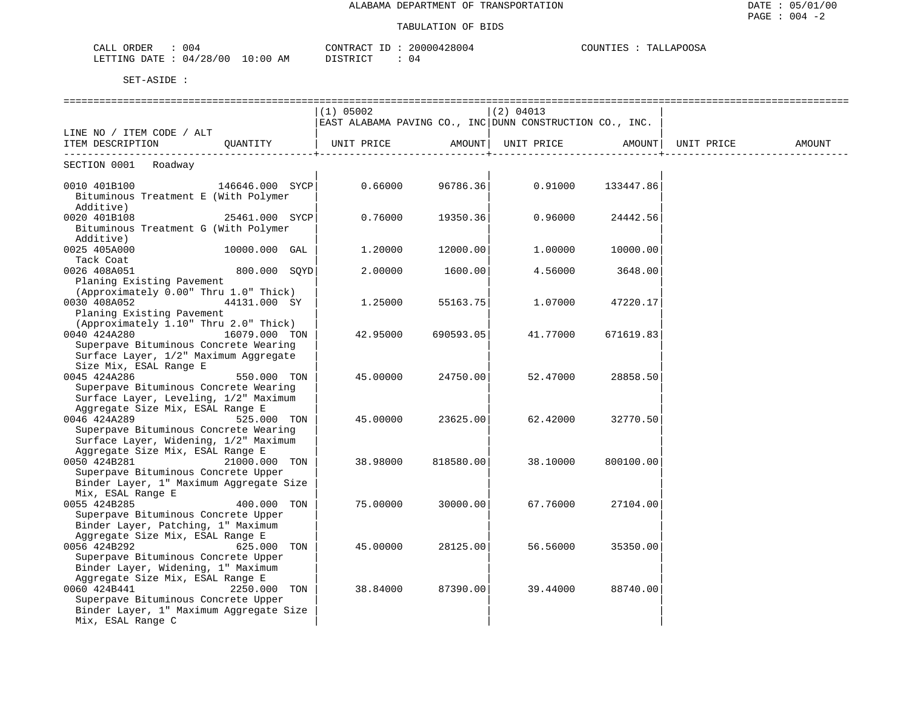ALABAMA DEPARTMENT OF TRANSPORTATION

TABULATION OF BIDS

CALL ORDER : 004  CONTRACT ID : 20000428004  COUNTIES : TALLAPOOSA
LETTING DATE : 04/28/00 10:00 AM  DISTRICT : 04

SET-ASIDE :

| LINE NO / ITEM CODE / ALT ITEM DESCRIPTION | QUANTITY | (1) 05002 EAST ALABAMA PAVING CO., INC UNIT PRICE | AMOUNT | (2) 04013 DUNN CONSTRUCTION CO., INC. UNIT PRICE | AMOUNT | UNIT PRICE | AMOUNT |
|---|---|---|---|---|---|---|---|
| SECTION 0001 Roadway | | | | | | | |
| 0010 401B100 Bituminous Treatment E (With Polymer Additive) | 146646.000 SYCP | 0.66000 | 96786.36 | 0.91000 | 133447.86 | | |
| 0020 401B108 Bituminous Treatment G (With Polymer Additive) | 25461.000 SYCP | 0.76000 | 19350.36 | 0.96000 | 24442.56 | | |
| 0025 405A000 Tack Coat | 10000.000 GAL | 1.20000 | 12000.00 | 1.00000 | 10000.00 | | |
| 0026 408A051 Planing Existing Pavement (Approximately 0.00" Thru 1.0" Thick) | 800.000 SQYD | 2.00000 | 1600.00 | 4.56000 | 3648.00 | | |
| 0030 408A052 Planing Existing Pavement (Approximately 1.10" Thru 2.0" Thick) | 44131.000 SY | 1.25000 | 55163.75 | 1.07000 | 47220.17 | | |
| 0040 424A280 Superpave Bituminous Concrete Wearing Surface Layer, 1/2" Maximum Aggregate Size Mix, ESAL Range E | 16079.000 TON | 42.95000 | 690593.05 | 41.77000 | 671619.83 | | |
| 0045 424A286 Superpave Bituminous Concrete Wearing Surface Layer, Leveling, 1/2" Maximum Aggregate Size Mix, ESAL Range E | 550.000 TON | 45.00000 | 24750.00 | 52.47000 | 28858.50 | | |
| 0046 424A289 Superpave Bituminous Concrete Wearing Surface Layer, Widening, 1/2" Maximum Aggregate Size Mix, ESAL Range E | 525.000 TON | 45.00000 | 23625.00 | 62.42000 | 32770.50 | | |
| 0050 424B281 Superpave Bituminous Concrete Upper Binder Layer, 1" Maximum Aggregate Size Mix, ESAL Range E | 21000.000 TON | 38.98000 | 818580.00 | 38.10000 | 800100.00 | | |
| 0055 424B285 Superpave Bituminous Concrete Upper Binder Layer, Patching, 1" Maximum Aggregate Size Mix, ESAL Range E | 400.000 TON | 75.00000 | 30000.00 | 67.76000 | 27104.00 | | |
| 0056 424B292 Superpave Bituminous Concrete Upper Binder Layer, Widening, 1" Maximum Aggregate Size Mix, ESAL Range E | 625.000 TON | 45.00000 | 28125.00 | 56.56000 | 35350.00 | | |
| 0060 424B441 Superpave Bituminous Concrete Upper Binder Layer, 1" Maximum Aggregate Size Mix, ESAL Range C | 2250.000 TON | 38.84000 | 87390.00 | 39.44000 | 88740.00 | | |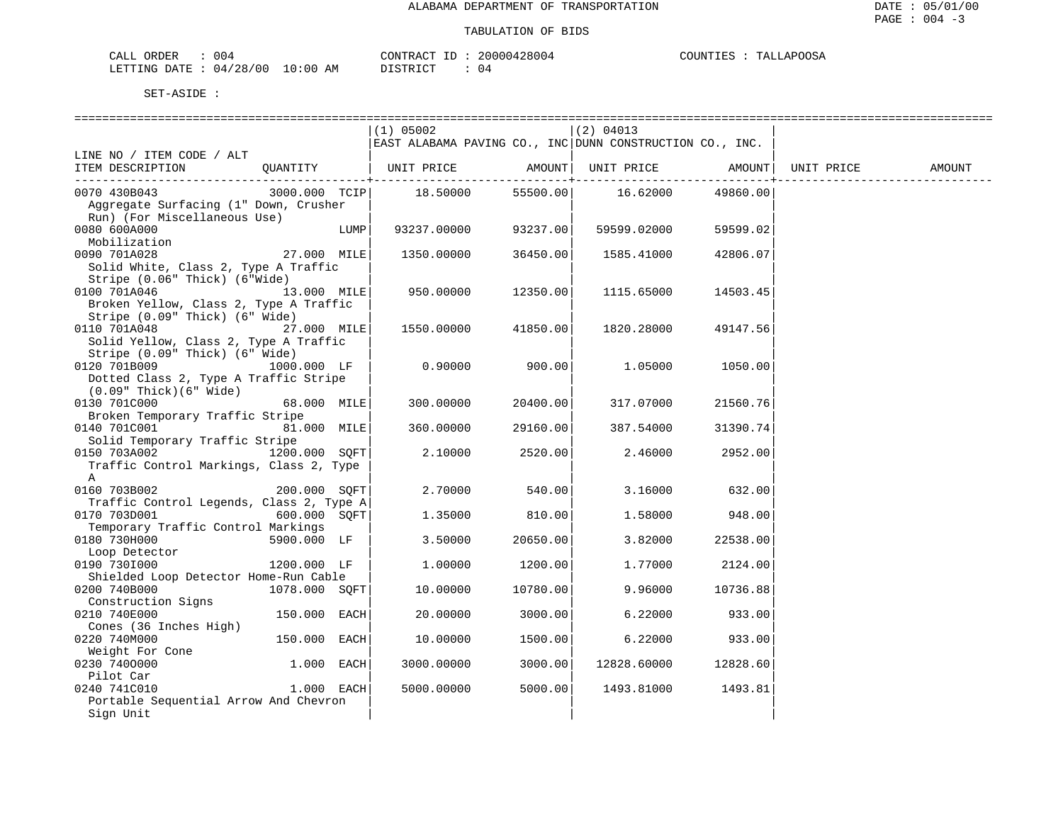ALABAMA DEPARTMENT OF TRANSPORTATION

TABULATION OF BIDS

CALL ORDER : 004 CONTRACT ID : 20000428004 COUNTIES : TALLAPOOSA
LETTING DATE : 04/28/00 10:00 AM DISTRICT : 04

SET-ASIDE :

| LINE NO / ITEM CODE / ALT ITEM DESCRIPTION | QUANTITY | (1) 05002 EAST ALABAMA PAVING CO., INC UNIT PRICE | AMOUNT | (2) 04013 DUNN CONSTRUCTION CO., INC. UNIT PRICE | AMOUNT | UNIT PRICE | AMOUNT |
|---|---|---|---|---|---|---|---|
| 0070 430B043 Aggregate Surfacing (1" Down, Crusher Run) (For Miscellaneous Use) | 3000.000 TCIP | 18.50000 | 55500.00 | 16.62000 | 49860.00 | | |
| 0080 600A000 Mobilization | LUMP | 93237.00000 | 93237.00 | 59599.02000 | 59599.02 | | |
| 0090 701A028 Solid White, Class 2, Type A Traffic Stripe (0.06" Thick) (6"Wide) | 27.000 MILE | 1350.00000 | 36450.00 | 1585.41000 | 42806.07 | | |
| 0100 701A046 Broken Yellow, Class 2, Type A Traffic Stripe (0.09" Thick) (6" Wide) | 13.000 MILE | 950.00000 | 12350.00 | 1115.65000 | 14503.45 | | |
| 0110 701A048 Solid Yellow, Class 2, Type A Traffic Stripe (0.09" Thick) (6" Wide) | 27.000 MILE | 1550.00000 | 41850.00 | 1820.28000 | 49147.56 | | |
| 0120 701B009 Dotted Class 2, Type A Traffic Stripe (0.09" Thick)(6" Wide) | 1000.000 LF | 0.90000 | 900.00 | 1.05000 | 1050.00 | | |
| 0130 701C000 Broken Temporary Traffic Stripe | 68.000 MILE | 300.00000 | 20400.00 | 317.07000 | 21560.76 | | |
| 0140 701C001 Solid Temporary Traffic Stripe | 81.000 MILE | 360.00000 | 29160.00 | 387.54000 | 31390.74 | | |
| 0150 703A002 Traffic Control Markings, Class 2, Type A | 1200.000 SQFT | 2.10000 | 2520.00 | 2.46000 | 2952.00 | | |
| 0160 703B002 Traffic Control Legends, Class 2, Type A | 200.000 SQFT | 2.70000 | 540.00 | 3.16000 | 632.00 | | |
| 0170 703D001 Temporary Traffic Control Markings | 600.000 SQFT | 1.35000 | 810.00 | 1.58000 | 948.00 | | |
| 0180 730H000 Loop Detector | 5900.000 LF | 3.50000 | 20650.00 | 3.82000 | 22538.00 | | |
| 0190 730I000 Shielded Loop Detector Home-Run Cable | 1200.000 LF | 1.00000 | 1200.00 | 1.77000 | 2124.00 | | |
| 0200 740B000 Construction Signs | 1078.000 SQFT | 10.00000 | 10780.00 | 9.96000 | 10736.88 | | |
| 0210 740E000 Cones (36 Inches High) | 150.000 EACH | 20.00000 | 3000.00 | 6.22000 | 933.00 | | |
| 0220 740M000 Weight For Cone | 150.000 EACH | 10.00000 | 1500.00 | 6.22000 | 933.00 | | |
| 0230 740O000 Pilot Car | 1.000 EACH | 3000.00000 | 3000.00 | 12828.60000 | 12828.60 | | |
| 0240 741C010 Portable Sequential Arrow And Chevron Sign Unit | 1.000 EACH | 5000.00000 | 5000.00 | 1493.81000 | 1493.81 | | |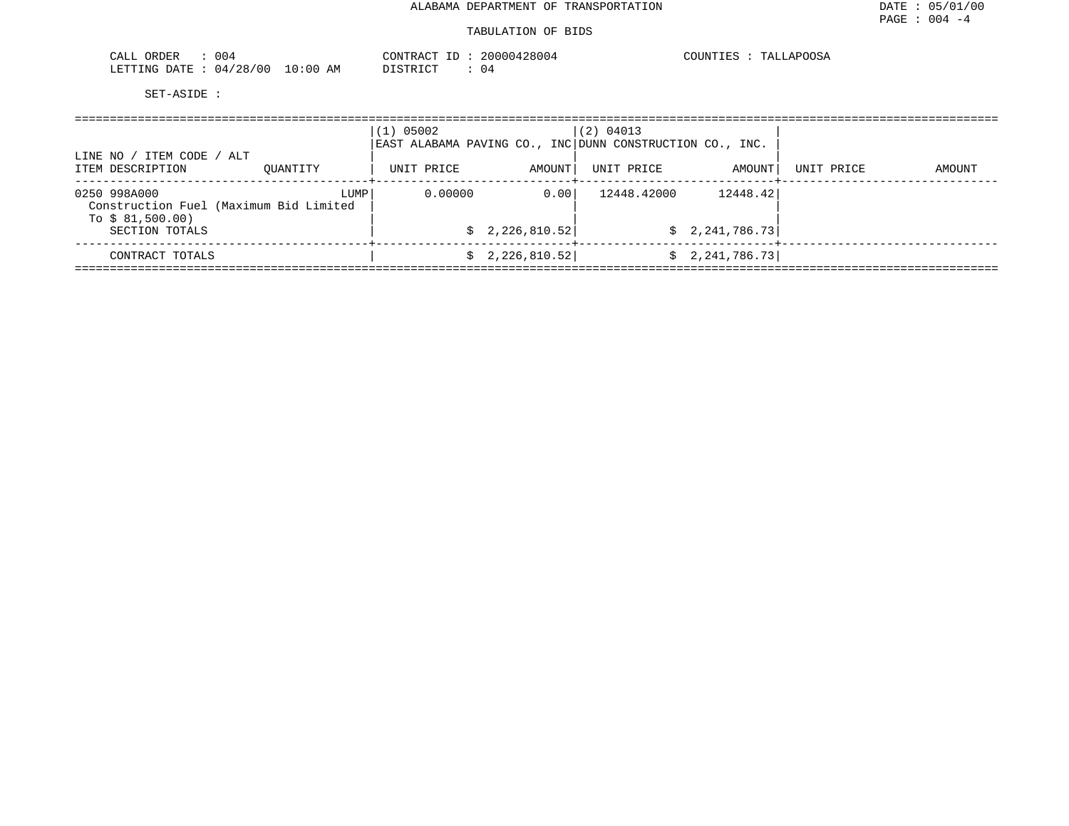ALABAMA DEPARTMENT OF TRANSPORTATION

DATE : 05/01/00

PAGE : 004 -4

TABULATION OF BIDS

CALL ORDER : 004  
LETTING DATE : 04/28/00 10:00 AM

CONTRACT ID : 20000428004  
DISTRICT : 04

COUNTIES : TALLAPOOSA

SET-ASIDE :

| LINE NO / ITEM CODE / ALT | | (1) 05002 EAST ALABAMA PAVING CO., INC | | (2) 04013 DUNN CONSTRUCTION CO., INC. | | | |
|---|---|---|---|---|---|---|---|
| ITEM DESCRIPTION | QUANTITY | UNIT PRICE | AMOUNT | UNIT PRICE | AMOUNT | UNIT PRICE | AMOUNT |
| 0250 998A000 Construction Fuel (Maximum Bid Limited To $ 81,500.00) | LUMP | 0.00000 | 0.00 | 12448.42000 | 12448.42 | | |
| SECTION TOTALS | | | $ 2,226,810.52 | | $ 2,241,786.73 | | |
| CONTRACT TOTALS | | | $ 2,226,810.52 | | $ 2,241,786.73 | | |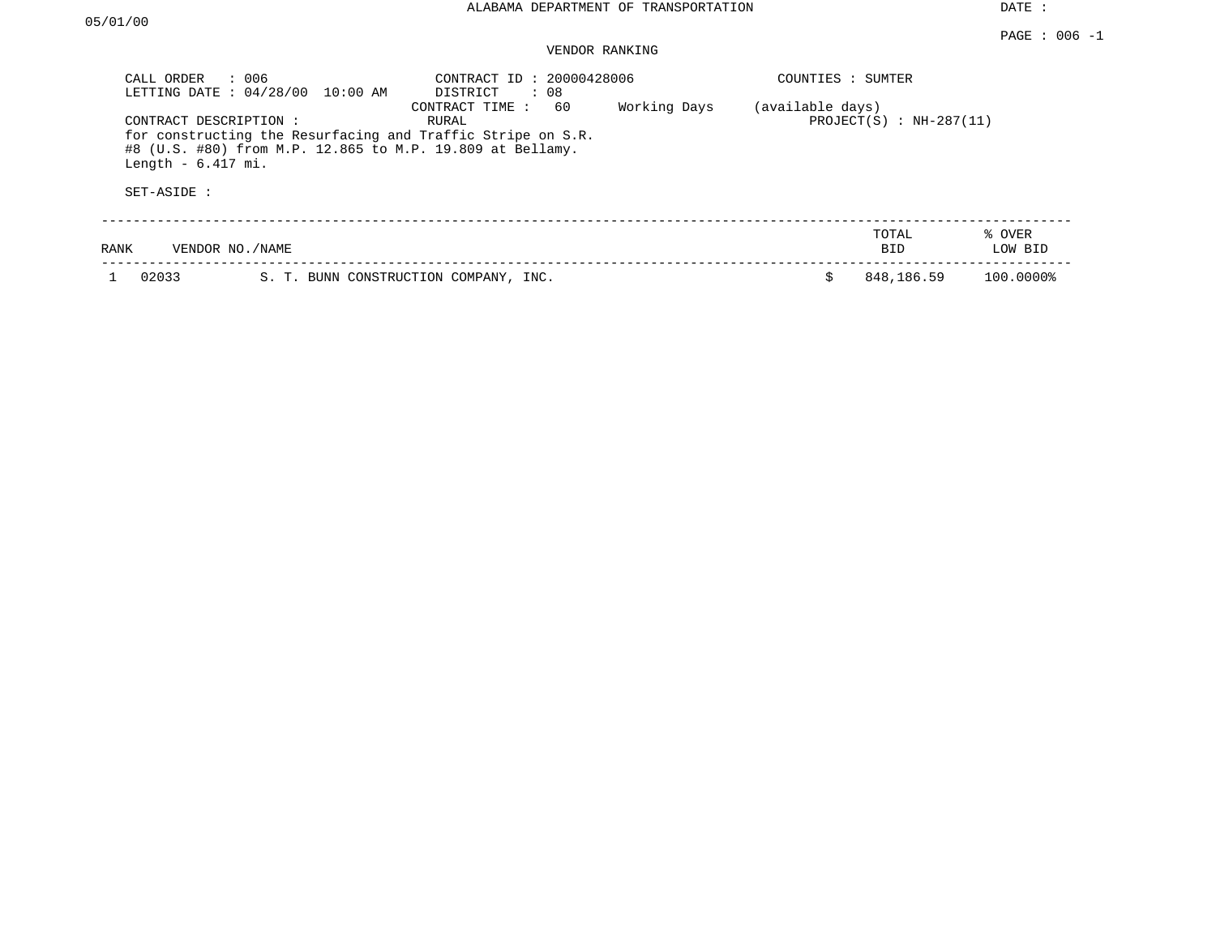ALABAMA DEPARTMENT OF TRANSPORTATION

DATE : 05/01/00

PAGE : 006 -1

VENDOR RANKING

CALL ORDER : 006
LETTING DATE : 04/28/00 10:00 AM

CONTRACT ID : 20000428006
DISTRICT : 08
CONTRACT TIME : 60 Working Days (available days)
RURAL

COUNTIES : SUMTER

PROJECT(S) : NH-287(11)

CONTRACT DESCRIPTION :
for constructing the Resurfacing and Traffic Stripe on S.R. #8 (U.S. #80) from M.P. 12.865 to M.P. 19.809 at Bellamy. Length - 6.417 mi.

SET-ASIDE :

| RANK | VENDOR NO./NAME | | TOTAL BID | % OVER LOW BID |
|---|---|---|---|---|
| 1 | 02033 | S. T. BUNN CONSTRUCTION COMPANY, INC. | $ 848,186.59 | 100.0000% |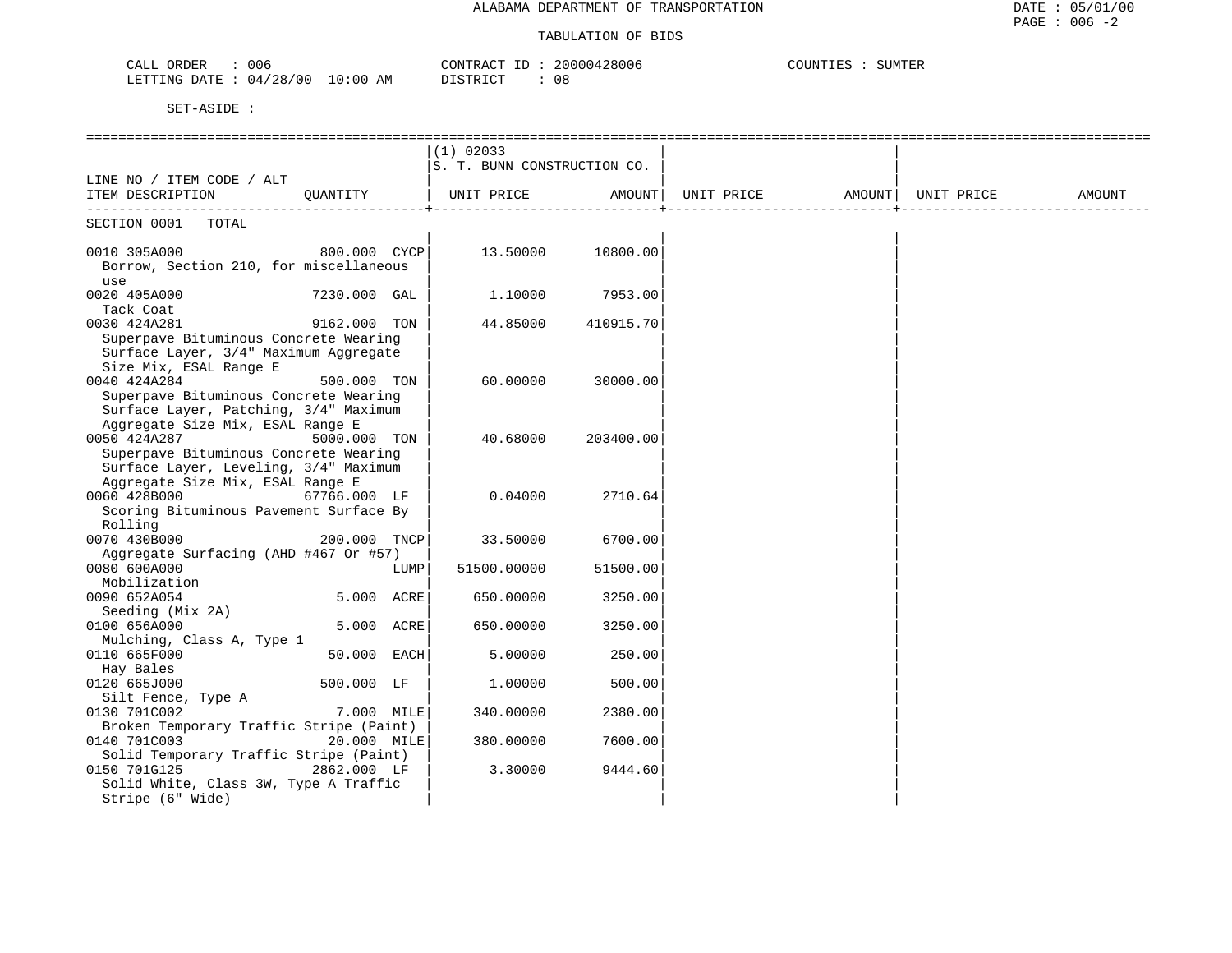ALABAMA DEPARTMENT OF TRANSPORTATION

DATE : 05/01/00

TABULATION OF BIDS

CALL ORDER : 006 CONTRACT ID : 20000428006 COUNTIES : SUMTER
LETTING DATE : 04/28/00 10:00 AM DISTRICT : 08

SET-ASIDE :

| LINE NO / ITEM CODE / ALT ITEM DESCRIPTION | QUANTITY | (1) 02033 S. T. BUNN CONSTRUCTION CO. UNIT PRICE | AMOUNT | UNIT PRICE | AMOUNT | UNIT PRICE | AMOUNT |
|---|---|---|---|---|---|---|---|
| SECTION 0001 TOTAL | | | | | | | |
| 0010 305A000 Borrow, Section 210, for miscellaneous use | 800.000 CYCP | 13.50000 | 10800.00 | | | | |
| 0020 405A000 Tack Coat | 7230.000 GAL | 1.10000 | 7953.00 | | | | |
| 0030 424A281 Superpave Bituminous Concrete Wearing Surface Layer, 3/4" Maximum Aggregate Size Mix, ESAL Range E | 9162.000 TON | 44.85000 | 410915.70 | | | | |
| 0040 424A284 Superpave Bituminous Concrete Wearing Surface Layer, Patching, 3/4" Maximum Aggregate Size Mix, ESAL Range E | 500.000 TON | 60.00000 | 30000.00 | | | | |
| 0050 424A287 Superpave Bituminous Concrete Wearing Surface Layer, Leveling, 3/4" Maximum Aggregate Size Mix, ESAL Range E | 5000.000 TON | 40.68000 | 203400.00 | | | | |
| 0060 428B000 Scoring Bituminous Pavement Surface By Rolling | 67766.000 LF | 0.04000 | 2710.64 | | | | |
| 0070 430B000 Aggregate Surfacing (AHD #467 Or #57) | 200.000 TNCP | 33.50000 | 6700.00 | | | | |
| 0080 600A000 Mobilization | LUMP | 51500.00000 | 51500.00 | | | | |
| 0090 652A054 Seeding (Mix 2A) | 5.000 ACRE | 650.00000 | 3250.00 | | | | |
| 0100 656A000 Mulching, Class A, Type 1 | 5.000 ACRE | 650.00000 | 3250.00 | | | | |
| 0110 665F000 Hay Bales | 50.000 EACH | 5.00000 | 250.00 | | | | |
| 0120 665J000 Silt Fence, Type A | 500.000 LF | 1.00000 | 500.00 | | | | |
| 0130 701C002 Broken Temporary Traffic Stripe (Paint) | 7.000 MILE | 340.00000 | 2380.00 | | | | |
| 0140 701C003 Solid Temporary Traffic Stripe (Paint) | 20.000 MILE | 380.00000 | 7600.00 | | | | |
| 0150 701G125 Solid White, Class 3W, Type A Traffic Stripe (6" Wide) | 2862.000 LF | 3.30000 | 9444.60 | | | | |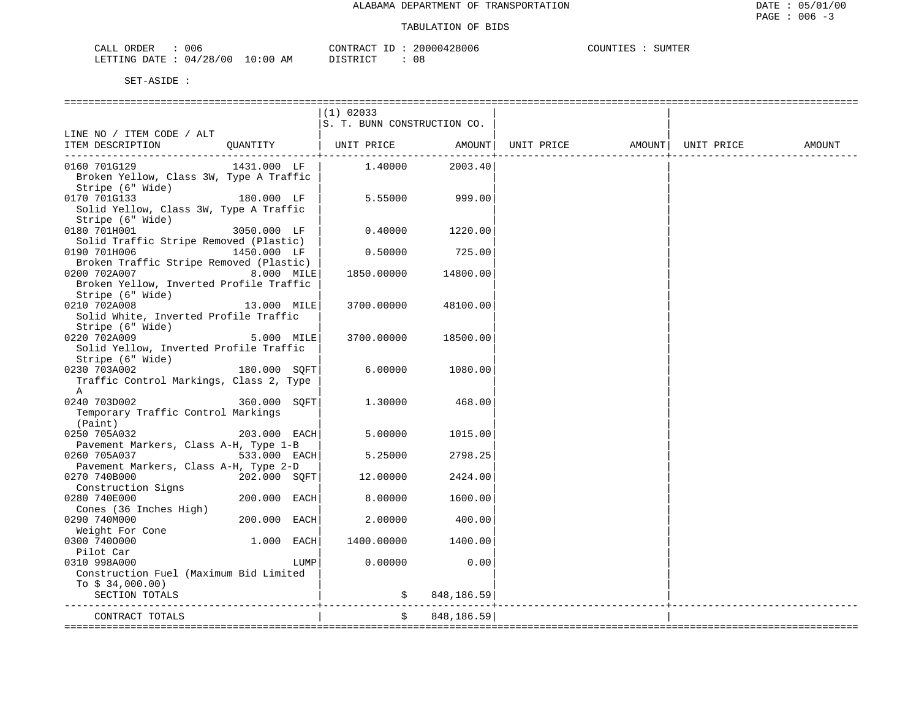ALABAMA DEPARTMENT OF TRANSPORTATION

TABULATION OF BIDS

DATE : 05/01/00
PAGE : 006 -3

CALL ORDER : 006
LETTING DATE : 04/28/00 10:00 AM

CONTRACT ID : 20000428006
DISTRICT : 08

COUNTIES : SUMTER

SET-ASIDE :

| LINE NO / ITEM CODE / ALT ITEM DESCRIPTION | QUANTITY | (1) 02033 S. T. BUNN CONSTRUCTION CO. UNIT PRICE | AMOUNT | UNIT PRICE | AMOUNT | UNIT PRICE | AMOUNT |
|---|---|---|---|---|---|---|---|
| 0160 701G129 Broken Yellow, Class 3W, Type A Traffic Stripe (6" Wide) | 1431.000 LF | 1.40000 | 2003.40 | | | | |
| 0170 701G133 Solid Yellow, Class 3W, Type A Traffic Stripe (6" Wide) | 180.000 LF | 5.55000 | 999.00 | | | | |
| 0180 701H001 Solid Traffic Stripe Removed (Plastic) | 3050.000 LF | 0.40000 | 1220.00 | | | | |
| 0190 701H006 Broken Traffic Stripe Removed (Plastic) | 1450.000 LF | 0.50000 | 725.00 | | | | |
| 0200 702A007 Broken Yellow, Inverted Profile Traffic Stripe (6" Wide) | 8.000 MILE | 1850.00000 | 14800.00 | | | | |
| 0210 702A008 Solid White, Inverted Profile Traffic Stripe (6" Wide) | 13.000 MILE | 3700.00000 | 48100.00 | | | | |
| 0220 702A009 Solid Yellow, Inverted Profile Traffic Stripe (6" Wide) | 5.000 MILE | 3700.00000 | 18500.00 | | | | |
| 0230 703A002 Traffic Control Markings, Class 2, Type A | 180.000 SQFT | 6.00000 | 1080.00 | | | | |
| 0240 703D002 Temporary Traffic Control Markings (Paint) | 360.000 SQFT | 1.30000 | 468.00 | | | | |
| 0250 705A032 Pavement Markers, Class A-H, Type 1-B | 203.000 EACH | 5.00000 | 1015.00 | | | | |
| 0260 705A037 Pavement Markers, Class A-H, Type 2-D | 533.000 EACH | 5.25000 | 2798.25 | | | | |
| 0270 740B000 Construction Signs | 202.000 SQFT | 12.00000 | 2424.00 | | | | |
| 0280 740E000 Cones (36 Inches High) | 200.000 EACH | 8.00000 | 1600.00 | | | | |
| 0290 740M000 Weight For Cone | 200.000 EACH | 2.00000 | 400.00 | | | | |
| 0300 740O000 Pilot Car | 1.000 EACH | 1400.00000 | 1400.00 | | | | |
| 0310 998A000 Construction Fuel (Maximum Bid Limited To $ 34,000.00) | LUMP | 0.00000 | 0.00 | | | | |
| SECTION TOTALS | | $ | 848,186.59 | | | | |
| CONTRACT TOTALS | | $ | 848,186.59 | | | | |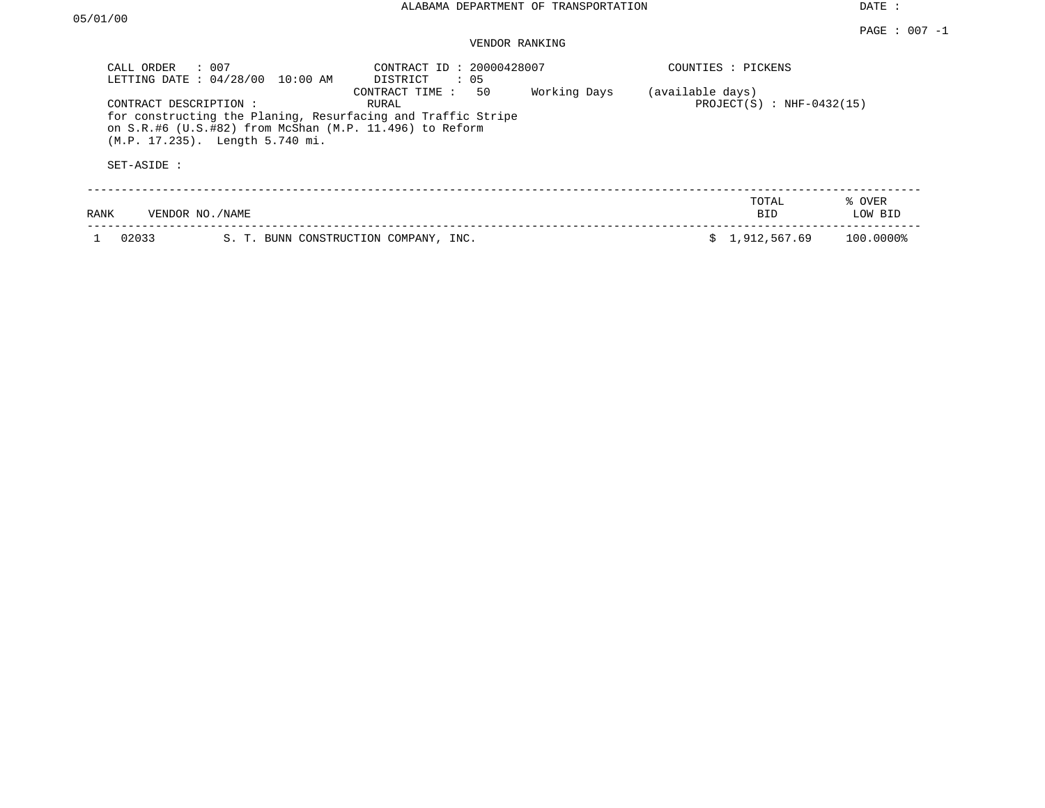ALABAMA DEPARTMENT OF TRANSPORTATION

DATE : 05/01/00

PAGE : 007 -1

VENDOR RANKING

CALL ORDER : 007
LETTING DATE : 04/28/00 10:00 AM

CONTRACT ID : 20000428007
DISTRICT : 05
CONTRACT TIME : 50 Working Days (available days)
RURAL

COUNTIES : PICKENS
PROJECT(S) : NHF-0432(15)

CONTRACT DESCRIPTION :
for constructing the Planing, Resurfacing and Traffic Stripe on S.R.#6 (U.S.#82) from McShan (M.P. 11.496) to Reform (M.P. 17.235). Length 5.740 mi.

SET-ASIDE :

| RANK | VENDOR NO./NAME | | TOTAL BID | % OVER LOW BID |
|---|---|---|---|---|
| 1 | 02033 | S. T. BUNN CONSTRUCTION COMPANY, INC. | $ 1,912,567.69 | 100.0000% |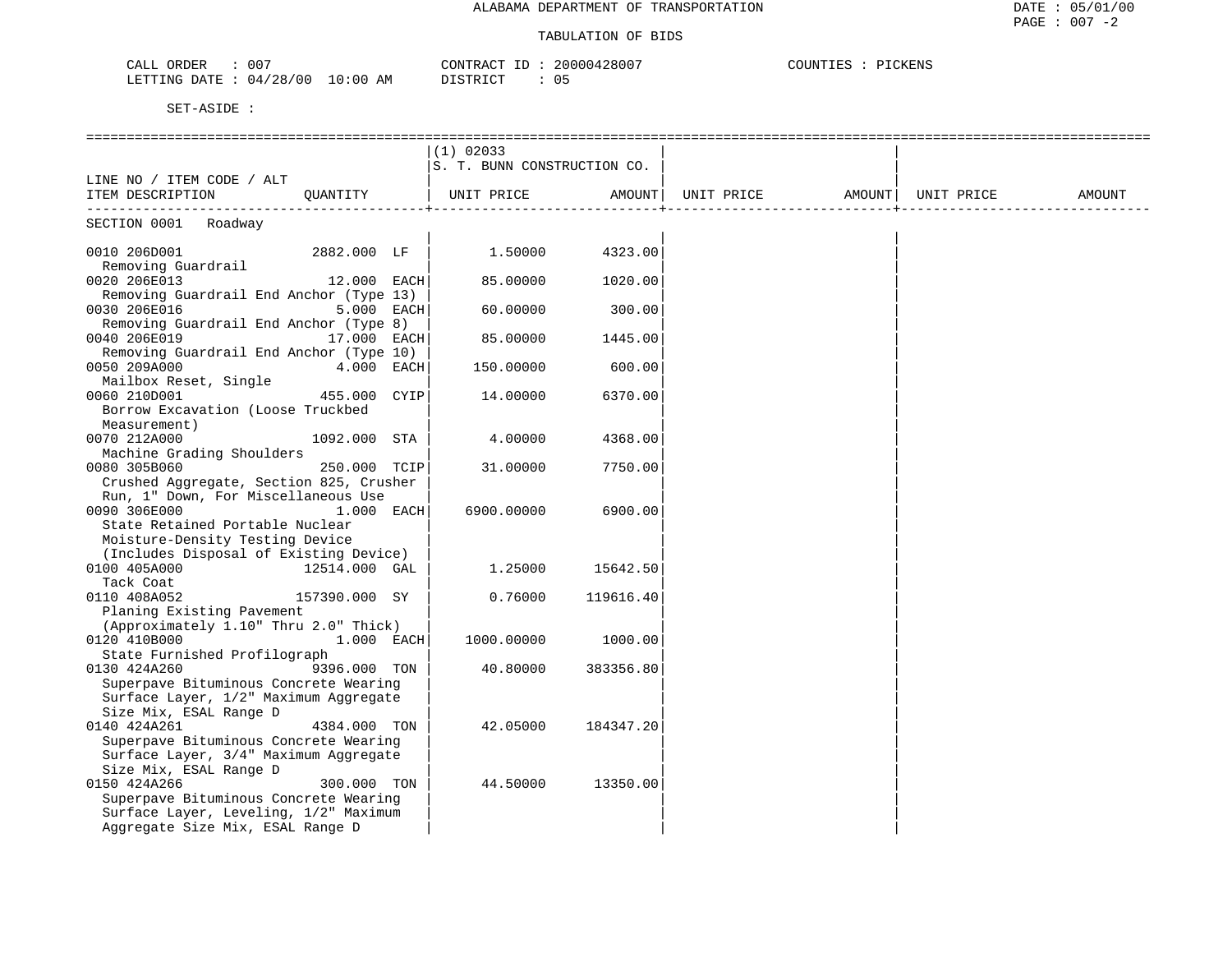ALABAMA DEPARTMENT OF TRANSPORTATION

TABULATION OF BIDS

DATE : 05/01/00
PAGE : 007 -2

CALL ORDER : 007
LETTING DATE : 04/28/00 10:00 AM

CONTRACT ID : 20000428007
DISTRICT : 05

COUNTIES : PICKENS

SET-ASIDE :

| LINE NO / ITEM CODE / ALT ITEM DESCRIPTION | QUANTITY | (1) 02033 S. T. BUNN CONSTRUCTION CO. UNIT PRICE | AMOUNT | UNIT PRICE | AMOUNT | UNIT PRICE | AMOUNT |
|---|---|---|---|---|---|---|---|
| **SECTION 0001 Roadway** | | | | | | | |
| 0010 206D001 Removing Guardrail | 2882.000 LF | 1.50000 | 4323.00 | | | | |
| 0020 206E013 Removing Guardrail End Anchor (Type 13) | 12.000 EACH | 85.00000 | 1020.00 | | | | |
| 0030 206E016 Removing Guardrail End Anchor (Type 8) | 5.000 EACH | 60.00000 | 300.00 | | | | |
| 0040 206E019 Removing Guardrail End Anchor (Type 10) | 17.000 EACH | 85.00000 | 1445.00 | | | | |
| 0050 209A000 Mailbox Reset, Single | 4.000 EACH | 150.00000 | 600.00 | | | | |
| 0060 210D001 Borrow Excavation (Loose Truckbed Measurement) | 455.000 CYIP | 14.00000 | 6370.00 | | | | |
| 0070 212A000 Machine Grading Shoulders | 1092.000 STA | 4.00000 | 4368.00 | | | | |
| 0080 305B060 Crushed Aggregate, Section 825, Crusher Run, 1" Down, For Miscellaneous Use | 250.000 TCIP | 31.00000 | 7750.00 | | | | |
| 0090 306E000 State Retained Portable Nuclear Moisture-Density Testing Device (Includes Disposal of Existing Device) | 1.000 EACH | 6900.00000 | 6900.00 | | | | |
| 0100 405A000 Tack Coat | 12514.000 GAL | 1.25000 | 15642.50 | | | | |
| 0110 408A052 Planing Existing Pavement (Approximately 1.10" Thru 2.0" Thick) | 157390.000 SY | 0.76000 | 119616.40 | | | | |
| 0120 410B000 State Furnished Profilograph | 1.000 EACH | 1000.00000 | 1000.00 | | | | |
| 0130 424A260 Superpave Bituminous Concrete Wearing Surface Layer, 1/2" Maximum Aggregate Size Mix, ESAL Range D | 9396.000 TON | 40.80000 | 383356.80 | | | | |
| 0140 424A261 Superpave Bituminous Concrete Wearing Surface Layer, 3/4" Maximum Aggregate Size Mix, ESAL Range D | 4384.000 TON | 42.05000 | 184347.20 | | | | |
| 0150 424A266 Superpave Bituminous Concrete Wearing Surface Layer, Leveling, 1/2" Maximum Aggregate Size Mix, ESAL Range D | 300.000 TON | 44.50000 | 13350.00 | | | | |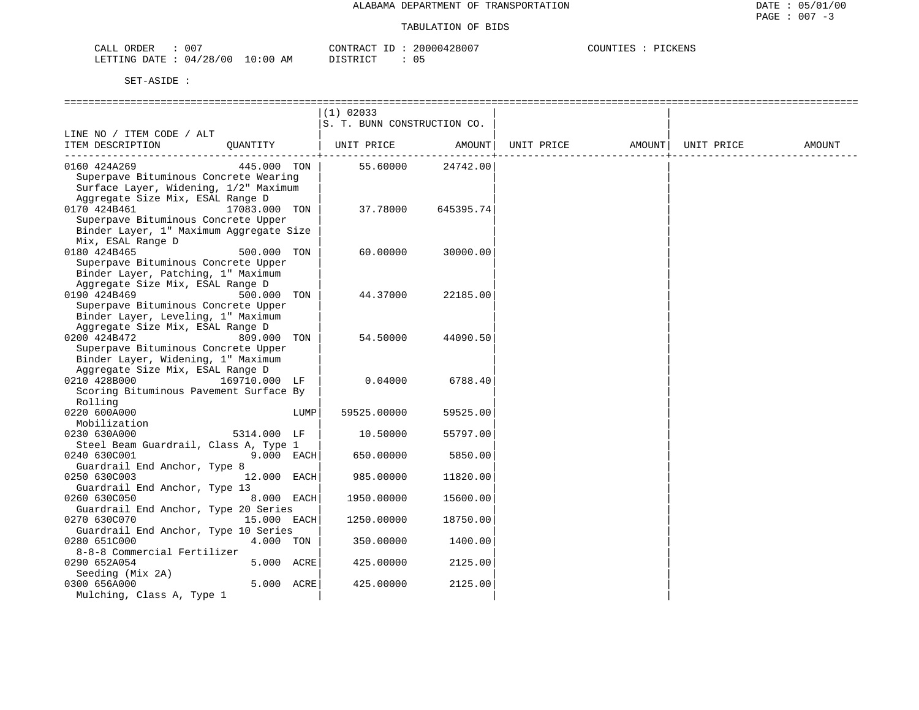ALABAMA DEPARTMENT OF TRANSPORTATION

TABULATION OF BIDS

CALL ORDER : 007  CONTRACT ID : 20000428007  COUNTIES : PICKENS
LETTING DATE : 04/28/00 10:00 AM  DISTRICT : 05

SET-ASIDE :

| LINE NO / ITEM CODE / ALT ITEM DESCRIPTION | QUANTITY | (1) 02033 S. T. BUNN CONSTRUCTION CO. UNIT PRICE | AMOUNT | UNIT PRICE | AMOUNT | UNIT PRICE | AMOUNT |
|---|---|---|---|---|---|---|---|
| 0160 424A269 Superpave Bituminous Concrete Wearing Surface Layer, Widening, 1/2" Maximum Aggregate Size Mix, ESAL Range D | 445.000 TON | 55.60000 | 24742.00 | | | | |
| 0170 424B461 Superpave Bituminous Concrete Upper Binder Layer, 1" Maximum Aggregate Size Mix, ESAL Range D | 17083.000 TON | 37.78000 | 645395.74 | | | | |
| 0180 424B465 Superpave Bituminous Concrete Upper Binder Layer, Patching, 1" Maximum Aggregate Size Mix, ESAL Range D | 500.000 TON | 60.00000 | 30000.00 | | | | |
| 0190 424B469 Superpave Bituminous Concrete Upper Binder Layer, Leveling, 1" Maximum Aggregate Size Mix, ESAL Range D | 500.000 TON | 44.37000 | 22185.00 | | | | |
| 0200 424B472 Superpave Bituminous Concrete Upper Binder Layer, Widening, 1" Maximum Aggregate Size Mix, ESAL Range D | 809.000 TON | 54.50000 | 44090.50 | | | | |
| 0210 428B000 Scoring Bituminous Pavement Surface By Rolling | 169710.000 LF | 0.04000 | 6788.40 | | | | |
| 0220 600A000 Mobilization | LUMP | 59525.00000 | 59525.00 | | | | |
| 0230 630A000 Steel Beam Guardrail, Class A, Type 1 | 5314.000 LF | 10.50000 | 55797.00 | | | | |
| 0240 630C001 Guardrail End Anchor, Type 8 | 9.000 EACH | 650.00000 | 5850.00 | | | | |
| 0250 630C003 Guardrail End Anchor, Type 13 | 12.000 EACH | 985.00000 | 11820.00 | | | | |
| 0260 630C050 Guardrail End Anchor, Type 20 Series | 8.000 EACH | 1950.00000 | 15600.00 | | | | |
| 0270 630C070 Guardrail End Anchor, Type 10 Series | 15.000 EACH | 1250.00000 | 18750.00 | | | | |
| 0280 651C000 8-8-8 Commercial Fertilizer | 4.000 TON | 350.00000 | 1400.00 | | | | |
| 0290 652A054 Seeding (Mix 2A) | 5.000 ACRE | 425.00000 | 2125.00 | | | | |
| 0300 656A000 Mulching, Class A, Type 1 | 5.000 ACRE | 425.00000 | 2125.00 | | | | |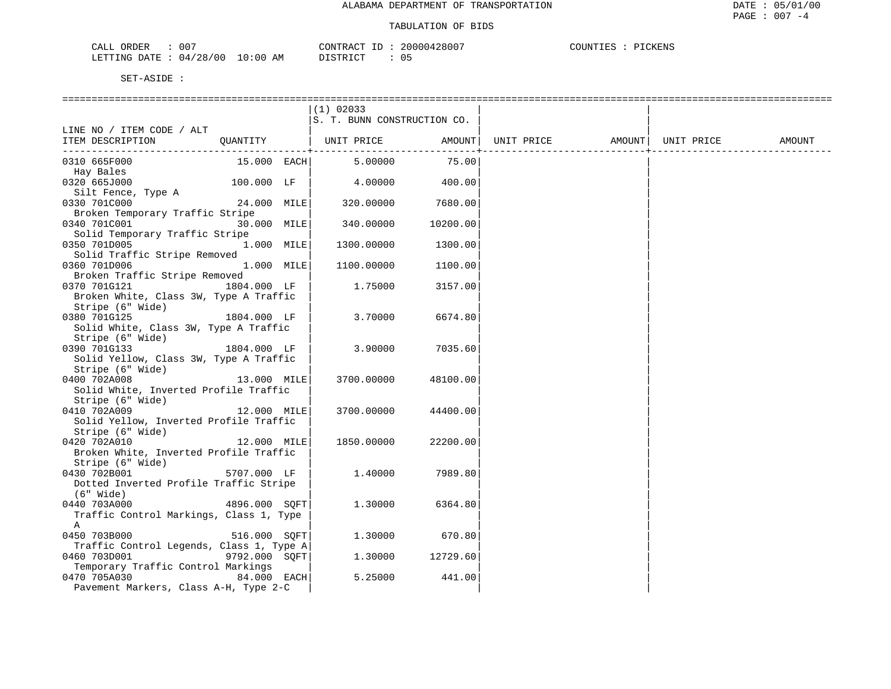ALABAMA DEPARTMENT OF TRANSPORTATION

TABULATION OF BIDS

CALL ORDER : 007 CONTRACT ID : 20000428007 COUNTIES : PICKENS
LETTING DATE : 04/28/00 10:00 AM DISTRICT : 05

SET-ASIDE :

| LINE NO / ITEM CODE / ALT ITEM DESCRIPTION | QUANTITY | (1) 02033 S. T. BUNN CONSTRUCTION CO. UNIT PRICE | AMOUNT | UNIT PRICE | AMOUNT | UNIT PRICE | AMOUNT |
|---|---|---|---|---|---|---|---|
| 0310 665F000 Hay Bales | 15.000 EACH | 5.00000 | 75.00 | | | | |
| 0320 665J000 Silt Fence, Type A | 100.000 LF | 4.00000 | 400.00 | | | | |
| 0330 701C000 Broken Temporary Traffic Stripe | 24.000 MILE | 320.00000 | 7680.00 | | | | |
| 0340 701C001 Solid Temporary Traffic Stripe | 30.000 MILE | 340.00000 | 10200.00 | | | | |
| 0350 701D005 Solid Traffic Stripe Removed | 1.000 MILE | 1300.00000 | 1300.00 | | | | |
| 0360 701D006 Broken Traffic Stripe Removed | 1.000 MILE | 1100.00000 | 1100.00 | | | | |
| 0370 701G121 Broken White, Class 3W, Type A Traffic Stripe (6" Wide) | 1804.000 LF | 1.75000 | 3157.00 | | | | |
| 0380 701G125 Solid White, Class 3W, Type A Traffic Stripe (6" Wide) | 1804.000 LF | 3.70000 | 6674.80 | | | | |
| 0390 701G133 Solid Yellow, Class 3W, Type A Traffic Stripe (6" Wide) | 1804.000 LF | 3.90000 | 7035.60 | | | | |
| 0400 702A008 Solid White, Inverted Profile Traffic Stripe (6" Wide) | 13.000 MILE | 3700.00000 | 48100.00 | | | | |
| 0410 702A009 Solid Yellow, Inverted Profile Traffic Stripe (6" Wide) | 12.000 MILE | 3700.00000 | 44400.00 | | | | |
| 0420 702A010 Broken White, Inverted Profile Traffic Stripe (6" Wide) | 12.000 MILE | 1850.00000 | 22200.00 | | | | |
| 0430 702B001 Dotted Inverted Profile Traffic Stripe (6" Wide) | 5707.000 LF | 1.40000 | 7989.80 | | | | |
| 0440 703A000 Traffic Control Markings, Class 1, Type A | 4896.000 SQFT | 1.30000 | 6364.80 | | | | |
| 0450 703B000 Traffic Control Legends, Class 1, Type A | 516.000 SQFT | 1.30000 | 670.80 | | | | |
| 0460 703D001 Temporary Traffic Control Markings | 9792.000 SQFT | 1.30000 | 12729.60 | | | | |
| 0470 705A030 Pavement Markers, Class A-H, Type 2-C | 84.000 EACH | 5.25000 | 441.00 | | | | |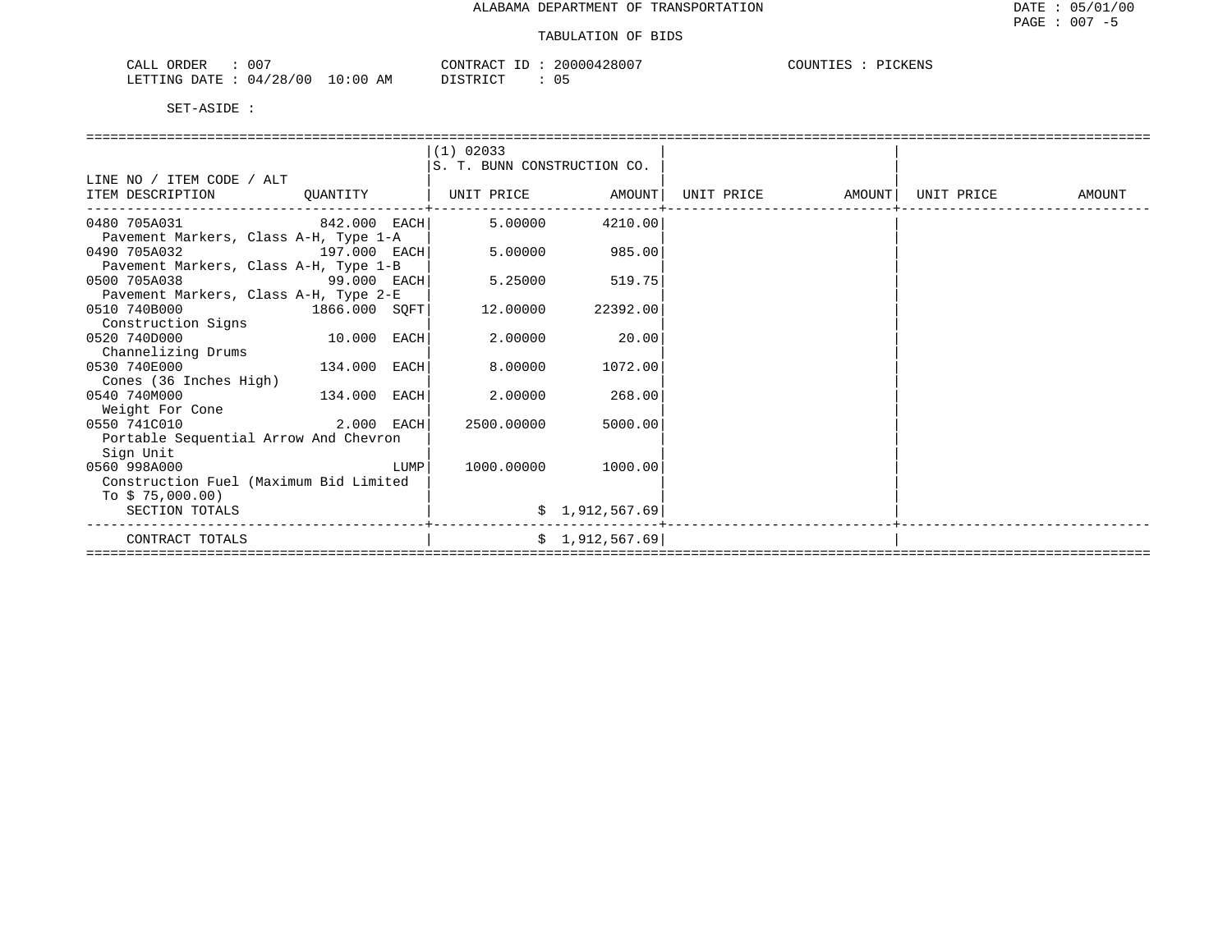ALABAMA DEPARTMENT OF TRANSPORTATION

DATE : 05/01/00

PAGE : 007 -5

TABULATION OF BIDS

CALL ORDER : 007 CONTRACT ID : 20000428007 COUNTIES : PICKENS

LETTING DATE : 04/28/00 10:00 AM DISTRICT : 05

SET-ASIDE :

| LINE NO / ITEM CODE / ALT ITEM DESCRIPTION | QUANTITY | (1) 02033 S. T. BUNN CONSTRUCTION CO. UNIT PRICE | AMOUNT | UNIT PRICE | AMOUNT | UNIT PRICE | AMOUNT |
|---|---|---|---|---|---|---|---|
| 0480 705A031 Pavement Markers, Class A-H, Type 1-A | 842.000 EACH | 5.00000 | 4210.00 | | | | |
| 0490 705A032 Pavement Markers, Class A-H, Type 1-B | 197.000 EACH | 5.00000 | 985.00 | | | | |
| 0500 705A038 Pavement Markers, Class A-H, Type 2-E | 99.000 EACH | 5.25000 | 519.75 | | | | |
| 0510 740B000 Construction Signs | 1866.000 SQFT | 12.00000 | 22392.00 | | | | |
| 0520 740D000 Channelizing Drums | 10.000 EACH | 2.00000 | 20.00 | | | | |
| 0530 740E000 Cones (36 Inches High) | 134.000 EACH | 8.00000 | 1072.00 | | | | |
| 0540 740M000 Weight For Cone | 134.000 EACH | 2.00000 | 268.00 | | | | |
| 0550 741C010 Portable Sequential Arrow And Chevron Sign Unit | 2.000 EACH | 2500.00000 | 5000.00 | | | | |
| 0560 998A000 Construction Fuel (Maximum Bid Limited To $ 75,000.00) | LUMP | 1000.00000 | 1000.00 | | | | |
| SECTION TOTALS | | | $ 1,912,567.69 | | | | |
| CONTRACT TOTALS | | | $ 1,912,567.69 | | | | |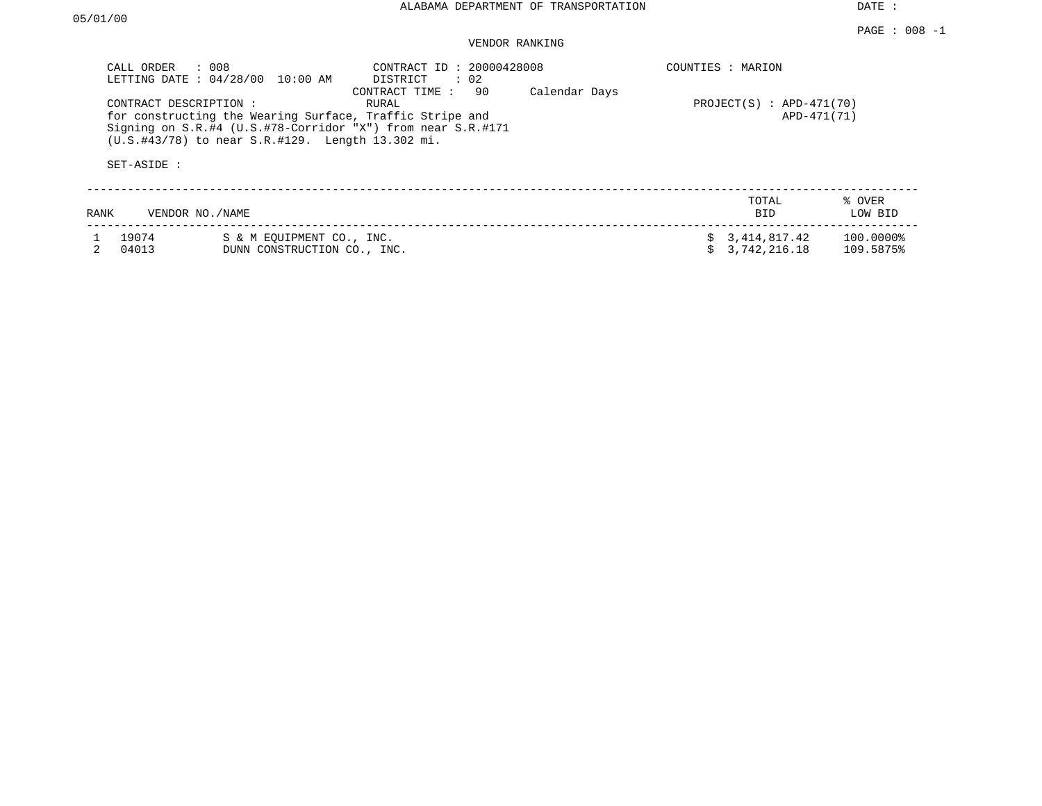ALABAMA DEPARTMENT OF TRANSPORTATION

DATE : 05/01/00

PAGE : 008 -1

VENDOR RANKING

CALL ORDER : 008
LETTING DATE : 04/28/00 10:00 AM

CONTRACT ID : 20000428008
DISTRICT : 02
CONTRACT TIME : 90 Calendar Days
RURAL

COUNTIES : MARION

CONTRACT DESCRIPTION :
for constructing the Wearing Surface, Traffic Stripe and Signing on S.R.#4 (U.S.#78-Corridor "X") from near S.R.#171 (U.S.#43/78) to near S.R.#129. Length 13.302 mi.

PROJECT(S) : APD-471(70)
APD-471(71)

SET-ASIDE :

| RANK | VENDOR NO./NAME | | TOTAL BID | % OVER LOW BID |
|---|---|---|---|---|
| 1 | 19074 | S & M EQUIPMENT CO., INC. | $ 3,414,817.42 | 100.0000% |
| 2 | 04013 | DUNN CONSTRUCTION CO., INC. | $ 3,742,216.18 | 109.5875% |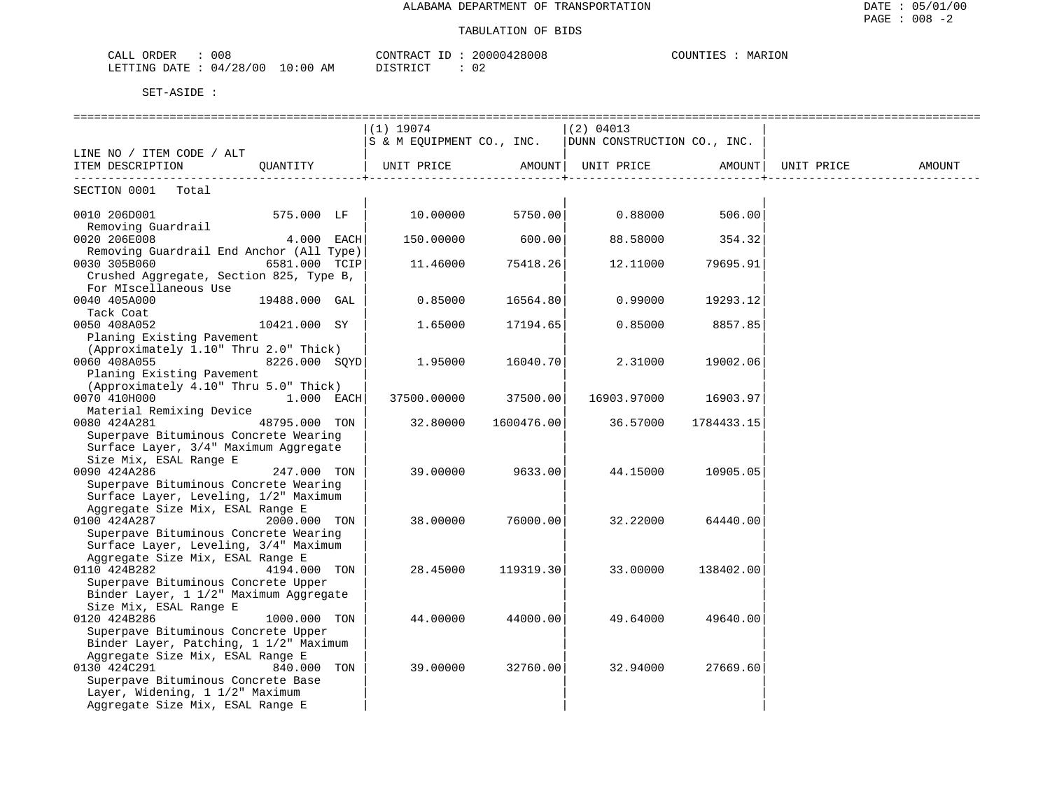# ALABAMA DEPARTMENT OF TRANSPORTATION

## TABULATION OF BIDS

CALL ORDER : 008 CONTRACT ID : 20000428008 COUNTIES : MARION
LETTING DATE : 04/28/00 10:00 AM DISTRICT : 02

SET-ASIDE :

| LINE NO / ITEM CODE / ALT ITEM DESCRIPTION | QUANTITY | (1) 19074 S & M EQUIPMENT CO., INC. UNIT PRICE | AMOUNT | (2) 04013 DUNN CONSTRUCTION CO., INC. UNIT PRICE | AMOUNT | UNIT PRICE | AMOUNT |
|---|---|---|---|---|---|---|---|
| SECTION 0001 Total | | | | | | | |
| 0010 206D001 Removing Guardrail | 575.000 LF | 10.00000 | 5750.00 | 0.88000 | 506.00 | | |
| 0020 206E008 Removing Guardrail End Anchor (All Type) | 4.000 EACH | 150.00000 | 600.00 | 88.58000 | 354.32 | | |
| 0030 305B060 Crushed Aggregate, Section 825, Type B, For MIscellaneous Use | 6581.000 TCIP | 11.46000 | 75418.26 | 12.11000 | 79695.91 | | |
| 0040 405A000 Tack Coat | 19488.000 GAL | 0.85000 | 16564.80 | 0.99000 | 19293.12 | | |
| 0050 408A052 Planing Existing Pavement (Approximately 1.10" Thru 2.0" Thick) | 10421.000 SY | 1.65000 | 17194.65 | 0.85000 | 8857.85 | | |
| 0060 408A055 Planing Existing Pavement (Approximately 4.10" Thru 5.0" Thick) | 8226.000 SQYD | 1.95000 | 16040.70 | 2.31000 | 19002.06 | | |
| 0070 410H000 Material Remixing Device | 1.000 EACH | 37500.00000 | 37500.00 | 16903.97000 | 16903.97 | | |
| 0080 424A281 Superpave Bituminous Concrete Wearing Surface Layer, 3/4" Maximum Aggregate Size Mix, ESAL Range E | 48795.000 TON | 32.80000 | 1600476.00 | 36.57000 | 1784433.15 | | |
| 0090 424A286 Superpave Bituminous Concrete Wearing Surface Layer, Leveling, 1/2" Maximum Aggregate Size Mix, ESAL Range E | 247.000 TON | 39.00000 | 9633.00 | 44.15000 | 10905.05 | | |
| 0100 424A287 Superpave Bituminous Concrete Wearing Surface Layer, Leveling, 3/4" Maximum Aggregate Size Mix, ESAL Range E | 2000.000 TON | 38.00000 | 76000.00 | 32.22000 | 64440.00 | | |
| 0110 424B282 Superpave Bituminous Concrete Upper Binder Layer, 1 1/2" Maximum Aggregate Size Mix, ESAL Range E | 4194.000 TON | 28.45000 | 119319.30 | 33.00000 | 138402.00 | | |
| 0120 424B286 Superpave Bituminous Concrete Upper Binder Layer, Patching, 1 1/2" Maximum Aggregate Size Mix, ESAL Range E | 1000.000 TON | 44.00000 | 44000.00 | 49.64000 | 49640.00 | | |
| 0130 424C291 Superpave Bituminous Concrete Base Layer, Widening, 1 1/2" Maximum Aggregate Size Mix, ESAL Range E | 840.000 TON | 39.00000 | 32760.00 | 32.94000 | 27669.60 | | |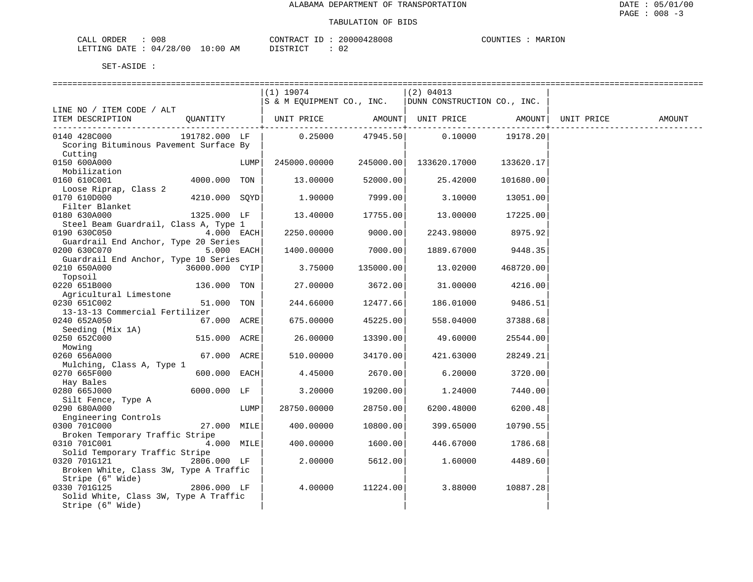ALABAMA DEPARTMENT OF TRANSPORTATION

TABULATION OF BIDS

CALL ORDER : 008 CONTRACT ID : 20000428008 COUNTIES : MARION
LETTING DATE : 04/28/00 10:00 AM DISTRICT : 02

SET-ASIDE :

| LINE NO / ITEM CODE / ALT ITEM DESCRIPTION | QUANTITY | (1) 19074 S & M EQUIPMENT CO., INC. UNIT PRICE | AMOUNT | (2) 04013 DUNN CONSTRUCTION CO., INC. UNIT PRICE | AMOUNT | UNIT PRICE | AMOUNT |
|---|---|---|---|---|---|---|---|
| 0140 428C000 Scoring Bituminous Pavement Surface By Cutting | 191782.000 LF | 0.25000 | 47945.50 | 0.10000 | 19178.20 | | |
| 0150 600A000 Mobilization | LUMP | 245000.00000 | 245000.00 | 133620.17000 | 133620.17 | | |
| 0160 610C001 Loose Riprap, Class 2 | 4000.000 TON | 13.00000 | 52000.00 | 25.42000 | 101680.00 | | |
| 0170 610D000 Filter Blanket | 4210.000 SQYD | 1.90000 | 7999.00 | 3.10000 | 13051.00 | | |
| 0180 630A000 Steel Beam Guardrail, Class A, Type 1 | 1325.000 LF | 13.40000 | 17755.00 | 13.00000 | 17225.00 | | |
| 0190 630C050 Guardrail End Anchor, Type 20 Series | 4.000 EACH | 2250.00000 | 9000.00 | 2243.98000 | 8975.92 | | |
| 0200 630C070 Guardrail End Anchor, Type 10 Series | 5.000 EACH | 1400.00000 | 7000.00 | 1889.67000 | 9448.35 | | |
| 0210 650A000 Topsoil | 36000.000 CYIP | 3.75000 | 135000.00 | 13.02000 | 468720.00 | | |
| 0220 651B000 Agricultural Limestone | 136.000 TON | 27.00000 | 3672.00 | 31.00000 | 4216.00 | | |
| 0230 651C002 13-13-13 Commercial Fertilizer | 51.000 TON | 244.66000 | 12477.66 | 186.01000 | 9486.51 | | |
| 0240 652A050 Seeding (Mix 1A) | 67.000 ACRE | 675.00000 | 45225.00 | 558.04000 | 37388.68 | | |
| 0250 652C000 Mowing | 515.000 ACRE | 26.00000 | 13390.00 | 49.60000 | 25544.00 | | |
| 0260 656A000 Mulching, Class A, Type 1 | 67.000 ACRE | 510.00000 | 34170.00 | 421.63000 | 28249.21 | | |
| 0270 665F000 Hay Bales | 600.000 EACH | 4.45000 | 2670.00 | 6.20000 | 3720.00 | | |
| 0280 665J000 Silt Fence, Type A | 6000.000 LF | 3.20000 | 19200.00 | 1.24000 | 7440.00 | | |
| 0290 680A000 Engineering Controls | LUMP | 28750.00000 | 28750.00 | 6200.48000 | 6200.48 | | |
| 0300 701C000 Broken Temporary Traffic Stripe | 27.000 MILE | 400.00000 | 10800.00 | 399.65000 | 10790.55 | | |
| 0310 701C001 Solid Temporary Traffic Stripe | 4.000 MILE | 400.00000 | 1600.00 | 446.67000 | 1786.68 | | |
| 0320 701G121 Broken White, Class 3W, Type A Traffic Stripe (6" Wide) | 2806.000 LF | 2.00000 | 5612.00 | 1.60000 | 4489.60 | | |
| 0330 701G125 Solid White, Class 3W, Type A Traffic Stripe (6" Wide) | 2806.000 LF | 4.00000 | 11224.00 | 3.88000 | 10887.28 | | |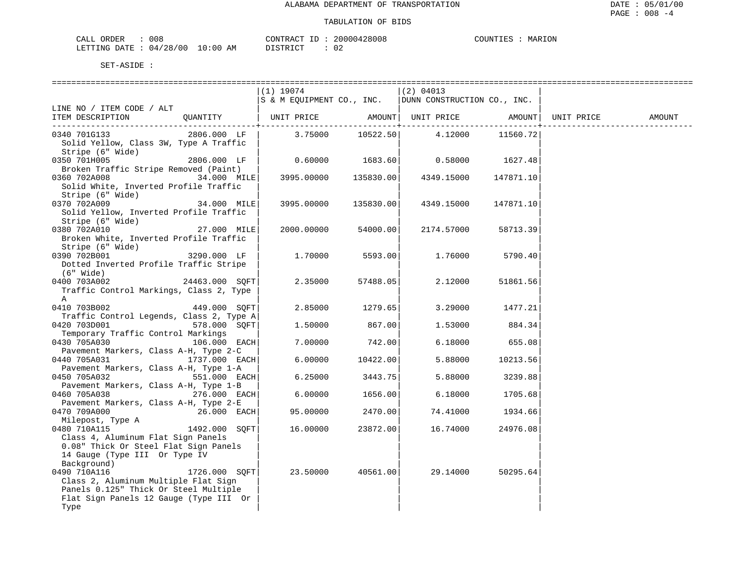ALABAMA DEPARTMENT OF TRANSPORTATION

TABULATION OF BIDS

CALL ORDER : 008 CONTRACT ID : 20000428008 COUNTIES : MARION
LETTING DATE : 04/28/00 10:00 AM DISTRICT : 02

SET-ASIDE :

| LINE NO / ITEM CODE / ALT ITEM DESCRIPTION | QUANTITY | (1) 19074 S & M EQUIPMENT CO., INC. UNIT PRICE | AMOUNT | (2) 04013 DUNN CONSTRUCTION CO., INC. UNIT PRICE | AMOUNT | UNIT PRICE | AMOUNT |
|---|---|---|---|---|---|---|---|
| 0340 701G133 Solid Yellow, Class 3W, Type A Traffic Stripe (6" Wide) | 2806.000 LF | 3.75000 | 10522.50 | 4.12000 | 11560.72 | | |
| 0350 701H005 Broken Traffic Stripe Removed (Paint) | 2806.000 LF | 0.60000 | 1683.60 | 0.58000 | 1627.48 | | |
| 0360 702A008 Solid White, Inverted Profile Traffic Stripe (6" Wide) | 34.000 MILE | 3995.00000 | 135830.00 | 4349.15000 | 147871.10 | | |
| 0370 702A009 Solid Yellow, Inverted Profile Traffic Stripe (6" Wide) | 34.000 MILE | 3995.00000 | 135830.00 | 4349.15000 | 147871.10 | | |
| 0380 702A010 Broken White, Inverted Profile Traffic Stripe (6" Wide) | 27.000 MILE | 2000.00000 | 54000.00 | 2174.57000 | 58713.39 | | |
| 0390 702B001 Dotted Inverted Profile Traffic Stripe (6" Wide) | 3290.000 LF | 1.70000 | 5593.00 | 1.76000 | 5790.40 | | |
| 0400 703A002 Traffic Control Markings, Class 2, Type A | 24463.000 SQFT | 2.35000 | 57488.05 | 2.12000 | 51861.56 | | |
| 0410 703B002 Traffic Control Legends, Class 2, Type A | 449.000 SQFT | 2.85000 | 1279.65 | 3.29000 | 1477.21 | | |
| 0420 703D001 Temporary Traffic Control Markings | 578.000 SQFT | 1.50000 | 867.00 | 1.53000 | 884.34 | | |
| 0430 705A030 Pavement Markers, Class A-H, Type 2-C | 106.000 EACH | 7.00000 | 742.00 | 6.18000 | 655.08 | | |
| 0440 705A031 Pavement Markers, Class A-H, Type 1-A | 1737.000 EACH | 6.00000 | 10422.00 | 5.88000 | 10213.56 | | |
| 0450 705A032 Pavement Markers, Class A-H, Type 1-B | 551.000 EACH | 6.25000 | 3443.75 | 5.88000 | 3239.88 | | |
| 0460 705A038 Pavement Markers, Class A-H, Type 2-E | 276.000 EACH | 6.00000 | 1656.00 | 6.18000 | 1705.68 | | |
| 0470 709A000 Milepost, Type A | 26.000 EACH | 95.00000 | 2470.00 | 74.41000 | 1934.66 | | |
| 0480 710A115 Class 4, Aluminum Flat Sign Panels 0.08" Thick Or Steel Flat Sign Panels 14 Gauge (Type III Or Type IV Background) | 1492.000 SQFT | 16.00000 | 23872.00 | 16.74000 | 24976.08 | | |
| 0490 710A116 Class 2, Aluminum Multiple Flat Sign Panels 0.125" Thick Or Steel Multiple Flat Sign Panels 12 Gauge (Type III Or Type | 1726.000 SQFT | 23.50000 | 40561.00 | 29.14000 | 50295.64 | | |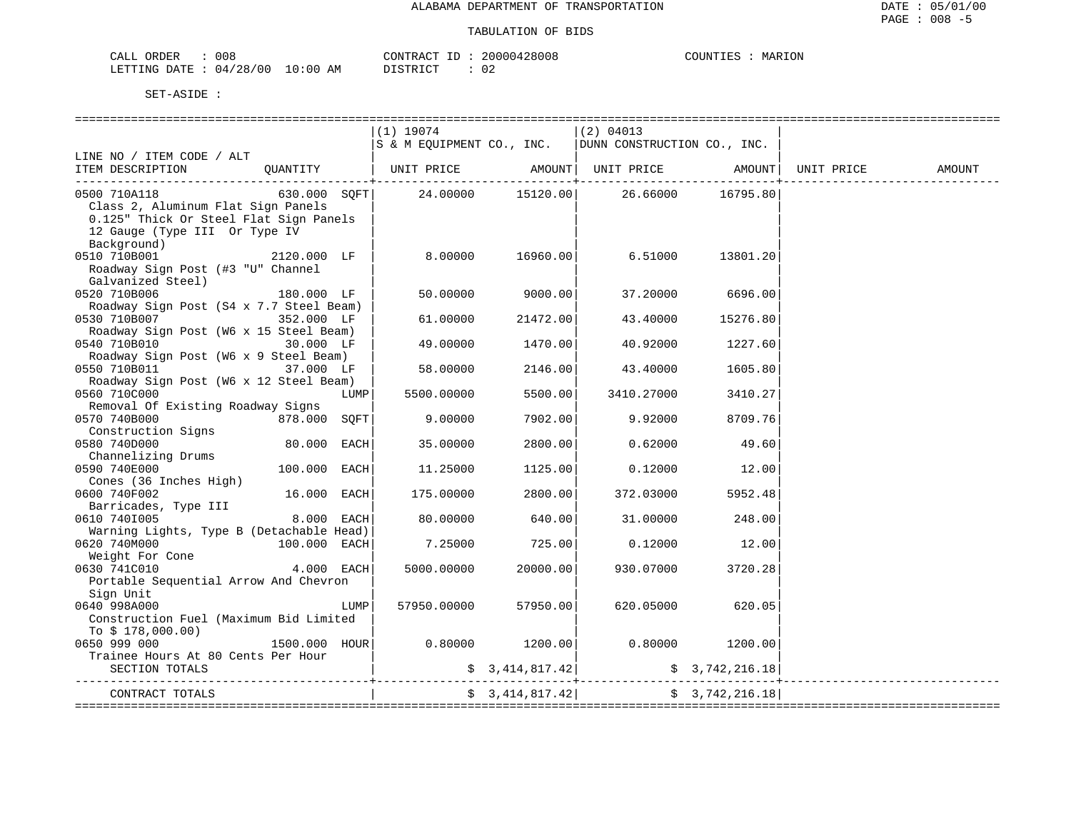ALABAMA DEPARTMENT OF TRANSPORTATION

TABULATION OF BIDS

CALL ORDER : 008    CONTRACT ID : 20000428008    COUNTIES : MARION
LETTING DATE : 04/28/00 10:00 AM    DISTRICT : 02

SET-ASIDE :

| LINE NO / ITEM CODE / ALT ITEM DESCRIPTION | QUANTITY | (1) 19074 S & M EQUIPMENT CO., INC. UNIT PRICE | AMOUNT | (2) 04013 DUNN CONSTRUCTION CO., INC. UNIT PRICE | AMOUNT | UNIT PRICE | AMOUNT |
|---|---|---|---|---|---|---|---|
| 0500 710A118 Class 2, Aluminum Flat Sign Panels 0.125" Thick Or Steel Flat Sign Panels 12 Gauge (Type III Or Type IV Background) | 630.000 SQFT | 24.00000 | 15120.00 | 26.66000 | 16795.80 | | |
| 0510 710B001 Roadway Sign Post (#3 "U" Channel Galvanized Steel) | 2120.000 LF | 8.00000 | 16960.00 | 6.51000 | 13801.20 | | |
| 0520 710B006 Roadway Sign Post (S4 x 7.7 Steel Beam) | 180.000 LF | 50.00000 | 9000.00 | 37.20000 | 6696.00 | | |
| 0530 710B007 Roadway Sign Post (W6 x 15 Steel Beam) | 352.000 LF | 61.00000 | 21472.00 | 43.40000 | 15276.80 | | |
| 0540 710B010 Roadway Sign Post (W6 x 9 Steel Beam) | 30.000 LF | 49.00000 | 1470.00 | 40.92000 | 1227.60 | | |
| 0550 710B011 Roadway Sign Post (W6 x 12 Steel Beam) | 37.000 LF | 58.00000 | 2146.00 | 43.40000 | 1605.80 | | |
| 0560 710C000 Removal Of Existing Roadway Signs | LUMP | 5500.00000 | 5500.00 | 3410.27000 | 3410.27 | | |
| 0570 740B000 Construction Signs | 878.000 SQFT | 9.00000 | 7902.00 | 9.92000 | 8709.76 | | |
| 0580 740D000 Channelizing Drums | 80.000 EACH | 35.00000 | 2800.00 | 0.62000 | 49.60 | | |
| 0590 740E000 Cones (36 Inches High) | 100.000 EACH | 11.25000 | 1125.00 | 0.12000 | 12.00 | | |
| 0600 740F002 Barricades, Type III | 16.000 EACH | 175.00000 | 2800.00 | 372.03000 | 5952.48 | | |
| 0610 740I005 Warning Lights, Type B (Detachable Head) | 8.000 EACH | 80.00000 | 640.00 | 31.00000 | 248.00 | | |
| 0620 740M000 Weight For Cone | 100.000 EACH | 7.25000 | 725.00 | 0.12000 | 12.00 | | |
| 0630 741C010 Portable Sequential Arrow And Chevron Sign Unit | 4.000 EACH | 5000.00000 | 20000.00 | 930.07000 | 3720.28 | | |
| 0640 998A000 Construction Fuel (Maximum Bid Limited To $ 178,000.00) | LUMP | 57950.00000 | 57950.00 | 620.05000 | 620.05 | | |
| 0650 999 000 Trainee Hours At 80 Cents Per Hour | 1500.000 HOUR | 0.80000 | 1200.00 | 0.80000 | 1200.00 | | |
| SECTION TOTALS | | | $ 3,414,817.42 | | $ 3,742,216.18 | | |
| CONTRACT TOTALS | | | $ 3,414,817.42 | | $ 3,742,216.18 | | |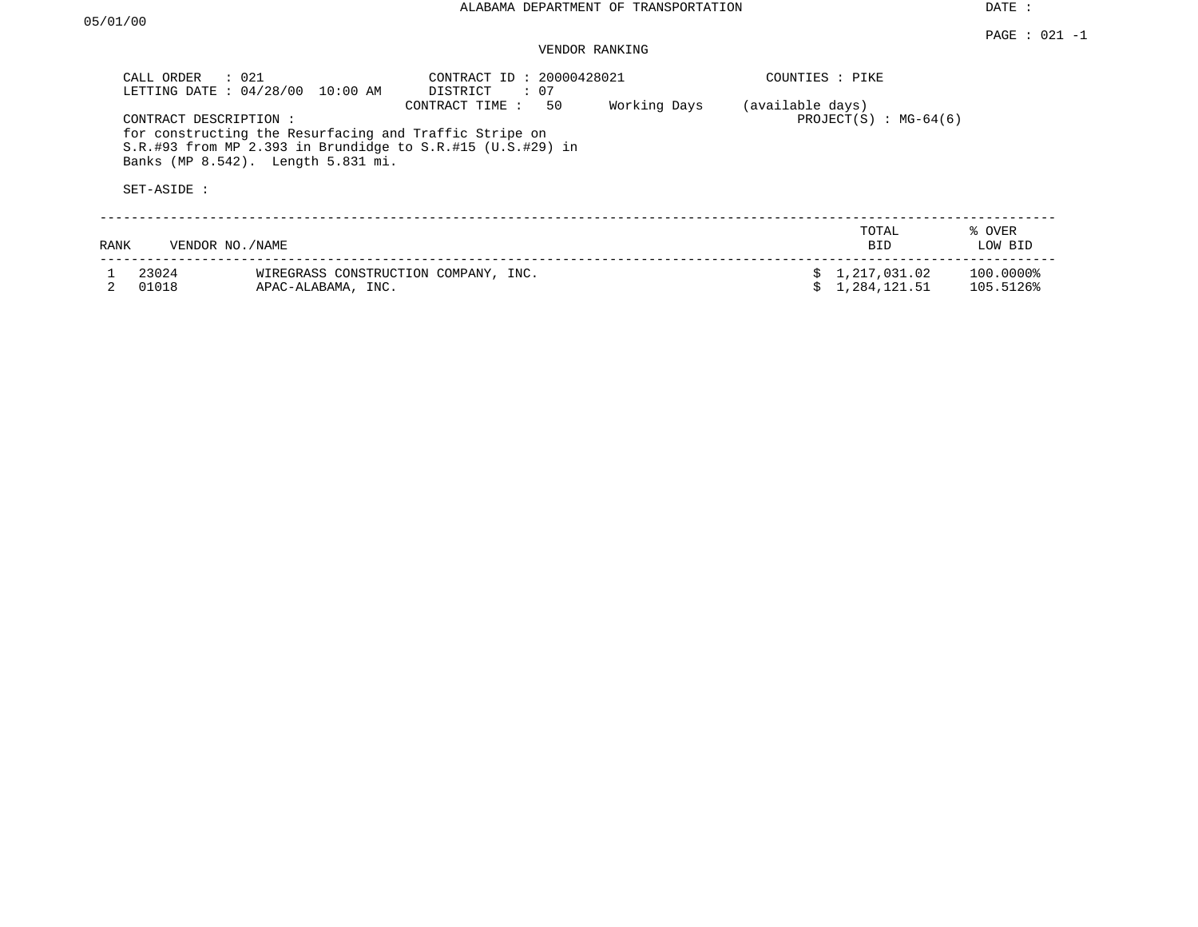ALABAMA DEPARTMENT OF TRANSPORTATION

DATE : 05/01/00

PAGE : 021 -1

VENDOR RANKING

CALL ORDER : 021
LETTING DATE : 04/28/00 10:00 AM
CONTRACT ID : 20000428021
DISTRICT : 07
CONTRACT TIME : 50 Working Days (available days)
COUNTIES : PIKE
PROJECT(S) : MG-64(6)

CONTRACT DESCRIPTION :
for constructing the Resurfacing and Traffic Stripe on S.R.#93 from MP 2.393 in Brundidge to S.R.#15 (U.S.#29) in Banks (MP 8.542). Length 5.831 mi.

SET-ASIDE :

| RANK | VENDOR NO./NAME | | TOTAL BID | % OVER LOW BID |
|---|---|---|---|---|
| 1 | 23024 | WIREGRASS CONSTRUCTION COMPANY, INC. | $ 1,217,031.02 | 100.0000% |
| 2 | 01018 | APAC-ALABAMA, INC. | $ 1,284,121.51 | 105.5126% |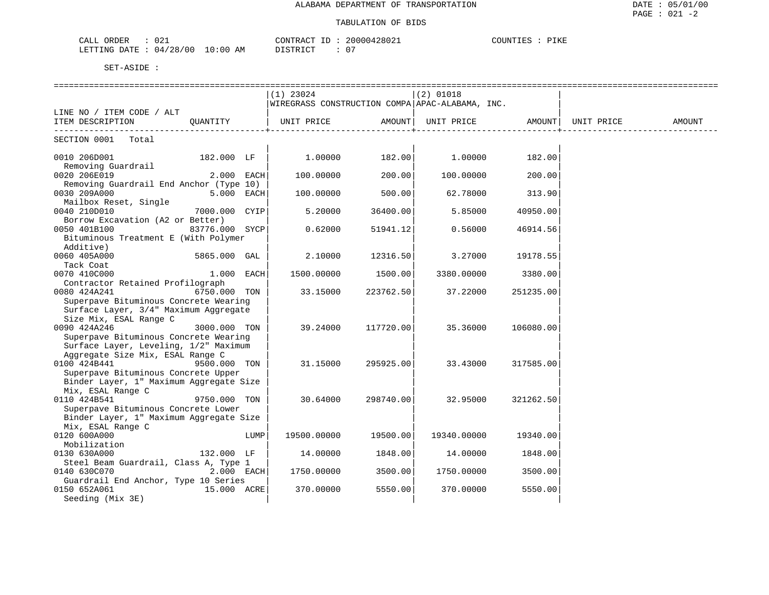ALABAMA DEPARTMENT OF TRANSPORTATION

TABULATION OF BIDS

CALL ORDER : 021　　CONTRACT ID : 20000428021　　COUNTIES : PIKE

LETTING DATE : 04/28/00 10:00 AM　　DISTRICT : 07

SET-ASIDE :

| LINE NO / ITEM CODE / ALT ITEM DESCRIPTION | QUANTITY | (1) 23024 WIREGRASS CONSTRUCTION COMPA UNIT PRICE | AMOUNT | (2) 01018 APAC-ALABAMA, INC. UNIT PRICE | AMOUNT | UNIT PRICE | AMOUNT |
|---|---|---|---|---|---|---|---|
| SECTION 0001 Total | | | | | | | |
| 0010 206D001 Removing Guardrail | 182.000 LF | 1.00000 | 182.00 | 1.00000 | 182.00 | | |
| 0020 206E019 Removing Guardrail End Anchor (Type 10) | 2.000 EACH | 100.00000 | 200.00 | 100.00000 | 200.00 | | |
| 0030 209A000 Mailbox Reset, Single | 5.000 EACH | 100.00000 | 500.00 | 62.78000 | 313.90 | | |
| 0040 210D010 Borrow Excavation (A2 or Better) | 7000.000 CYIP | 5.20000 | 36400.00 | 5.85000 | 40950.00 | | |
| 0050 401B100 Bituminous Treatment E (With Polymer Additive) | 83776.000 SYCP | 0.62000 | 51941.12 | 0.56000 | 46914.56 | | |
| 0060 405A000 Tack Coat | 5865.000 GAL | 2.10000 | 12316.50 | 3.27000 | 19178.55 | | |
| 0070 410C000 Contractor Retained Profilograph | 1.000 EACH | 1500.00000 | 1500.00 | 3380.00000 | 3380.00 | | |
| 0080 424A241 Superpave Bituminous Concrete Wearing Surface Layer, 3/4" Maximum Aggregate Size Mix, ESAL Range C | 6750.000 TON | 33.15000 | 223762.50 | 37.22000 | 251235.00 | | |
| 0090 424A246 Superpave Bituminous Concrete Wearing Surface Layer, Leveling, 1/2" Maximum Aggregate Size Mix, ESAL Range C | 3000.000 TON | 39.24000 | 117720.00 | 35.36000 | 106080.00 | | |
| 0100 424B441 Superpave Bituminous Concrete Upper Binder Layer, 1" Maximum Aggregate Size Mix, ESAL Range C | 9500.000 TON | 31.15000 | 295925.00 | 33.43000 | 317585.00 | | |
| 0110 424B541 Superpave Bituminous Concrete Lower Binder Layer, 1" Maximum Aggregate Size Mix, ESAL Range C | 9750.000 TON | 30.64000 | 298740.00 | 32.95000 | 321262.50 | | |
| 0120 600A000 Mobilization | LUMP | 19500.00000 | 19500.00 | 19340.00000 | 19340.00 | | |
| 0130 630A000 Steel Beam Guardrail, Class A, Type 1 | 132.000 LF | 14.00000 | 1848.00 | 14.00000 | 1848.00 | | |
| 0140 630C070 Guardrail End Anchor, Type 10 Series | 2.000 EACH | 1750.00000 | 3500.00 | 1750.00000 | 3500.00 | | |
| 0150 652A061 Seeding (Mix 3E) | 15.000 ACRE | 370.00000 | 5550.00 | 370.00000 | 5550.00 | | |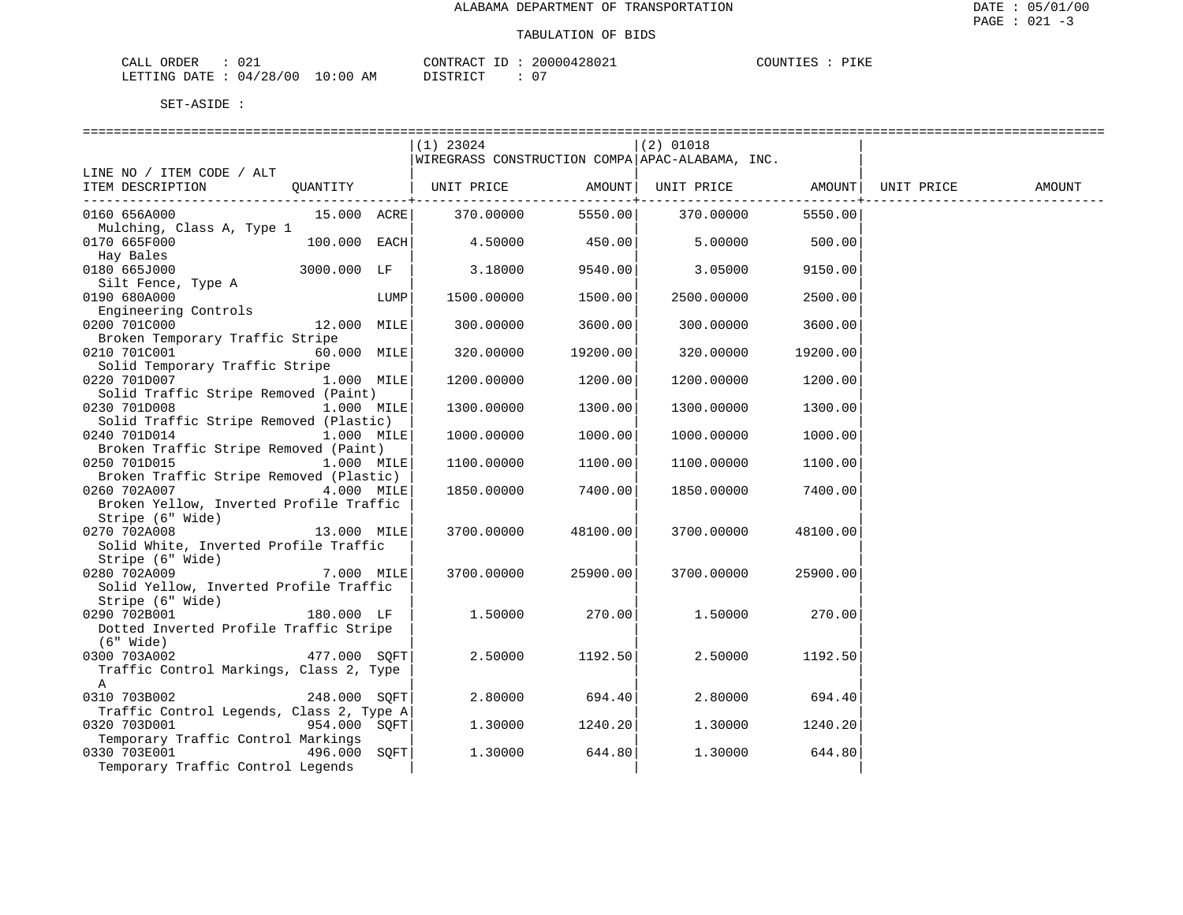ALABAMA DEPARTMENT OF TRANSPORTATION

TABULATION OF BIDS

CALL ORDER : 021    CONTRACT ID : 20000428021    COUNTIES : PIKE
LETTING DATE : 04/28/00 10:00 AM    DISTRICT : 07

SET-ASIDE :

| LINE NO / ITEM CODE / ALT ITEM DESCRIPTION | QUANTITY | (1) 23024 WIREGRASS CONSTRUCTION COMPA UNIT PRICE | AMOUNT | (2) 01018 APAC-ALABAMA, INC. UNIT PRICE | AMOUNT | UNIT PRICE | AMOUNT |
|---|---|---|---|---|---|---|---|
| 0160 656A000 Mulching, Class A, Type 1 | 15.000 ACRE | 370.00000 | 5550.00 | 370.00000 | 5550.00 | | |
| 0170 665F000 Hay Bales | 100.000 EACH | 4.50000 | 450.00 | 5.00000 | 500.00 | | |
| 0180 665J000 Silt Fence, Type A | 3000.000 LF | 3.18000 | 9540.00 | 3.05000 | 9150.00 | | |
| 0190 680A000 Engineering Controls | LUMP | 1500.00000 | 1500.00 | 2500.00000 | 2500.00 | | |
| 0200 701C000 Broken Temporary Traffic Stripe | 12.000 MILE | 300.00000 | 3600.00 | 300.00000 | 3600.00 | | |
| 0210 701C001 Solid Temporary Traffic Stripe | 60.000 MILE | 320.00000 | 19200.00 | 320.00000 | 19200.00 | | |
| 0220 701D007 Solid Traffic Stripe Removed (Paint) | 1.000 MILE | 1200.00000 | 1200.00 | 1200.00000 | 1200.00 | | |
| 0230 701D008 Solid Traffic Stripe Removed (Plastic) | 1.000 MILE | 1300.00000 | 1300.00 | 1300.00000 | 1300.00 | | |
| 0240 701D014 Broken Traffic Stripe Removed (Paint) | 1.000 MILE | 1000.00000 | 1000.00 | 1000.00000 | 1000.00 | | |
| 0250 701D015 Broken Traffic Stripe Removed (Plastic) | 1.000 MILE | 1100.00000 | 1100.00 | 1100.00000 | 1100.00 | | |
| 0260 702A007 Broken Yellow, Inverted Profile Traffic Stripe (6" Wide) | 4.000 MILE | 1850.00000 | 7400.00 | 1850.00000 | 7400.00 | | |
| 0270 702A008 Solid White, Inverted Profile Traffic Stripe (6" Wide) | 13.000 MILE | 3700.00000 | 48100.00 | 3700.00000 | 48100.00 | | |
| 0280 702A009 Solid Yellow, Inverted Profile Traffic Stripe (6" Wide) | 7.000 MILE | 3700.00000 | 25900.00 | 3700.00000 | 25900.00 | | |
| 0290 702B001 Dotted Inverted Profile Traffic Stripe (6" Wide) | 180.000 LF | 1.50000 | 270.00 | 1.50000 | 270.00 | | |
| 0300 703A002 Traffic Control Markings, Class 2, Type A | 477.000 SQFT | 2.50000 | 1192.50 | 2.50000 | 1192.50 | | |
| 0310 703B002 Traffic Control Legends, Class 2, Type A | 248.000 SQFT | 2.80000 | 694.40 | 2.80000 | 694.40 | | |
| 0320 703D001 Temporary Traffic Control Markings | 954.000 SQFT | 1.30000 | 1240.20 | 1.30000 | 1240.20 | | |
| 0330 703E001 Temporary Traffic Control Legends | 496.000 SQFT | 1.30000 | 644.80 | 1.30000 | 644.80 | | |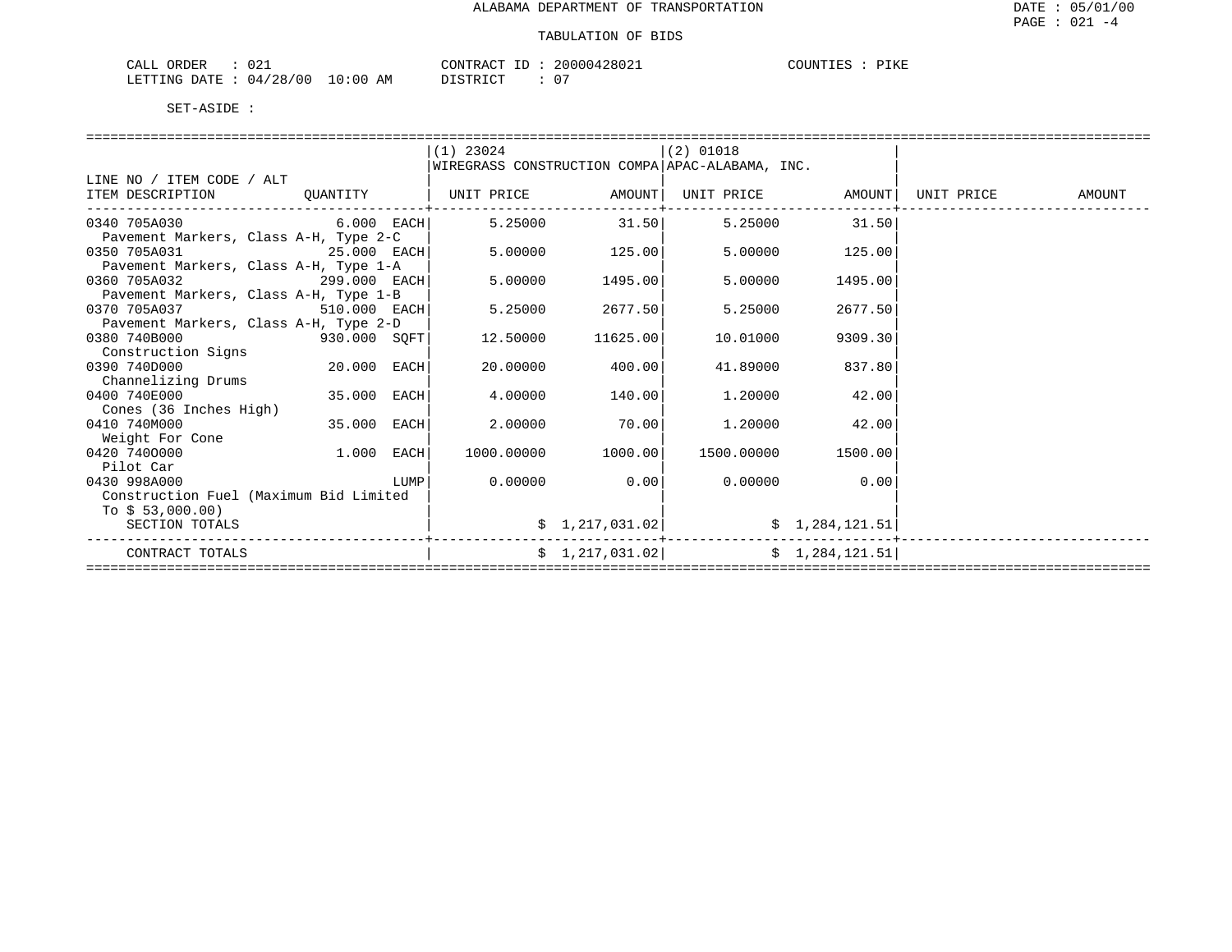ALABAMA DEPARTMENT OF TRANSPORTATION

DATE : 05/01/00

PAGE : 021 -4

TABULATION OF BIDS

CALL ORDER : 021 CONTRACT ID : 20000428021 COUNTIES : PIKE
LETTING DATE : 04/28/00 10:00 AM DISTRICT : 07

SET-ASIDE :

| LINE NO / ITEM CODE / ALT ITEM DESCRIPTION | QUANTITY | (1) 23024 WIREGRASS CONSTRUCTION COMPA UNIT PRICE | AMOUNT | (2) 01018 APAC-ALABAMA, INC. UNIT PRICE | AMOUNT | UNIT PRICE | AMOUNT |
|---|---|---|---|---|---|---|---|
| 0340 705A030 Pavement Markers, Class A-H, Type 2-C | 6.000 EACH | 5.25000 | 31.50 | 5.25000 | 31.50 | | |
| 0350 705A031 Pavement Markers, Class A-H, Type 1-A | 25.000 EACH | 5.00000 | 125.00 | 5.00000 | 125.00 | | |
| 0360 705A032 Pavement Markers, Class A-H, Type 1-B | 299.000 EACH | 5.00000 | 1495.00 | 5.00000 | 1495.00 | | |
| 0370 705A037 Pavement Markers, Class A-H, Type 2-D | 510.000 EACH | 5.25000 | 2677.50 | 5.25000 | 2677.50 | | |
| 0380 740B000 Construction Signs | 930.000 SQFT | 12.50000 | 11625.00 | 10.01000 | 9309.30 | | |
| 0390 740D000 Channelizing Drums | 20.000 EACH | 20.00000 | 400.00 | 41.89000 | 837.80 | | |
| 0400 740E000 Cones (36 Inches High) | 35.000 EACH | 4.00000 | 140.00 | 1.20000 | 42.00 | | |
| 0410 740M000 Weight For Cone | 35.000 EACH | 2.00000 | 70.00 | 1.20000 | 42.00 | | |
| 0420 740O000 Pilot Car | 1.000 EACH | 1000.00000 | 1000.00 | 1500.00000 | 1500.00 | | |
| 0430 998A000 Construction Fuel (Maximum Bid Limited To $ 53,000.00) | LUMP | 0.00000 | 0.00 | 0.00000 | 0.00 | | |
| SECTION TOTALS | | | $ 1,217,031.02 | | $ 1,284,121.51 | | |
| CONTRACT TOTALS | | | $ 1,217,031.02 | | $ 1,284,121.51 | | |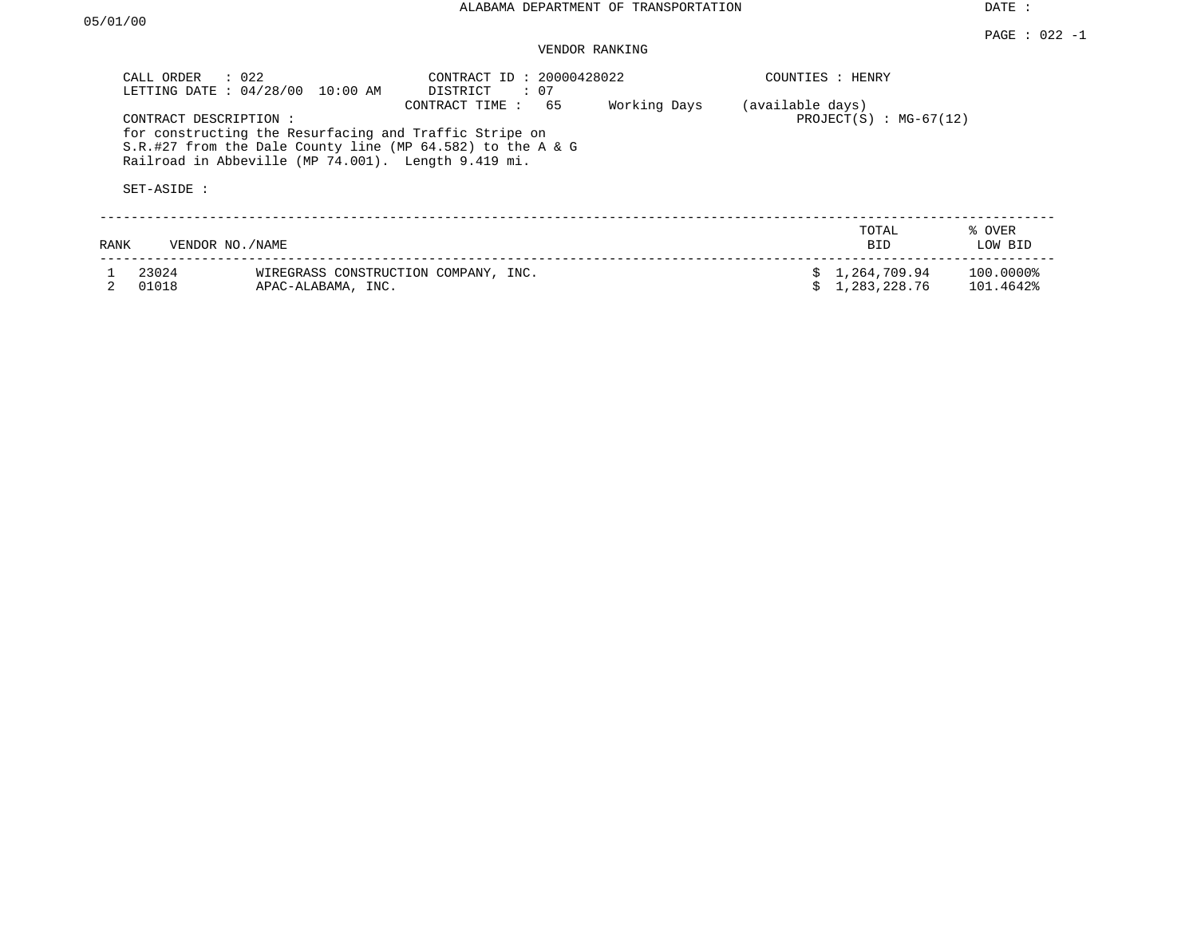ALABAMA DEPARTMENT OF TRANSPORTATION

DATE : 05/01/00

PAGE : 022 -1

VENDOR RANKING

CALL ORDER : 022
LETTING DATE : 04/28/00 10:00 AM

CONTRACT ID : 20000428022
DISTRICT : 07
CONTRACT TIME : 65 Working Days (available days)

COUNTIES : HENRY
PROJECT(S) : MG-67(12)

CONTRACT DESCRIPTION :
for constructing the Resurfacing and Traffic Stripe on S.R.#27 from the Dale County line (MP 64.582) to the A & G Railroad in Abbeville (MP 74.001). Length 9.419 mi.

SET-ASIDE :

| RANK | VENDOR NO./NAME | | TOTAL BID | % OVER LOW BID |
|---|---|---|---|---|
| 1 | 23024 | WIREGRASS CONSTRUCTION COMPANY, INC. | $ 1,264,709.94 | 100.0000% |
| 2 | 01018 | APAC-ALABAMA, INC. | $ 1,283,228.76 | 101.4642% |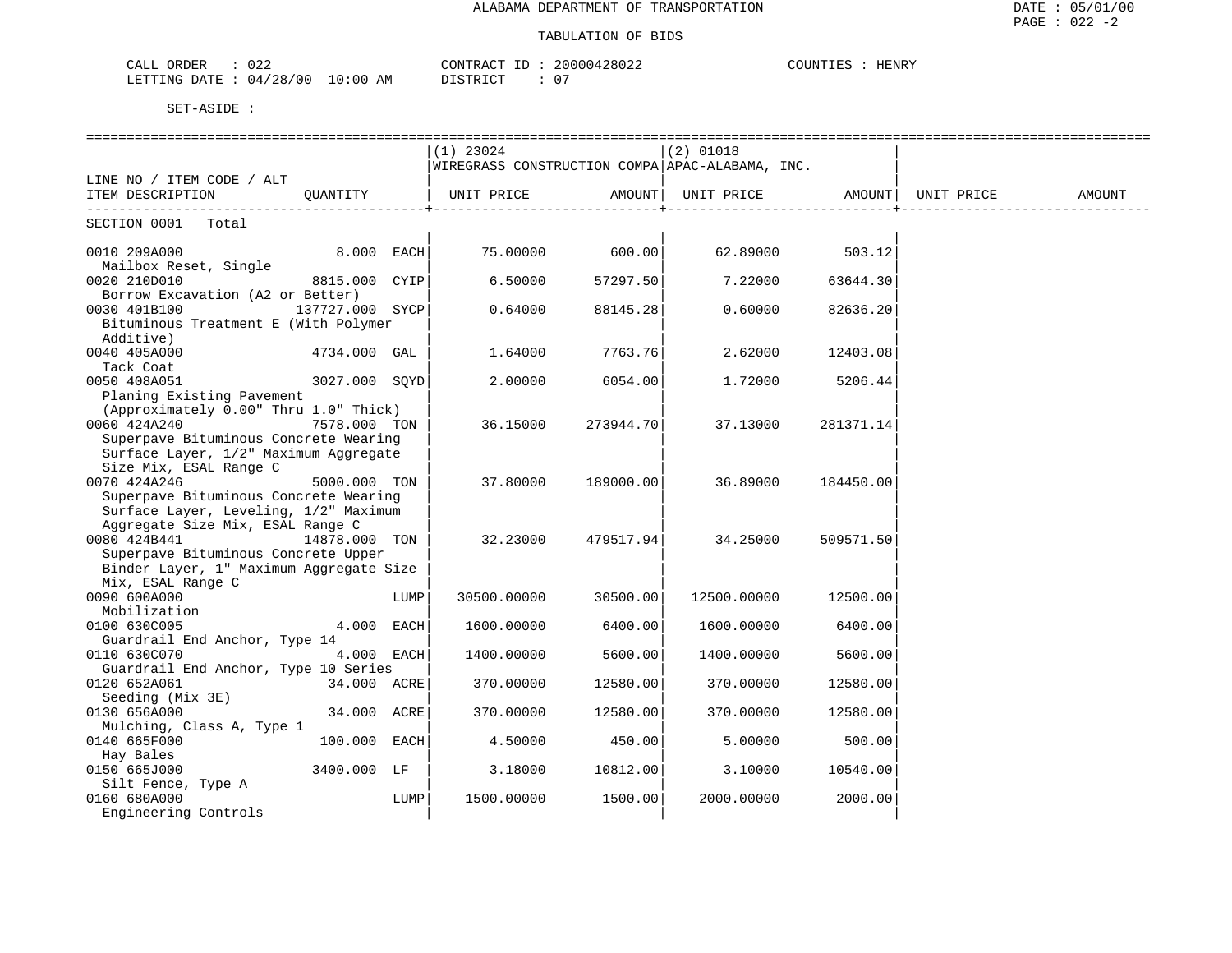ALABAMA DEPARTMENT OF TRANSPORTATION

TABULATION OF BIDS

DATE : 05/01/00
PAGE : 022 -2

CALL ORDER : 022 &nbsp;&nbsp;&nbsp;&nbsp; CONTRACT ID : 20000428022 &nbsp;&nbsp;&nbsp;&nbsp; COUNTIES : HENRY
LETTING DATE : 04/28/00 10:00 AM &nbsp;&nbsp;&nbsp;&nbsp; DISTRICT : 07

SET-ASIDE :

| LINE NO / ITEM CODE / ALT ITEM DESCRIPTION | QUANTITY | (1) 23024 WIREGRASS CONSTRUCTION COMPA UNIT PRICE | AMOUNT | (2) 01018 APAC-ALABAMA, INC. UNIT PRICE | AMOUNT | UNIT PRICE | AMOUNT |
|---|---|---|---|---|---|---|---|
| SECTION 0001 Total | | | | | | | |
| 0010 209A000 Mailbox Reset, Single | 8.000 EACH | 75.00000 | 600.00 | 62.89000 | 503.12 | | |
| 0020 210D010 Borrow Excavation (A2 or Better) | 8815.000 CYIP | 6.50000 | 57297.50 | 7.22000 | 63644.30 | | |
| 0030 401B100 Bituminous Treatment E (With Polymer Additive) | 137727.000 SYCP | 0.64000 | 88145.28 | 0.60000 | 82636.20 | | |
| 0040 405A000 Tack Coat | 4734.000 GAL | 1.64000 | 7763.76 | 2.62000 | 12403.08 | | |
| 0050 408A051 Planing Existing Pavement (Approximately 0.00" Thru 1.0" Thick) | 3027.000 SQYD | 2.00000 | 6054.00 | 1.72000 | 5206.44 | | |
| 0060 424A240 Superpave Bituminous Concrete Wearing Surface Layer, 1/2" Maximum Aggregate Size Mix, ESAL Range C | 7578.000 TON | 36.15000 | 273944.70 | 37.13000 | 281371.14 | | |
| 0070 424A246 Superpave Bituminous Concrete Wearing Surface Layer, Leveling, 1/2" Maximum Aggregate Size Mix, ESAL Range C | 5000.000 TON | 37.80000 | 189000.00 | 36.89000 | 184450.00 | | |
| 0080 424B441 Superpave Bituminous Concrete Upper Binder Layer, 1" Maximum Aggregate Size Mix, ESAL Range C | 14878.000 TON | 32.23000 | 479517.94 | 34.25000 | 509571.50 | | |
| 0090 600A000 Mobilization | LUMP | 30500.00000 | 30500.00 | 12500.00000 | 12500.00 | | |
| 0100 630C005 Guardrail End Anchor, Type 14 | 4.000 EACH | 1600.00000 | 6400.00 | 1600.00000 | 6400.00 | | |
| 0110 630C070 Guardrail End Anchor, Type 10 Series | 4.000 EACH | 1400.00000 | 5600.00 | 1400.00000 | 5600.00 | | |
| 0120 652A061 Seeding (Mix 3E) | 34.000 ACRE | 370.00000 | 12580.00 | 370.00000 | 12580.00 | | |
| 0130 656A000 Mulching, Class A, Type 1 | 34.000 ACRE | 370.00000 | 12580.00 | 370.00000 | 12580.00 | | |
| 0140 665F000 Hay Bales | 100.000 EACH | 4.50000 | 450.00 | 5.00000 | 500.00 | | |
| 0150 665J000 Silt Fence, Type A | 3400.000 LF | 3.18000 | 10812.00 | 3.10000 | 10540.00 | | |
| 0160 680A000 Engineering Controls | LUMP | 1500.00000 | 1500.00 | 2000.00000 | 2000.00 | | |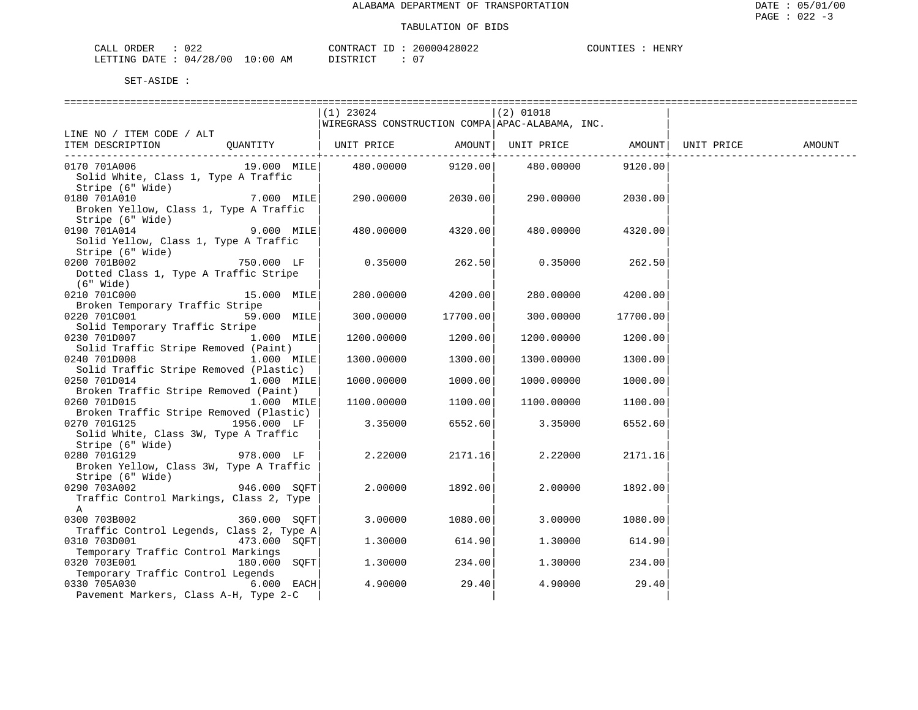ALABAMA DEPARTMENT OF TRANSPORTATION

TABULATION OF BIDS

DATE : 05/01/00
PAGE : 022 -3

CALL ORDER : 022    CONTRACT ID : 20000428022    COUNTIES : HENRY
LETTING DATE : 04/28/00 10:00 AM    DISTRICT : 07

SET-ASIDE :

| LINE NO / ITEM CODE / ALT<br>ITEM DESCRIPTION | QUANTITY | (1) 23024<br>WIREGRASS CONSTRUCTION COMPA<br>UNIT PRICE | AMOUNT | (2) 01018<br>APAC-ALABAMA, INC.<br>UNIT PRICE | AMOUNT | UNIT PRICE | AMOUNT |
|---|---|---|---|---|---|---|---|
| 0170 701A006<br>Solid White, Class 1, Type A Traffic Stripe (6" Wide) | 19.000 MILE | 480.00000 | 9120.00 | 480.00000 | 9120.00 | | |
| 0180 701A010<br>Broken Yellow, Class 1, Type A Traffic Stripe (6" Wide) | 7.000 MILE | 290.00000 | 2030.00 | 290.00000 | 2030.00 | | |
| 0190 701A014<br>Solid Yellow, Class 1, Type A Traffic Stripe (6" Wide) | 9.000 MILE | 480.00000 | 4320.00 | 480.00000 | 4320.00 | | |
| 0200 701B002<br>Dotted Class 1, Type A Traffic Stripe (6" Wide) | 750.000 LF | 0.35000 | 262.50 | 0.35000 | 262.50 | | |
| 0210 701C000<br>Broken Temporary Traffic Stripe | 15.000 MILE | 280.00000 | 4200.00 | 280.00000 | 4200.00 | | |
| 0220 701C001<br>Solid Temporary Traffic Stripe | 59.000 MILE | 300.00000 | 17700.00 | 300.00000 | 17700.00 | | |
| 0230 701D007<br>Solid Traffic Stripe Removed (Paint) | 1.000 MILE | 1200.00000 | 1200.00 | 1200.00000 | 1200.00 | | |
| 0240 701D008<br>Solid Traffic Stripe Removed (Plastic) | 1.000 MILE | 1300.00000 | 1300.00 | 1300.00000 | 1300.00 | | |
| 0250 701D014<br>Broken Traffic Stripe Removed (Paint) | 1.000 MILE | 1000.00000 | 1000.00 | 1000.00000 | 1000.00 | | |
| 0260 701D015<br>Broken Traffic Stripe Removed (Plastic) | 1.000 MILE | 1100.00000 | 1100.00 | 1100.00000 | 1100.00 | | |
| 0270 701G125<br>Solid White, Class 3W, Type A Traffic Stripe (6" Wide) | 1956.000 LF | 3.35000 | 6552.60 | 3.35000 | 6552.60 | | |
| 0280 701G129<br>Broken Yellow, Class 3W, Type A Traffic Stripe (6" Wide) | 978.000 LF | 2.22000 | 2171.16 | 2.22000 | 2171.16 | | |
| 0290 703A002<br>Traffic Control Markings, Class 2, Type A | 946.000 SQFT | 2.00000 | 1892.00 | 2.00000 | 1892.00 | | |
| 0300 703B002<br>Traffic Control Legends, Class 2, Type A | 360.000 SQFT | 3.00000 | 1080.00 | 3.00000 | 1080.00 | | |
| 0310 703D001<br>Temporary Traffic Control Markings | 473.000 SQFT | 1.30000 | 614.90 | 1.30000 | 614.90 | | |
| 0320 703E001<br>Temporary Traffic Control Legends | 180.000 SQFT | 1.30000 | 234.00 | 1.30000 | 234.00 | | |
| 0330 705A030<br>Pavement Markers, Class A-H, Type 2-C | 6.000 EACH | 4.90000 | 29.40 | 4.90000 | 29.40 | | |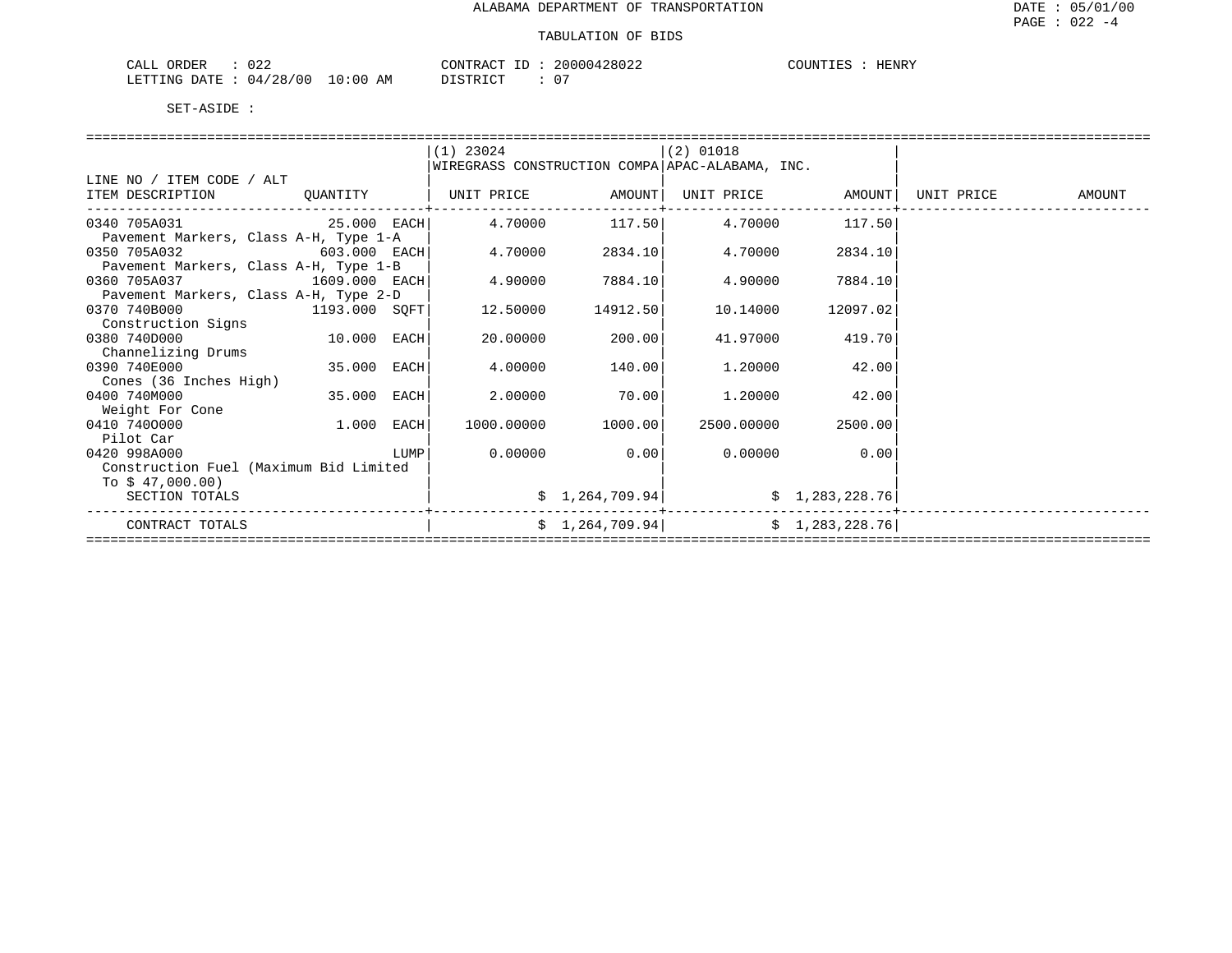ALABAMA DEPARTMENT OF TRANSPORTATION

TABULATION OF BIDS

CALL ORDER : 022 CONTRACT ID : 20000428022 COUNTIES : HENRY
LETTING DATE : 04/28/00 10:00 AM DISTRICT : 07

SET-ASIDE :

| LINE NO / ITEM CODE / ALT ITEM DESCRIPTION | QUANTITY | (1) 23024 WIREGRASS CONSTRUCTION COMPA UNIT PRICE | AMOUNT | (2) 01018 APAC-ALABAMA, INC. UNIT PRICE | AMOUNT | UNIT PRICE | AMOUNT |
|---|---|---|---|---|---|---|---|
| 0340 705A031 Pavement Markers, Class A-H, Type 1-A | 25.000 EACH | 4.70000 | 117.50 | 4.70000 | 117.50 | | |
| 0350 705A032 Pavement Markers, Class A-H, Type 1-B | 603.000 EACH | 4.70000 | 2834.10 | 4.70000 | 2834.10 | | |
| 0360 705A037 Pavement Markers, Class A-H, Type 2-D | 1609.000 EACH | 4.90000 | 7884.10 | 4.90000 | 7884.10 | | |
| 0370 740B000 Construction Signs | 1193.000 SQFT | 12.50000 | 14912.50 | 10.14000 | 12097.02 | | |
| 0380 740D000 Channelizing Drums | 10.000 EACH | 20.00000 | 200.00 | 41.97000 | 419.70 | | |
| 0390 740E000 Cones (36 Inches High) | 35.000 EACH | 4.00000 | 140.00 | 1.20000 | 42.00 | | |
| 0400 740M000 Weight For Cone | 35.000 EACH | 2.00000 | 70.00 | 1.20000 | 42.00 | | |
| 0410 740O000 Pilot Car | 1.000 EACH | 1000.00000 | 1000.00 | 2500.00000 | 2500.00 | | |
| 0420 998A000 Construction Fuel (Maximum Bid Limited To $ 47,000.00) | LUMP | 0.00000 | 0.00 | 0.00000 | 0.00 | | |
| SECTION TOTALS | | | $ 1,264,709.94 | | $ 1,283,228.76 | | |
| CONTRACT TOTALS | | | $ 1,264,709.94 | | $ 1,283,228.76 | | |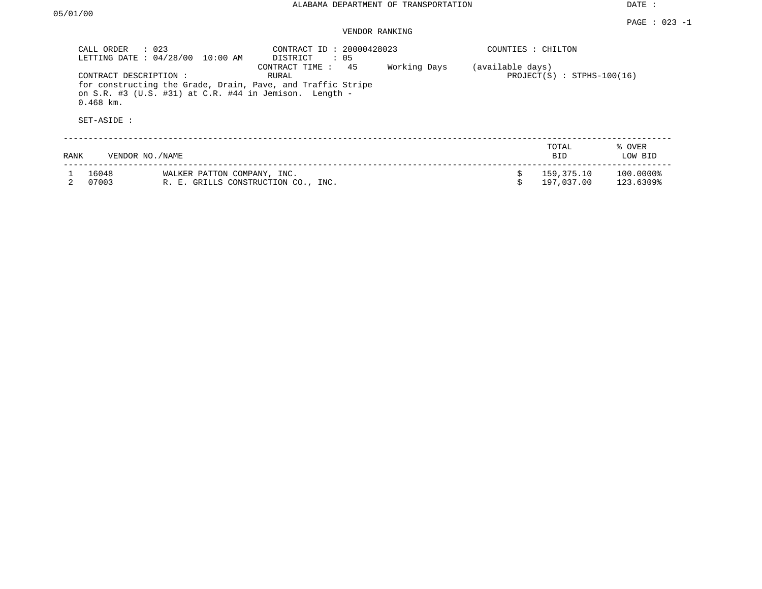ALABAMA DEPARTMENT OF TRANSPORTATION

DATE : 05/01/00

PAGE : 023 -1

VENDOR RANKING

CALL ORDER : 023
LETTING DATE : 04/28/00 10:00 AM

CONTRACT ID : 20000428023
DISTRICT : 05
CONTRACT TIME : 45 Working Days (available days)
RURAL

COUNTIES : CHILTON

PROJECT(S) : STPHS-100(16)

CONTRACT DESCRIPTION :
for constructing the Grade, Drain, Pave, and Traffic Stripe on S.R. #3 (U.S. #31) at C.R. #44 in Jemison. Length - 0.468 km.

SET-ASIDE :

| RANK | VENDOR NO./NAME | | TOTAL BID | % OVER LOW BID |
|---|---|---|---|---|
| 1 | 16048 | WALKER PATTON COMPANY, INC. | $ 159,375.10 | 100.0000% |
| 2 | 07003 | R. E. GRILLS CONSTRUCTION CO., INC. | $ 197,037.00 | 123.6309% |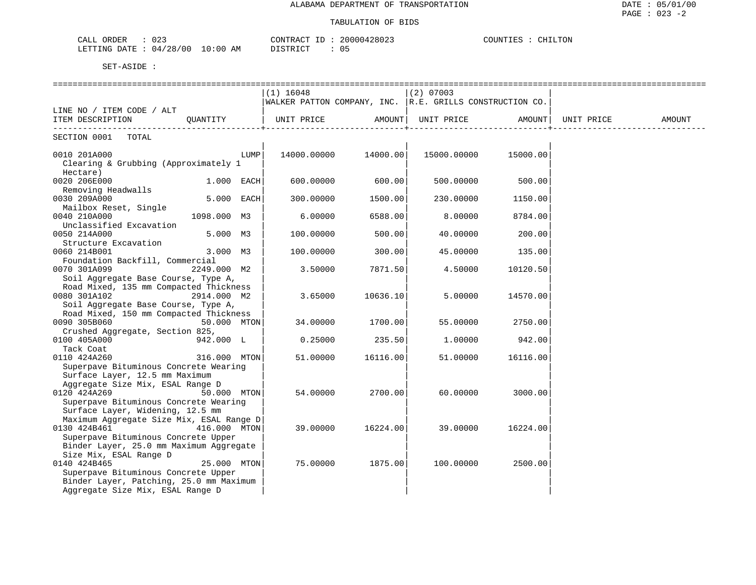ALABAMA DEPARTMENT OF TRANSPORTATION

DATE : 05/01/00

PAGE : 023 -2

TABULATION OF BIDS

CALL ORDER : 023 CONTRACT ID : 20000428023 COUNTIES : CHILTON

LETTING DATE : 04/28/00 10:00 AM DISTRICT : 05

SET-ASIDE :

| LINE NO / ITEM CODE / ALT ITEM DESCRIPTION | QUANTITY | (1) 16048 WALKER PATTON COMPANY, INC. UNIT PRICE | AMOUNT | (2) 07003 R.E. GRILLS CONSTRUCTION CO. UNIT PRICE | AMOUNT | UNIT PRICE | AMOUNT |
|---|---|---|---|---|---|---|---|
| SECTION 0001 TOTAL | | | | | | | |
| 0010 201A000 Clearing & Grubbing (Approximately 1 Hectare) | LUMP | 14000.00000 | 14000.00 | 15000.00000 | 15000.00 | | |
| 0020 206E000 Removing Headwalls | 1.000 EACH | 600.00000 | 600.00 | 500.00000 | 500.00 | | |
| 0030 209A000 Mailbox Reset, Single | 5.000 EACH | 300.00000 | 1500.00 | 230.00000 | 1150.00 | | |
| 0040 210A000 Unclassified Excavation | 1098.000 M3 | 6.00000 | 6588.00 | 8.00000 | 8784.00 | | |
| 0050 214A000 Structure Excavation | 5.000 M3 | 100.00000 | 500.00 | 40.00000 | 200.00 | | |
| 0060 214B001 Foundation Backfill, Commercial | 3.000 M3 | 100.00000 | 300.00 | 45.00000 | 135.00 | | |
| 0070 301A099 Soil Aggregate Base Course, Type A, Road Mixed, 135 mm Compacted Thickness | 2249.000 M2 | 3.50000 | 7871.50 | 4.50000 | 10120.50 | | |
| 0080 301A102 Soil Aggregate Base Course, Type A, Road Mixed, 150 mm Compacted Thickness | 2914.000 M2 | 3.65000 | 10636.10 | 5.00000 | 14570.00 | | |
| 0090 305B060 Crushed Aggregate, Section 825, | 50.000 MTON | 34.00000 | 1700.00 | 55.00000 | 2750.00 | | |
| 0100 405A000 Tack Coat | 942.000 L | 0.25000 | 235.50 | 1.00000 | 942.00 | | |
| 0110 424A260 Superpave Bituminous Concrete Wearing Surface Layer, 12.5 mm Maximum Aggregate Size Mix, ESAL Range D | 316.000 MTON | 51.00000 | 16116.00 | 51.00000 | 16116.00 | | |
| 0120 424A269 Superpave Bituminous Concrete Wearing Surface Layer, Widening, 12.5 mm Maximum Aggregate Size Mix, ESAL Range D | 50.000 MTON | 54.00000 | 2700.00 | 60.00000 | 3000.00 | | |
| 0130 424B461 Superpave Bituminous Concrete Upper Binder Layer, 25.0 mm Maximum Aggregate Size Mix, ESAL Range D | 416.000 MTON | 39.00000 | 16224.00 | 39.00000 | 16224.00 | | |
| 0140 424B465 Superpave Bituminous Concrete Upper Binder Layer, Patching, 25.0 mm Maximum Aggregate Size Mix, ESAL Range D | 25.000 MTON | 75.00000 | 1875.00 | 100.00000 | 2500.00 | | |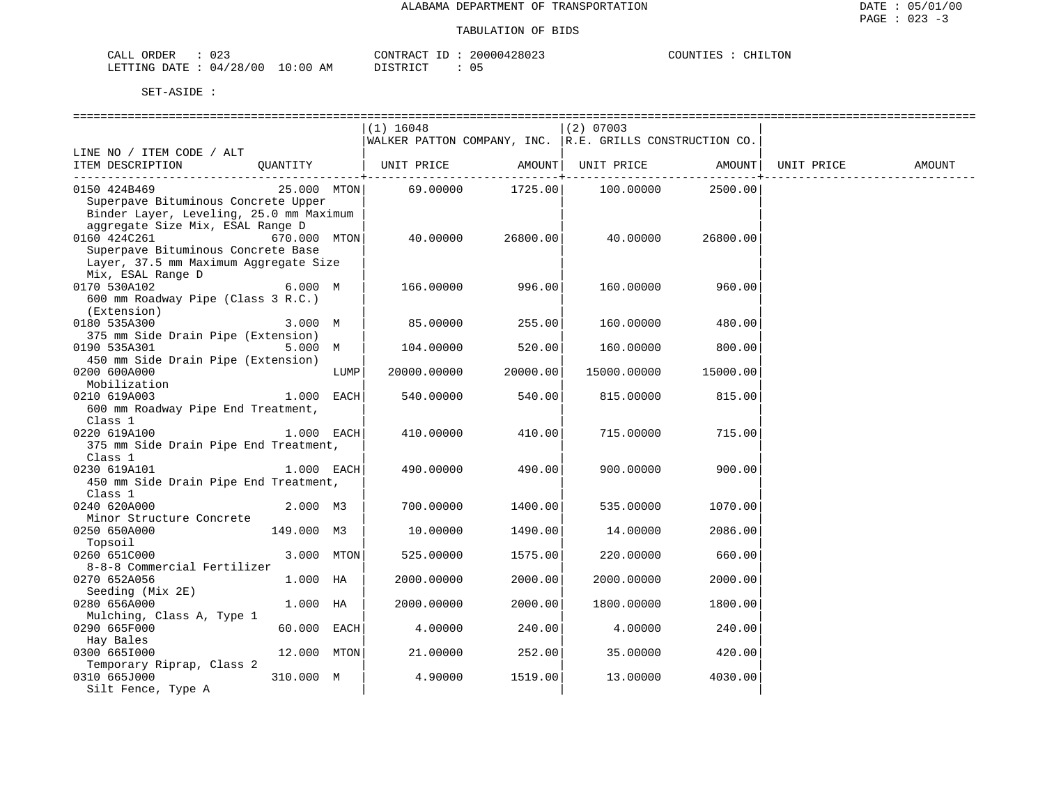ALABAMA DEPARTMENT OF TRANSPORTATION

TABULATION OF BIDS

CALL ORDER : 023 CONTRACT ID : 20000428023 COUNTIES : CHILTON
LETTING DATE : 04/28/00 10:00 AM DISTRICT : 05

SET-ASIDE :

| LINE NO / ITEM CODE / ALT ITEM DESCRIPTION | QUANTITY | (1) 16048 WALKER PATTON COMPANY, INC. UNIT PRICE | AMOUNT | (2) 07003 R.E. GRILLS CONSTRUCTION CO. UNIT PRICE | AMOUNT | UNIT PRICE | AMOUNT |
|---|---|---|---|---|---|---|---|
| 0150 424B469 Superpave Bituminous Concrete Upper Binder Layer, Leveling, 25.0 mm Maximum aggregate Size Mix, ESAL Range D | 25.000 MTON | 69.00000 | 1725.00 | 100.00000 | 2500.00 | | |
| 0160 424C261 Superpave Bituminous Concrete Base Layer, 37.5 mm Maximum Aggregate Size Mix, ESAL Range D | 670.000 MTON | 40.00000 | 26800.00 | 40.00000 | 26800.00 | | |
| 0170 530A102 600 mm Roadway Pipe (Class 3 R.C.) (Extension) | 6.000 M | 166.00000 | 996.00 | 160.00000 | 960.00 | | |
| 0180 535A300 375 mm Side Drain Pipe (Extension) | 3.000 M | 85.00000 | 255.00 | 160.00000 | 480.00 | | |
| 0190 535A301 450 mm Side Drain Pipe (Extension) | 5.000 M | 104.00000 | 520.00 | 160.00000 | 800.00 | | |
| 0200 600A000 Mobilization | LUMP | 20000.00000 | 20000.00 | 15000.00000 | 15000.00 | | |
| 0210 619A003 600 mm Roadway Pipe End Treatment, Class 1 | 1.000 EACH | 540.00000 | 540.00 | 815.00000 | 815.00 | | |
| 0220 619A100 375 mm Side Drain Pipe End Treatment, Class 1 | 1.000 EACH | 410.00000 | 410.00 | 715.00000 | 715.00 | | |
| 0230 619A101 450 mm Side Drain Pipe End Treatment, Class 1 | 1.000 EACH | 490.00000 | 490.00 | 900.00000 | 900.00 | | |
| 0240 620A000 Minor Structure Concrete | 2.000 M3 | 700.00000 | 1400.00 | 535.00000 | 1070.00 | | |
| 0250 650A000 Topsoil | 149.000 M3 | 10.00000 | 1490.00 | 14.00000 | 2086.00 | | |
| 0260 651C000 8-8-8 Commercial Fertilizer | 3.000 MTON | 525.00000 | 1575.00 | 220.00000 | 660.00 | | |
| 0270 652A056 Seeding (Mix 2E) | 1.000 HA | 2000.00000 | 2000.00 | 2000.00000 | 2000.00 | | |
| 0280 656A000 Mulching, Class A, Type 1 | 1.000 HA | 2000.00000 | 2000.00 | 1800.00000 | 1800.00 | | |
| 0290 665F000 Hay Bales | 60.000 EACH | 4.00000 | 240.00 | 4.00000 | 240.00 | | |
| 0300 665I000 Temporary Riprap, Class 2 | 12.000 MTON | 21.00000 | 252.00 | 35.00000 | 420.00 | | |
| 0310 665J000 Silt Fence, Type A | 310.000 M | 4.90000 | 1519.00 | 13.00000 | 4030.00 | | |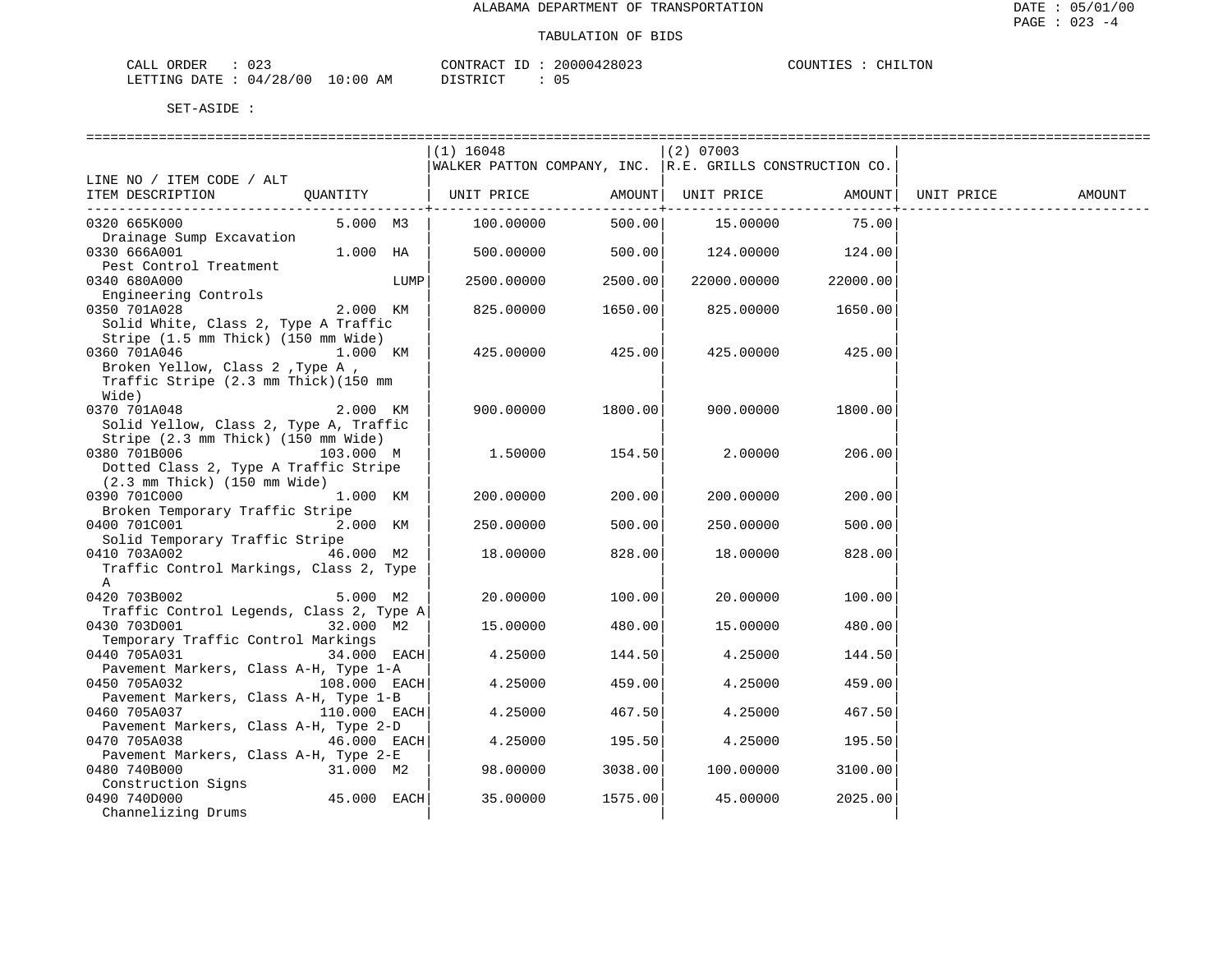ALABAMA DEPARTMENT OF TRANSPORTATION

TABULATION OF BIDS

CALL ORDER : 023 CONTRACT ID : 20000428023 COUNTIES : CHILTON
LETTING DATE : 04/28/00 10:00 AM DISTRICT : 05

SET-ASIDE :

| LINE NO / ITEM CODE / ALT ITEM DESCRIPTION | QUANTITY | (1) 16048 WALKER PATTON COMPANY, INC. UNIT PRICE | AMOUNT | (2) 07003 R.E. GRILLS CONSTRUCTION CO. UNIT PRICE | AMOUNT | UNIT PRICE | AMOUNT |
|---|---|---|---|---|---|---|---|
| 0320 665K000 Drainage Sump Excavation | 5.000 M3 | 100.00000 | 500.00 | 15.00000 | 75.00 | | |
| 0330 666A001 Pest Control Treatment | 1.000 HA | 500.00000 | 500.00 | 124.00000 | 124.00 | | |
| 0340 680A000 Engineering Controls | LUMP | 2500.00000 | 2500.00 | 22000.00000 | 22000.00 | | |
| 0350 701A028 Solid White, Class 2, Type A Traffic Stripe (1.5 mm Thick) (150 mm Wide) | 2.000 KM | 825.00000 | 1650.00 | 825.00000 | 1650.00 | | |
| 0360 701A046 Broken Yellow, Class 2 ,Type A , Traffic Stripe (2.3 mm Thick)(150 mm Wide) | 1.000 KM | 425.00000 | 425.00 | 425.00000 | 425.00 | | |
| 0370 701A048 Solid Yellow, Class 2, Type A, Traffic Stripe (2.3 mm Thick) (150 mm Wide) | 2.000 KM | 900.00000 | 1800.00 | 900.00000 | 1800.00 | | |
| 0380 701B006 Dotted Class 2, Type A Traffic Stripe (2.3 mm Thick) (150 mm Wide) | 103.000 M | 1.50000 | 154.50 | 2.00000 | 206.00 | | |
| 0390 701C000 Broken Temporary Traffic Stripe | 1.000 KM | 200.00000 | 200.00 | 200.00000 | 200.00 | | |
| 0400 701C001 Solid Temporary Traffic Stripe | 2.000 KM | 250.00000 | 500.00 | 250.00000 | 500.00 | | |
| 0410 703A002 Traffic Control Markings, Class 2, Type A | 46.000 M2 | 18.00000 | 828.00 | 18.00000 | 828.00 | | |
| 0420 703B002 Traffic Control Legends, Class 2, Type A | 5.000 M2 | 20.00000 | 100.00 | 20.00000 | 100.00 | | |
| 0430 703D001 Temporary Traffic Control Markings | 32.000 M2 | 15.00000 | 480.00 | 15.00000 | 480.00 | | |
| 0440 705A031 Pavement Markers, Class A-H, Type 1-A | 34.000 EACH | 4.25000 | 144.50 | 4.25000 | 144.50 | | |
| 0450 705A032 Pavement Markers, Class A-H, Type 1-B | 108.000 EACH | 4.25000 | 459.00 | 4.25000 | 459.00 | | |
| 0460 705A037 Pavement Markers, Class A-H, Type 2-D | 110.000 EACH | 4.25000 | 467.50 | 4.25000 | 467.50 | | |
| 0470 705A038 Pavement Markers, Class A-H, Type 2-E | 46.000 EACH | 4.25000 | 195.50 | 4.25000 | 195.50 | | |
| 0480 740B000 Construction Signs | 31.000 M2 | 98.00000 | 3038.00 | 100.00000 | 3100.00 | | |
| 0490 740D000 Channelizing Drums | 45.000 EACH | 35.00000 | 1575.00 | 45.00000 | 2025.00 | | |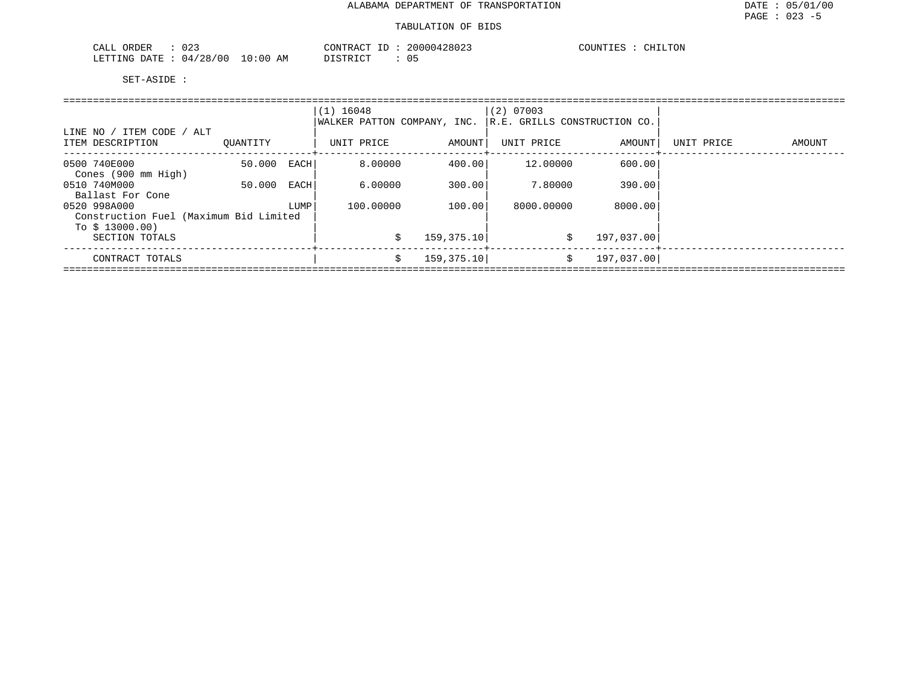ALABAMA DEPARTMENT OF TRANSPORTATION

TABULATION OF BIDS

DATE : 05/01/00
PAGE : 023 -5

CALL ORDER : 023
LETTING DATE : 04/28/00 10:00 AM

CONTRACT ID : 20000428023
DISTRICT : 05

COUNTIES : CHILTON

SET-ASIDE :

| LINE NO / ITEM CODE / ALT<br>ITEM DESCRIPTION | QUANTITY | | (1) 16048<br>WALKER PATTON COMPANY, INC.<br>UNIT PRICE | AMOUNT | (2) 07003<br>R.E. GRILLS CONSTRUCTION CO.<br>UNIT PRICE | AMOUNT | UNIT PRICE | AMOUNT |
|---|---|---|---|---|---|---|---|---|
| 0500 740E000<br>Cones (900 mm High) | 50.000 | EACH | 8.00000 | 400.00 | 12.00000 | 600.00 | | |
| 0510 740M000<br>Ballast For Cone | 50.000 | EACH | 6.00000 | 300.00 | 7.80000 | 390.00 | | |
| 0520 998A000<br>Construction Fuel (Maximum Bid Limited To $ 13000.00) | | LUMP | 100.00000 | 100.00 | 8000.00000 | 8000.00 | | |
| SECTION TOTALS | | | $ | 159,375.10 | $ | 197,037.00 | | |
| CONTRACT TOTALS | | | $ | 159,375.10 | $ | 197,037.00 | | |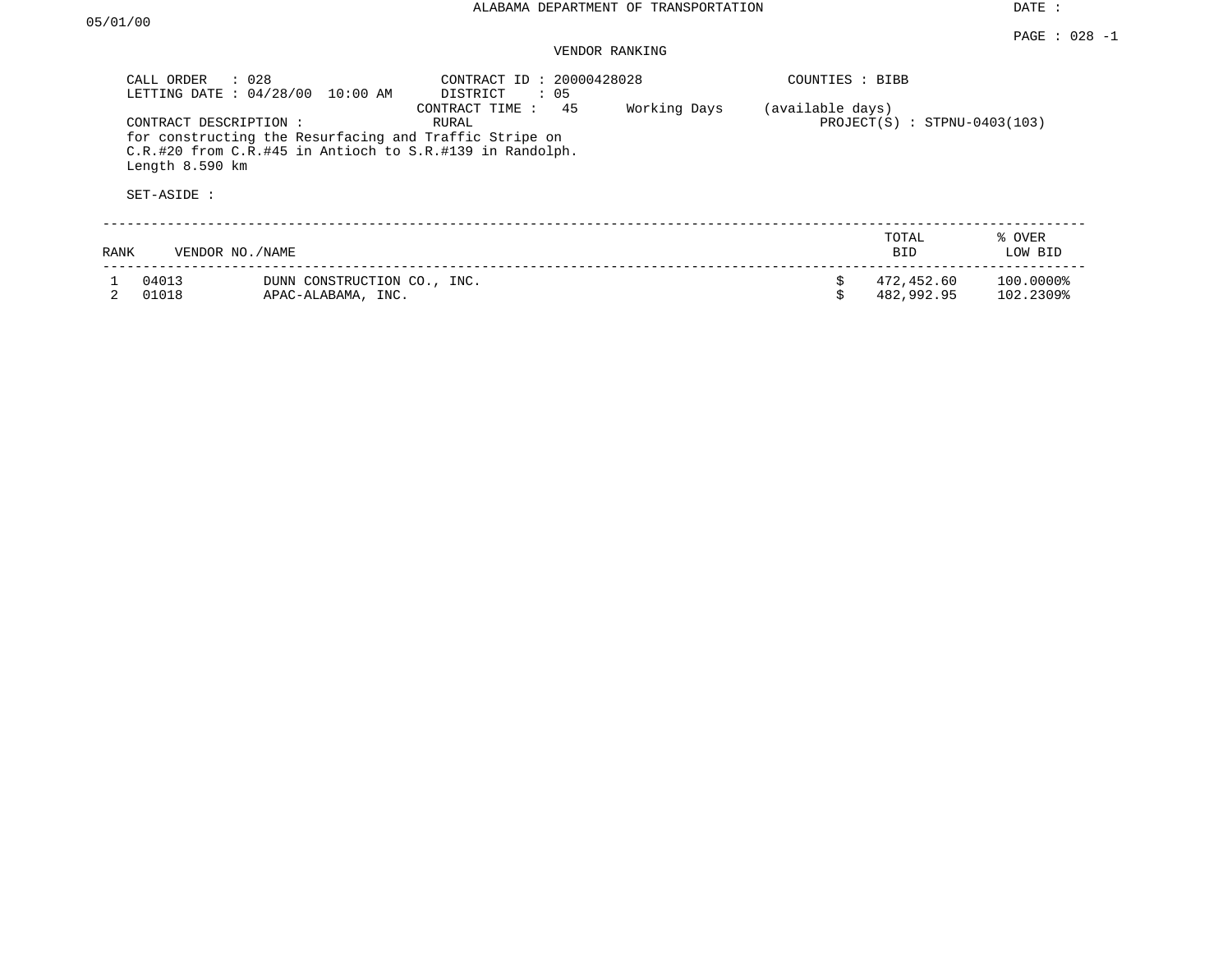ALABAMA DEPARTMENT OF TRANSPORTATION

DATE : 05/01/00

PAGE : 028 -1

## VENDOR RANKING

CALL ORDER : 028
LETTING DATE : 04/28/00 10:00 AM

CONTRACT ID : 20000428028
DISTRICT : 05
CONTRACT TIME : 45 Working Days (available days)
RURAL

COUNTIES : BIBB

PROJECT(S) : STPNU-0403(103)

CONTRACT DESCRIPTION :
for constructing the Resurfacing and Traffic Stripe on C.R.#20 from C.R.#45 in Antioch to S.R.#139 in Randolph. Length 8.590 km

SET-ASIDE :

| RANK | VENDOR NO. | NAME | TOTAL BID | % OVER LOW BID |
|---|---|---|---|---|
| 1 | 04013 | DUNN CONSTRUCTION CO., INC. | $ 472,452.60 | 100.0000% |
| 2 | 01018 | APAC-ALABAMA, INC. | $ 482,992.95 | 102.2309% |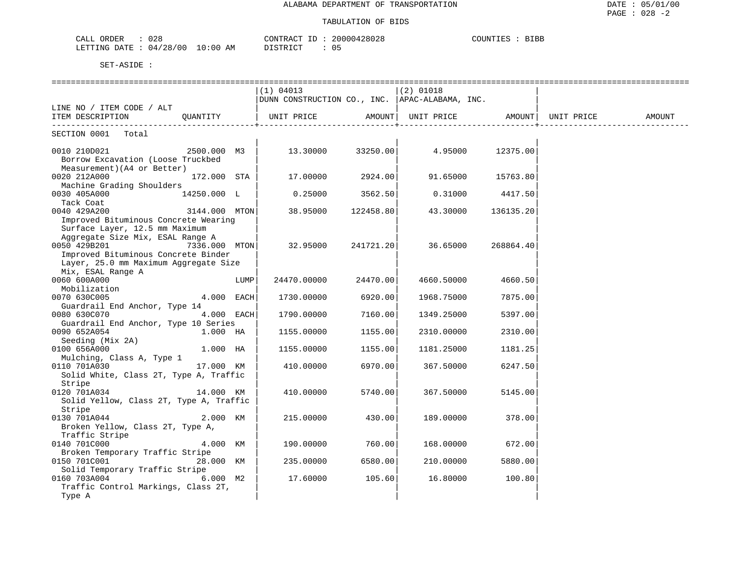ALABAMA DEPARTMENT OF TRANSPORTATION

TABULATION OF BIDS

DATE : 05/01/00
PAGE : 028 -2

CALL ORDER : 028
LETTING DATE : 04/28/00 10:00 AM
CONTRACT ID : 20000428028
DISTRICT : 05
COUNTIES : BIBB

SET-ASIDE :

| LINE NO / ITEM CODE / ALT ITEM DESCRIPTION | QUANTITY | (1) 04013 DUNN CONSTRUCTION CO., INC. UNIT PRICE | AMOUNT | (2) 01018 APAC-ALABAMA, INC. UNIT PRICE | AMOUNT | UNIT PRICE | AMOUNT |
|---|---|---|---|---|---|---|---|
| SECTION 0001 Total | | | | | | | |
| 0010 210D021 Borrow Excavation (Loose Truckbed Measurement)(A4 or Better) | 2500.000 M3 | 13.30000 | 33250.00 | 4.95000 | 12375.00 | | |
| 0020 212A000 Machine Grading Shoulders | 172.000 STA | 17.00000 | 2924.00 | 91.65000 | 15763.80 | | |
| 0030 405A000 Tack Coat | 14250.000 L | 0.25000 | 3562.50 | 0.31000 | 4417.50 | | |
| 0040 429A200 Improved Bituminous Concrete Wearing Surface Layer, 12.5 mm Maximum Aggregate Size Mix, ESAL Range A | 3144.000 MTON | 38.95000 | 122458.80 | 43.30000 | 136135.20 | | |
| 0050 429B201 Improved Bituminous Concrete Binder Layer, 25.0 mm Maximum Aggregate Size Mix, ESAL Range A | 7336.000 MTON | 32.95000 | 241721.20 | 36.65000 | 268864.40 | | |
| 0060 600A000 Mobilization | LUMP | 24470.00000 | 24470.00 | 4660.50000 | 4660.50 | | |
| 0070 630C005 Guardrail End Anchor, Type 14 | 4.000 EACH | 1730.00000 | 6920.00 | 1968.75000 | 7875.00 | | |
| 0080 630C070 Guardrail End Anchor, Type 10 Series | 4.000 EACH | 1790.00000 | 7160.00 | 1349.25000 | 5397.00 | | |
| 0090 652A054 Seeding (Mix 2A) | 1.000 HA | 1155.00000 | 1155.00 | 2310.00000 | 2310.00 | | |
| 0100 656A000 Mulching, Class A, Type 1 | 1.000 HA | 1155.00000 | 1155.00 | 1181.25000 | 1181.25 | | |
| 0110 701A030 Solid White, Class 2T, Type A, Traffic Stripe | 17.000 KM | 410.00000 | 6970.00 | 367.50000 | 6247.50 | | |
| 0120 701A034 Solid Yellow, Class 2T, Type A, Traffic Stripe | 14.000 KM | 410.00000 | 5740.00 | 367.50000 | 5145.00 | | |
| 0130 701A044 Broken Yellow, Class 2T, Type A, Traffic Stripe | 2.000 KM | 215.00000 | 430.00 | 189.00000 | 378.00 | | |
| 0140 701C000 Broken Temporary Traffic Stripe | 4.000 KM | 190.00000 | 760.00 | 168.00000 | 672.00 | | |
| 0150 701C001 Solid Temporary Traffic Stripe | 28.000 KM | 235.00000 | 6580.00 | 210.00000 | 5880.00 | | |
| 0160 703A004 Traffic Control Markings, Class 2T, Type A | 6.000 M2 | 17.60000 | 105.60 | 16.80000 | 100.80 | | |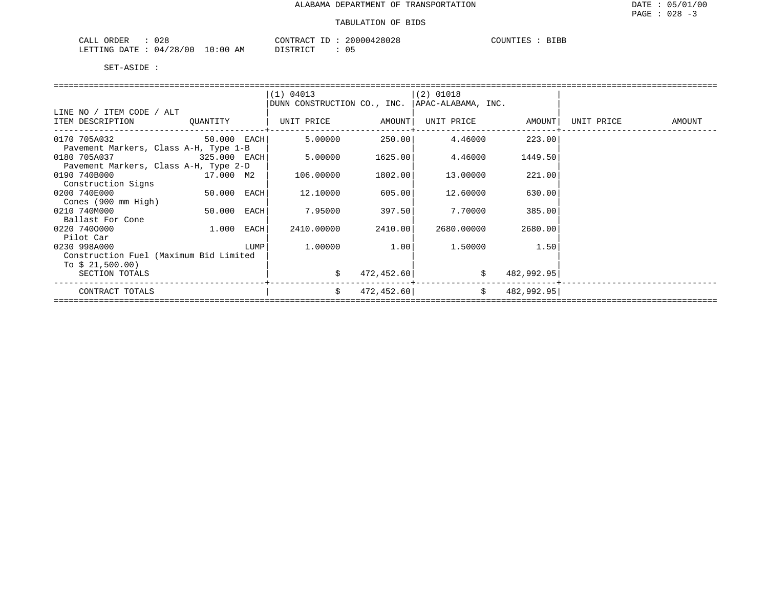ALABAMA DEPARTMENT OF TRANSPORTATION

TABULATION OF BIDS

CALL ORDER : 028 CONTRACT ID : 20000428028 COUNTIES : BIBB
LETTING DATE : 04/28/00 10:00 AM DISTRICT : 05

SET-ASIDE :

| LINE NO / ITEM CODE / ALT<br>ITEM DESCRIPTION | QUANTITY | (1) 04013 DUNN CONSTRUCTION CO., INC.<br>UNIT PRICE | AMOUNT | (2) 01018 APAC-ALABAMA, INC.<br>UNIT PRICE | AMOUNT | UNIT PRICE | AMOUNT |
|---|---|---|---|---|---|---|---|
| 0170 705A032<br>Pavement Markers, Class A-H, Type 1-B | 50.000 EACH | 5.00000 | 250.00 | 4.46000 | 223.00 | | |
| 0180 705A037<br>Pavement Markers, Class A-H, Type 2-D | 325.000 EACH | 5.00000 | 1625.00 | 4.46000 | 1449.50 | | |
| 0190 740B000<br>Construction Signs | 17.000 M2 | 106.00000 | 1802.00 | 13.00000 | 221.00 | | |
| 0200 740E000<br>Cones (900 mm High) | 50.000 EACH | 12.10000 | 605.00 | 12.60000 | 630.00 | | |
| 0210 740M000<br>Ballast For Cone | 50.000 EACH | 7.95000 | 397.50 | 7.70000 | 385.00 | | |
| 0220 740O000<br>Pilot Car | 1.000 EACH | 2410.00000 | 2410.00 | 2680.00000 | 2680.00 | | |
| 0230 998A000<br>Construction Fuel (Maximum Bid Limited To $ 21,500.00) | LUMP | 1.00000 | 1.00 | 1.50000 | 1.50 | | |
| SECTION TOTALS | | | $ 472,452.60 | | $ 482,992.95 | | |
| CONTRACT TOTALS | | | $ 472,452.60 | | $ 482,992.95 | | |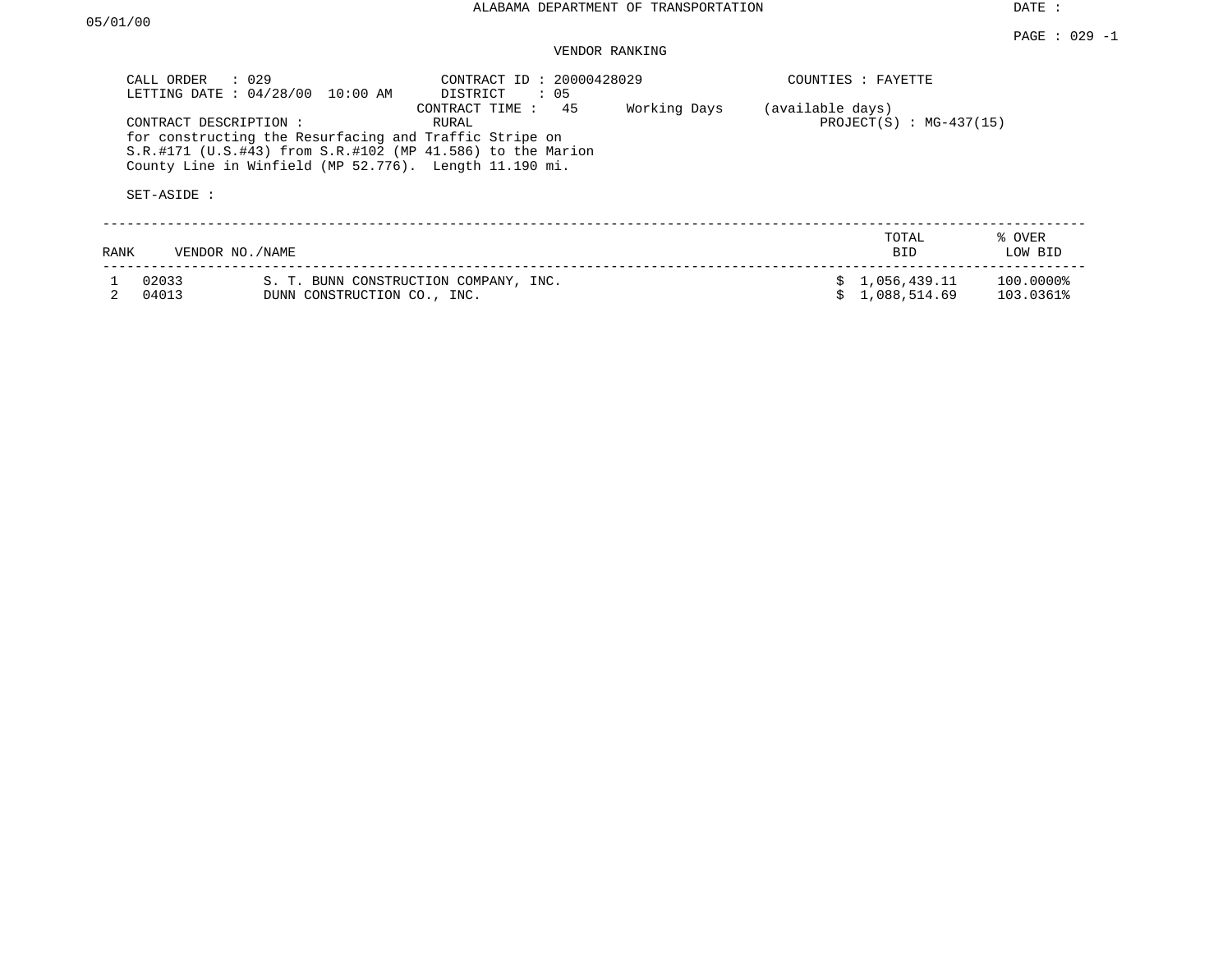ALABAMA DEPARTMENT OF TRANSPORTATION

DATE : 05/01/00

PAGE : 029 -1

VENDOR RANKING

CALL ORDER : 029
LETTING DATE : 04/28/00 10:00 AM

CONTRACT ID : 20000428029
DISTRICT : 05
CONTRACT TIME : 45 Working Days (available days)
RURAL

COUNTIES : FAYETTE
PROJECT(S) : MG-437(15)

CONTRACT DESCRIPTION :
for constructing the Resurfacing and Traffic Stripe on S.R.#171 (U.S.#43) from S.R.#102 (MP 41.586) to the Marion County Line in Winfield (MP 52.776). Length 11.190 mi.

SET-ASIDE :

| RANK | VENDOR NO./NAME | | TOTAL BID | % OVER LOW BID |
|---|---|---|---|---|
| 1 | 02033 | S. T. BUNN CONSTRUCTION COMPANY, INC. | $ 1,056,439.11 | 100.0000% |
| 2 | 04013 | DUNN CONSTRUCTION CO., INC. | $ 1,088,514.69 | 103.0361% |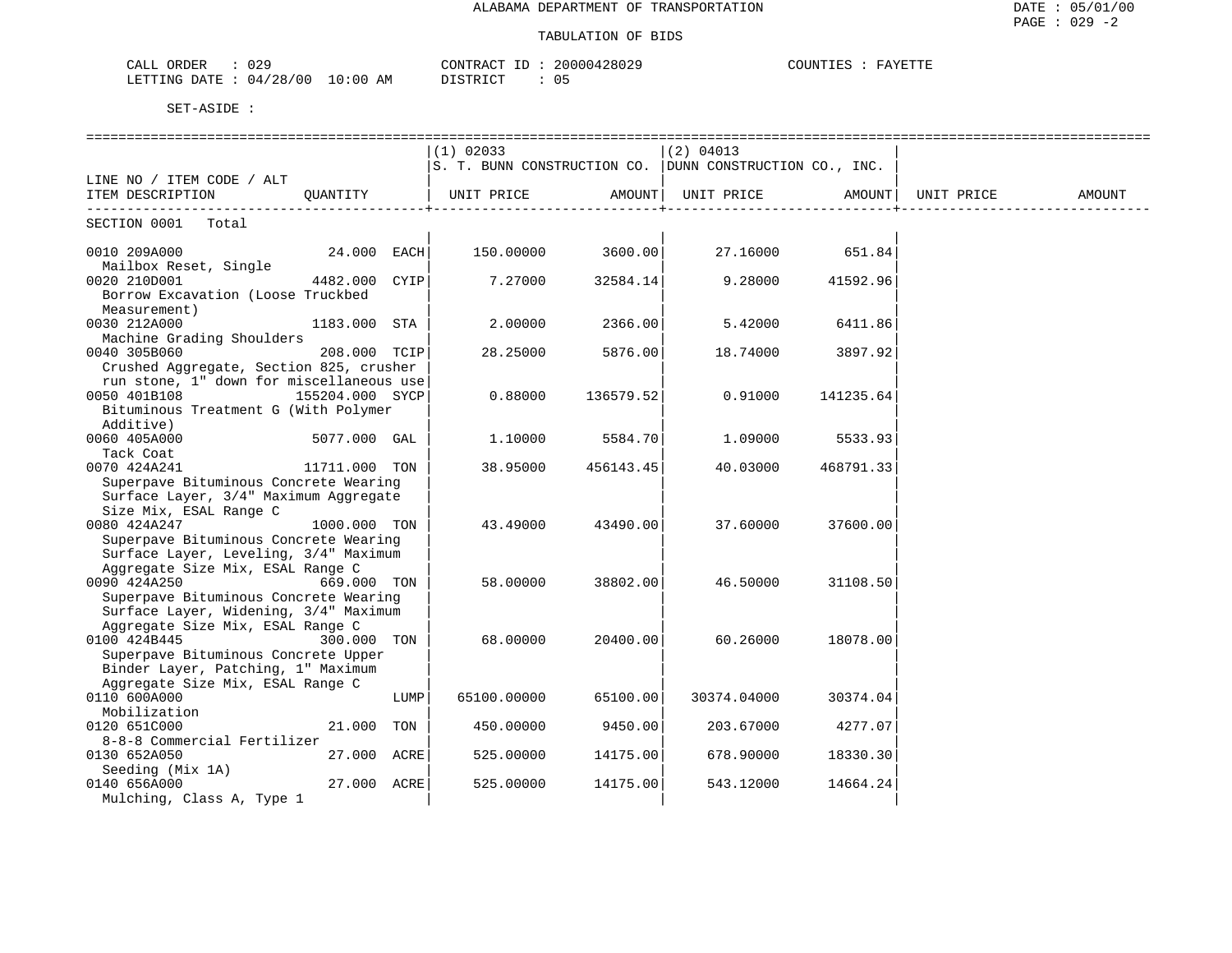ALABAMA DEPARTMENT OF TRANSPORTATION

TABULATION OF BIDS

DATE : 05/01/00
PAGE : 029 -2

CALL ORDER : 029 CONTRACT ID : 20000428029 COUNTIES : FAYETTE
LETTING DATE : 04/28/00 10:00 AM DISTRICT : 05

SET-ASIDE :

| LINE NO / ITEM CODE / ALT ITEM DESCRIPTION | QUANTITY | (1) 02033 S. T. BUNN CONSTRUCTION CO. UNIT PRICE | AMOUNT | (2) 04013 DUNN CONSTRUCTION CO., INC. UNIT PRICE | AMOUNT | UNIT PRICE | AMOUNT |
|---|---|---|---|---|---|---|---|
| SECTION 0001 Total | | | | | | | |
| 0010 209A000 Mailbox Reset, Single | 24.000 EACH | 150.00000 | 3600.00 | 27.16000 | 651.84 | | |
| 0020 210D001 Borrow Excavation (Loose Truckbed Measurement) | 4482.000 CYIP | 7.27000 | 32584.14 | 9.28000 | 41592.96 | | |
| 0030 212A000 Machine Grading Shoulders | 1183.000 STA | 2.00000 | 2366.00 | 5.42000 | 6411.86 | | |
| 0040 305B060 Crushed Aggregate, Section 825, crusher run stone, 1" down for miscellaneous use | 208.000 TCIP | 28.25000 | 5876.00 | 18.74000 | 3897.92 | | |
| 0050 401B108 Bituminous Treatment G (With Polymer Additive) | 155204.000 SYCP | 0.88000 | 136579.52 | 0.91000 | 141235.64 | | |
| 0060 405A000 Tack Coat | 5077.000 GAL | 1.10000 | 5584.70 | 1.09000 | 5533.93 | | |
| 0070 424A241 Superpave Bituminous Concrete Wearing Surface Layer, 3/4" Maximum Aggregate Size Mix, ESAL Range C | 11711.000 TON | 38.95000 | 456143.45 | 40.03000 | 468791.33 | | |
| 0080 424A247 Superpave Bituminous Concrete Wearing Surface Layer, Leveling, 3/4" Maximum Aggregate Size Mix, ESAL Range C | 1000.000 TON | 43.49000 | 43490.00 | 37.60000 | 37600.00 | | |
| 0090 424A250 Superpave Bituminous Concrete Wearing Surface Layer, Widening, 3/4" Maximum Aggregate Size Mix, ESAL Range C | 669.000 TON | 58.00000 | 38802.00 | 46.50000 | 31108.50 | | |
| 0100 424B445 Superpave Bituminous Concrete Upper Binder Layer, Patching, 1" Maximum Aggregate Size Mix, ESAL Range C | 300.000 TON | 68.00000 | 20400.00 | 60.26000 | 18078.00 | | |
| 0110 600A000 Mobilization | LUMP | 65100.00000 | 65100.00 | 30374.04000 | 30374.04 | | |
| 0120 651C000 8-8-8 Commercial Fertilizer | 21.000 TON | 450.00000 | 9450.00 | 203.67000 | 4277.07 | | |
| 0130 652A050 Seeding (Mix 1A) | 27.000 ACRE | 525.00000 | 14175.00 | 678.90000 | 18330.30 | | |
| 0140 656A000 Mulching, Class A, Type 1 | 27.000 ACRE | 525.00000 | 14175.00 | 543.12000 | 14664.24 | | |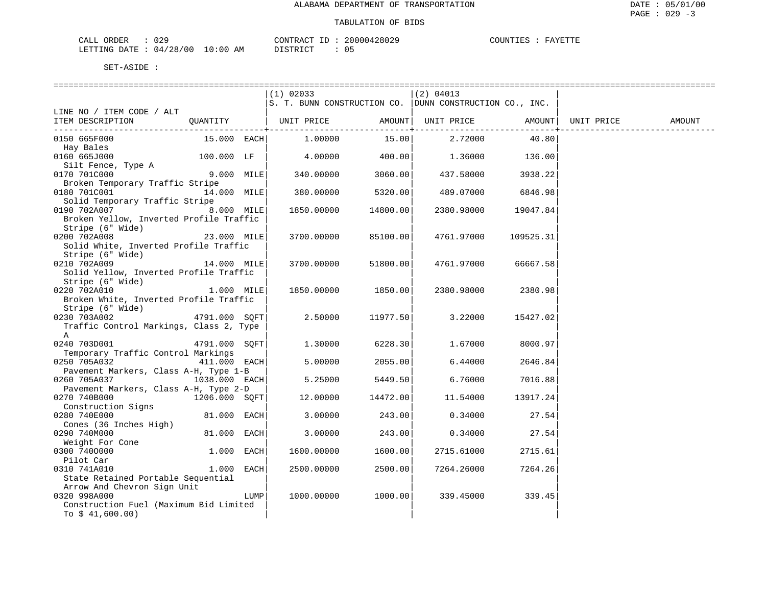ALABAMA DEPARTMENT OF TRANSPORTATION

TABULATION OF BIDS

CALL ORDER : 029　　CONTRACT ID : 20000428029　　COUNTIES : FAYETTE
LETTING DATE : 04/28/00 10:00 AM　　DISTRICT : 05

SET-ASIDE :

| LINE NO / ITEM CODE / ALT ITEM DESCRIPTION | QUANTITY | (1) 02033 S. T. BUNN CONSTRUCTION CO. UNIT PRICE | AMOUNT | (2) 04013 DUNN CONSTRUCTION CO., INC. UNIT PRICE | AMOUNT | UNIT PRICE | AMOUNT |
|---|---|---|---|---|---|---|---|
| 0150 665F000 Hay Bales | 15.000 EACH | 1.00000 | 15.00 | 2.72000 | 40.80 | | |
| 0160 665J000 Silt Fence, Type A | 100.000 LF | 4.00000 | 400.00 | 1.36000 | 136.00 | | |
| 0170 701C000 Broken Temporary Traffic Stripe | 9.000 MILE | 340.00000 | 3060.00 | 437.58000 | 3938.22 | | |
| 0180 701C001 Solid Temporary Traffic Stripe | 14.000 MILE | 380.00000 | 5320.00 | 489.07000 | 6846.98 | | |
| 0190 702A007 Broken Yellow, Inverted Profile Traffic Stripe (6" Wide) | 8.000 MILE | 1850.00000 | 14800.00 | 2380.98000 | 19047.84 | | |
| 0200 702A008 Solid White, Inverted Profile Traffic Stripe (6" Wide) | 23.000 MILE | 3700.00000 | 85100.00 | 4761.97000 | 109525.31 | | |
| 0210 702A009 Solid Yellow, Inverted Profile Traffic Stripe (6" Wide) | 14.000 MILE | 3700.00000 | 51800.00 | 4761.97000 | 66667.58 | | |
| 0220 702A010 Broken White, Inverted Profile Traffic Stripe (6" Wide) | 1.000 MILE | 1850.00000 | 1850.00 | 2380.98000 | 2380.98 | | |
| 0230 703A002 Traffic Control Markings, Class 2, Type A | 4791.000 SQFT | 2.50000 | 11977.50 | 3.22000 | 15427.02 | | |
| 0240 703D001 Temporary Traffic Control Markings | 4791.000 SQFT | 1.30000 | 6228.30 | 1.67000 | 8000.97 | | |
| 0250 705A032 Pavement Markers, Class A-H, Type 1-B | 411.000 EACH | 5.00000 | 2055.00 | 6.44000 | 2646.84 | | |
| 0260 705A037 Pavement Markers, Class A-H, Type 2-D | 1038.000 EACH | 5.25000 | 5449.50 | 6.76000 | 7016.88 | | |
| 0270 740B000 Construction Signs | 1206.000 SQFT | 12.00000 | 14472.00 | 11.54000 | 13917.24 | | |
| 0280 740E000 Cones (36 Inches High) | 81.000 EACH | 3.00000 | 243.00 | 0.34000 | 27.54 | | |
| 0290 740M000 Weight For Cone | 81.000 EACH | 3.00000 | 243.00 | 0.34000 | 27.54 | | |
| 0300 740O000 Pilot Car | 1.000 EACH | 1600.00000 | 1600.00 | 2715.61000 | 2715.61 | | |
| 0310 741A010 State Retained Portable Sequential Arrow And Chevron Sign Unit | 1.000 EACH | 2500.00000 | 2500.00 | 7264.26000 | 7264.26 | | |
| 0320 998A000 Construction Fuel (Maximum Bid Limited To $ 41,600.00) | LUMP | 1000.00000 | 1000.00 | 339.45000 | 339.45 | | |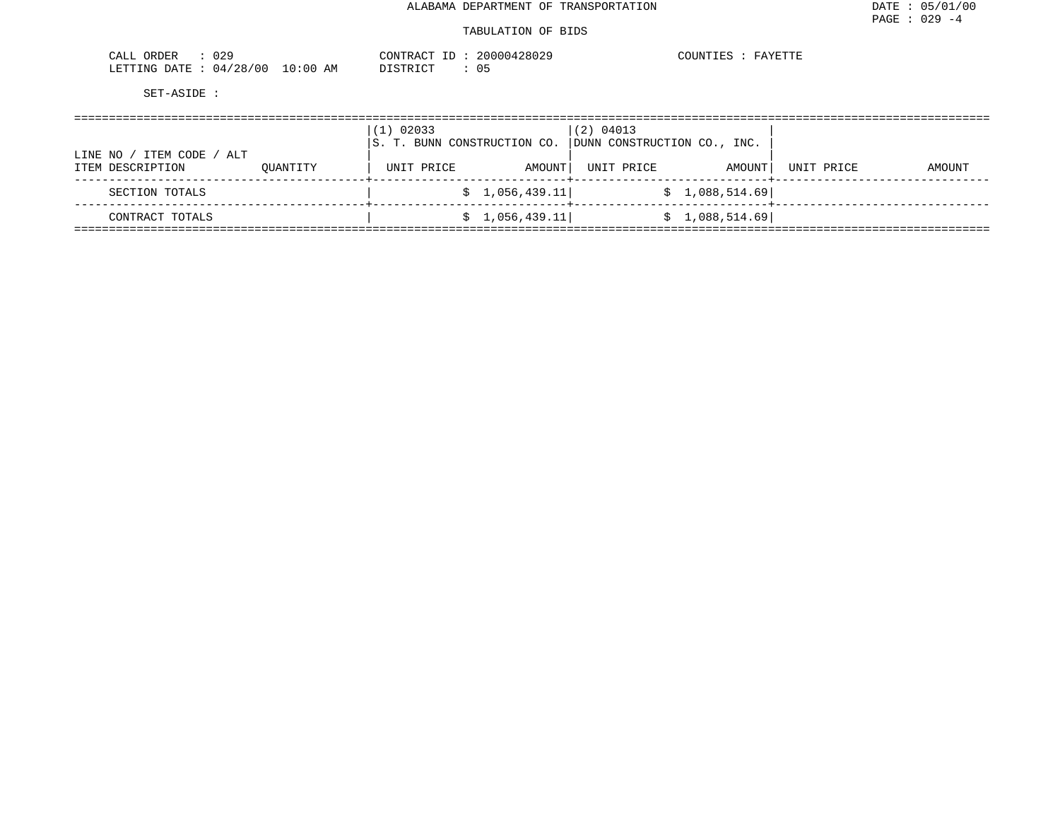ALABAMA DEPARTMENT OF TRANSPORTATION

DATE : 05/01/00

PAGE : 029 -4

TABULATION OF BIDS

CALL ORDER : 029 CONTRACT ID : 20000428029 COUNTIES : FAYETTE

LETTING DATE : 04/28/00 10:00 AM DISTRICT : 05

SET-ASIDE :

| LINE NO / ITEM CODE / ALT | | (1) 02033 S. T. BUNN CONSTRUCTION CO. | | (2) 04013 DUNN CONSTRUCTION CO., INC. | | | |
|---|---|---|---|---|---|---|---|
| ITEM DESCRIPTION | QUANTITY | UNIT PRICE | AMOUNT | UNIT PRICE | AMOUNT | UNIT PRICE | AMOUNT |
| SECTION TOTALS | | | $ 1,056,439.11 | | $ 1,088,514.69 | | |
| CONTRACT TOTALS | | | $ 1,056,439.11 | | $ 1,088,514.69 | | |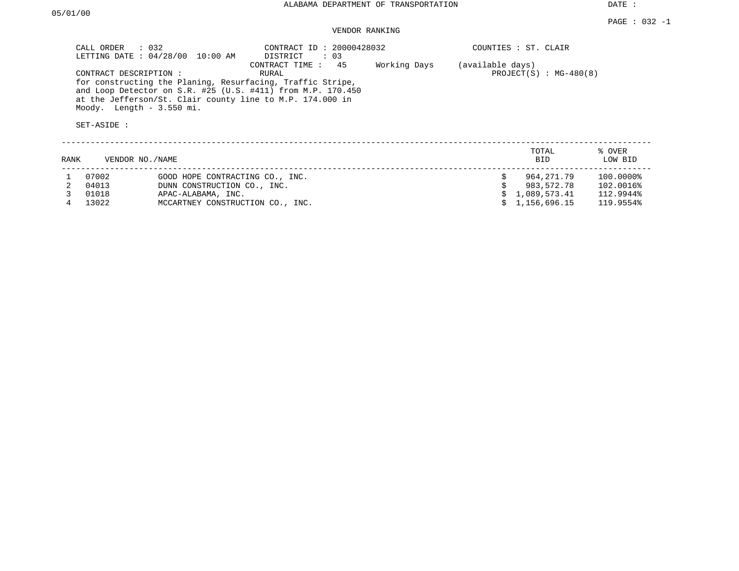05/01/00

ALABAMA DEPARTMENT OF TRANSPORTATION

DATE :

PAGE : 032 -1

VENDOR RANKING

CALL ORDER : 032  
LETTING DATE : 04/28/00 10:00 AM

CONTRACT ID : 20000428032  
DISTRICT : 03  
CONTRACT TIME : 45 Working Days (available days)

COUNTIES : ST. CLAIR

CONTRACT DESCRIPTION : RURAL

PROJECT(S) : MG-480(8)

for constructing the Planing, Resurfacing, Traffic Stripe, and Loop Detector on S.R. #25 (U.S. #411) from M.P. 170.450 at the Jefferson/St. Clair county line to M.P. 174.000 in Moody. Length - 3.550 mi.

SET-ASIDE :

| RANK | VENDOR NO./NAME | | TOTAL BID | % OVER LOW BID |
|---|---|---|---|---|
| 1 | 07002 | GOOD HOPE CONTRACTING CO., INC. | $ 964,271.79 | 100.0000% |
| 2 | 04013 | DUNN CONSTRUCTION CO., INC. | $ 983,572.78 | 102.0016% |
| 3 | 01018 | APAC-ALABAMA, INC. | $ 1,089,573.41 | 112.9944% |
| 4 | 13022 | MCCARTNEY CONSTRUCTION CO., INC. | $ 1,156,696.15 | 119.9554% |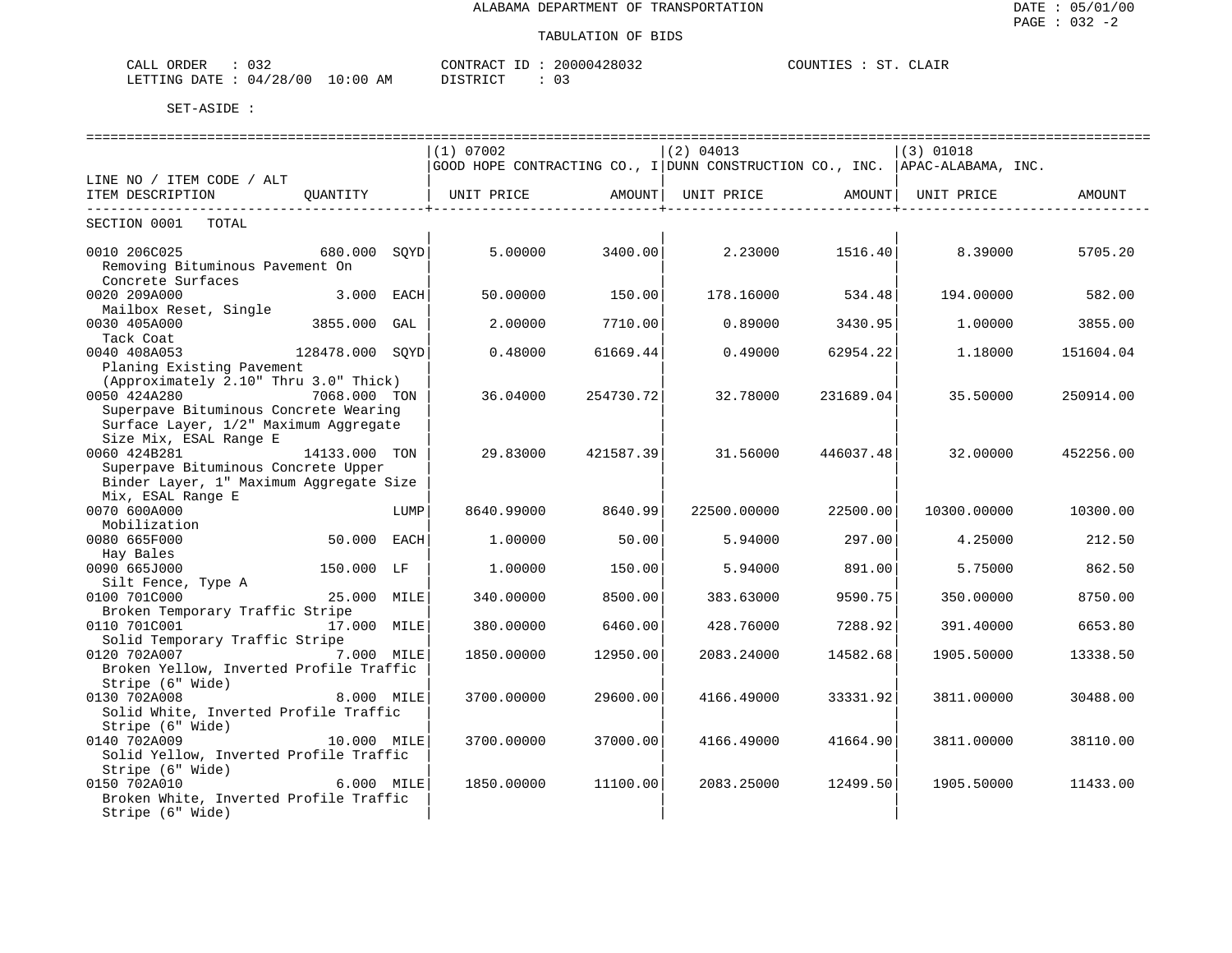ALABAMA DEPARTMENT OF TRANSPORTATION

TABULATION OF BIDS

CALL ORDER : 032　　CONTRACT ID : 20000428032　　COUNTIES : ST. CLAIR
LETTING DATE : 04/28/00 10:00 AM　　DISTRICT : 03

SET-ASIDE :

| LINE NO / ITEM CODE / ALT ITEM DESCRIPTION | QUANTITY | (1) 07002 GOOD HOPE CONTRACTING CO., I UNIT PRICE | AMOUNT | (2) 04013 DUNN CONSTRUCTION CO., INC. UNIT PRICE | AMOUNT | (3) 01018 APAC-ALABAMA, INC. UNIT PRICE | AMOUNT |
|---|---|---|---|---|---|---|---|
| SECTION 0001 TOTAL | | | | | | | |
| 0010 206C025 Removing Bituminous Pavement On Concrete Surfaces | 680.000 SQYD | 5.00000 | 3400.00 | 2.23000 | 1516.40 | 8.39000 | 5705.20 |
| 0020 209A000 Mailbox Reset, Single | 3.000 EACH | 50.00000 | 150.00 | 178.16000 | 534.48 | 194.00000 | 582.00 |
| 0030 405A000 Tack Coat | 3855.000 GAL | 2.00000 | 7710.00 | 0.89000 | 3430.95 | 1.00000 | 3855.00 |
| 0040 408A053 Planing Existing Pavement (Approximately 2.10" Thru 3.0" Thick) | 128478.000 SQYD | 0.48000 | 61669.44 | 0.49000 | 62954.22 | 1.18000 | 151604.04 |
| 0050 424A280 Superpave Bituminous Concrete Wearing Surface Layer, 1/2" Maximum Aggregate Size Mix, ESAL Range E | 7068.000 TON | 36.04000 | 254730.72 | 32.78000 | 231689.04 | 35.50000 | 250914.00 |
| 0060 424B281 Superpave Bituminous Concrete Upper Binder Layer, 1" Maximum Aggregate Size Mix, ESAL Range E | 14133.000 TON | 29.83000 | 421587.39 | 31.56000 | 446037.48 | 32.00000 | 452256.00 |
| 0070 600A000 Mobilization | LUMP | 8640.99000 | 8640.99 | 22500.00000 | 22500.00 | 10300.00000 | 10300.00 |
| 0080 665F000 Hay Bales | 50.000 EACH | 1.00000 | 50.00 | 5.94000 | 297.00 | 4.25000 | 212.50 |
| 0090 665J000 Silt Fence, Type A | 150.000 LF | 1.00000 | 150.00 | 5.94000 | 891.00 | 5.75000 | 862.50 |
| 0100 701C000 Broken Temporary Traffic Stripe | 25.000 MILE | 340.00000 | 8500.00 | 383.63000 | 9590.75 | 350.00000 | 8750.00 |
| 0110 701C001 Solid Temporary Traffic Stripe | 17.000 MILE | 380.00000 | 6460.00 | 428.76000 | 7288.92 | 391.40000 | 6653.80 |
| 0120 702A007 Broken Yellow, Inverted Profile Traffic Stripe (6" Wide) | 7.000 MILE | 1850.00000 | 12950.00 | 2083.24000 | 14582.68 | 1905.50000 | 13338.50 |
| 0130 702A008 Solid White, Inverted Profile Traffic Stripe (6" Wide) | 8.000 MILE | 3700.00000 | 29600.00 | 4166.49000 | 33331.92 | 3811.00000 | 30488.00 |
| 0140 702A009 Solid Yellow, Inverted Profile Traffic Stripe (6" Wide) | 10.000 MILE | 3700.00000 | 37000.00 | 4166.49000 | 41664.90 | 3811.00000 | 38110.00 |
| 0150 702A010 Broken White, Inverted Profile Traffic Stripe (6" Wide) | 6.000 MILE | 1850.00000 | 11100.00 | 2083.25000 | 12499.50 | 1905.50000 | 11433.00 |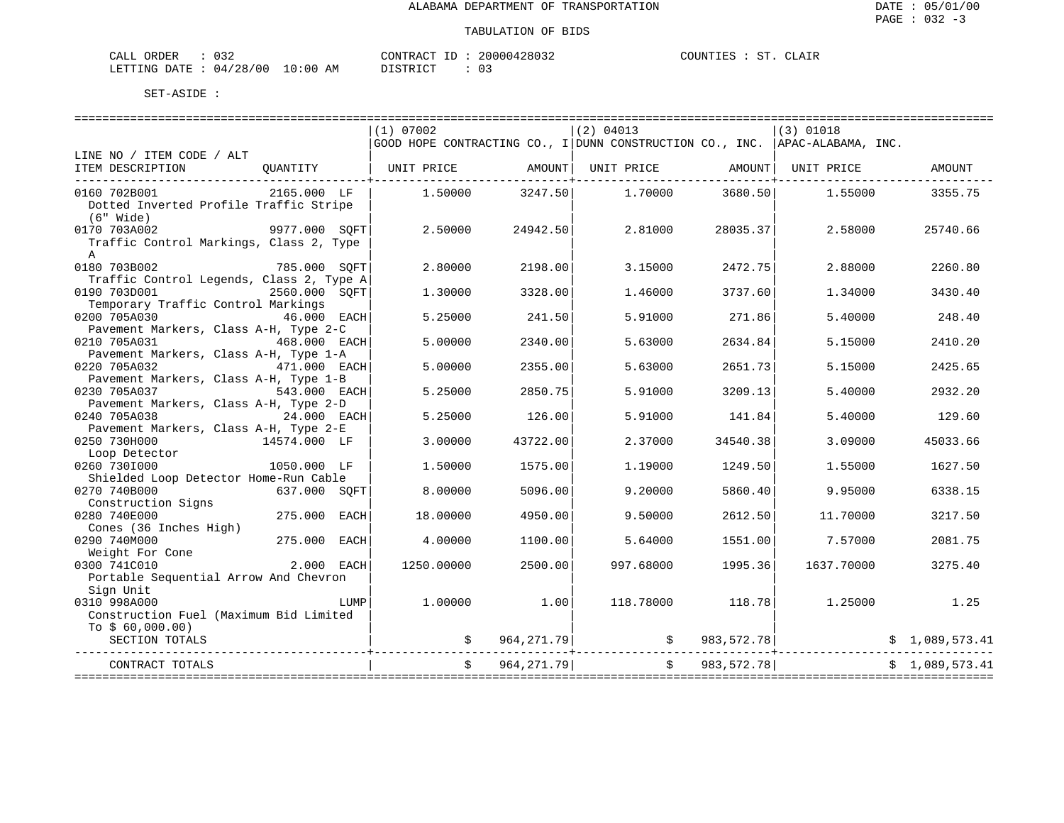ALABAMA DEPARTMENT OF TRANSPORTATION

DATE : 05/01/00
PAGE : 032 -3

TABULATION OF BIDS

CALL ORDER : 032 CONTRACT ID : 20000428032 COUNTIES : ST. CLAIR
LETTING DATE : 04/28/00 10:00 AM DISTRICT : 03

SET-ASIDE :

| LINE NO / ITEM CODE / ALT ITEM DESCRIPTION | QUANTITY | (1) 07002 GOOD HOPE CONTRACTING CO., I UNIT PRICE | AMOUNT | (2) 04013 DUNN CONSTRUCTION CO., INC. UNIT PRICE | AMOUNT | (3) 01018 APAC-ALABAMA, INC. UNIT PRICE | AMOUNT |
|---|---|---|---|---|---|---|---|
| 0160 702B001 Dotted Inverted Profile Traffic Stripe (6" Wide) | 2165.000 LF | 1.50000 | 3247.50 | 1.70000 | 3680.50 | 1.55000 | 3355.75 |
| 0170 703A002 Traffic Control Markings, Class 2, Type A | 9977.000 SQFT | 2.50000 | 24942.50 | 2.81000 | 28035.37 | 2.58000 | 25740.66 |
| 0180 703B002 Traffic Control Legends, Class 2, Type A | 785.000 SQFT | 2.80000 | 2198.00 | 3.15000 | 2472.75 | 2.88000 | 2260.80 |
| 0190 703D001 Temporary Traffic Control Markings | 2560.000 SQFT | 1.30000 | 3328.00 | 1.46000 | 3737.60 | 1.34000 | 3430.40 |
| 0200 705A030 Pavement Markers, Class A-H, Type 2-C | 46.000 EACH | 5.25000 | 241.50 | 5.91000 | 271.86 | 5.40000 | 248.40 |
| 0210 705A031 Pavement Markers, Class A-H, Type 1-A | 468.000 EACH | 5.00000 | 2340.00 | 5.63000 | 2634.84 | 5.15000 | 2410.20 |
| 0220 705A032 Pavement Markers, Class A-H, Type 1-B | 471.000 EACH | 5.00000 | 2355.00 | 5.63000 | 2651.73 | 5.15000 | 2425.65 |
| 0230 705A037 Pavement Markers, Class A-H, Type 2-D | 543.000 EACH | 5.25000 | 2850.75 | 5.91000 | 3209.13 | 5.40000 | 2932.20 |
| 0240 705A038 Pavement Markers, Class A-H, Type 2-E | 24.000 EACH | 5.25000 | 126.00 | 5.91000 | 141.84 | 5.40000 | 129.60 |
| 0250 730H000 Loop Detector | 14574.000 LF | 3.00000 | 43722.00 | 2.37000 | 34540.38 | 3.09000 | 45033.66 |
| 0260 730I000 Shielded Loop Detector Home-Run Cable | 1050.000 LF | 1.50000 | 1575.00 | 1.19000 | 1249.50 | 1.55000 | 1627.50 |
| 0270 740B000 Construction Signs | 637.000 SQFT | 8.00000 | 5096.00 | 9.20000 | 5860.40 | 9.95000 | 6338.15 |
| 0280 740E000 Cones (36 Inches High) | 275.000 EACH | 18.00000 | 4950.00 | 9.50000 | 2612.50 | 11.70000 | 3217.50 |
| 0290 740M000 Weight For Cone | 275.000 EACH | 4.00000 | 1100.00 | 5.64000 | 1551.00 | 7.57000 | 2081.75 |
| 0300 741C010 Portable Sequential Arrow And Chevron Sign Unit | 2.000 EACH | 1250.00000 | 2500.00 | 997.68000 | 1995.36 | 1637.70000 | 3275.40 |
| 0310 998A000 Construction Fuel (Maximum Bid Limited To $ 60,000.00) | LUMP | 1.00000 | 1.00 | 118.78000 | 118.78 | 1.25000 | 1.25 |
| SECTION TOTALS | | | $ 964,271.79 | | $ 983,572.78 | | $ 1,089,573.41 |
| CONTRACT TOTALS | | | $ 964,271.79 | | $ 983,572.78 | | $ 1,089,573.41 |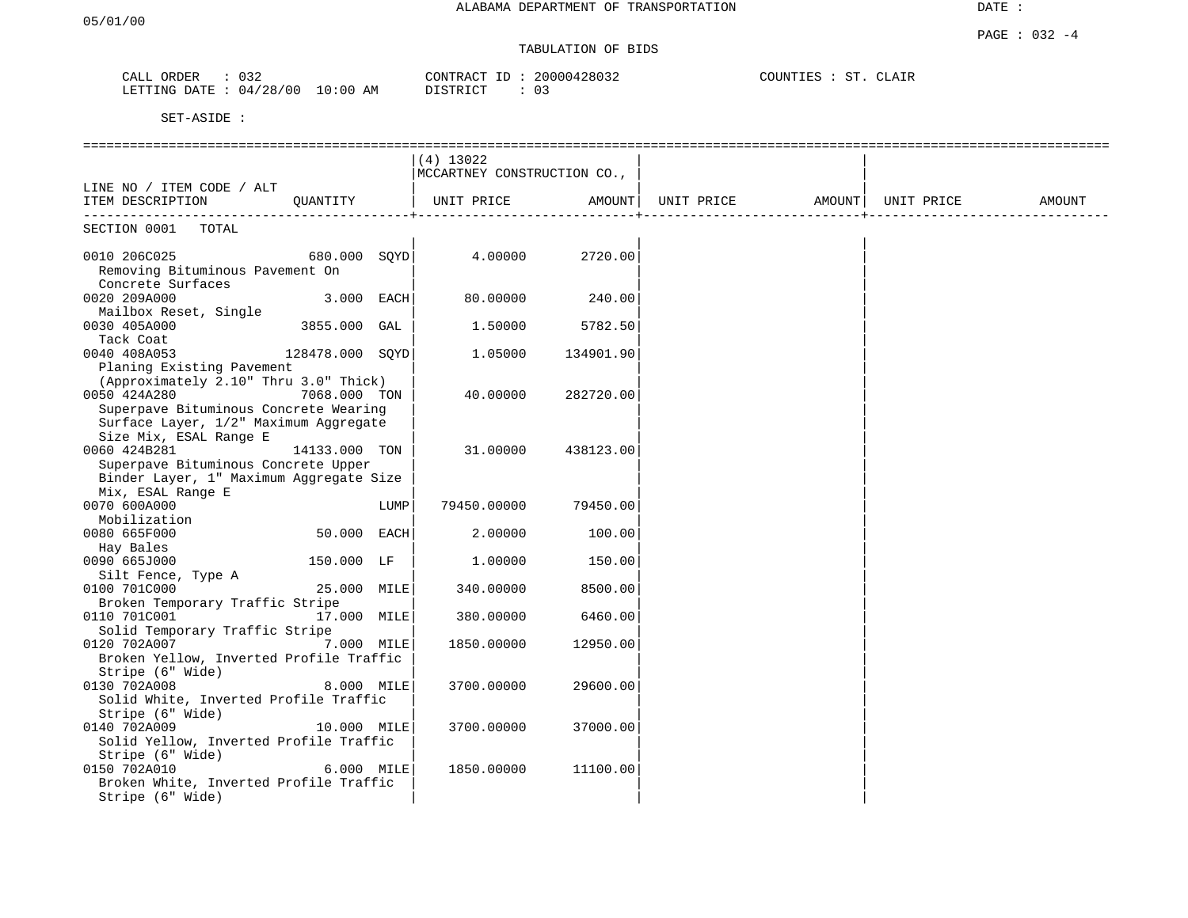ALABAMA DEPARTMENT OF TRANSPORTATION

05/01/00

DATE :

PAGE : 032 -4

TABULATION OF BIDS

CALL ORDER : 032 CONTRACT ID : 20000428032 COUNTIES : ST. CLAIR
LETTING DATE : 04/28/00 10:00 AM DISTRICT : 03

SET-ASIDE :

| LINE NO / ITEM CODE / ALT ITEM DESCRIPTION | QUANTITY | (4) 13022 MCCARTNEY CONSTRUCTION CO., UNIT PRICE | AMOUNT | UNIT PRICE | AMOUNT | UNIT PRICE | AMOUNT |
|---|---|---|---|---|---|---|---|
| SECTION 0001 TOTAL | | | | | | | |
| 0010 206C025 Removing Bituminous Pavement On Concrete Surfaces | 680.000 SQYD | 4.00000 | 2720.00 | | | | |
| 0020 209A000 Mailbox Reset, Single | 3.000 EACH | 80.00000 | 240.00 | | | | |
| 0030 405A000 Tack Coat | 3855.000 GAL | 1.50000 | 5782.50 | | | | |
| 0040 408A053 Planing Existing Pavement (Approximately 2.10" Thru 3.0" Thick) | 128478.000 SQYD | 1.05000 | 134901.90 | | | | |
| 0050 424A280 Superpave Bituminous Concrete Wearing Surface Layer, 1/2" Maximum Aggregate Size Mix, ESAL Range E | 7068.000 TON | 40.00000 | 282720.00 | | | | |
| 0060 424B281 Superpave Bituminous Concrete Upper Binder Layer, 1" Maximum Aggregate Size Mix, ESAL Range E | 14133.000 TON | 31.00000 | 438123.00 | | | | |
| 0070 600A000 Mobilization | LUMP | 79450.00000 | 79450.00 | | | | |
| 0080 665F000 Hay Bales | 50.000 EACH | 2.00000 | 100.00 | | | | |
| 0090 665J000 Silt Fence, Type A | 150.000 LF | 1.00000 | 150.00 | | | | |
| 0100 701C000 Broken Temporary Traffic Stripe | 25.000 MILE | 340.00000 | 8500.00 | | | | |
| 0110 701C001 Solid Temporary Traffic Stripe | 17.000 MILE | 380.00000 | 6460.00 | | | | |
| 0120 702A007 Broken Yellow, Inverted Profile Traffic Stripe (6" Wide) | 7.000 MILE | 1850.00000 | 12950.00 | | | | |
| 0130 702A008 Solid White, Inverted Profile Traffic Stripe (6" Wide) | 8.000 MILE | 3700.00000 | 29600.00 | | | | |
| 0140 702A009 Solid Yellow, Inverted Profile Traffic Stripe (6" Wide) | 10.000 MILE | 3700.00000 | 37000.00 | | | | |
| 0150 702A010 Broken White, Inverted Profile Traffic Stripe (6" Wide) | 6.000 MILE | 1850.00000 | 11100.00 | | | | |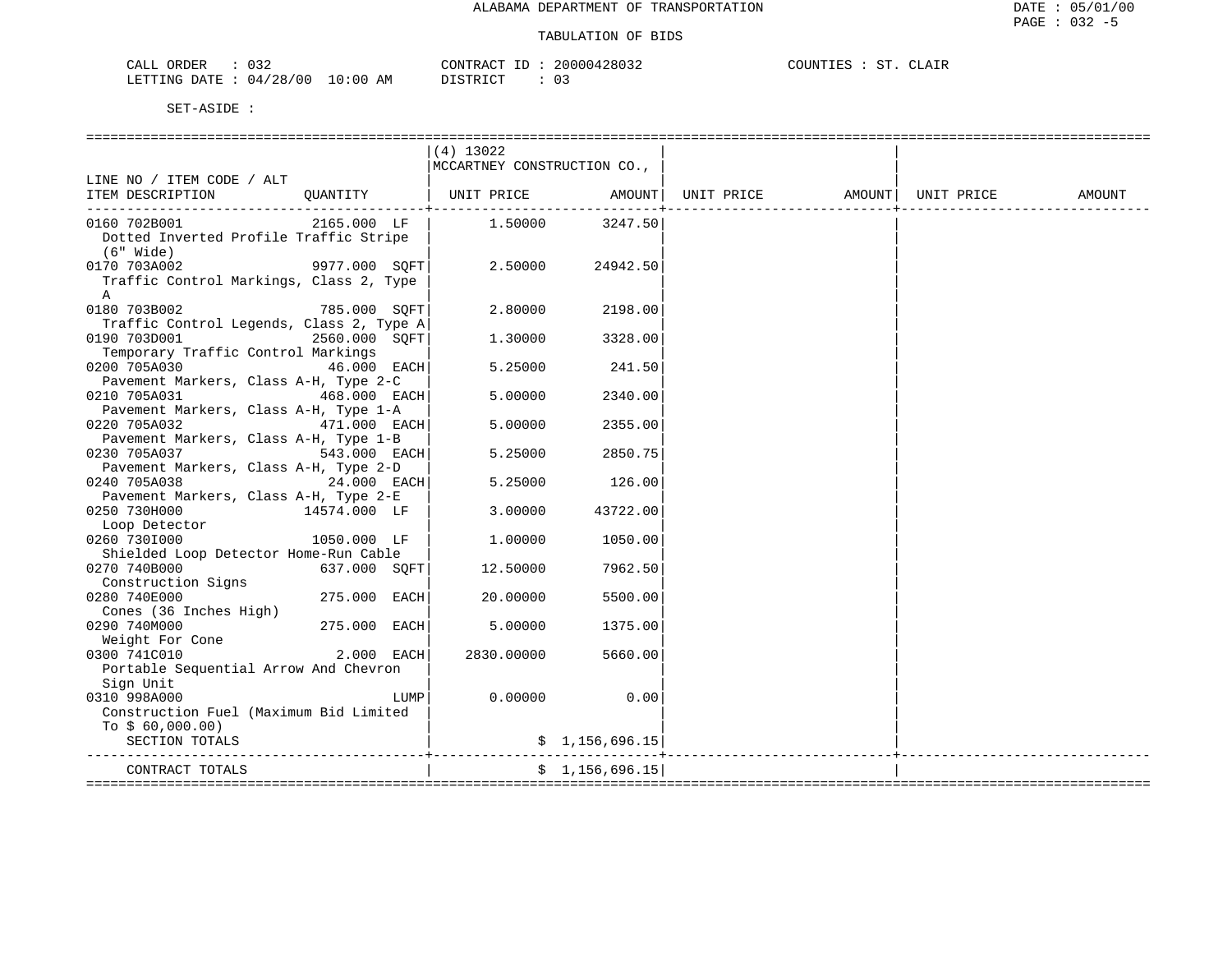ALABAMA DEPARTMENT OF TRANSPORTATION

TABULATION OF BIDS

CALL ORDER : 032 CONTRACT ID : 20000428032 COUNTIES : ST. CLAIR
LETTING DATE : 04/28/00 10:00 AM DISTRICT : 03

SET-ASIDE :

| LINE NO / ITEM CODE / ALT ITEM DESCRIPTION | QUANTITY | (4) 13022 MCCARTNEY CONSTRUCTION CO., UNIT PRICE | AMOUNT | UNIT PRICE | AMOUNT | UNIT PRICE | AMOUNT |
|---|---|---|---|---|---|---|---|
| 0160 702B001 Dotted Inverted Profile Traffic Stripe (6" Wide) | 2165.000 LF | 1.50000 | 3247.50 | | | | |
| 0170 703A002 Traffic Control Markings, Class 2, Type A | 9977.000 SQFT | 2.50000 | 24942.50 | | | | |
| 0180 703B002 Traffic Control Legends, Class 2, Type A | 785.000 SQFT | 2.80000 | 2198.00 | | | | |
| 0190 703D001 Temporary Traffic Control Markings | 2560.000 SQFT | 1.30000 | 3328.00 | | | | |
| 0200 705A030 Pavement Markers, Class A-H, Type 2-C | 46.000 EACH | 5.25000 | 241.50 | | | | |
| 0210 705A031 Pavement Markers, Class A-H, Type 1-A | 468.000 EACH | 5.00000 | 2340.00 | | | | |
| 0220 705A032 Pavement Markers, Class A-H, Type 1-B | 471.000 EACH | 5.00000 | 2355.00 | | | | |
| 0230 705A037 Pavement Markers, Class A-H, Type 2-D | 543.000 EACH | 5.25000 | 2850.75 | | | | |
| 0240 705A038 Pavement Markers, Class A-H, Type 2-E | 24.000 EACH | 5.25000 | 126.00 | | | | |
| 0250 730H000 Loop Detector | 14574.000 LF | 3.00000 | 43722.00 | | | | |
| 0260 730I000 Shielded Loop Detector Home-Run Cable | 1050.000 LF | 1.00000 | 1050.00 | | | | |
| 0270 740B000 Construction Signs | 637.000 SQFT | 12.50000 | 7962.50 | | | | |
| 0280 740E000 Cones (36 Inches High) | 275.000 EACH | 20.00000 | 5500.00 | | | | |
| 0290 740M000 Weight For Cone | 275.000 EACH | 5.00000 | 1375.00 | | | | |
| 0300 741C010 Portable Sequential Arrow And Chevron Sign Unit | 2.000 EACH | 2830.00000 | 5660.00 | | | | |
| 0310 998A000 Construction Fuel (Maximum Bid Limited To $ 60,000.00) | LUMP | 0.00000 | 0.00 | | | | |
| SECTION TOTALS | | | $ 1,156,696.15 | | | | |
| CONTRACT TOTALS | | | $ 1,156,696.15 | | | | |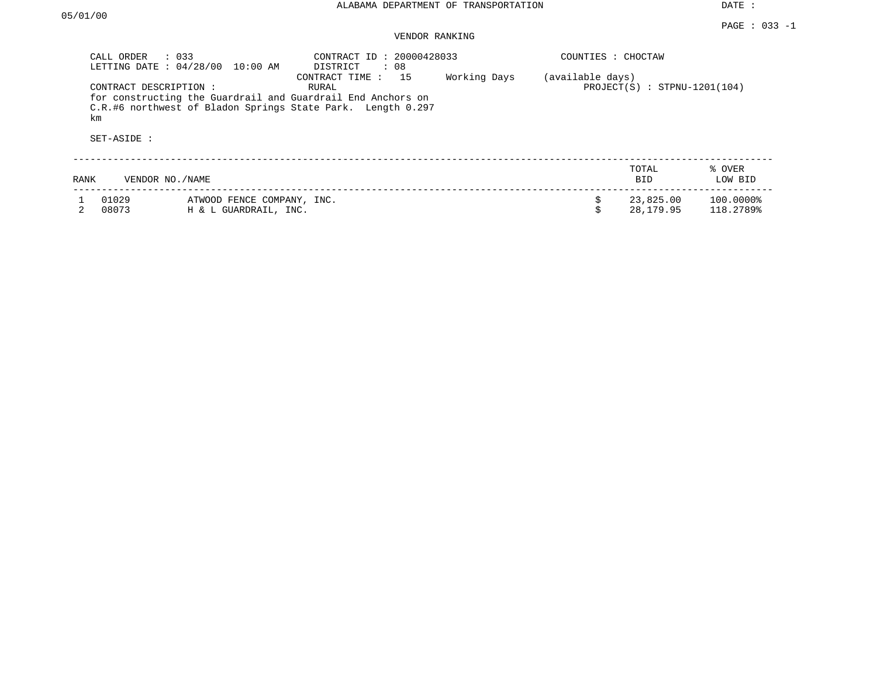# ALABAMA DEPARTMENT OF TRANSPORTATION

DATE : 05/01/00

PAGE : 033 -1

## VENDOR RANKING

CALL ORDER : 033
LETTING DATE : 04/28/00 10:00 AM

CONTRACT ID : 20000428033
DISTRICT : 08
CONTRACT TIME : 15 Working Days (available days)
RURAL

COUNTIES : CHOCTAW

PROJECT(S) : STPNU-1201(104)

CONTRACT DESCRIPTION :
for constructing the Guardrail and Guardrail End Anchors on C.R.#6 northwest of Bladon Springs State Park. Length 0.297 km

SET-ASIDE :

| RANK | VENDOR NO./NAME | | TOTAL BID | % OVER LOW BID |
|---|---|---|---|---|
| 1 | 01029 | ATWOOD FENCE COMPANY, INC. | $ 23,825.00 | 100.0000% |
| 2 | 08073 | H & L GUARDRAIL, INC. | $ 28,179.95 | 118.2789% |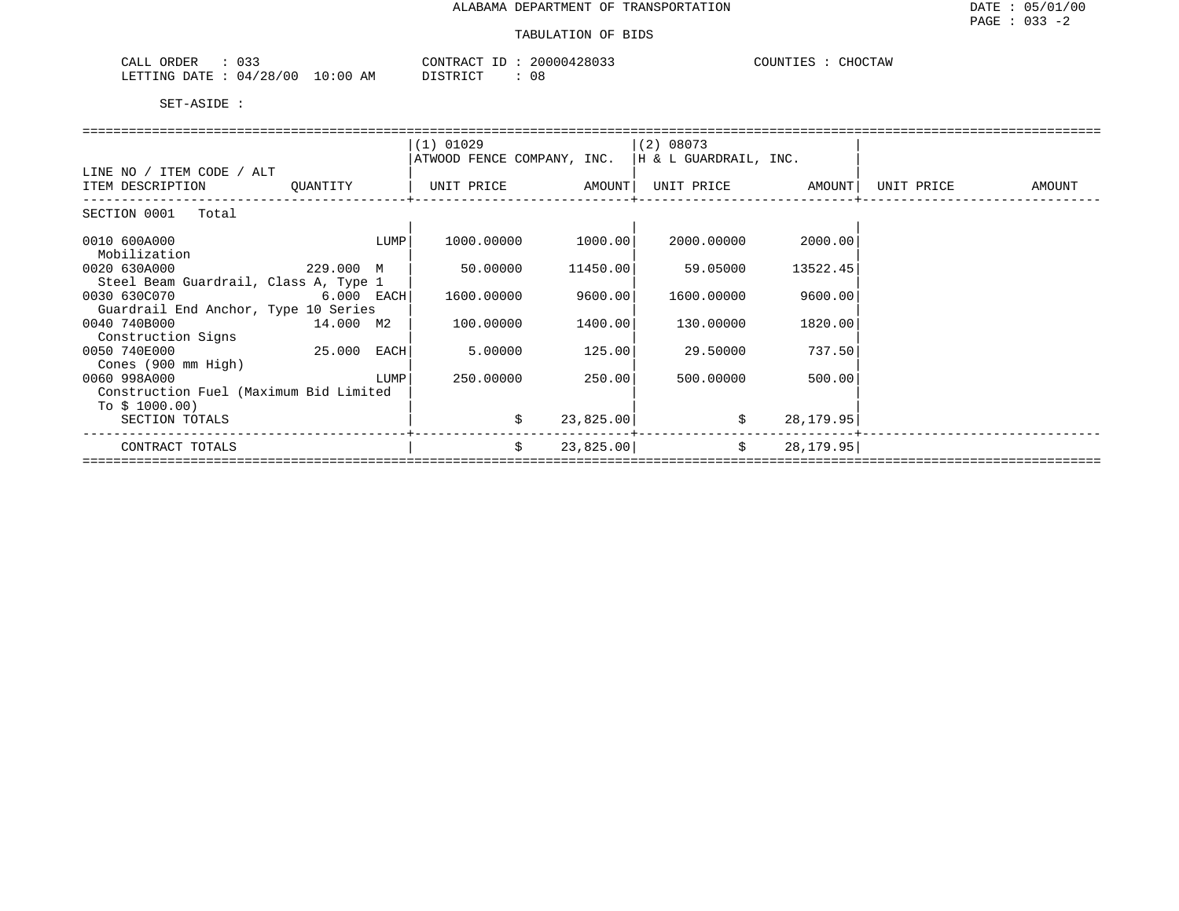ALABAMA DEPARTMENT OF TRANSPORTATION

TABULATION OF BIDS

CALL ORDER : 033 CONTRACT ID : 20000428033 COUNTIES : CHOCTAW
LETTING DATE : 04/28/00 10:00 AM DISTRICT : 08

SET-ASIDE :

| LINE NO / ITEM CODE / ALT ITEM DESCRIPTION | QUANTITY | (1) 01029 ATWOOD FENCE COMPANY, INC. UNIT PRICE | AMOUNT | (2) 08073 H & L GUARDRAIL, INC. UNIT PRICE | AMOUNT | UNIT PRICE | AMOUNT |
|---|---|---|---|---|---|---|---|
| SECTION 0001 Total | | | | | | | |
| 0010 600A000 Mobilization | LUMP | 1000.00000 | 1000.00 | 2000.00000 | 2000.00 | | |
| 0020 630A000 Steel Beam Guardrail, Class A, Type 1 | 229.000 M | 50.00000 | 11450.00 | 59.05000 | 13522.45 | | |
| 0030 630C070 Guardrail End Anchor, Type 10 Series | 6.000 EACH | 1600.00000 | 9600.00 | 1600.00000 | 9600.00 | | |
| 0040 740B000 Construction Signs | 14.000 M2 | 100.00000 | 1400.00 | 130.00000 | 1820.00 | | |
| 0050 740E000 Cones (900 mm High) | 25.000 EACH | 5.00000 | 125.00 | 29.50000 | 737.50 | | |
| 0060 998A000 Construction Fuel (Maximum Bid Limited To $ 1000.00) | LUMP | 250.00000 | 250.00 | 500.00000 | 500.00 | | |
| SECTION TOTALS | | | $ 23,825.00 | | $ 28,179.95 | | |
| CONTRACT TOTALS | | | $ 23,825.00 | | $ 28,179.95 | | |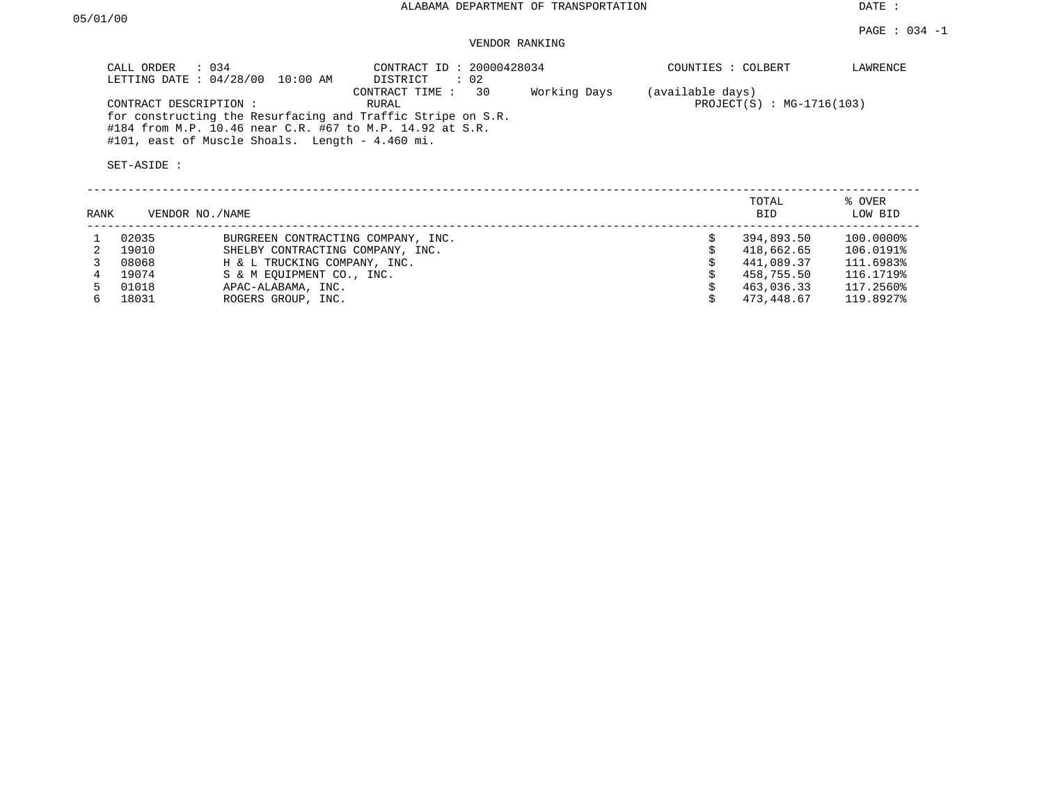ALABAMA DEPARTMENT OF TRANSPORTATION

DATE :

05/01/00

PAGE : 034 -1

VENDOR RANKING

CALL ORDER : 034
LETTING DATE : 04/28/00 10:00 AM

CONTRACT ID : 20000428034
DISTRICT : 02
CONTRACT TIME : 30 Working Days (available days)

COUNTIES : COLBERT LAWRENCE

CONTRACT DESCRIPTION : RURAL

PROJECT(S) : MG-1716(103)

for constructing the Resurfacing and Traffic Stripe on S.R. #184 from M.P. 10.46 near C.R. #67 to M.P. 14.92 at S.R. #101, east of Muscle Shoals. Length - 4.460 mi.

SET-ASIDE :

| RANK | VENDOR NO./NAME | | TOTAL BID | % OVER LOW BID |
|---|---|---|---|---|
| 1 | 02035 | BURGREEN CONTRACTING COMPANY, INC. | $ 394,893.50 | 100.0000% |
| 2 | 19010 | SHELBY CONTRACTING COMPANY, INC. | $ 418,662.65 | 106.0191% |
| 3 | 08068 | H & L TRUCKING COMPANY, INC. | $ 441,089.37 | 111.6983% |
| 4 | 19074 | S & M EQUIPMENT CO., INC. | $ 458,755.50 | 116.1719% |
| 5 | 01018 | APAC-ALABAMA, INC. | $ 463,036.33 | 117.2560% |
| 6 | 18031 | ROGERS GROUP, INC. | $ 473,448.67 | 119.8927% |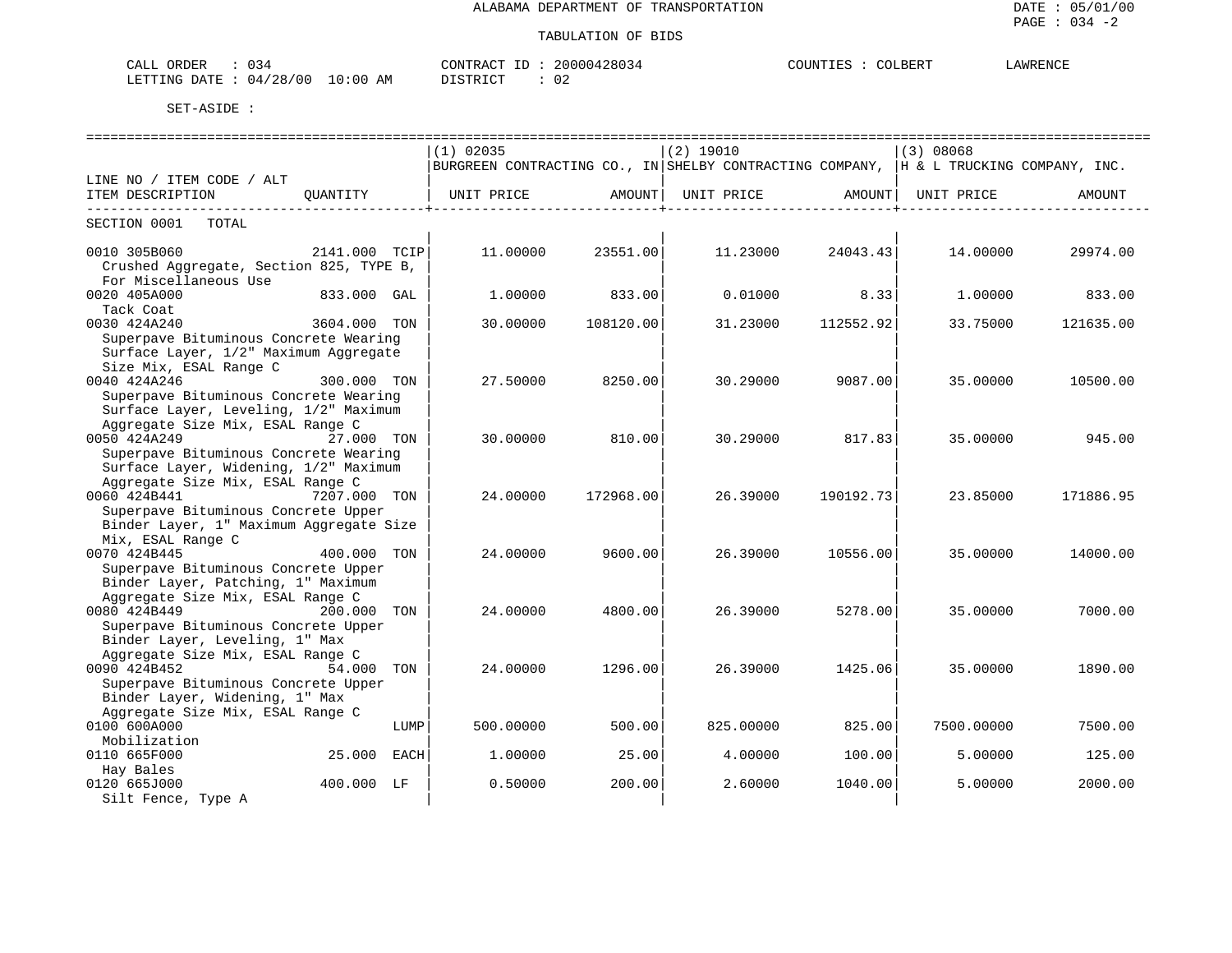ALABAMA DEPARTMENT OF TRANSPORTATION

TABULATION OF BIDS

DATE : 05/01/00
PAGE : 034 -2

CALL ORDER : 034
LETTING DATE : 04/28/00 10:00 AM

CONTRACT ID : 20000428034
DISTRICT : 02

COUNTIES : COLBERT LAWRENCE

SET-ASIDE :

| LINE NO / ITEM CODE / ALT ITEM DESCRIPTION | QUANTITY | (1) 02035 BURGREEN CONTRACTING CO., IN UNIT PRICE | AMOUNT | (2) 19010 SHELBY CONTRACTING COMPANY, UNIT PRICE | AMOUNT | (3) 08068 H & L TRUCKING COMPANY, INC. UNIT PRICE | AMOUNT |
|---|---|---|---|---|---|---|---|
| SECTION 0001 TOTAL | | | | | | | |
| 0010 305B060 Crushed Aggregate, Section 825, TYPE B, For Miscellaneous Use | 2141.000 TCIP | 11.00000 | 23551.00 | 11.23000 | 24043.43 | 14.00000 | 29974.00 |
| 0020 405A000 Tack Coat | 833.000 GAL | 1.00000 | 833.00 | 0.01000 | 8.33 | 1.00000 | 833.00 |
| 0030 424A240 Superpave Bituminous Concrete Wearing Surface Layer, 1/2" Maximum Aggregate Size Mix, ESAL Range C | 3604.000 TON | 30.00000 | 108120.00 | 31.23000 | 112552.92 | 33.75000 | 121635.00 |
| 0040 424A246 Superpave Bituminous Concrete Wearing Surface Layer, Leveling, 1/2" Maximum Aggregate Size Mix, ESAL Range C | 300.000 TON | 27.50000 | 8250.00 | 30.29000 | 9087.00 | 35.00000 | 10500.00 |
| 0050 424A249 Superpave Bituminous Concrete Wearing Surface Layer, Widening, 1/2" Maximum Aggregate Size Mix, ESAL Range C | 27.000 TON | 30.00000 | 810.00 | 30.29000 | 817.83 | 35.00000 | 945.00 |
| 0060 424B441 Superpave Bituminous Concrete Upper Binder Layer, 1" Maximum Aggregate Size Mix, ESAL Range C | 7207.000 TON | 24.00000 | 172968.00 | 26.39000 | 190192.73 | 23.85000 | 171886.95 |
| 0070 424B445 Superpave Bituminous Concrete Upper Binder Layer, Patching, 1" Maximum Aggregate Size Mix, ESAL Range C | 400.000 TON | 24.00000 | 9600.00 | 26.39000 | 10556.00 | 35.00000 | 14000.00 |
| 0080 424B449 Superpave Bituminous Concrete Upper Binder Layer, Leveling, 1" Max Aggregate Size Mix, ESAL Range C | 200.000 TON | 24.00000 | 4800.00 | 26.39000 | 5278.00 | 35.00000 | 7000.00 |
| 0090 424B452 Superpave Bituminous Concrete Upper Binder Layer, Widening, 1" Max Aggregate Size Mix, ESAL Range C | 54.000 TON | 24.00000 | 1296.00 | 26.39000 | 1425.06 | 35.00000 | 1890.00 |
| 0100 600A000 Mobilization | LUMP | 500.00000 | 500.00 | 825.00000 | 825.00 | 7500.00000 | 7500.00 |
| 0110 665F000 Hay Bales | 25.000 EACH | 1.00000 | 25.00 | 4.00000 | 100.00 | 5.00000 | 125.00 |
| 0120 665J000 Silt Fence, Type A | 400.000 LF | 0.50000 | 200.00 | 2.60000 | 1040.00 | 5.00000 | 2000.00 |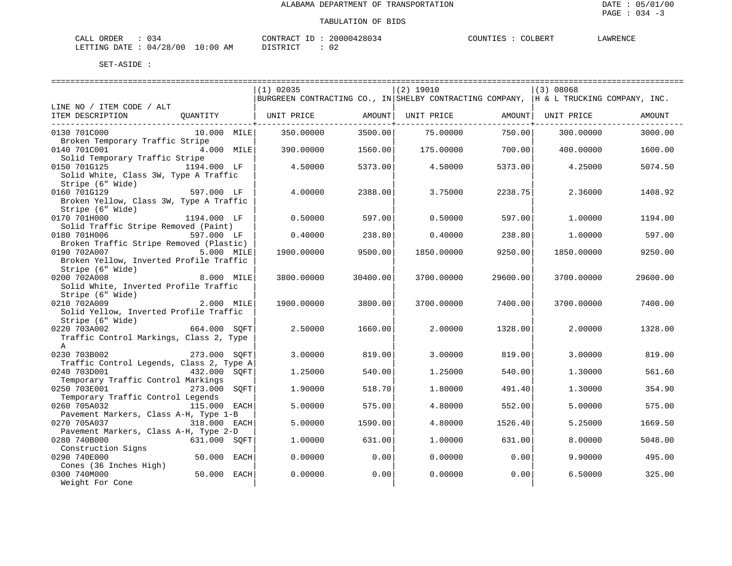ALABAMA DEPARTMENT OF TRANSPORTATION

DATE : 05/01/00

PAGE : 034 -3

TABULATION OF BIDS

CALL ORDER : 034 &nbsp;&nbsp;&nbsp; CONTRACT ID : 20000428034 &nbsp;&nbsp;&nbsp; COUNTIES : COLBERT &nbsp;&nbsp;&nbsp; LAWRENCE

LETTING DATE : 04/28/00 10:00 AM &nbsp;&nbsp;&nbsp; DISTRICT : 02

SET-ASIDE :

| LINE NO / ITEM CODE / ALT ITEM DESCRIPTION | QUANTITY | (1) 02035 BURGREEN CONTRACTING CO., IN UNIT PRICE | AMOUNT | (2) 19010 SHELBY CONTRACTING COMPANY, UNIT PRICE | AMOUNT | (3) 08068 H & L TRUCKING COMPANY, INC. UNIT PRICE | AMOUNT |
|---|---|---|---|---|---|---|---|
| 0130 701C000 Broken Temporary Traffic Stripe | 10.000 MILE | 350.00000 | 3500.00 | 75.00000 | 750.00 | 300.00000 | 3000.00 |
| 0140 701C001 Solid Temporary Traffic Stripe | 4.000 MILE | 390.00000 | 1560.00 | 175.00000 | 700.00 | 400.00000 | 1600.00 |
| 0150 701G125 Solid White, Class 3W, Type A Traffic Stripe (6" Wide) | 1194.000 LF | 4.50000 | 5373.00 | 4.50000 | 5373.00 | 4.25000 | 5074.50 |
| 0160 701G129 Broken Yellow, Class 3W, Type A Traffic Stripe (6" Wide) | 597.000 LF | 4.00000 | 2388.00 | 3.75000 | 2238.75 | 2.36000 | 1408.92 |
| 0170 701H000 Solid Traffic Stripe Removed (Paint) | 1194.000 LF | 0.50000 | 597.00 | 0.50000 | 597.00 | 1.00000 | 1194.00 |
| 0180 701H006 Broken Traffic Stripe Removed (Plastic) | 597.000 LF | 0.40000 | 238.80 | 0.40000 | 238.80 | 1.00000 | 597.00 |
| 0190 702A007 Broken Yellow, Inverted Profile Traffic Stripe (6" Wide) | 5.000 MILE | 1900.00000 | 9500.00 | 1850.00000 | 9250.00 | 1850.00000 | 9250.00 |
| 0200 702A008 Solid White, Inverted Profile Traffic Stripe (6" Wide) | 8.000 MILE | 3800.00000 | 30400.00 | 3700.00000 | 29600.00 | 3700.00000 | 29600.00 |
| 0210 702A009 Solid Yellow, Inverted Profile Traffic Stripe (6" Wide) | 2.000 MILE | 1900.00000 | 3800.00 | 3700.00000 | 7400.00 | 3700.00000 | 7400.00 |
| 0220 703A002 Traffic Control Markings, Class 2, Type A | 664.000 SQFT | 2.50000 | 1660.00 | 2.00000 | 1328.00 | 2.00000 | 1328.00 |
| 0230 703B002 Traffic Control Legends, Class 2, Type A | 273.000 SQFT | 3.00000 | 819.00 | 3.00000 | 819.00 | 3.00000 | 819.00 |
| 0240 703D001 Temporary Traffic Control Markings | 432.000 SQFT | 1.25000 | 540.00 | 1.25000 | 540.00 | 1.30000 | 561.60 |
| 0250 703E001 Temporary Traffic Control Legends | 273.000 SQFT | 1.90000 | 518.70 | 1.80000 | 491.40 | 1.30000 | 354.90 |
| 0260 705A032 Pavement Markers, Class A-H, Type 1-B | 115.000 EACH | 5.00000 | 575.00 | 4.80000 | 552.00 | 5.00000 | 575.00 |
| 0270 705A037 Pavement Markers, Class A-H, Type 2-D | 318.000 EACH | 5.00000 | 1590.00 | 4.80000 | 1526.40 | 5.25000 | 1669.50 |
| 0280 740B000 Construction Signs | 631.000 SQFT | 1.00000 | 631.00 | 1.00000 | 631.00 | 8.00000 | 5048.00 |
| 0290 740E000 Cones (36 Inches High) | 50.000 EACH | 0.00000 | 0.00 | 0.00000 | 0.00 | 9.90000 | 495.00 |
| 0300 740M000 Weight For Cone | 50.000 EACH | 0.00000 | 0.00 | 0.00000 | 0.00 | 6.50000 | 325.00 |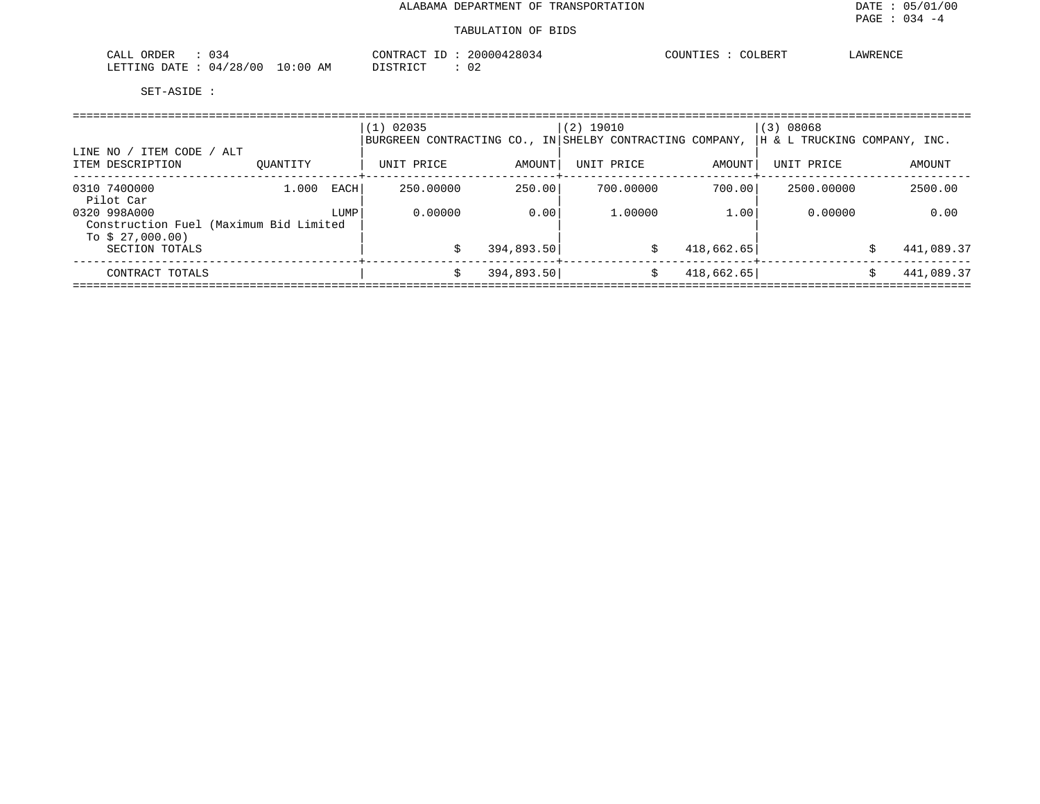ALABAMA DEPARTMENT OF TRANSPORTATION

DATE : 05/01/00

TABULATION OF BIDS

CALL ORDER : 034　　CONTRACT ID : 20000428034　　COUNTIES : COLBERT　LAWRENCE

LETTING DATE : 04/28/00 10:00 AM　　DISTRICT : 02

SET-ASIDE :

| LINE NO / ITEM CODE / ALT<br>ITEM DESCRIPTION | QUANTITY | (1) 02035<br>BURGREEN CONTRACTING CO., IN<br>UNIT PRICE | AMOUNT | (2) 19010<br>SHELBY CONTRACTING COMPANY,<br>UNIT PRICE | AMOUNT | (3) 08068<br>H & L TRUCKING COMPANY, INC.<br>UNIT PRICE | AMOUNT |
|---|---|---|---|---|---|---|---|
| 0310 740O000<br>Pilot Car | 1.000 EACH | 250.00000 | 250.00 | 700.00000 | 700.00 | 2500.00000 | 2500.00 |
| 0320 998A000<br>Construction Fuel (Maximum Bid Limited To $ 27,000.00) | LUMP | 0.00000 | 0.00 | 1.00000 | 1.00 | 0.00000 | 0.00 |
| SECTION TOTALS | | | $ 394,893.50 | | $ 418,662.65 | | $ 441,089.37 |
| CONTRACT TOTALS | | | $ 394,893.50 | | $ 418,662.65 | | $ 441,089.37 |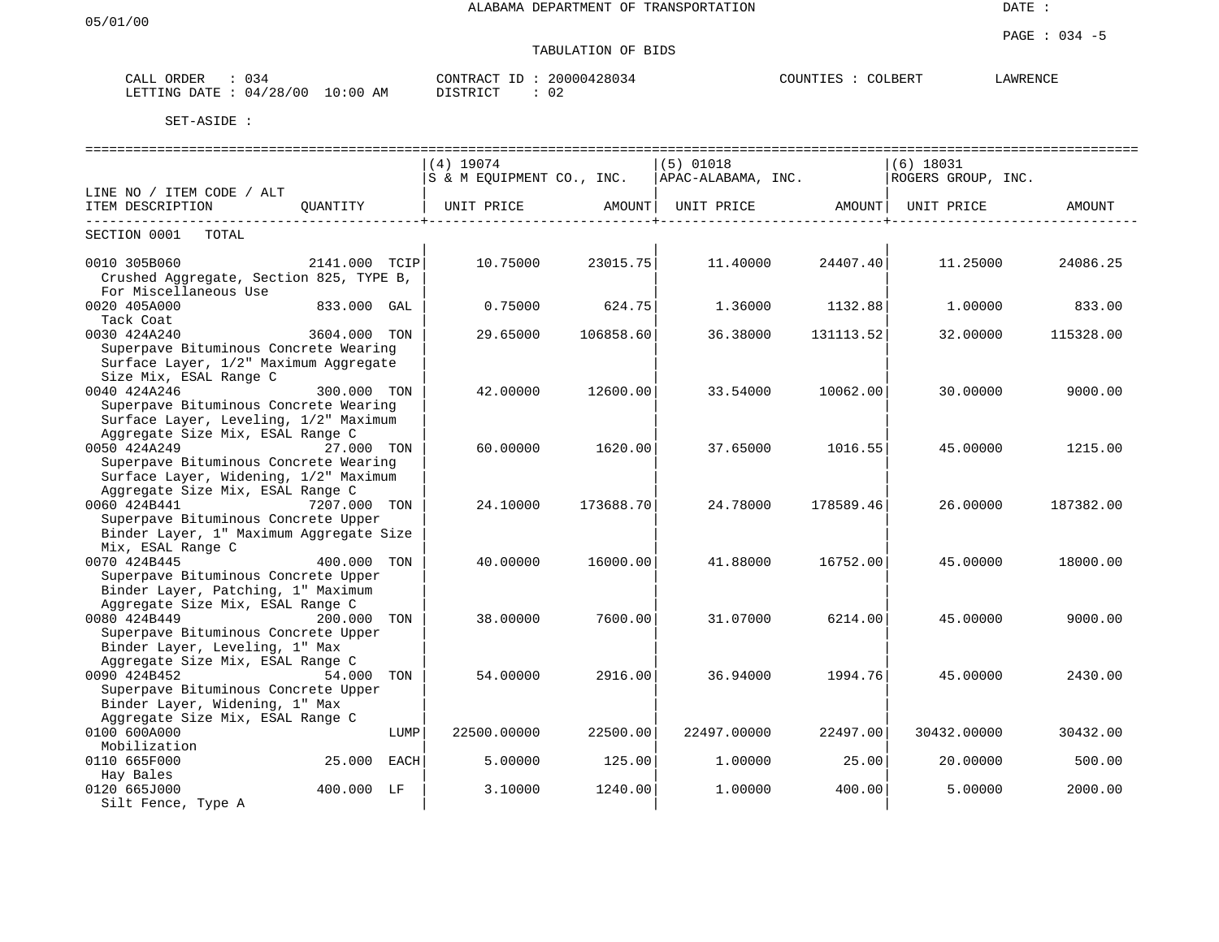ALABAMA DEPARTMENT OF TRANSPORTATION

05/01/00

DATE :

PAGE : 034 -5

TABULATION OF BIDS

CALL ORDER : 034 &nbsp;&nbsp;&nbsp;&nbsp; CONTRACT ID : 20000428034 &nbsp;&nbsp;&nbsp;&nbsp; COUNTIES : COLBERT &nbsp;&nbsp;&nbsp;&nbsp; LAWRENCE

LETTING DATE : 04/28/00 10:00 AM &nbsp;&nbsp;&nbsp;&nbsp; DISTRICT : 02

SET-ASIDE :

| LINE NO / ITEM CODE / ALT<br>ITEM DESCRIPTION | QUANTITY | (4) 19074<br>S & M EQUIPMENT CO., INC.<br>UNIT PRICE | <br><br>AMOUNT | (5) 01018<br>APAC-ALABAMA, INC.<br>UNIT PRICE | <br><br>AMOUNT | (6) 18031<br>ROGERS GROUP, INC.<br>UNIT PRICE | <br><br>AMOUNT |
|---|---|---|---|---|---|---|---|
| SECTION 0001 TOTAL | | | | | | | |
| 0010 305B060<br>Crushed Aggregate, Section 825, TYPE B, For Miscellaneous Use | 2141.000 TCIP | 10.75000 | 23015.75 | 11.40000 | 24407.40 | 11.25000 | 24086.25 |
| 0020 405A000<br>Tack Coat | 833.000 GAL | 0.75000 | 624.75 | 1.36000 | 1132.88 | 1.00000 | 833.00 |
| 0030 424A240<br>Superpave Bituminous Concrete Wearing Surface Layer, 1/2" Maximum Aggregate Size Mix, ESAL Range C | 3604.000 TON | 29.65000 | 106858.60 | 36.38000 | 131113.52 | 32.00000 | 115328.00 |
| 0040 424A246<br>Superpave Bituminous Concrete Wearing Surface Layer, Leveling, 1/2" Maximum Aggregate Size Mix, ESAL Range C | 300.000 TON | 42.00000 | 12600.00 | 33.54000 | 10062.00 | 30.00000 | 9000.00 |
| 0050 424A249<br>Superpave Bituminous Concrete Wearing Surface Layer, Widening, 1/2" Maximum Aggregate Size Mix, ESAL Range C | 27.000 TON | 60.00000 | 1620.00 | 37.65000 | 1016.55 | 45.00000 | 1215.00 |
| 0060 424B441<br>Superpave Bituminous Concrete Upper Binder Layer, 1" Maximum Aggregate Size Mix, ESAL Range C | 7207.000 TON | 24.10000 | 173688.70 | 24.78000 | 178589.46 | 26.00000 | 187382.00 |
| 0070 424B445<br>Superpave Bituminous Concrete Upper Binder Layer, Patching, 1" Maximum Aggregate Size Mix, ESAL Range C | 400.000 TON | 40.00000 | 16000.00 | 41.88000 | 16752.00 | 45.00000 | 18000.00 |
| 0080 424B449<br>Superpave Bituminous Concrete Upper Binder Layer, Leveling, 1" Max Aggregate Size Mix, ESAL Range C | 200.000 TON | 38.00000 | 7600.00 | 31.07000 | 6214.00 | 45.00000 | 9000.00 |
| 0090 424B452<br>Superpave Bituminous Concrete Upper Binder Layer, Widening, 1" Max Aggregate Size Mix, ESAL Range C | 54.000 TON | 54.00000 | 2916.00 | 36.94000 | 1994.76 | 45.00000 | 2430.00 |
| 0100 600A000<br>Mobilization | LUMP | 22500.00000 | 22500.00 | 22497.00000 | 22497.00 | 30432.00000 | 30432.00 |
| 0110 665F000<br>Hay Bales | 25.000 EACH | 5.00000 | 125.00 | 1.00000 | 25.00 | 20.00000 | 500.00 |
| 0120 665J000<br>Silt Fence, Type A | 400.000 LF | 3.10000 | 1240.00 | 1.00000 | 400.00 | 5.00000 | 2000.00 |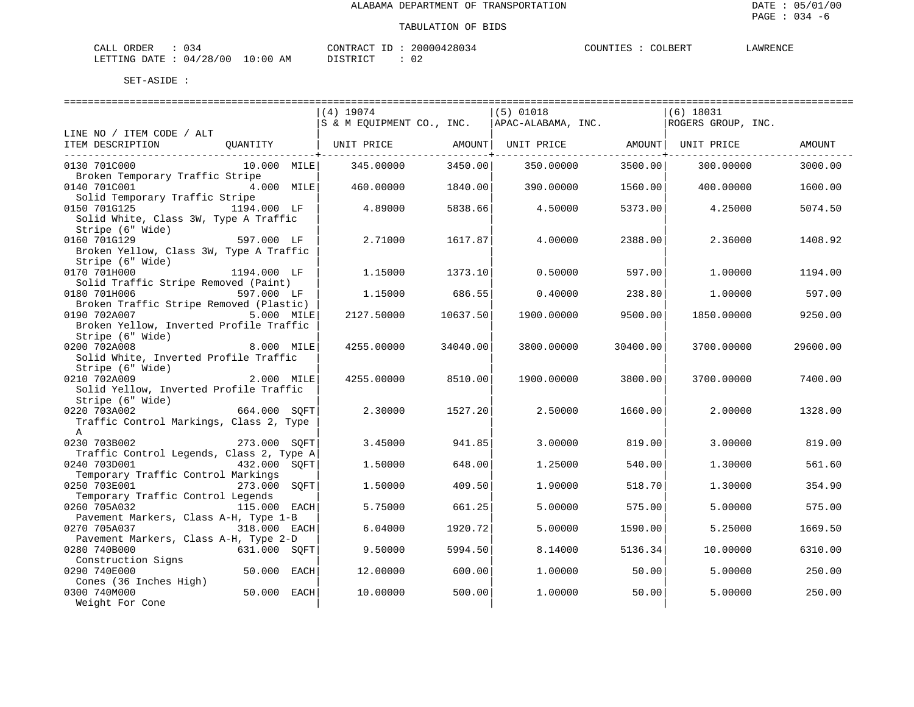ALABAMA DEPARTMENT OF TRANSPORTATION

TABULATION OF BIDS

CALL ORDER : 034    CONTRACT ID : 20000428034    COUNTIES : COLBERT    LAWRENCE
LETTING DATE : 04/28/00 10:00 AM    DISTRICT : 02

SET-ASIDE :

| LINE NO / ITEM CODE / ALT ITEM DESCRIPTION | QUANTITY | (4) 19074 S & M EQUIPMENT CO., INC. UNIT PRICE | AMOUNT | (5) 01018 APAC-ALABAMA, INC. UNIT PRICE | AMOUNT | (6) 18031 ROGERS GROUP, INC. UNIT PRICE | AMOUNT |
|---|---|---|---|---|---|---|---|
| 0130 701C000 Broken Temporary Traffic Stripe | 10.000 MILE | 345.00000 | 3450.00 | 350.00000 | 3500.00 | 300.00000 | 3000.00 |
| 0140 701C001 Solid Temporary Traffic Stripe | 4.000 MILE | 460.00000 | 1840.00 | 390.00000 | 1560.00 | 400.00000 | 1600.00 |
| 0150 701G125 Solid White, Class 3W, Type A Traffic Stripe (6" Wide) | 1194.000 LF | 4.89000 | 5838.66 | 4.50000 | 5373.00 | 4.25000 | 5074.50 |
| 0160 701G129 Broken Yellow, Class 3W, Type A Traffic Stripe (6" Wide) | 597.000 LF | 2.71000 | 1617.87 | 4.00000 | 2388.00 | 2.36000 | 1408.92 |
| 0170 701H000 Solid Traffic Stripe Removed (Paint) | 1194.000 LF | 1.15000 | 1373.10 | 0.50000 | 597.00 | 1.00000 | 1194.00 |
| 0180 701H006 Broken Traffic Stripe Removed (Plastic) | 597.000 LF | 1.15000 | 686.55 | 0.40000 | 238.80 | 1.00000 | 597.00 |
| 0190 702A007 Broken Yellow, Inverted Profile Traffic Stripe (6" Wide) | 5.000 MILE | 2127.50000 | 10637.50 | 1900.00000 | 9500.00 | 1850.00000 | 9250.00 |
| 0200 702A008 Solid White, Inverted Profile Traffic Stripe (6" Wide) | 8.000 MILE | 4255.00000 | 34040.00 | 3800.00000 | 30400.00 | 3700.00000 | 29600.00 |
| 0210 702A009 Solid Yellow, Inverted Profile Traffic Stripe (6" Wide) | 2.000 MILE | 4255.00000 | 8510.00 | 1900.00000 | 3800.00 | 3700.00000 | 7400.00 |
| 0220 703A002 Traffic Control Markings, Class 2, Type A | 664.000 SQFT | 2.30000 | 1527.20 | 2.50000 | 1660.00 | 2.00000 | 1328.00 |
| 0230 703B002 Traffic Control Legends, Class 2, Type A | 273.000 SQFT | 3.45000 | 941.85 | 3.00000 | 819.00 | 3.00000 | 819.00 |
| 0240 703D001 Temporary Traffic Control Markings | 432.000 SQFT | 1.50000 | 648.00 | 1.25000 | 540.00 | 1.30000 | 561.60 |
| 0250 703E001 Temporary Traffic Control Legends | 273.000 SQFT | 1.50000 | 409.50 | 1.90000 | 518.70 | 1.30000 | 354.90 |
| 0260 705A032 Pavement Markers, Class A-H, Type 1-B | 115.000 EACH | 5.75000 | 661.25 | 5.00000 | 575.00 | 5.00000 | 575.00 |
| 0270 705A037 Pavement Markers, Class A-H, Type 2-D | 318.000 EACH | 6.04000 | 1920.72 | 5.00000 | 1590.00 | 5.25000 | 1669.50 |
| 0280 740B000 Construction Signs | 631.000 SQFT | 9.50000 | 5994.50 | 8.14000 | 5136.34 | 10.00000 | 6310.00 |
| 0290 740E000 Cones (36 Inches High) | 50.000 EACH | 12.00000 | 600.00 | 1.00000 | 50.00 | 5.00000 | 250.00 |
| 0300 740M000 Weight For Cone | 50.000 EACH | 10.00000 | 500.00 | 1.00000 | 50.00 | 5.00000 | 250.00 |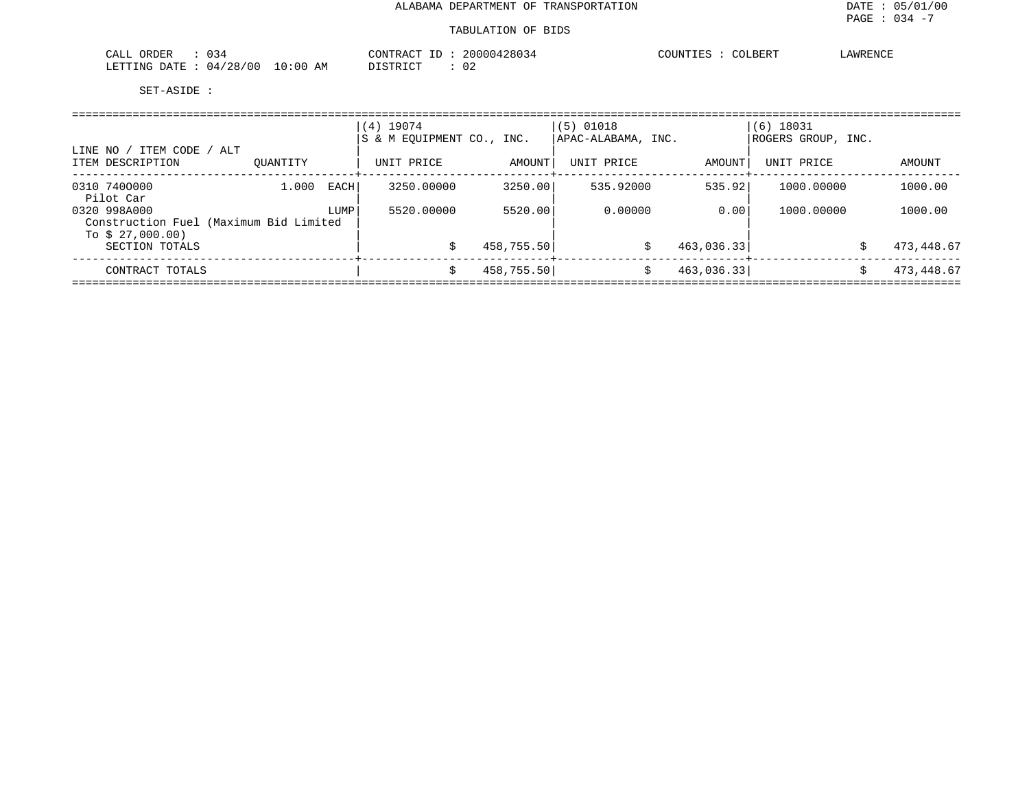ALABAMA DEPARTMENT OF TRANSPORTATION

DATE : 05/01/00

PAGE : 034 -7

TABULATION OF BIDS

CALL ORDER : 034 CONTRACT ID : 20000428034 COUNTIES : COLBERT LAWRENCE

LETTING DATE : 04/28/00 10:00 AM DISTRICT : 02

SET-ASIDE :

| LINE NO / ITEM CODE / ALT ITEM DESCRIPTION | QUANTITY | (4) 19074 S & M EQUIPMENT CO., INC. UNIT PRICE | AMOUNT | (5) 01018 APAC-ALABAMA, INC. UNIT PRICE | AMOUNT | (6) 18031 ROGERS GROUP, INC. UNIT PRICE | AMOUNT |
|---|---|---|---|---|---|---|---|
| 0310 740O000 Pilot Car | 1.000 EACH | 3250.00000 | 3250.00 | 535.92000 | 535.92 | 1000.00000 | 1000.00 |
| 0320 998A000 Construction Fuel (Maximum Bid Limited To $ 27,000.00) | LUMP | 5520.00000 | 5520.00 | 0.00000 | 0.00 | 1000.00000 | 1000.00 |
| SECTION TOTALS | | | $ 458,755.50 | | $ 463,036.33 | | $ 473,448.67 |
| CONTRACT TOTALS | | | $ 458,755.50 | | $ 463,036.33 | | $ 473,448.67 |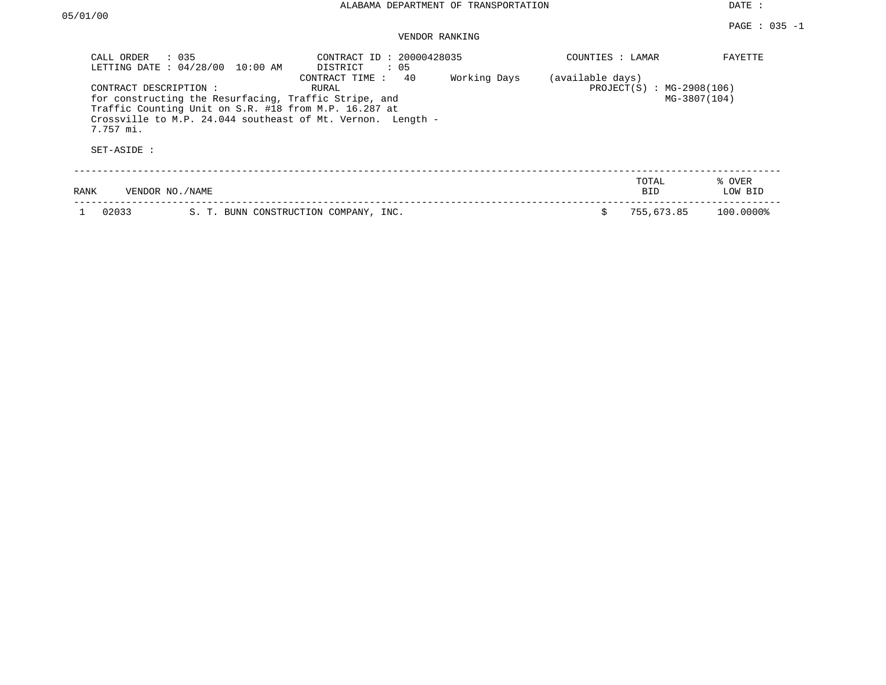# ALABAMA DEPARTMENT OF TRANSPORTATION

DATE : 05/01/00

PAGE : 035 -1

## VENDOR RANKING

CALL ORDER : 035
LETTING DATE : 04/28/00 10:00 AM

CONTRACT ID : 20000428035
DISTRICT : 05
CONTRACT TIME : 40 Working Days (available days)
RURAL

COUNTIES : LAMAR FAYETTE

PROJECT(S) : MG-2908(106)
MG-3807(104)

CONTRACT DESCRIPTION :
for constructing the Resurfacing, Traffic Stripe, and Traffic Counting Unit on S.R. #18 from M.P. 16.287 at Crossville to M.P. 24.044 southeast of Mt. Vernon. Length - 7.757 mi.

SET-ASIDE :

| RANK | VENDOR NO./NAME | | TOTAL BID | % OVER LOW BID |
|---|---|---|---|---|
| 1 | 02033 | S. T. BUNN CONSTRUCTION COMPANY, INC. | $ 755,673.85 | 100.0000% |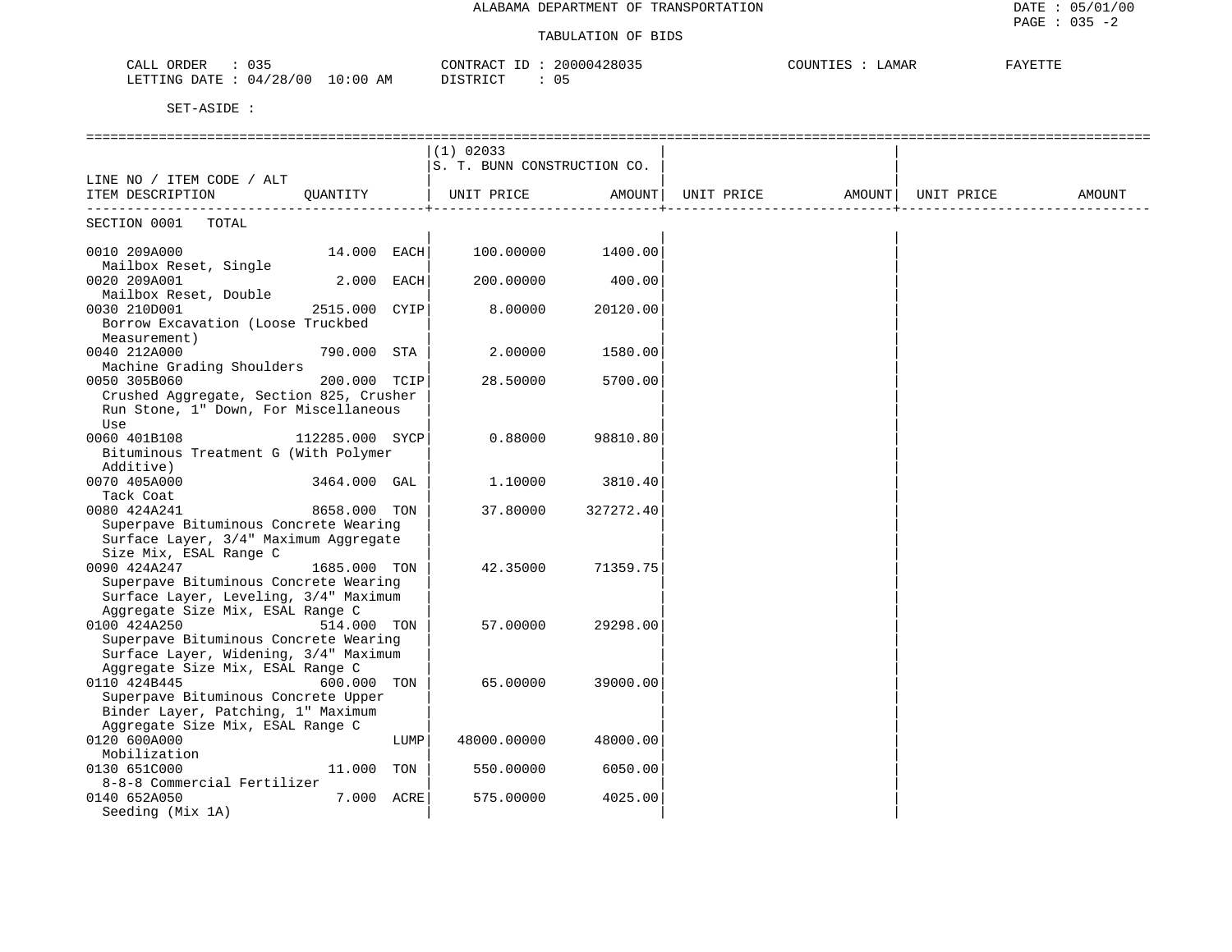ALABAMA DEPARTMENT OF TRANSPORTATION

TABULATION OF BIDS

DATE : 05/01/00
PAGE : 035 -2

CALL ORDER : 035    CONTRACT ID : 20000428035    COUNTIES : LAMAR    FAYETTE
LETTING DATE : 04/28/00 10:00 AM    DISTRICT : 05

SET-ASIDE :

| LINE NO / ITEM CODE / ALT ITEM DESCRIPTION | QUANTITY | (1) 02033 S. T. BUNN CONSTRUCTION CO. UNIT PRICE | AMOUNT | UNIT PRICE | AMOUNT | UNIT PRICE | AMOUNT |
|---|---|---|---|---|---|---|---|
| SECTION 0001 TOTAL | | | | | | | |
| 0010 209A000 Mailbox Reset, Single | 14.000 EACH | 100.00000 | 1400.00 | | | | |
| 0020 209A001 Mailbox Reset, Double | 2.000 EACH | 200.00000 | 400.00 | | | | |
| 0030 210D001 Borrow Excavation (Loose Truckbed Measurement) | 2515.000 CYIP | 8.00000 | 20120.00 | | | | |
| 0040 212A000 Machine Grading Shoulders | 790.000 STA | 2.00000 | 1580.00 | | | | |
| 0050 305B060 Crushed Aggregate, Section 825, Crusher Run Stone, 1" Down, For Miscellaneous Use | 200.000 TCIP | 28.50000 | 5700.00 | | | | |
| 0060 401B108 Bituminous Treatment G (With Polymer Additive) | 112285.000 SYCP | 0.88000 | 98810.80 | | | | |
| 0070 405A000 Tack Coat | 3464.000 GAL | 1.10000 | 3810.40 | | | | |
| 0080 424A241 Superpave Bituminous Concrete Wearing Surface Layer, 3/4" Maximum Aggregate Size Mix, ESAL Range C | 8658.000 TON | 37.80000 | 327272.40 | | | | |
| 0090 424A247 Superpave Bituminous Concrete Wearing Surface Layer, Leveling, 3/4" Maximum Aggregate Size Mix, ESAL Range C | 1685.000 TON | 42.35000 | 71359.75 | | | | |
| 0100 424A250 Superpave Bituminous Concrete Wearing Surface Layer, Widening, 3/4" Maximum Aggregate Size Mix, ESAL Range C | 514.000 TON | 57.00000 | 29298.00 | | | | |
| 0110 424B445 Superpave Bituminous Concrete Upper Binder Layer, Patching, 1" Maximum Aggregate Size Mix, ESAL Range C | 600.000 TON | 65.00000 | 39000.00 | | | | |
| 0120 600A000 Mobilization | LUMP | 48000.00000 | 48000.00 | | | | |
| 0130 651C000 8-8-8 Commercial Fertilizer | 11.000 TON | 550.00000 | 6050.00 | | | | |
| 0140 652A050 Seeding (Mix 1A) | 7.000 ACRE | 575.00000 | 4025.00 | | | | |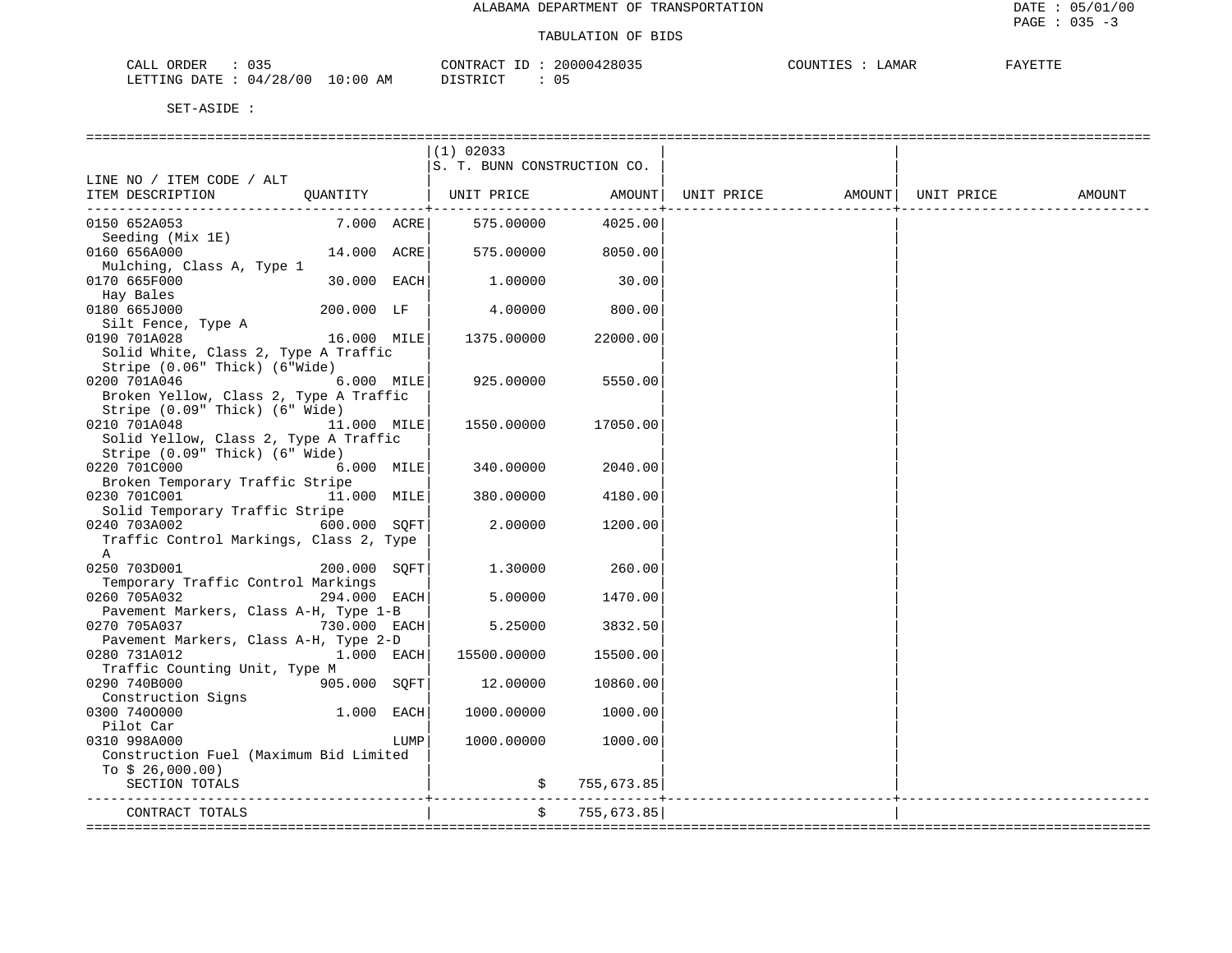ALABAMA DEPARTMENT OF TRANSPORTATION

TABULATION OF BIDS

CALL ORDER : 035　　CONTRACT ID : 20000428035　　COUNTIES : LAMAR　FAYETTE

LETTING DATE : 04/28/00 10:00 AM　　DISTRICT : 05

SET-ASIDE :

| LINE NO / ITEM CODE / ALT ITEM DESCRIPTION | QUANTITY | (1) 02033 S. T. BUNN CONSTRUCTION CO. UNIT PRICE | AMOUNT | UNIT PRICE | AMOUNT | UNIT PRICE | AMOUNT |
|---|---|---|---|---|---|---|---|
| 0150 652A053 Seeding (Mix 1E) | 7.000 ACRE | 575.00000 | 4025.00 | | | | |
| 0160 656A000 Mulching, Class A, Type 1 | 14.000 ACRE | 575.00000 | 8050.00 | | | | |
| 0170 665F000 Hay Bales | 30.000 EACH | 1.00000 | 30.00 | | | | |
| 0180 665J000 Silt Fence, Type A | 200.000 LF | 4.00000 | 800.00 | | | | |
| 0190 701A028 Solid White, Class 2, Type A Traffic Stripe (0.06" Thick) (6"Wide) | 16.000 MILE | 1375.00000 | 22000.00 | | | | |
| 0200 701A046 Broken Yellow, Class 2, Type A Traffic Stripe (0.09" Thick) (6" Wide) | 6.000 MILE | 925.00000 | 5550.00 | | | | |
| 0210 701A048 Solid Yellow, Class 2, Type A Traffic Stripe (0.09" Thick) (6" Wide) | 11.000 MILE | 1550.00000 | 17050.00 | | | | |
| 0220 701C000 Broken Temporary Traffic Stripe | 6.000 MILE | 340.00000 | 2040.00 | | | | |
| 0230 701C001 Solid Temporary Traffic Stripe | 11.000 MILE | 380.00000 | 4180.00 | | | | |
| 0240 703A002 Traffic Control Markings, Class 2, Type A | 600.000 SQFT | 2.00000 | 1200.00 | | | | |
| 0250 703D001 Temporary Traffic Control Markings | 200.000 SQFT | 1.30000 | 260.00 | | | | |
| 0260 705A032 Pavement Markers, Class A-H, Type 1-B | 294.000 EACH | 5.00000 | 1470.00 | | | | |
| 0270 705A037 Pavement Markers, Class A-H, Type 2-D | 730.000 EACH | 5.25000 | 3832.50 | | | | |
| 0280 731A012 Traffic Counting Unit, Type M | 1.000 EACH | 15500.00000 | 15500.00 | | | | |
| 0290 740B000 Construction Signs | 905.000 SQFT | 12.00000 | 10860.00 | | | | |
| 0300 740O000 Pilot Car | 1.000 EACH | 1000.00000 | 1000.00 | | | | |
| 0310 998A000 Construction Fuel (Maximum Bid Limited To $ 26,000.00) | LUMP | 1000.00000 | 1000.00 | | | | |
| SECTION TOTALS | | $ | 755,673.85 | | | | |
| CONTRACT TOTALS | | $ | 755,673.85 | | | | |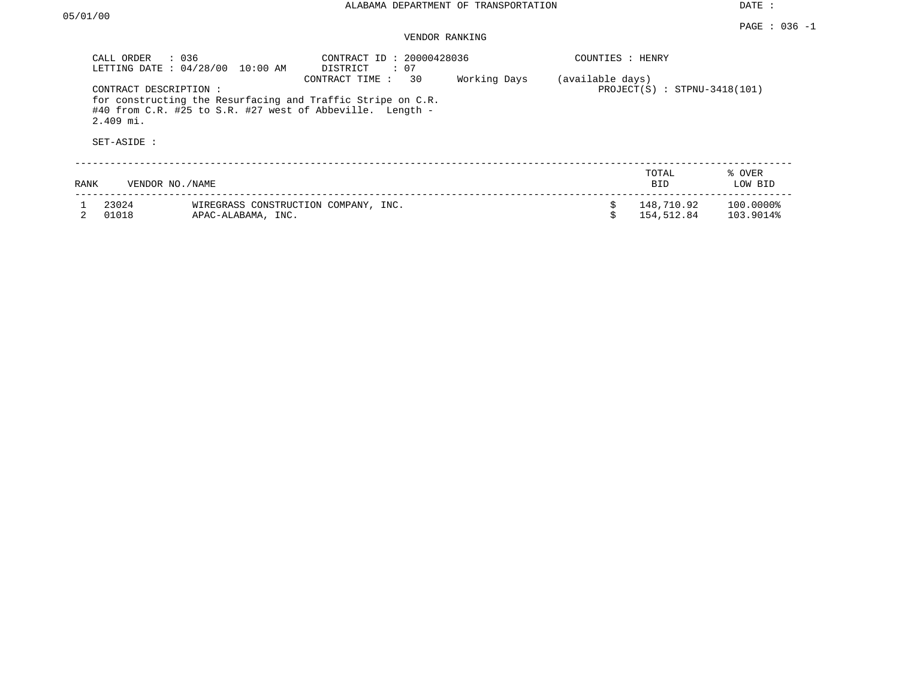ALABAMA DEPARTMENT OF TRANSPORTATION

DATE : 05/01/00

PAGE : 036 -1

VENDOR RANKING

CALL ORDER : 036
LETTING DATE : 04/28/00 10:00 AM

CONTRACT ID : 20000428036
DISTRICT : 07
CONTRACT TIME : 30 Working Days (available days)

COUNTIES : HENRY

PROJECT(S) : STPNU-3418(101)

CONTRACT DESCRIPTION :
for constructing the Resurfacing and Traffic Stripe on C.R. #40 from C.R. #25 to S.R. #27 west of Abbeville. Length - 2.409 mi.

SET-ASIDE :

| RANK | VENDOR NO./NAME | | TOTAL BID | % OVER LOW BID |
|---|---|---|---|---|
| 1 | 23024 | WIREGRASS CONSTRUCTION COMPANY, INC. | $ 148,710.92 | 100.0000% |
| 2 | 01018 | APAC-ALABAMA, INC. | $ 154,512.84 | 103.9014% |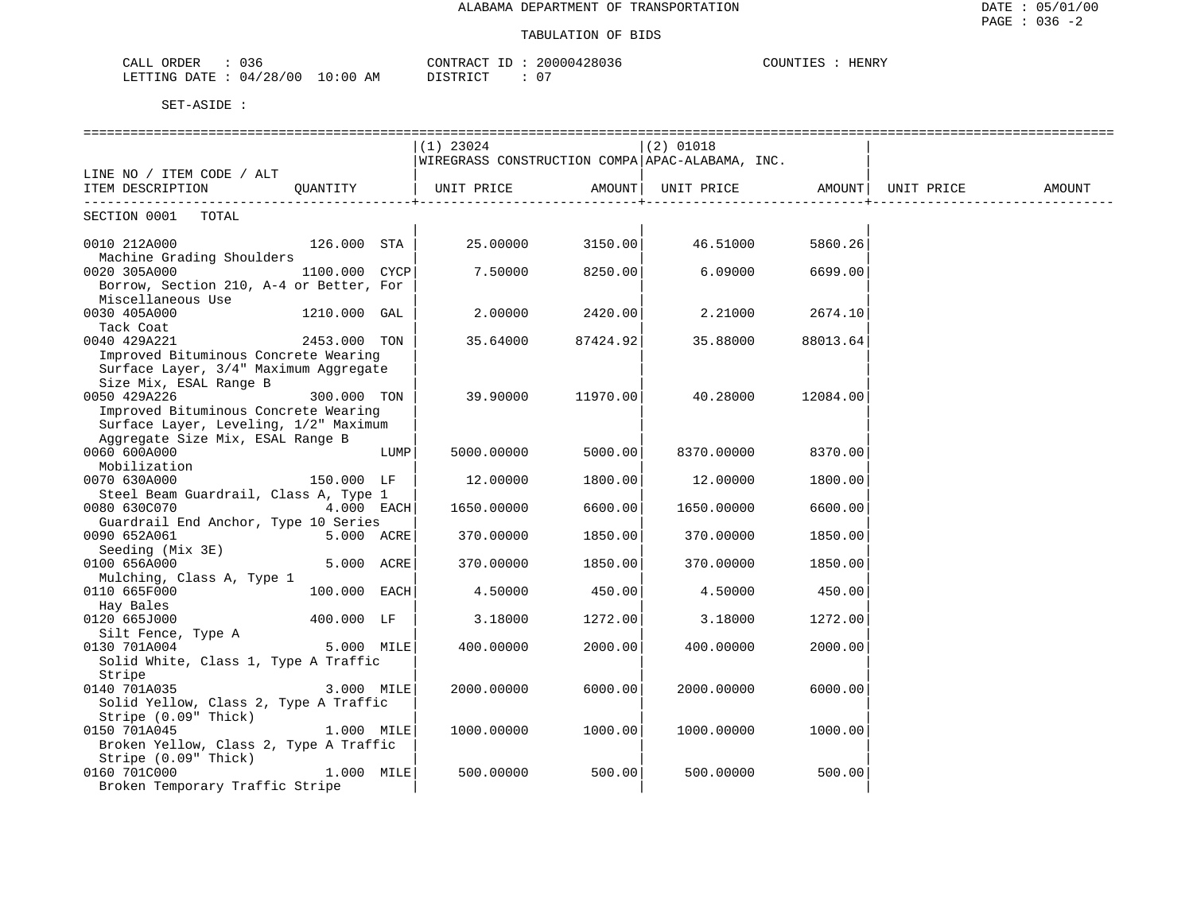ALABAMA DEPARTMENT OF TRANSPORTATION

TABULATION OF BIDS

DATE : 05/01/00
PAGE : 036 -2

CALL ORDER : 036 CONTRACT ID : 20000428036 COUNTIES : HENRY
LETTING DATE : 04/28/00 10:00 AM DISTRICT : 07

SET-ASIDE :

| LINE NO / ITEM CODE / ALT ITEM DESCRIPTION | QUANTITY | (1) 23024 WIREGRASS CONSTRUCTION COMPA UNIT PRICE | AMOUNT | (2) 01018 APAC-ALABAMA, INC. UNIT PRICE | AMOUNT | UNIT PRICE | AMOUNT |
|---|---|---|---|---|---|---|---|
| SECTION 0001 TOTAL | | | | | | | |
| 0010 212A000 Machine Grading Shoulders | 126.000 STA | 25.00000 | 3150.00 | 46.51000 | 5860.26 | | |
| 0020 305A000 Borrow, Section 210, A-4 or Better, For Miscellaneous Use | 1100.000 CYCP | 7.50000 | 8250.00 | 6.09000 | 6699.00 | | |
| 0030 405A000 Tack Coat | 1210.000 GAL | 2.00000 | 2420.00 | 2.21000 | 2674.10 | | |
| 0040 429A221 Improved Bituminous Concrete Wearing Surface Layer, 3/4" Maximum Aggregate Size Mix, ESAL Range B | 2453.000 TON | 35.64000 | 87424.92 | 35.88000 | 88013.64 | | |
| 0050 429A226 Improved Bituminous Concrete Wearing Surface Layer, Leveling, 1/2" Maximum Aggregate Size Mix, ESAL Range B | 300.000 TON | 39.90000 | 11970.00 | 40.28000 | 12084.00 | | |
| 0060 600A000 Mobilization | LUMP | 5000.00000 | 5000.00 | 8370.00000 | 8370.00 | | |
| 0070 630A000 Steel Beam Guardrail, Class A, Type 1 | 150.000 LF | 12.00000 | 1800.00 | 12.00000 | 1800.00 | | |
| 0080 630C070 Guardrail End Anchor, Type 10 Series | 4.000 EACH | 1650.00000 | 6600.00 | 1650.00000 | 6600.00 | | |
| 0090 652A061 Seeding (Mix 3E) | 5.000 ACRE | 370.00000 | 1850.00 | 370.00000 | 1850.00 | | |
| 0100 656A000 Mulching, Class A, Type 1 | 5.000 ACRE | 370.00000 | 1850.00 | 370.00000 | 1850.00 | | |
| 0110 665F000 Hay Bales | 100.000 EACH | 4.50000 | 450.00 | 4.50000 | 450.00 | | |
| 0120 665J000 Silt Fence, Type A | 400.000 LF | 3.18000 | 1272.00 | 3.18000 | 1272.00 | | |
| 0130 701A004 Solid White, Class 1, Type A Traffic Stripe | 5.000 MILE | 400.00000 | 2000.00 | 400.00000 | 2000.00 | | |
| 0140 701A035 Solid Yellow, Class 2, Type A Traffic Stripe (0.09" Thick) | 3.000 MILE | 2000.00000 | 6000.00 | 2000.00000 | 6000.00 | | |
| 0150 701A045 Broken Yellow, Class 2, Type A Traffic Stripe (0.09" Thick) | 1.000 MILE | 1000.00000 | 1000.00 | 1000.00000 | 1000.00 | | |
| 0160 701C000 Broken Temporary Traffic Stripe | 1.000 MILE | 500.00000 | 500.00 | 500.00000 | 500.00 | | |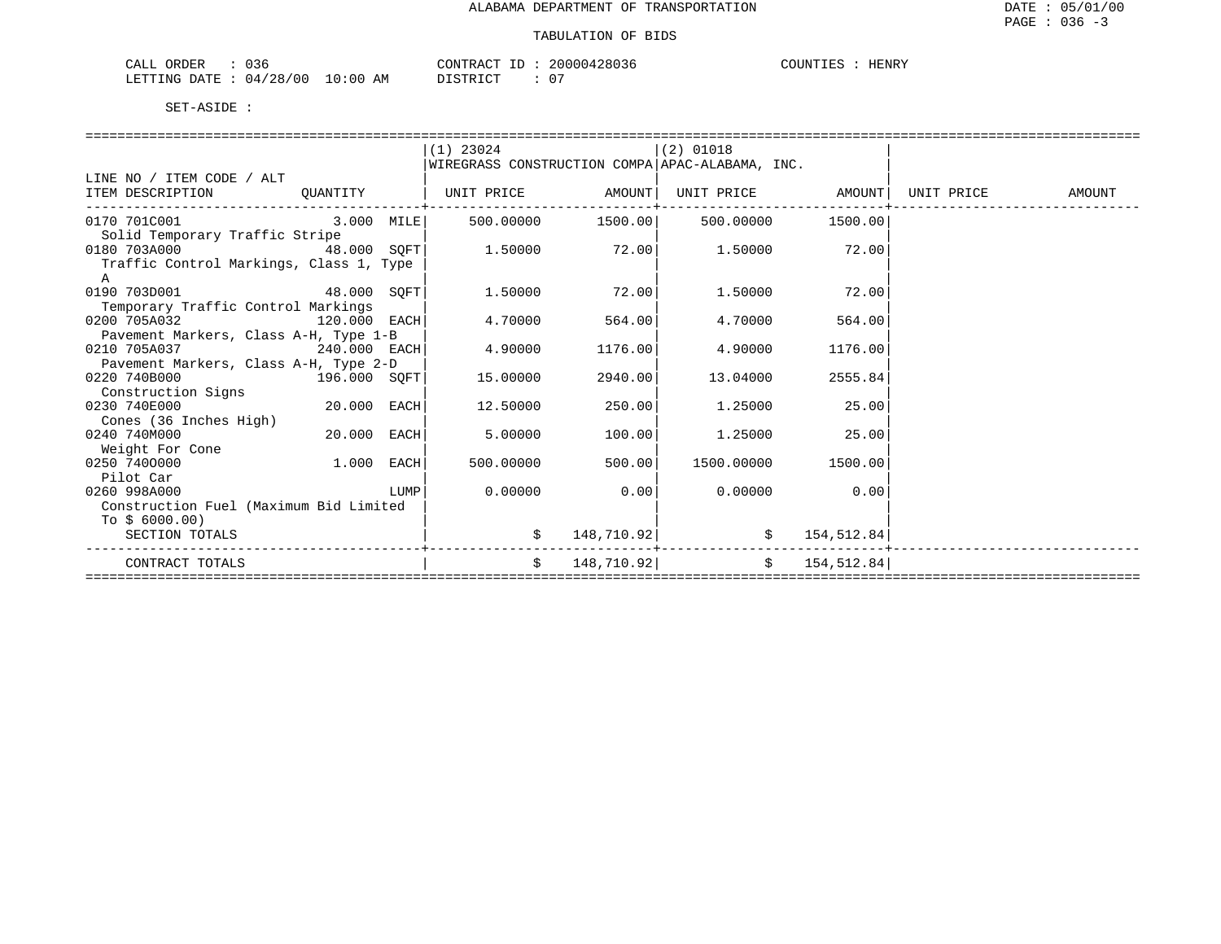# ALABAMA DEPARTMENT OF TRANSPORTATION

## TABULATION OF BIDS

DATE : 05/01/00
PAGE : 036 -3

CALL ORDER : 036    CONTRACT ID : 20000428036    COUNTIES : HENRY
LETTING DATE : 04/28/00 10:00 AM    DISTRICT : 07

SET-ASIDE :

| LINE NO / ITEM CODE / ALT ITEM DESCRIPTION | QUANTITY | (1) 23024 WIREGRASS CONSTRUCTION COMPA UNIT PRICE | AMOUNT | (2) 01018 APAC-ALABAMA, INC. UNIT PRICE | AMOUNT | UNIT PRICE | AMOUNT |
|---|---|---|---|---|---|---|---|
| 0170 701C001 Solid Temporary Traffic Stripe | 3.000 MILE | 500.00000 | 1500.00 | 500.00000 | 1500.00 | | |
| 0180 703A000 Traffic Control Markings, Class 1, Type A | 48.000 SQFT | 1.50000 | 72.00 | 1.50000 | 72.00 | | |
| 0190 703D001 Temporary Traffic Control Markings | 48.000 SQFT | 1.50000 | 72.00 | 1.50000 | 72.00 | | |
| 0200 705A032 Pavement Markers, Class A-H, Type 1-B | 120.000 EACH | 4.70000 | 564.00 | 4.70000 | 564.00 | | |
| 0210 705A037 Pavement Markers, Class A-H, Type 2-D | 240.000 EACH | 4.90000 | 1176.00 | 4.90000 | 1176.00 | | |
| 0220 740B000 Construction Signs | 196.000 SQFT | 15.00000 | 2940.00 | 13.04000 | 2555.84 | | |
| 0230 740E000 Cones (36 Inches High) | 20.000 EACH | 12.50000 | 250.00 | 1.25000 | 25.00 | | |
| 0240 740M000 Weight For Cone | 20.000 EACH | 5.00000 | 100.00 | 1.25000 | 25.00 | | |
| 0250 740O000 Pilot Car | 1.000 EACH | 500.00000 | 500.00 | 1500.00000 | 1500.00 | | |
| 0260 998A000 Construction Fuel (Maximum Bid Limited To $ 6000.00) | LUMP | 0.00000 | 0.00 | 0.00000 | 0.00 | | |
| SECTION TOTALS | | $ | 148,710.92 | $ | 154,512.84 | | |
| CONTRACT TOTALS | | $ | 148,710.92 | $ | 154,512.84 | | |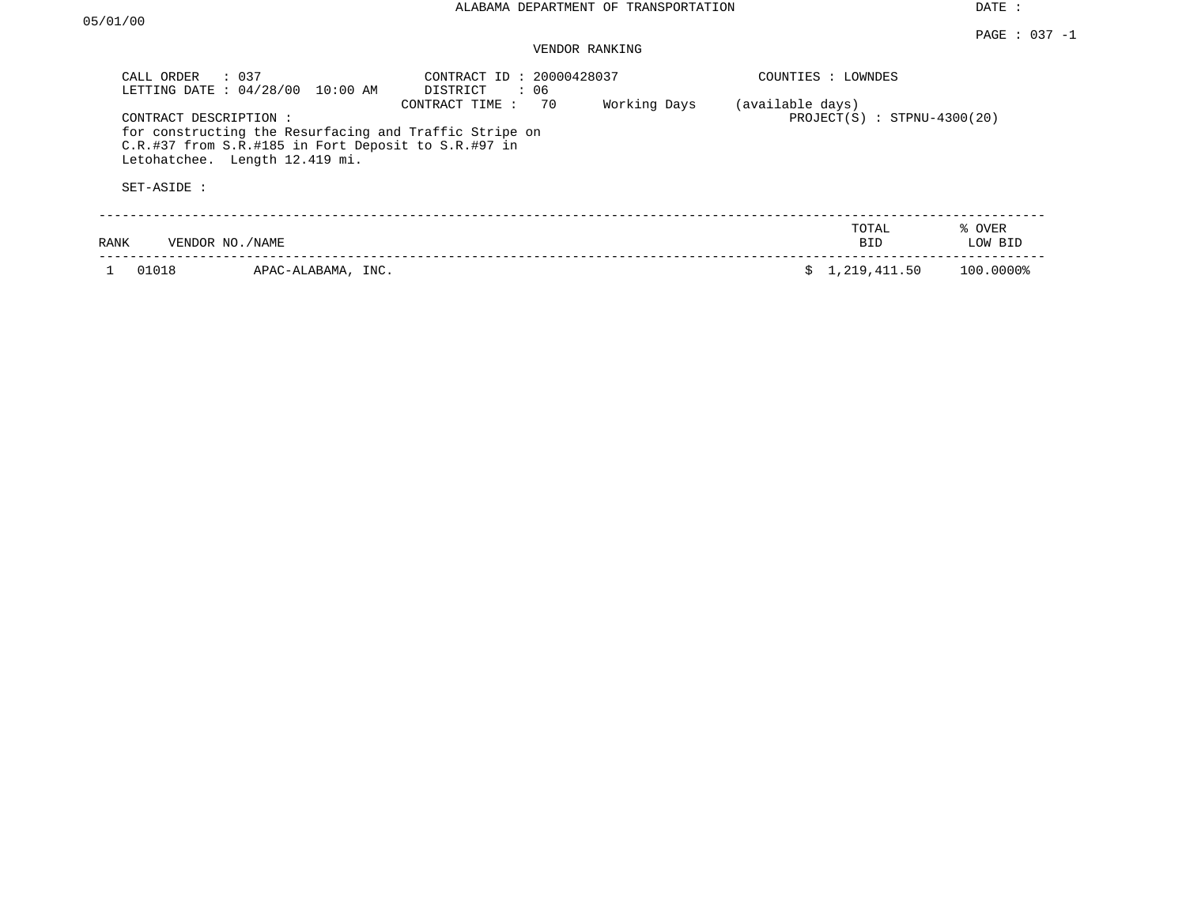ALABAMA DEPARTMENT OF TRANSPORTATION

DATE : 05/01/00

PAGE : 037 -1

VENDOR RANKING

CALL ORDER : 037
LETTING DATE : 04/28/00 10:00 AM

CONTRACT ID : 20000428037
DISTRICT : 06
CONTRACT TIME : 70 Working Days (available days)

COUNTIES : LOWNDES

PROJECT(S) : STPNU-4300(20)

CONTRACT DESCRIPTION :
for constructing the Resurfacing and Traffic Stripe on C.R.#37 from S.R.#185 in Fort Deposit to S.R.#97 in Letohatchee. Length 12.419 mi.

SET-ASIDE :

| RANK | VENDOR NO./NAME | | TOTAL BID | % OVER LOW BID |
|---|---|---|---|---|
| 1 | 01018 | APAC-ALABAMA, INC. | $ 1,219,411.50 | 100.0000% |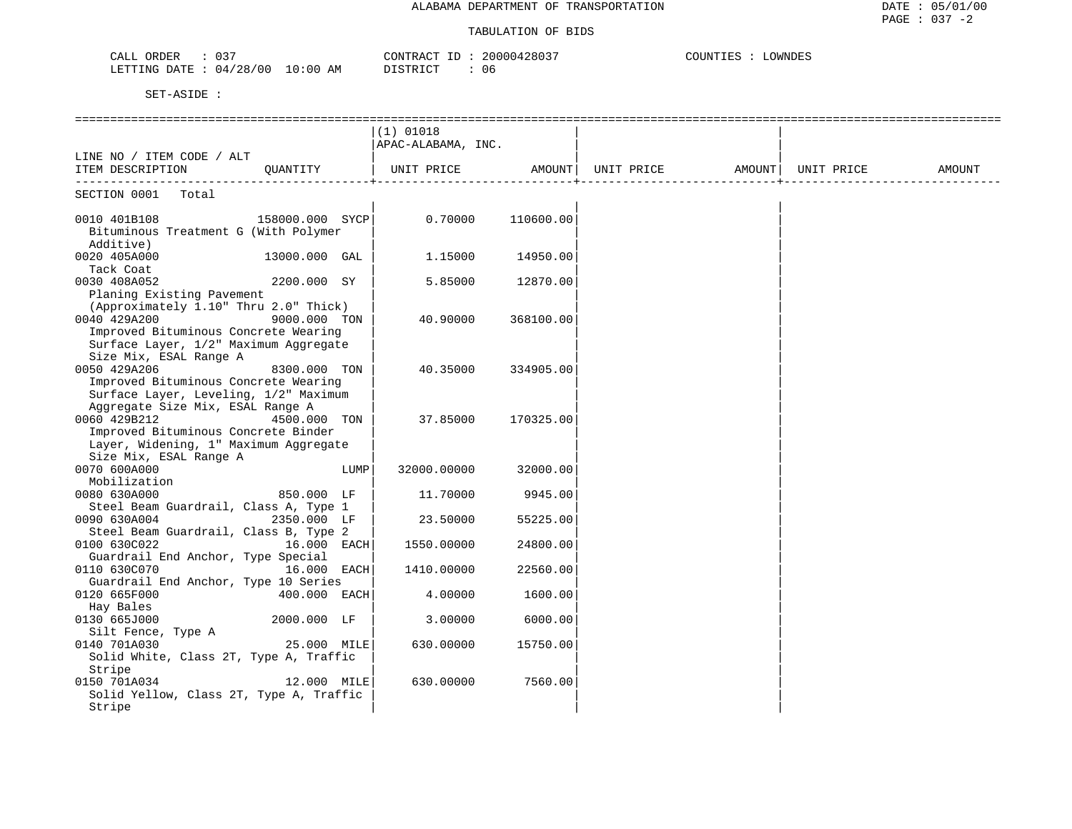ALABAMA DEPARTMENT OF TRANSPORTATION

TABULATION OF BIDS

CALL ORDER : 037 CONTRACT ID : 20000428037 COUNTIES : LOWNDES
LETTING DATE : 04/28/00 10:00 AM DISTRICT : 06

SET-ASIDE :

| LINE NO / ITEM CODE / ALT ITEM DESCRIPTION | QUANTITY | (1) 01018 APAC-ALABAMA, INC. UNIT PRICE | AMOUNT | UNIT PRICE | AMOUNT | UNIT PRICE | AMOUNT |
|---|---|---|---|---|---|---|---|
| SECTION 0001 Total | | | | | | | |
| 0010 401B108 Bituminous Treatment G (With Polymer Additive) | 158000.000 SYCP | 0.70000 | 110600.00 | | | | |
| 0020 405A000 Tack Coat | 13000.000 GAL | 1.15000 | 14950.00 | | | | |
| 0030 408A052 Planing Existing Pavement (Approximately 1.10" Thru 2.0" Thick) | 2200.000 SY | 5.85000 | 12870.00 | | | | |
| 0040 429A200 Improved Bituminous Concrete Wearing Surface Layer, 1/2" Maximum Aggregate Size Mix, ESAL Range A | 9000.000 TON | 40.90000 | 368100.00 | | | | |
| 0050 429A206 Improved Bituminous Concrete Wearing Surface Layer, Leveling, 1/2" Maximum Aggregate Size Mix, ESAL Range A | 8300.000 TON | 40.35000 | 334905.00 | | | | |
| 0060 429B212 Improved Bituminous Concrete Binder Layer, Widening, 1" Maximum Aggregate Size Mix, ESAL Range A | 4500.000 TON | 37.85000 | 170325.00 | | | | |
| 0070 600A000 Mobilization | LUMP | 32000.00000 | 32000.00 | | | | |
| 0080 630A000 Steel Beam Guardrail, Class A, Type 1 | 850.000 LF | 11.70000 | 9945.00 | | | | |
| 0090 630A004 Steel Beam Guardrail, Class B, Type 2 | 2350.000 LF | 23.50000 | 55225.00 | | | | |
| 0100 630C022 Guardrail End Anchor, Type Special | 16.000 EACH | 1550.00000 | 24800.00 | | | | |
| 0110 630C070 Guardrail End Anchor, Type 10 Series | 16.000 EACH | 1410.00000 | 22560.00 | | | | |
| 0120 665F000 Hay Bales | 400.000 EACH | 4.00000 | 1600.00 | | | | |
| 0130 665J000 Silt Fence, Type A | 2000.000 LF | 3.00000 | 6000.00 | | | | |
| 0140 701A030 Solid White, Class 2T, Type A, Traffic Stripe | 25.000 MILE | 630.00000 | 15750.00 | | | | |
| 0150 701A034 Solid Yellow, Class 2T, Type A, Traffic Stripe | 12.000 MILE | 630.00000 | 7560.00 | | | | |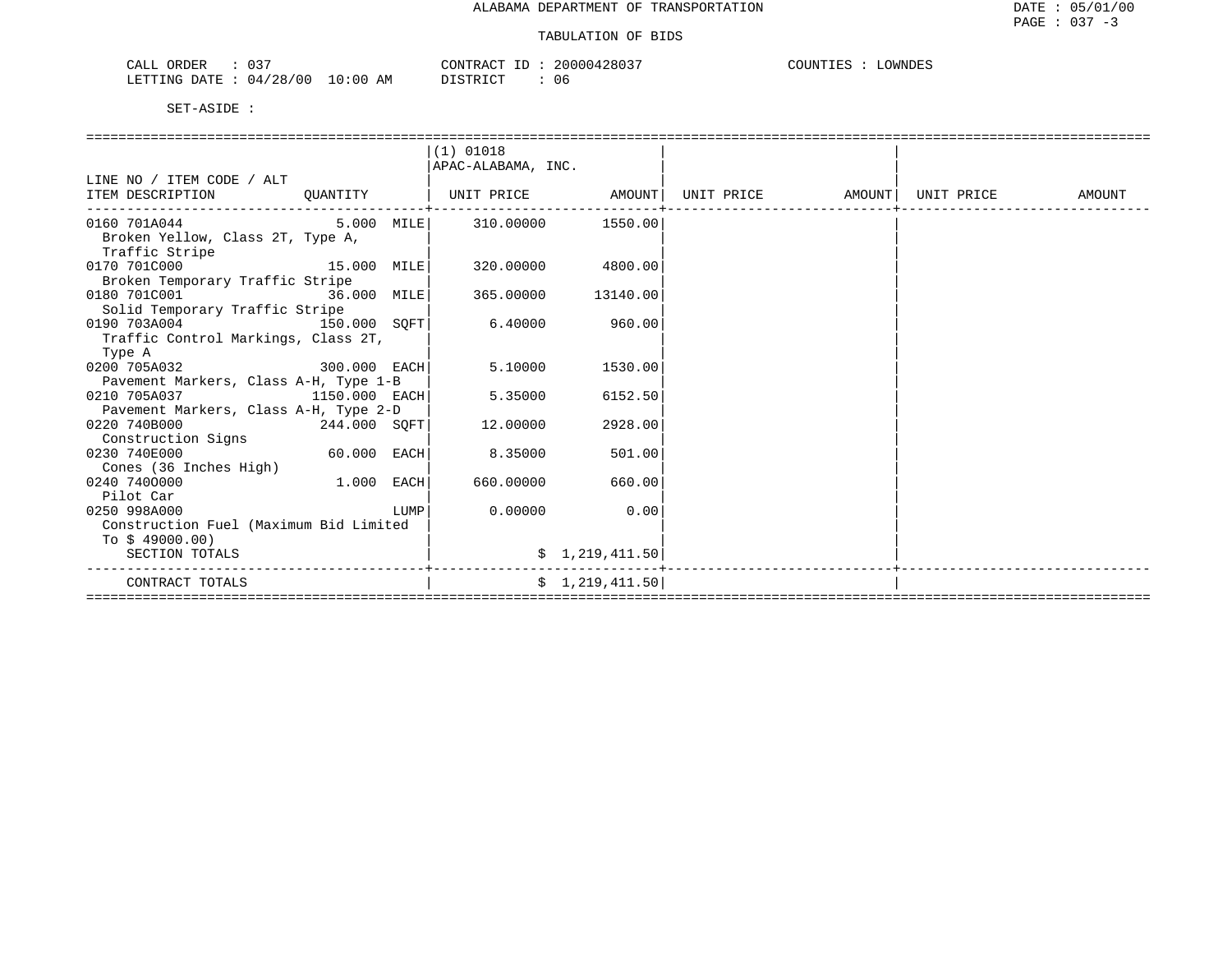ALABAMA DEPARTMENT OF TRANSPORTATION

TABULATION OF BIDS

CALL ORDER : 037 CONTRACT ID : 20000428037 COUNTIES : LOWNDES
LETTING DATE : 04/28/00 10:00 AM DISTRICT : 06

SET-ASIDE :

| LINE NO / ITEM CODE / ALT ITEM DESCRIPTION | QUANTITY | (1) 01018 APAC-ALABAMA, INC. UNIT PRICE | AMOUNT | UNIT PRICE | AMOUNT | UNIT PRICE | AMOUNT |
|---|---|---|---|---|---|---|---|
| 0160 701A044 Broken Yellow, Class 2T, Type A, Traffic Stripe | 5.000 MILE | 310.00000 | 1550.00 | | | | |
| 0170 701C000 Broken Temporary Traffic Stripe | 15.000 MILE | 320.00000 | 4800.00 | | | | |
| 0180 701C001 Solid Temporary Traffic Stripe | 36.000 MILE | 365.00000 | 13140.00 | | | | |
| 0190 703A004 Traffic Control Markings, Class 2T, Type A | 150.000 SQFT | 6.40000 | 960.00 | | | | |
| 0200 705A032 Pavement Markers, Class A-H, Type 1-B | 300.000 EACH | 5.10000 | 1530.00 | | | | |
| 0210 705A037 Pavement Markers, Class A-H, Type 2-D | 1150.000 EACH | 5.35000 | 6152.50 | | | | |
| 0220 740B000 Construction Signs | 244.000 SQFT | 12.00000 | 2928.00 | | | | |
| 0230 740E000 Cones (36 Inches High) | 60.000 EACH | 8.35000 | 501.00 | | | | |
| 0240 740O000 Pilot Car | 1.000 EACH | 660.00000 | 660.00 | | | | |
| 0250 998A000 Construction Fuel (Maximum Bid Limited To $ 49000.00) | LUMP | 0.00000 | 0.00 | | | | |
| SECTION TOTALS | | | $ 1,219,411.50 | | | | |
| CONTRACT TOTALS | | | $ 1,219,411.50 | | | | |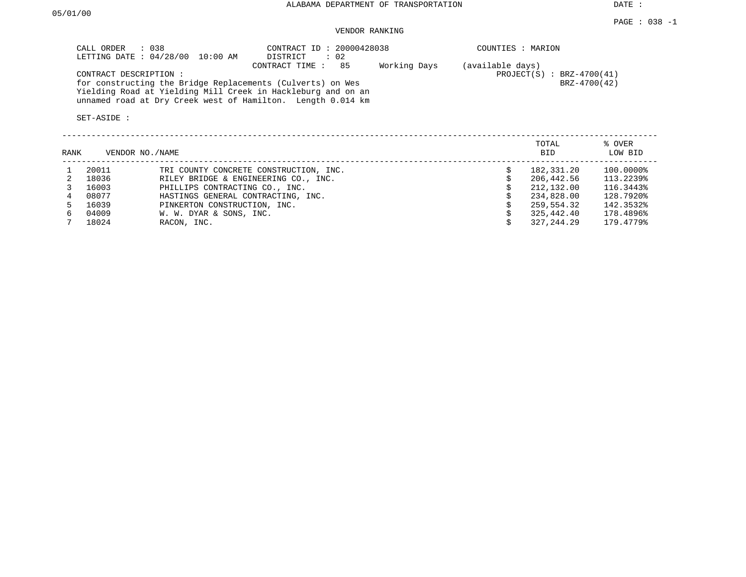# ALABAMA DEPARTMENT OF TRANSPORTATION

DATE : 05/01/00

PAGE : 038 -1

## VENDOR RANKING

CALL ORDER : 038
LETTING DATE : 04/28/00 10:00 AM

CONTRACT ID : 20000428038
DISTRICT : 02
CONTRACT TIME : 85 Working Days (available days)

COUNTIES : MARION

PROJECT(S) : BRZ-4700(41)
BRZ-4700(42)

CONTRACT DESCRIPTION :
for constructing the Bridge Replacements (Culverts) on Wes Yielding Road at Yielding Mill Creek in Hackleburg and on an unnamed road at Dry Creek west of Hamilton. Length 0.014 km

SET-ASIDE :

| RANK | VENDOR NO. | NAME | TOTAL BID | % OVER LOW BID |
|---|---|---|---|---|
| 1 | 20011 | TRI COUNTY CONCRETE CONSTRUCTION, INC. | $ 182,331.20 | 100.0000% |
| 2 | 18036 | RILEY BRIDGE & ENGINEERING CO., INC. | $ 206,442.56 | 113.2239% |
| 3 | 16003 | PHILLIPS CONTRACTING CO., INC. | $ 212,132.00 | 116.3443% |
| 4 | 08077 | HASTINGS GENERAL CONTRACTING, INC. | $ 234,828.00 | 128.7920% |
| 5 | 16039 | PINKERTON CONSTRUCTION, INC. | $ 259,554.32 | 142.3532% |
| 6 | 04009 | W. W. DYAR & SONS, INC. | $ 325,442.40 | 178.4896% |
| 7 | 18024 | RACON, INC. | $ 327,244.29 | 179.4779% |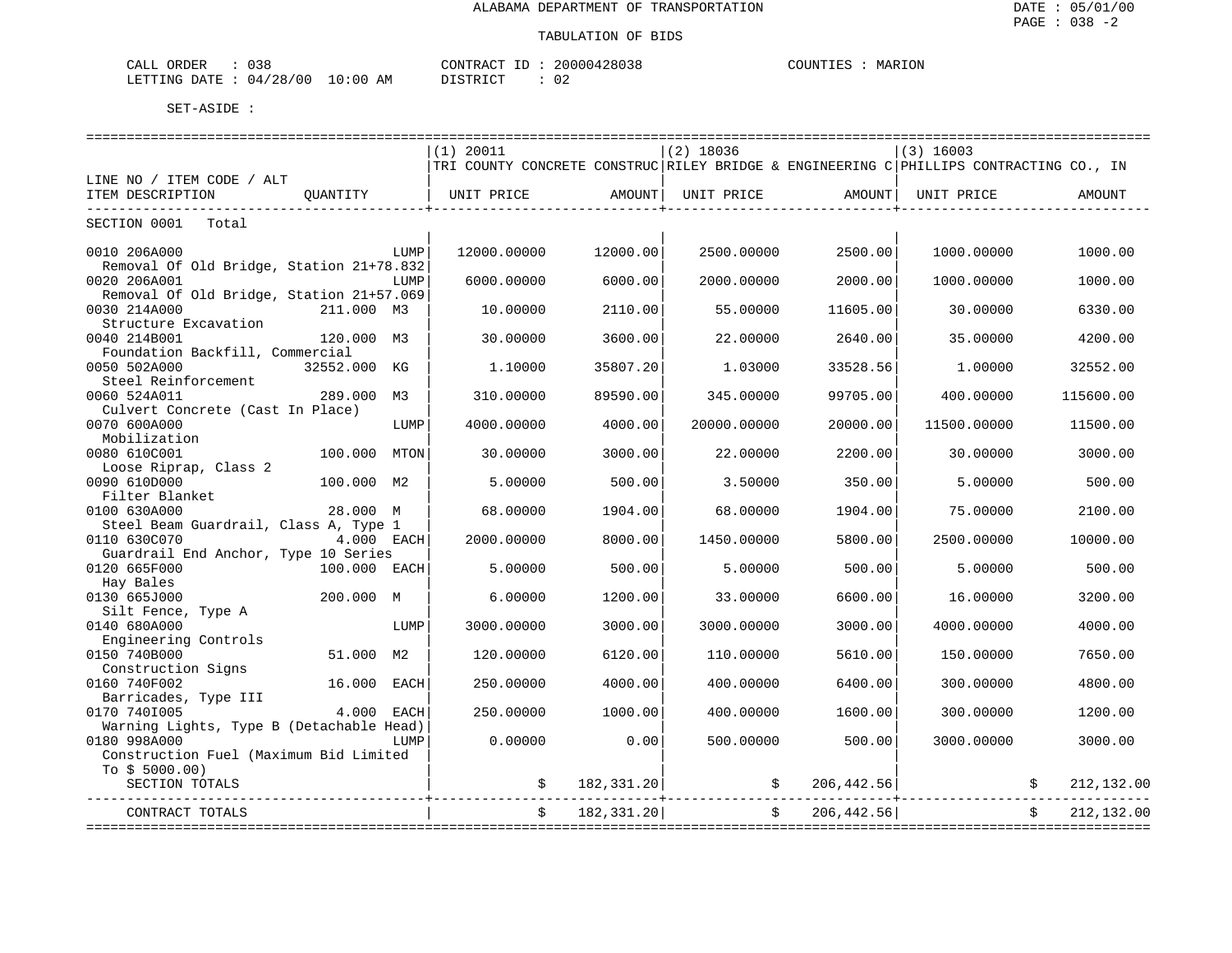ALABAMA DEPARTMENT OF TRANSPORTATION

TABULATION OF BIDS

DATE : 05/01/00
PAGE : 038 -2

CALL ORDER : 038 CONTRACT ID : 20000428038 COUNTIES : MARION
LETTING DATE : 04/28/00 10:00 AM DISTRICT : 02

SET-ASIDE :

| LINE NO / ITEM CODE / ALT ITEM DESCRIPTION | QUANTITY | (1) 20011 TRI COUNTY CONCRETE CONSTRUC UNIT PRICE | AMOUNT | (2) 18036 RILEY BRIDGE & ENGINEERING C UNIT PRICE | AMOUNT | (3) 16003 PHILLIPS CONTRACTING CO., IN UNIT PRICE | AMOUNT |
|---|---|---|---|---|---|---|---|
| SECTION 0001 Total | | | | | | | |
| 0010 206A000 Removal Of Old Bridge, Station 21+78.832 | LUMP | 12000.00000 | 12000.00 | 2500.00000 | 2500.00 | 1000.00000 | 1000.00 |
| 0020 206A001 Removal Of Old Bridge, Station 21+57.069 | LUMP | 6000.00000 | 6000.00 | 2000.00000 | 2000.00 | 1000.00000 | 1000.00 |
| 0030 214A000 Structure Excavation | 211.000 M3 | 10.00000 | 2110.00 | 55.00000 | 11605.00 | 30.00000 | 6330.00 |
| 0040 214B001 Foundation Backfill, Commercial | 120.000 M3 | 30.00000 | 3600.00 | 22.00000 | 2640.00 | 35.00000 | 4200.00 |
| 0050 502A000 Steel Reinforcement | 32552.000 KG | 1.10000 | 35807.20 | 1.03000 | 33528.56 | 1.00000 | 32552.00 |
| 0060 524A011 Culvert Concrete (Cast In Place) | 289.000 M3 | 310.00000 | 89590.00 | 345.00000 | 99705.00 | 400.00000 | 115600.00 |
| 0070 600A000 Mobilization | LUMP | 4000.00000 | 4000.00 | 20000.00000 | 20000.00 | 11500.00000 | 11500.00 |
| 0080 610C001 Loose Riprap, Class 2 | 100.000 MTON | 30.00000 | 3000.00 | 22.00000 | 2200.00 | 30.00000 | 3000.00 |
| 0090 610D000 Filter Blanket | 100.000 M2 | 5.00000 | 500.00 | 3.50000 | 350.00 | 5.00000 | 500.00 |
| 0100 630A000 Steel Beam Guardrail, Class A, Type 1 | 28.000 M | 68.00000 | 1904.00 | 68.00000 | 1904.00 | 75.00000 | 2100.00 |
| 0110 630C070 Guardrail End Anchor, Type 10 Series | 4.000 EACH | 2000.00000 | 8000.00 | 1450.00000 | 5800.00 | 2500.00000 | 10000.00 |
| 0120 665F000 Hay Bales | 100.000 EACH | 5.00000 | 500.00 | 5.00000 | 500.00 | 5.00000 | 500.00 |
| 0130 665J000 Silt Fence, Type A | 200.000 M | 6.00000 | 1200.00 | 33.00000 | 6600.00 | 16.00000 | 3200.00 |
| 0140 680A000 Engineering Controls | LUMP | 3000.00000 | 3000.00 | 3000.00000 | 3000.00 | 4000.00000 | 4000.00 |
| 0150 740B000 Construction Signs | 51.000 M2 | 120.00000 | 6120.00 | 110.00000 | 5610.00 | 150.00000 | 7650.00 |
| 0160 740F002 Barricades, Type III | 16.000 EACH | 250.00000 | 4000.00 | 400.00000 | 6400.00 | 300.00000 | 4800.00 |
| 0170 740I005 Warning Lights, Type B (Detachable Head) | 4.000 EACH | 250.00000 | 1000.00 | 400.00000 | 1600.00 | 300.00000 | 1200.00 |
| 0180 998A000 Construction Fuel (Maximum Bid Limited To $ 5000.00) | LUMP | 0.00000 | 0.00 | 500.00000 | 500.00 | 3000.00000 | 3000.00 |
| SECTION TOTALS | | | $ 182,331.20 | | $ 206,442.56 | | $ 212,132.00 |
| CONTRACT TOTALS | | | $ 182,331.20 | | $ 206,442.56 | | $ 212,132.00 |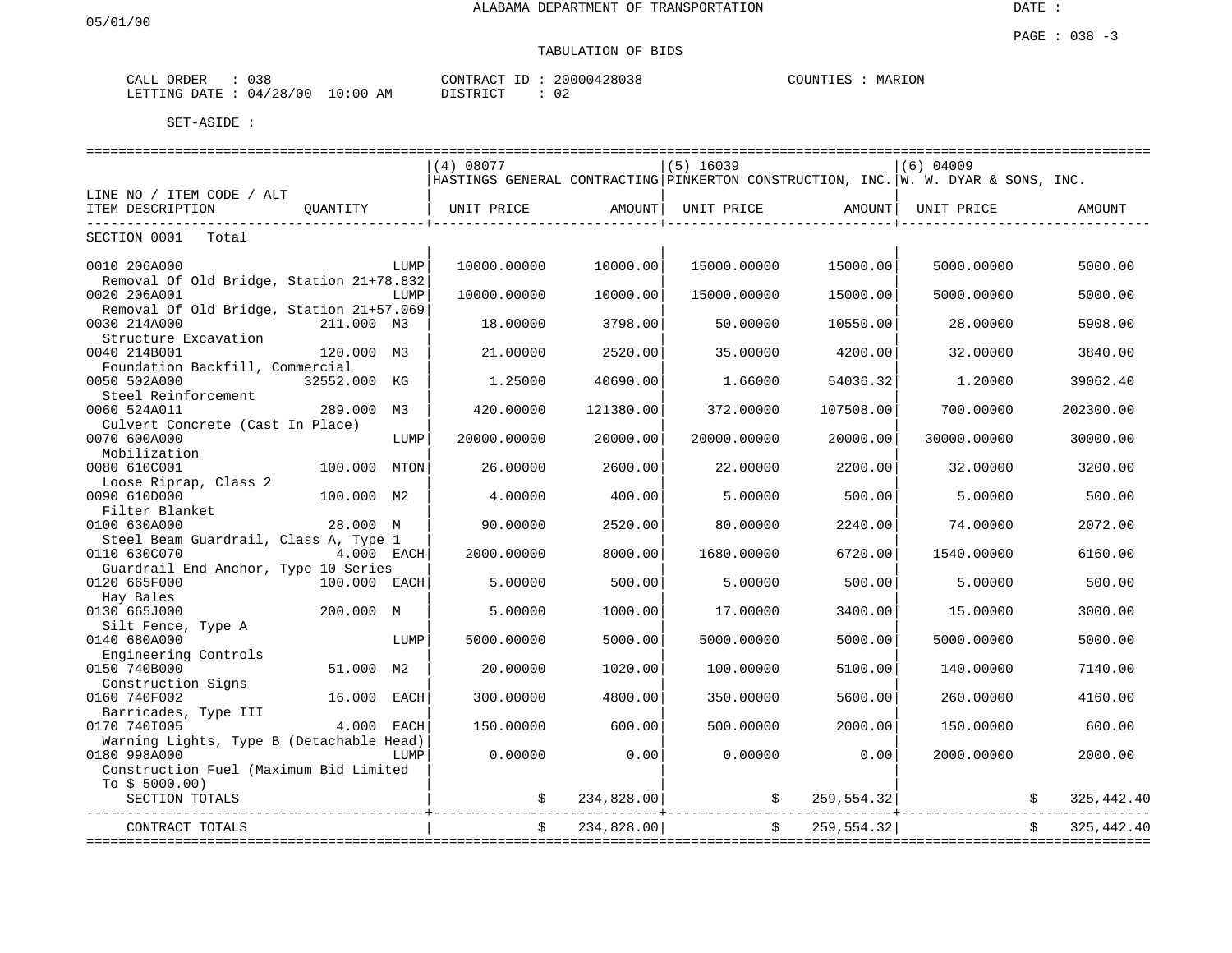ALABAMA DEPARTMENT OF TRANSPORTATION

DATE :

05/01/00

TABULATION OF BIDS

CALL ORDER : 038 &nbsp;&nbsp;&nbsp;&nbsp; CONTRACT ID : 20000428038 &nbsp;&nbsp;&nbsp;&nbsp; COUNTIES : MARION
LETTING DATE : 04/28/00 10:00 AM &nbsp;&nbsp;&nbsp;&nbsp; DISTRICT : 02

SET-ASIDE :

| LINE NO / ITEM CODE / ALT ITEM DESCRIPTION | QUANTITY | (4) 08077 HASTINGS GENERAL CONTRACTING UNIT PRICE | AMOUNT | (5) 16039 PINKERTON CONSTRUCTION, INC. UNIT PRICE | AMOUNT | (6) 04009 W. W. DYAR & SONS, INC. UNIT PRICE | AMOUNT |
|---|---|---|---|---|---|---|---|
| SECTION 0001 Total | | | | | | | |
| 0010 206A000 Removal Of Old Bridge, Station 21+78.832 | LUMP | 10000.00000 | 10000.00 | 15000.00000 | 15000.00 | 5000.00000 | 5000.00 |
| 0020 206A001 Removal Of Old Bridge, Station 21+57.069 | LUMP | 10000.00000 | 10000.00 | 15000.00000 | 15000.00 | 5000.00000 | 5000.00 |
| 0030 214A000 Structure Excavation | 211.000 M3 | 18.00000 | 3798.00 | 50.00000 | 10550.00 | 28.00000 | 5908.00 |
| 0040 214B001 Foundation Backfill, Commercial | 120.000 M3 | 21.00000 | 2520.00 | 35.00000 | 4200.00 | 32.00000 | 3840.00 |
| 0050 502A000 Steel Reinforcement | 32552.000 KG | 1.25000 | 40690.00 | 1.66000 | 54036.32 | 1.20000 | 39062.40 |
| 0060 524A011 Culvert Concrete (Cast In Place) | 289.000 M3 | 420.00000 | 121380.00 | 372.00000 | 107508.00 | 700.00000 | 202300.00 |
| 0070 600A000 Mobilization | LUMP | 20000.00000 | 20000.00 | 20000.00000 | 20000.00 | 30000.00000 | 30000.00 |
| 0080 610C001 Loose Riprap, Class 2 | 100.000 MTON | 26.00000 | 2600.00 | 22.00000 | 2200.00 | 32.00000 | 3200.00 |
| 0090 610D000 Filter Blanket | 100.000 M2 | 4.00000 | 400.00 | 5.00000 | 500.00 | 5.00000 | 500.00 |
| 0100 630A000 Steel Beam Guardrail, Class A, Type 1 | 28.000 M | 90.00000 | 2520.00 | 80.00000 | 2240.00 | 74.00000 | 2072.00 |
| 0110 630C070 Guardrail End Anchor, Type 10 Series | 4.000 EACH | 2000.00000 | 8000.00 | 1680.00000 | 6720.00 | 1540.00000 | 6160.00 |
| 0120 665F000 Hay Bales | 100.000 EACH | 5.00000 | 500.00 | 5.00000 | 500.00 | 5.00000 | 500.00 |
| 0130 665J000 Silt Fence, Type A | 200.000 M | 5.00000 | 1000.00 | 17.00000 | 3400.00 | 15.00000 | 3000.00 |
| 0140 680A000 Engineering Controls | LUMP | 5000.00000 | 5000.00 | 5000.00000 | 5000.00 | 5000.00000 | 5000.00 |
| 0150 740B000 Construction Signs | 51.000 M2 | 20.00000 | 1020.00 | 100.00000 | 5100.00 | 140.00000 | 7140.00 |
| 0160 740F002 Barricades, Type III | 16.000 EACH | 300.00000 | 4800.00 | 350.00000 | 5600.00 | 260.00000 | 4160.00 |
| 0170 740I005 Warning Lights, Type B (Detachable Head) | 4.000 EACH | 150.00000 | 600.00 | 500.00000 | 2000.00 | 150.00000 | 600.00 |
| 0180 998A000 Construction Fuel (Maximum Bid Limited To $ 5000.00) | LUMP | 0.00000 | 0.00 | 0.00000 | 0.00 | 2000.00000 | 2000.00 |
| SECTION TOTALS | | $ | 234,828.00 | $ | 259,554.32 | $ | 325,442.40 |
| CONTRACT TOTALS | | $ | 234,828.00 | $ | 259,554.32 | $ | 325,442.40 |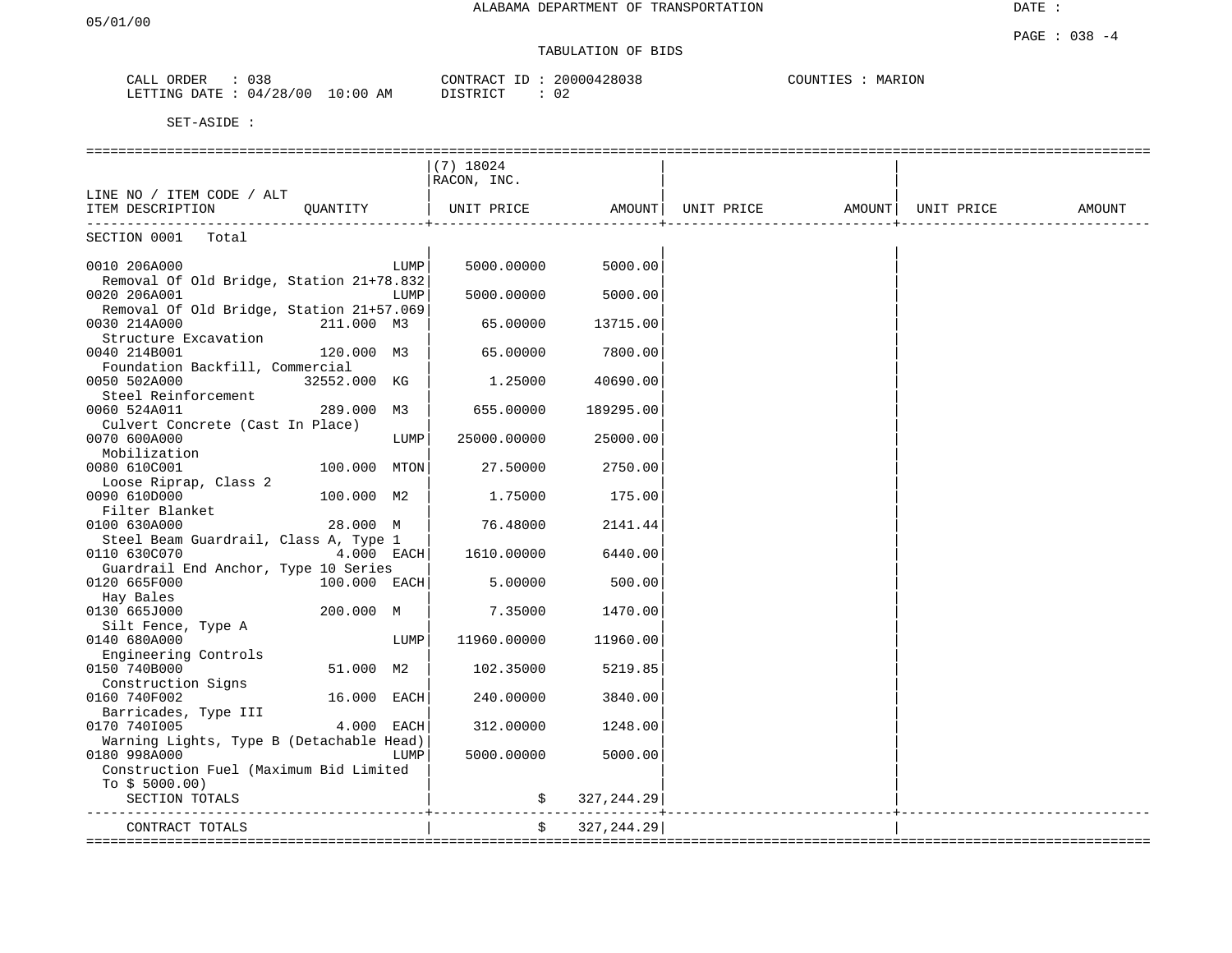# ALABAMA DEPARTMENT OF TRANSPORTATION

05/01/00

DATE :

PAGE : 038 -4

## TABULATION OF BIDS

CALL ORDER : 038
LETTING DATE : 04/28/00 10:00 AM

CONTRACT ID : 20000428038
DISTRICT : 02

COUNTIES : MARION

SET-ASIDE :

| LINE NO / ITEM CODE / ALT<br>ITEM DESCRIPTION | QUANTITY | (7) 18024<br>RACON, INC.<br>UNIT PRICE | AMOUNT | UNIT PRICE | AMOUNT | UNIT PRICE | AMOUNT |
|---|---|---|---|---|---|---|---|
| SECTION 0001 Total | | | | | | | |
| 0010 206A000<br>Removal Of Old Bridge, Station 21+78.832 | LUMP | 5000.00000 | 5000.00 | | | | |
| 0020 206A001<br>Removal Of Old Bridge, Station 21+57.069 | LUMP | 5000.00000 | 5000.00 | | | | |
| 0030 214A000<br>Structure Excavation | 211.000 M3 | 65.00000 | 13715.00 | | | | |
| 0040 214B001<br>Foundation Backfill, Commercial | 120.000 M3 | 65.00000 | 7800.00 | | | | |
| 0050 502A000<br>Steel Reinforcement | 32552.000 KG | 1.25000 | 40690.00 | | | | |
| 0060 524A011<br>Culvert Concrete (Cast In Place) | 289.000 M3 | 655.00000 | 189295.00 | | | | |
| 0070 600A000<br>Mobilization | LUMP | 25000.00000 | 25000.00 | | | | |
| 0080 610C001<br>Loose Riprap, Class 2 | 100.000 MTON | 27.50000 | 2750.00 | | | | |
| 0090 610D000<br>Filter Blanket | 100.000 M2 | 1.75000 | 175.00 | | | | |
| 0100 630A000<br>Steel Beam Guardrail, Class A, Type 1 | 28.000 M | 76.48000 | 2141.44 | | | | |
| 0110 630C070<br>Guardrail End Anchor, Type 10 Series | 4.000 EACH | 1610.00000 | 6440.00 | | | | |
| 0120 665F000<br>Hay Bales | 100.000 EACH | 5.00000 | 500.00 | | | | |
| 0130 665J000<br>Silt Fence, Type A | 200.000 M | 7.35000 | 1470.00 | | | | |
| 0140 680A000<br>Engineering Controls | LUMP | 11960.00000 | 11960.00 | | | | |
| 0150 740B000<br>Construction Signs | 51.000 M2 | 102.35000 | 5219.85 | | | | |
| 0160 740F002<br>Barricades, Type III | 16.000 EACH | 240.00000 | 3840.00 | | | | |
| 0170 740I005<br>Warning Lights, Type B (Detachable Head) | 4.000 EACH | 312.00000 | 1248.00 | | | | |
| 0180 998A000<br>Construction Fuel (Maximum Bid Limited To $ 5000.00) | LUMP | 5000.00000 | 5000.00 | | | | |
| SECTION TOTALS | | $ | 327,244.29 | | | | |
| CONTRACT TOTALS | | $ | 327,244.29 | | | | |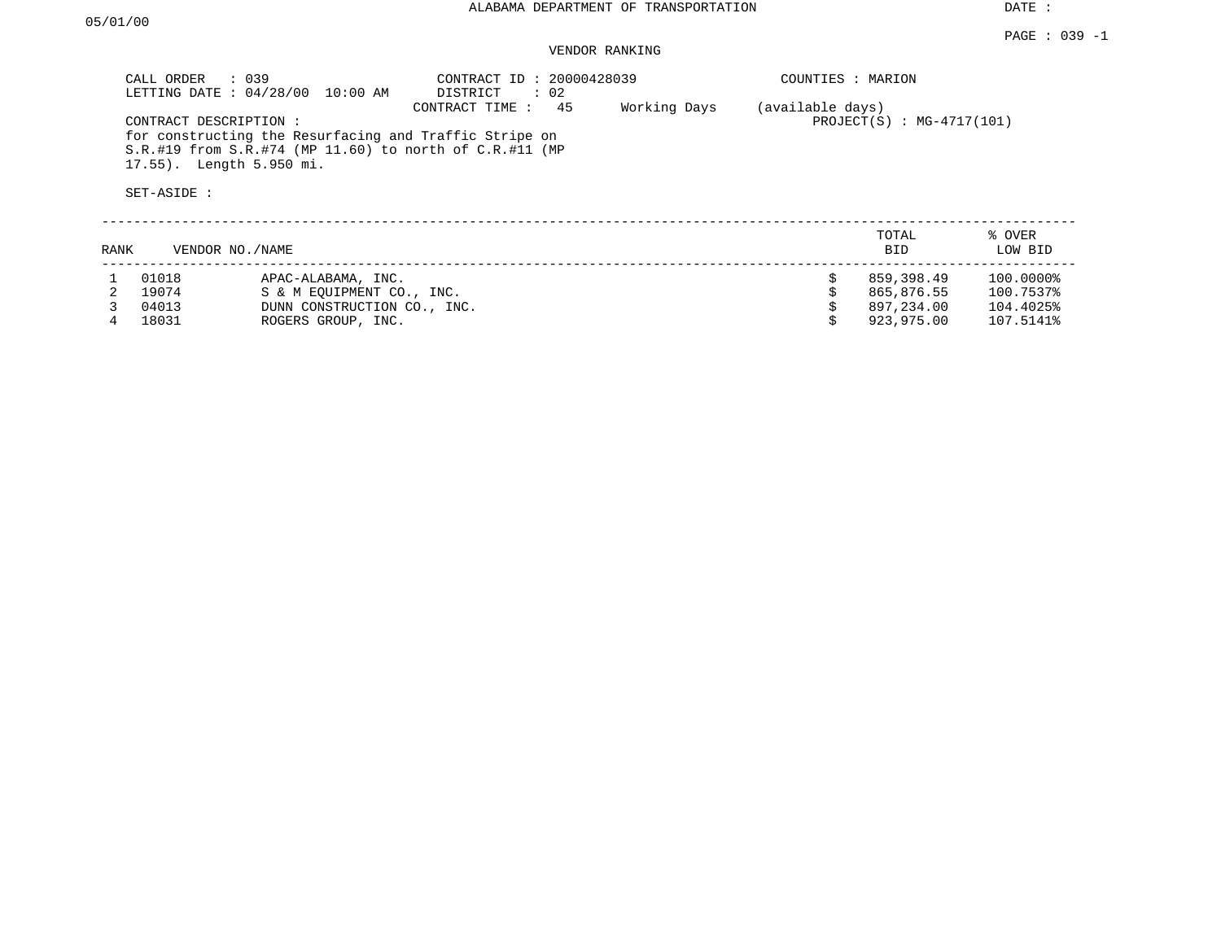ALABAMA DEPARTMENT OF TRANSPORTATION

DATE :
05/01/00

PAGE : 039 -1

VENDOR RANKING

CALL ORDER : 039
LETTING DATE : 04/28/00 10:00 AM

CONTRACT ID : 20000428039
DISTRICT : 02
CONTRACT TIME : 45 Working Days (available days)

COUNTIES : MARION

PROJECT(S) : MG-4717(101)

CONTRACT DESCRIPTION :
for constructing the Resurfacing and Traffic Stripe on S.R.#19 from S.R.#74 (MP 11.60) to north of C.R.#11 (MP 17.55). Length 5.950 mi.

SET-ASIDE :

| RANK | VENDOR NO./NAME | | TOTAL BID | % OVER LOW BID |
|---|---|---|---|---|
| 1 | 01018 | APAC-ALABAMA, INC. | $ 859,398.49 | 100.0000% |
| 2 | 19074 | S & M EQUIPMENT CO., INC. | $ 865,876.55 | 100.7537% |
| 3 | 04013 | DUNN CONSTRUCTION CO., INC. | $ 897,234.00 | 104.4025% |
| 4 | 18031 | ROGERS GROUP, INC. | $ 923,975.00 | 107.5141% |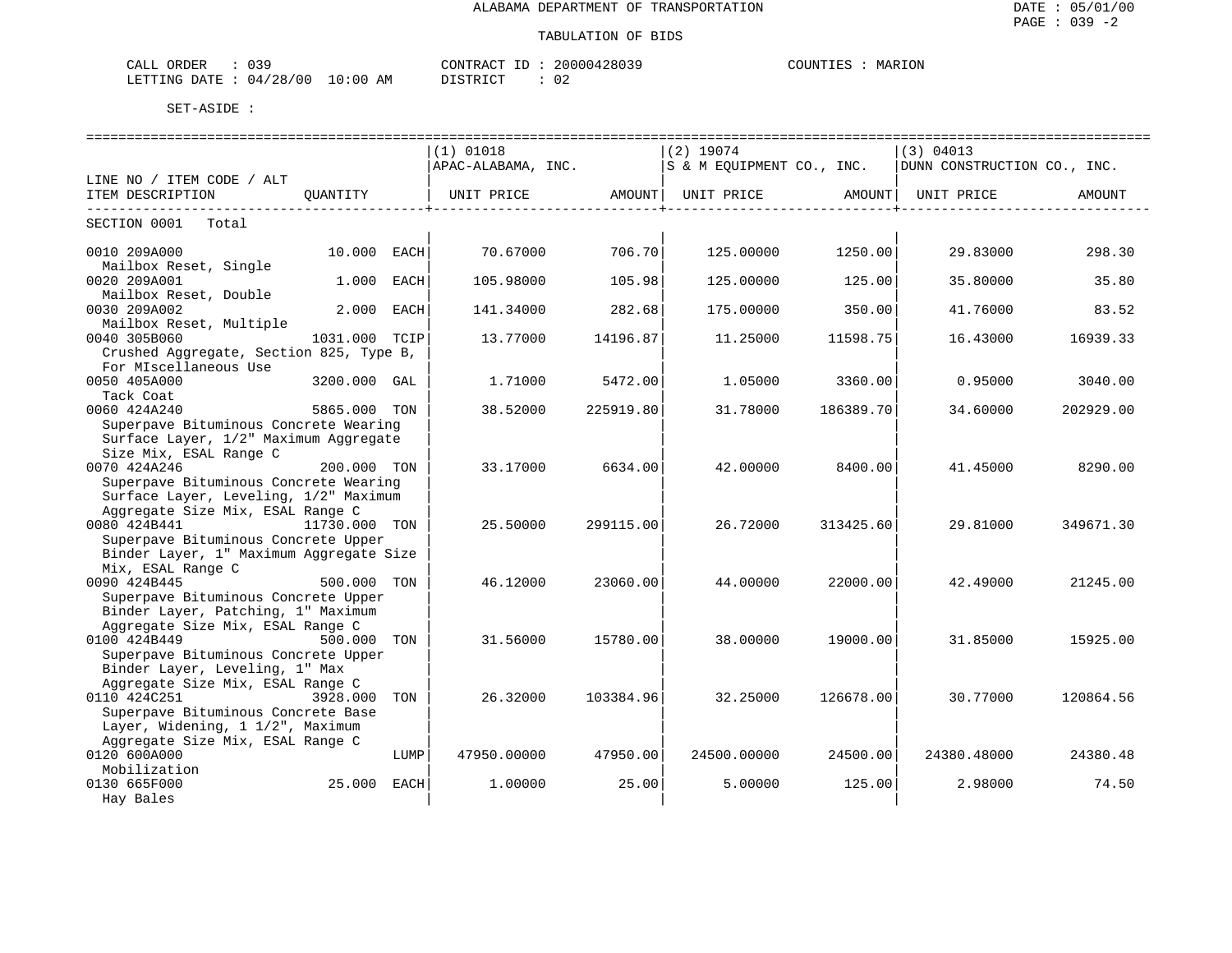ALABAMA DEPARTMENT OF TRANSPORTATION

TABULATION OF BIDS

CALL ORDER : 039
LETTING DATE : 04/28/00 10:00 AM

CONTRACT ID : 20000428039
DISTRICT : 02

COUNTIES : MARION

SET-ASIDE :

| LINE NO / ITEM CODE / ALT ITEM DESCRIPTION | QUANTITY | (1) 01018 APAC-ALABAMA, INC. UNIT PRICE | AMOUNT | (2) 19074 S & M EQUIPMENT CO., INC. UNIT PRICE | AMOUNT | (3) 04013 DUNN CONSTRUCTION CO., INC. UNIT PRICE | AMOUNT |
|---|---|---|---|---|---|---|---|
| SECTION 0001 Total | | | | | | | |
| 0010 209A000 Mailbox Reset, Single | 10.000 EACH | 70.67000 | 706.70 | 125.00000 | 1250.00 | 29.83000 | 298.30 |
| 0020 209A001 Mailbox Reset, Double | 1.000 EACH | 105.98000 | 105.98 | 125.00000 | 125.00 | 35.80000 | 35.80 |
| 0030 209A002 Mailbox Reset, Multiple | 2.000 EACH | 141.34000 | 282.68 | 175.00000 | 350.00 | 41.76000 | 83.52 |
| 0040 305B060 Crushed Aggregate, Section 825, Type B, For MIscellaneous Use | 1031.000 TCIP | 13.77000 | 14196.87 | 11.25000 | 11598.75 | 16.43000 | 16939.33 |
| 0050 405A000 Tack Coat | 3200.000 GAL | 1.71000 | 5472.00 | 1.05000 | 3360.00 | 0.95000 | 3040.00 |
| 0060 424A240 Superpave Bituminous Concrete Wearing Surface Layer, 1/2" Maximum Aggregate Size Mix, ESAL Range C | 5865.000 TON | 38.52000 | 225919.80 | 31.78000 | 186389.70 | 34.60000 | 202929.00 |
| 0070 424A246 Superpave Bituminous Concrete Wearing Surface Layer, Leveling, 1/2" Maximum Aggregate Size Mix, ESAL Range C | 200.000 TON | 33.17000 | 6634.00 | 42.00000 | 8400.00 | 41.45000 | 8290.00 |
| 0080 424B441 Superpave Bituminous Concrete Upper Binder Layer, 1" Maximum Aggregate Size Mix, ESAL Range C | 11730.000 TON | 25.50000 | 299115.00 | 26.72000 | 313425.60 | 29.81000 | 349671.30 |
| 0090 424B445 Superpave Bituminous Concrete Upper Binder Layer, Patching, 1" Maximum Aggregate Size Mix, ESAL Range C | 500.000 TON | 46.12000 | 23060.00 | 44.00000 | 22000.00 | 42.49000 | 21245.00 |
| 0100 424B449 Superpave Bituminous Concrete Upper Binder Layer, Leveling, 1" Max Aggregate Size Mix, ESAL Range C | 500.000 TON | 31.56000 | 15780.00 | 38.00000 | 19000.00 | 31.85000 | 15925.00 |
| 0110 424C251 Superpave Bituminous Concrete Base Layer, Widening, 1 1/2", Maximum Aggregate Size Mix, ESAL Range C | 3928.000 TON | 26.32000 | 103384.96 | 32.25000 | 126678.00 | 30.77000 | 120864.56 |
| 0120 600A000 Mobilization | LUMP | 47950.00000 | 47950.00 | 24500.00000 | 24500.00 | 24380.48000 | 24380.48 |
| 0130 665F000 Hay Bales | 25.000 EACH | 1.00000 | 25.00 | 5.00000 | 125.00 | 2.98000 | 74.50 |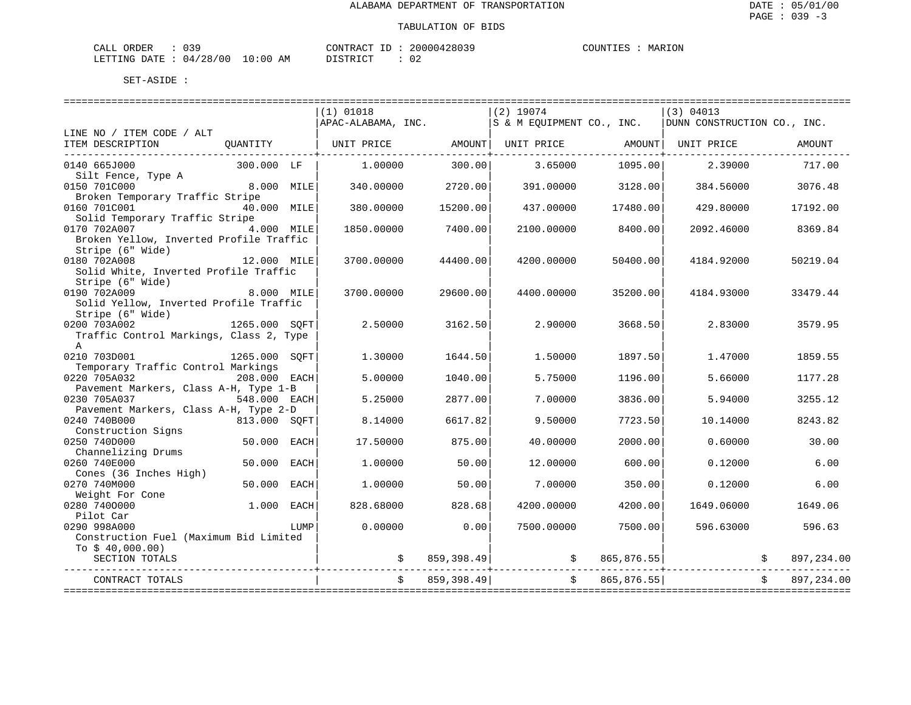ALABAMA DEPARTMENT OF TRANSPORTATION

TABULATION OF BIDS

CALL ORDER : 039 CONTRACT ID : 20000428039 COUNTIES : MARION
LETTING DATE : 04/28/00 10:00 AM DISTRICT : 02

SET-ASIDE :

| LINE NO / ITEM CODE / ALT ITEM DESCRIPTION | QUANTITY | (1) 01018 APAC-ALABAMA, INC. UNIT PRICE | AMOUNT | (2) 19074 S & M EQUIPMENT CO., INC. UNIT PRICE | AMOUNT | (3) 04013 DUNN CONSTRUCTION CO., INC. UNIT PRICE | AMOUNT |
|---|---|---|---|---|---|---|---|
| 0140 665J000 Silt Fence, Type A | 300.000 LF | 1.00000 | 300.00 | 3.65000 | 1095.00 | 2.39000 | 717.00 |
| 0150 701C000 Broken Temporary Traffic Stripe | 8.000 MILE | 340.00000 | 2720.00 | 391.00000 | 3128.00 | 384.56000 | 3076.48 |
| 0160 701C001 Solid Temporary Traffic Stripe | 40.000 MILE | 380.00000 | 15200.00 | 437.00000 | 17480.00 | 429.80000 | 17192.00 |
| 0170 702A007 Broken Yellow, Inverted Profile Traffic Stripe (6" Wide) | 4.000 MILE | 1850.00000 | 7400.00 | 2100.00000 | 8400.00 | 2092.46000 | 8369.84 |
| 0180 702A008 Solid White, Inverted Profile Traffic Stripe (6" Wide) | 12.000 MILE | 3700.00000 | 44400.00 | 4200.00000 | 50400.00 | 4184.92000 | 50219.04 |
| 0190 702A009 Solid Yellow, Inverted Profile Traffic Stripe (6" Wide) | 8.000 MILE | 3700.00000 | 29600.00 | 4400.00000 | 35200.00 | 4184.93000 | 33479.44 |
| 0200 703A002 Traffic Control Markings, Class 2, Type A | 1265.000 SQFT | 2.50000 | 3162.50 | 2.90000 | 3668.50 | 2.83000 | 3579.95 |
| 0210 703D001 Temporary Traffic Control Markings | 1265.000 SQFT | 1.30000 | 1644.50 | 1.50000 | 1897.50 | 1.47000 | 1859.55 |
| 0220 705A032 Pavement Markers, Class A-H, Type 1-B | 208.000 EACH | 5.00000 | 1040.00 | 5.75000 | 1196.00 | 5.66000 | 1177.28 |
| 0230 705A037 Pavement Markers, Class A-H, Type 2-D | 548.000 EACH | 5.25000 | 2877.00 | 7.00000 | 3836.00 | 5.94000 | 3255.12 |
| 0240 740B000 Construction Signs | 813.000 SQFT | 8.14000 | 6617.82 | 9.50000 | 7723.50 | 10.14000 | 8243.82 |
| 0250 740D000 Channelizing Drums | 50.000 EACH | 17.50000 | 875.00 | 40.00000 | 2000.00 | 0.60000 | 30.00 |
| 0260 740E000 Cones (36 Inches High) | 50.000 EACH | 1.00000 | 50.00 | 12.00000 | 600.00 | 0.12000 | 6.00 |
| 0270 740M000 Weight For Cone | 50.000 EACH | 1.00000 | 50.00 | 7.00000 | 350.00 | 0.12000 | 6.00 |
| 0280 740O000 Pilot Car | 1.000 EACH | 828.68000 | 828.68 | 4200.00000 | 4200.00 | 1649.06000 | 1649.06 |
| 0290 998A000 Construction Fuel (Maximum Bid Limited To $ 40,000.00) | LUMP | 0.00000 | 0.00 | 7500.00000 | 7500.00 | 596.63000 | 596.63 |
| SECTION TOTALS | | | $ 859,398.49 | | $ 865,876.55 | | $ 897,234.00 |
| CONTRACT TOTALS | | | $ 859,398.49 | | $ 865,876.55 | | $ 897,234.00 |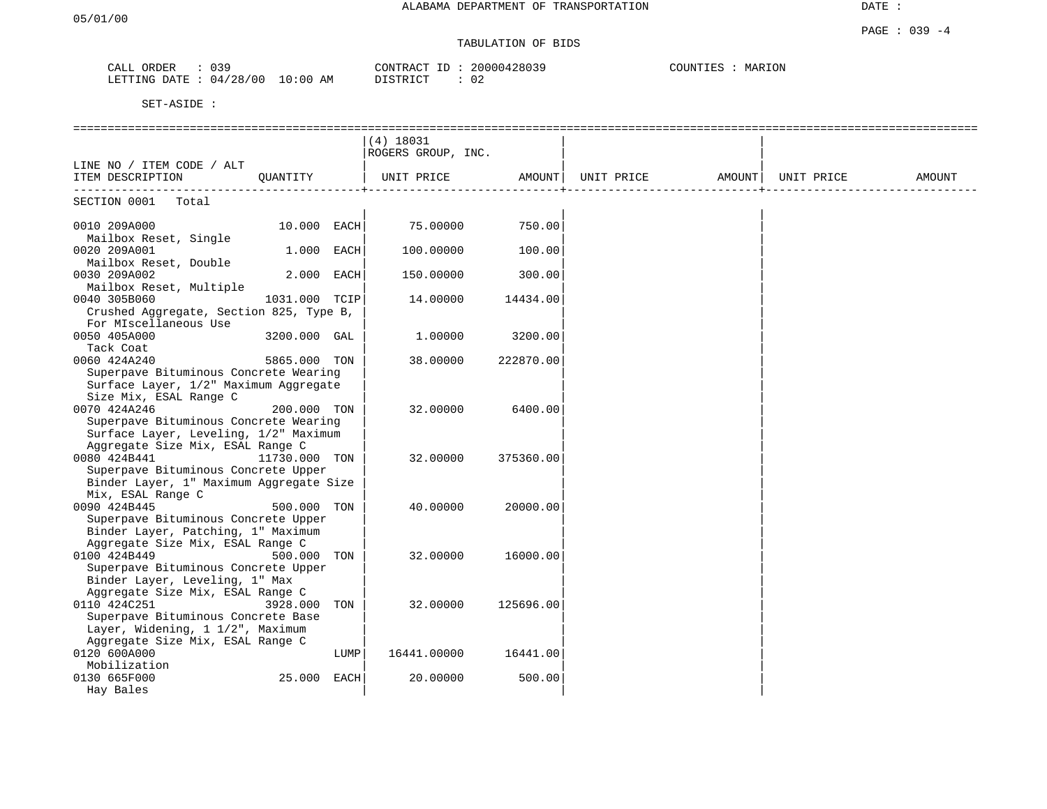ALABAMA DEPARTMENT OF TRANSPORTATION

05/01/00

DATE :

PAGE : 039 -4

TABULATION OF BIDS

CALL ORDER : 039
LETTING DATE : 04/28/00 10:00 AM

CONTRACT ID : 20000428039
DISTRICT : 02

COUNTIES : MARION

SET-ASIDE :

| LINE NO / ITEM CODE / ALT<br>ITEM DESCRIPTION | QUANTITY | (4) 18031<br>ROGERS GROUP, INC.<br>UNIT PRICE | AMOUNT | UNIT PRICE | AMOUNT | UNIT PRICE | AMOUNT |
|---|---|---|---|---|---|---|---|
| SECTION 0001 Total | | | | | | | |
| 0010 209A000<br>Mailbox Reset, Single | 10.000 EACH | 75.00000 | 750.00 | | | | |
| 0020 209A001<br>Mailbox Reset, Double | 1.000 EACH | 100.00000 | 100.00 | | | | |
| 0030 209A002<br>Mailbox Reset, Multiple | 2.000 EACH | 150.00000 | 300.00 | | | | |
| 0040 305B060<br>Crushed Aggregate, Section 825, Type B, For MIscellaneous Use | 1031.000 TCIP | 14.00000 | 14434.00 | | | | |
| 0050 405A000<br>Tack Coat | 3200.000 GAL | 1.00000 | 3200.00 | | | | |
| 0060 424A240<br>Superpave Bituminous Concrete Wearing Surface Layer, 1/2" Maximum Aggregate Size Mix, ESAL Range C | 5865.000 TON | 38.00000 | 222870.00 | | | | |
| 0070 424A246<br>Superpave Bituminous Concrete Wearing Surface Layer, Leveling, 1/2" Maximum Aggregate Size Mix, ESAL Range C | 200.000 TON | 32.00000 | 6400.00 | | | | |
| 0080 424B441<br>Superpave Bituminous Concrete Upper Binder Layer, 1" Maximum Aggregate Size Mix, ESAL Range C | 11730.000 TON | 32.00000 | 375360.00 | | | | |
| 0090 424B445<br>Superpave Bituminous Concrete Upper Binder Layer, Patching, 1" Maximum Aggregate Size Mix, ESAL Range C | 500.000 TON | 40.00000 | 20000.00 | | | | |
| 0100 424B449<br>Superpave Bituminous Concrete Upper Binder Layer, Leveling, 1" Max Aggregate Size Mix, ESAL Range C | 500.000 TON | 32.00000 | 16000.00 | | | | |
| 0110 424C251<br>Superpave Bituminous Concrete Base Layer, Widening, 1 1/2", Maximum Aggregate Size Mix, ESAL Range C | 3928.000 TON | 32.00000 | 125696.00 | | | | |
| 0120 600A000<br>Mobilization | LUMP | 16441.00000 | 16441.00 | | | | |
| 0130 665F000<br>Hay Bales | 25.000 EACH | 20.00000 | 500.00 | | | | |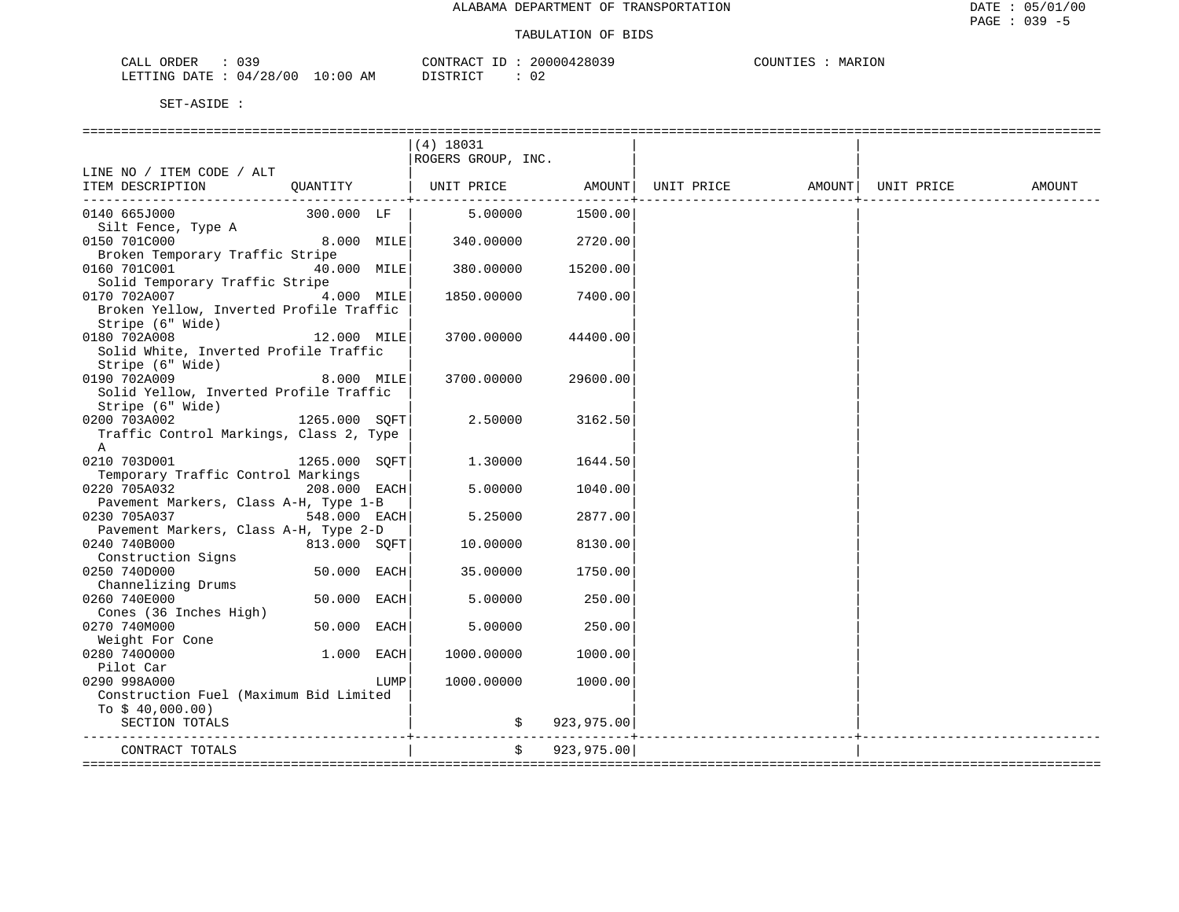ALABAMA DEPARTMENT OF TRANSPORTATION

TABULATION OF BIDS

CALL ORDER : 039 CONTRACT ID : 20000428039 COUNTIES : MARION
LETTING DATE : 04/28/00 10:00 AM DISTRICT : 02

SET-ASIDE :

| LINE NO / ITEM CODE / ALT ITEM DESCRIPTION | QUANTITY | (4) 18031 ROGERS GROUP, INC. UNIT PRICE | AMOUNT | UNIT PRICE | AMOUNT | UNIT PRICE | AMOUNT |
|---|---|---|---|---|---|---|---|
| 0140 665J000 Silt Fence, Type A | 300.000 LF | 5.00000 | 1500.00 | | | | |
| 0150 701C000 Broken Temporary Traffic Stripe | 8.000 MILE | 340.00000 | 2720.00 | | | | |
| 0160 701C001 Solid Temporary Traffic Stripe | 40.000 MILE | 380.00000 | 15200.00 | | | | |
| 0170 702A007 Broken Yellow, Inverted Profile Traffic Stripe (6" Wide) | 4.000 MILE | 1850.00000 | 7400.00 | | | | |
| 0180 702A008 Solid White, Inverted Profile Traffic Stripe (6" Wide) | 12.000 MILE | 3700.00000 | 44400.00 | | | | |
| 0190 702A009 Solid Yellow, Inverted Profile Traffic Stripe (6" Wide) | 8.000 MILE | 3700.00000 | 29600.00 | | | | |
| 0200 703A002 Traffic Control Markings, Class 2, Type A | 1265.000 SQFT | 2.50000 | 3162.50 | | | | |
| 0210 703D001 Temporary Traffic Control Markings | 1265.000 SQFT | 1.30000 | 1644.50 | | | | |
| 0220 705A032 Pavement Markers, Class A-H, Type 1-B | 208.000 EACH | 5.00000 | 1040.00 | | | | |
| 0230 705A037 Pavement Markers, Class A-H, Type 2-D | 548.000 EACH | 5.25000 | 2877.00 | | | | |
| 0240 740B000 Construction Signs | 813.000 SQFT | 10.00000 | 8130.00 | | | | |
| 0250 740D000 Channelizing Drums | 50.000 EACH | 35.00000 | 1750.00 | | | | |
| 0260 740E000 Cones (36 Inches High) | 50.000 EACH | 5.00000 | 250.00 | | | | |
| 0270 740M000 Weight For Cone | 50.000 EACH | 5.00000 | 250.00 | | | | |
| 0280 740O000 Pilot Car | 1.000 EACH | 1000.00000 | 1000.00 | | | | |
| 0290 998A000 Construction Fuel (Maximum Bid Limited To $ 40,000.00) | LUMP | 1000.00000 | 1000.00 | | | | |
| SECTION TOTALS | | $ | 923,975.00 | | | | |
| CONTRACT TOTALS | | $ | 923,975.00 | | | | |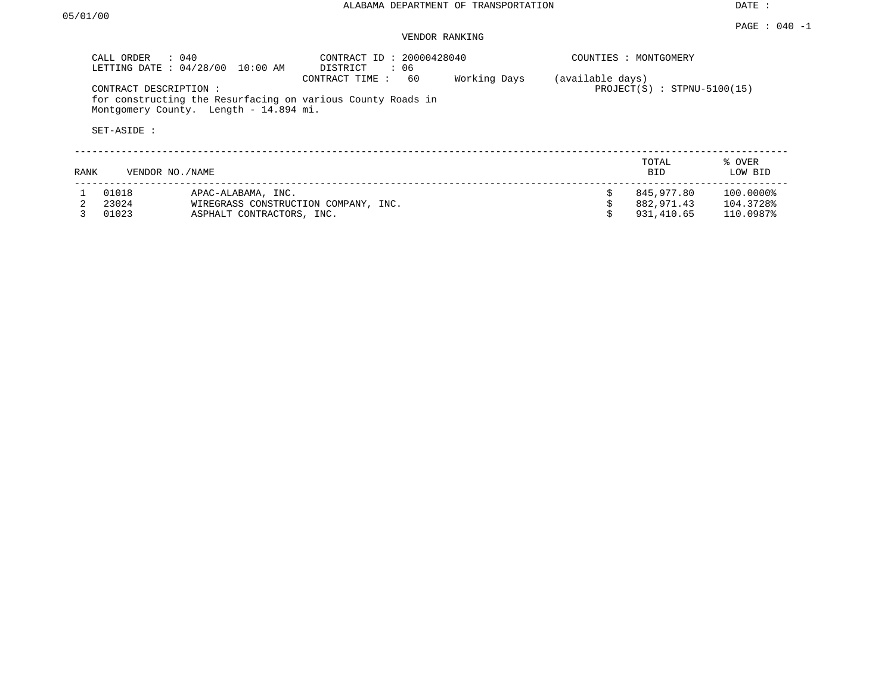ALABAMA DEPARTMENT OF TRANSPORTATION

DATE :

05/01/00

PAGE : 040 -1

VENDOR RANKING

CALL ORDER : 040
LETTING DATE : 04/28/00 10:00 AM

CONTRACT ID : 20000428040
DISTRICT : 06
CONTRACT TIME : 60 Working Days (available days)

COUNTIES : MONTGOMERY

PROJECT(S) : STPNU-5100(15)

CONTRACT DESCRIPTION :
for constructing the Resurfacing on various County Roads in Montgomery County. Length - 14.894 mi.

SET-ASIDE :

| RANK | VENDOR NO./NAME | | TOTAL BID | % OVER LOW BID |
|---|---|---|---|---|
| 1 | 01018 | APAC-ALABAMA, INC. | $ 845,977.80 | 100.0000% |
| 2 | 23024 | WIREGRASS CONSTRUCTION COMPANY, INC. | $ 882,971.43 | 104.3728% |
| 3 | 01023 | ASPHALT CONTRACTORS, INC. | $ 931,410.65 | 110.0987% |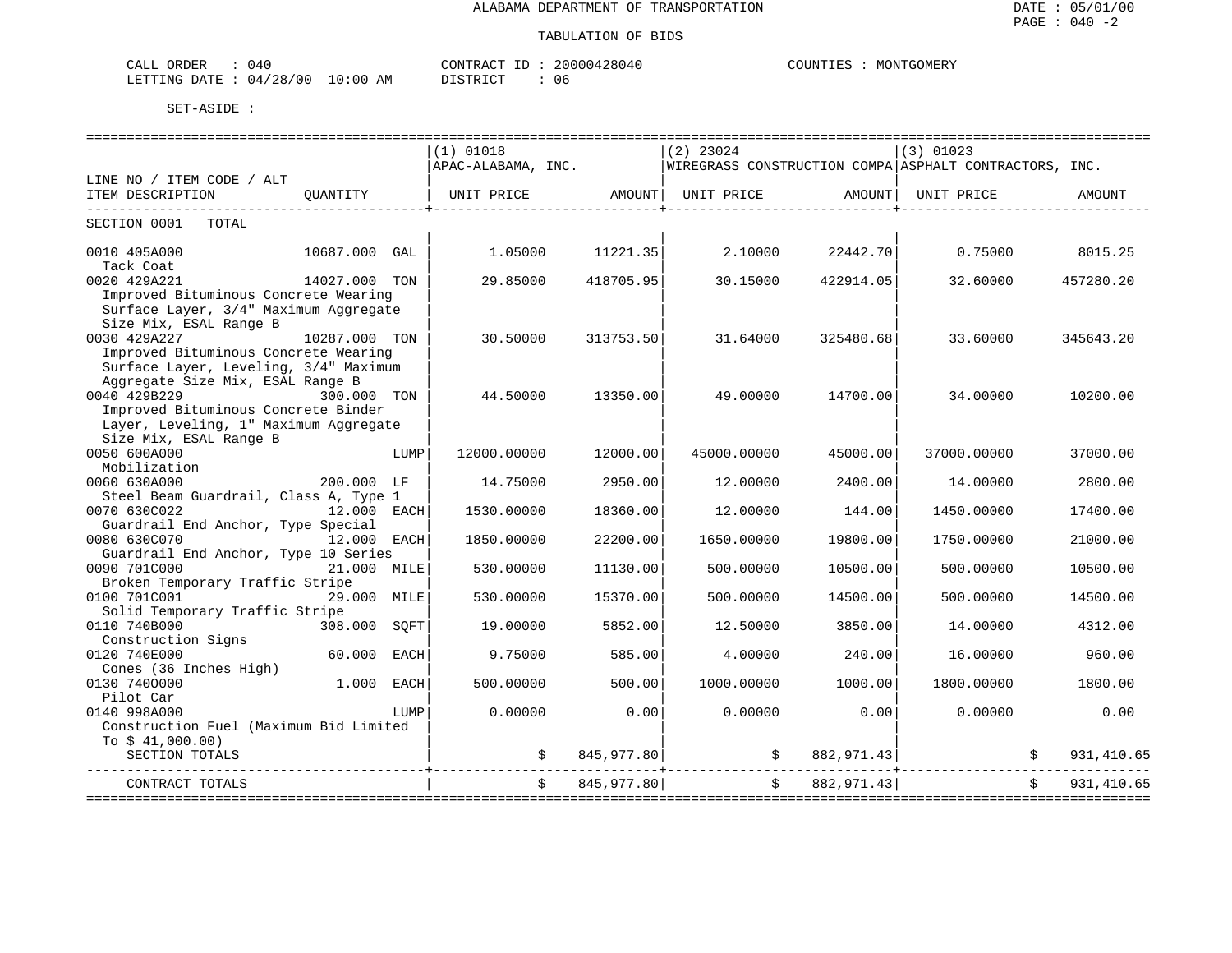ALABAMA DEPARTMENT OF TRANSPORTATION

DATE : 05/01/00

PAGE : 040 -2

TABULATION OF BIDS

CALL ORDER : 040　　CONTRACT ID : 20000428040　　COUNTIES : MONTGOMERY

LETTING DATE : 04/28/00 10:00 AM　　DISTRICT : 06

SET-ASIDE :

| LINE NO / ITEM CODE / ALT ITEM DESCRIPTION | QUANTITY | (1) 01018 APAC-ALABAMA, INC. UNIT PRICE | AMOUNT | (2) 23024 WIREGRASS CONSTRUCTION COMPA UNIT PRICE | AMOUNT | (3) 01023 ASPHALT CONTRACTORS, INC. UNIT PRICE | AMOUNT |
|---|---|---|---|---|---|---|---|
| SECTION 0001 TOTAL | | | | | | | |
| 0010 405A000 Tack Coat | 10687.000 GAL | 1.05000 | 11221.35 | 2.10000 | 22442.70 | 0.75000 | 8015.25 |
| 0020 429A221 Improved Bituminous Concrete Wearing Surface Layer, 3/4" Maximum Aggregate Size Mix, ESAL Range B | 14027.000 TON | 29.85000 | 418705.95 | 30.15000 | 422914.05 | 32.60000 | 457280.20 |
| 0030 429A227 Improved Bituminous Concrete Wearing Surface Layer, Leveling, 3/4" Maximum Aggregate Size Mix, ESAL Range B | 10287.000 TON | 30.50000 | 313753.50 | 31.64000 | 325480.68 | 33.60000 | 345643.20 |
| 0040 429B229 Improved Bituminous Concrete Binder Layer, Leveling, 1" Maximum Aggregate Size Mix, ESAL Range B | 300.000 TON | 44.50000 | 13350.00 | 49.00000 | 14700.00 | 34.00000 | 10200.00 |
| 0050 600A000 Mobilization | LUMP | 12000.00000 | 12000.00 | 45000.00000 | 45000.00 | 37000.00000 | 37000.00 |
| 0060 630A000 Steel Beam Guardrail, Class A, Type 1 | 200.000 LF | 14.75000 | 2950.00 | 12.00000 | 2400.00 | 14.00000 | 2800.00 |
| 0070 630C022 Guardrail End Anchor, Type Special | 12.000 EACH | 1530.00000 | 18360.00 | 12.00000 | 144.00 | 1450.00000 | 17400.00 |
| 0080 630C070 Guardrail End Anchor, Type 10 Series | 12.000 EACH | 1850.00000 | 22200.00 | 1650.00000 | 19800.00 | 1750.00000 | 21000.00 |
| 0090 701C000 Broken Temporary Traffic Stripe | 21.000 MILE | 530.00000 | 11130.00 | 500.00000 | 10500.00 | 500.00000 | 10500.00 |
| 0100 701C001 Solid Temporary Traffic Stripe | 29.000 MILE | 530.00000 | 15370.00 | 500.00000 | 14500.00 | 500.00000 | 14500.00 |
| 0110 740B000 Construction Signs | 308.000 SQFT | 19.00000 | 5852.00 | 12.50000 | 3850.00 | 14.00000 | 4312.00 |
| 0120 740E000 Cones (36 Inches High) | 60.000 EACH | 9.75000 | 585.00 | 4.00000 | 240.00 | 16.00000 | 960.00 |
| 0130 740O000 Pilot Car | 1.000 EACH | 500.00000 | 500.00 | 1000.00000 | 1000.00 | 1800.00000 | 1800.00 |
| 0140 998A000 Construction Fuel (Maximum Bid Limited To $ 41,000.00) | LUMP | 0.00000 | 0.00 | 0.00000 | 0.00 | 0.00000 | 0.00 |
| SECTION TOTALS | | | $ 845,977.80 | | $ 882,971.43 | | $ 931,410.65 |
| CONTRACT TOTALS | | | $ 845,977.80 | | $ 882,971.43 | | $ 931,410.65 |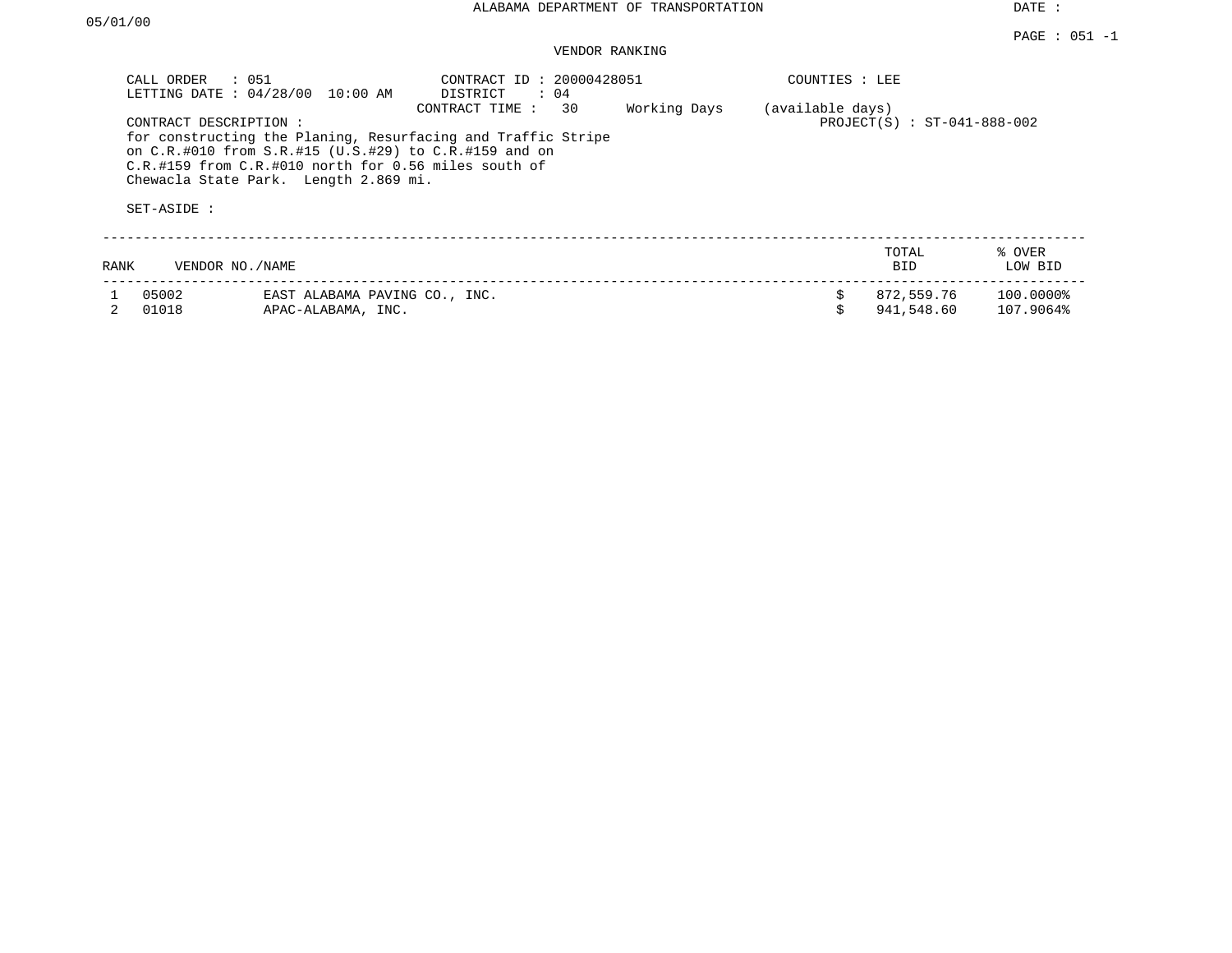ALABAMA DEPARTMENT OF TRANSPORTATION

DATE : 05/01/00

PAGE : 051 -1

VENDOR RANKING

CALL ORDER : 051
LETTING DATE : 04/28/00 10:00 AM

CONTRACT ID : 20000428051
DISTRICT : 04
CONTRACT TIME : 30 Working Days (available days)

COUNTIES : LEE

PROJECT(S) : ST-041-888-002

CONTRACT DESCRIPTION :
for constructing the Planing, Resurfacing and Traffic Stripe on C.R.#010 from S.R.#15 (U.S.#29) to C.R.#159 and on C.R.#159 from C.R.#010 north for 0.56 miles south of Chewacla State Park. Length 2.869 mi.

SET-ASIDE :

| RANK | VENDOR NO./NAME | | TOTAL BID | % OVER LOW BID |
|---|---|---|---|---|
| 1 | 05002 | EAST ALABAMA PAVING CO., INC. | $ 872,559.76 | 100.0000% |
| 2 | 01018 | APAC-ALABAMA, INC. | $ 941,548.60 | 107.9064% |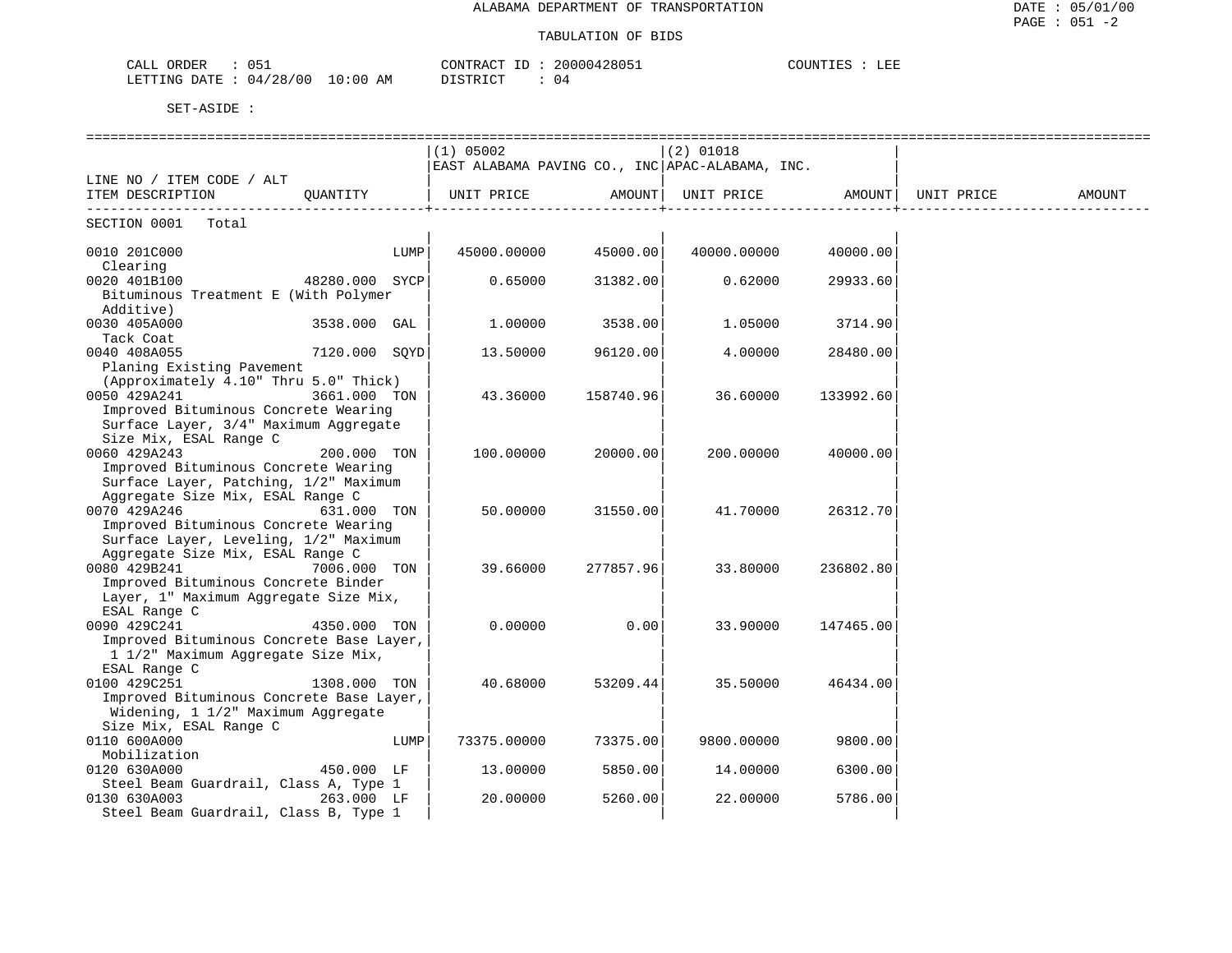ALABAMA DEPARTMENT OF TRANSPORTATION

TABULATION OF BIDS

DATE : 05/01/00
PAGE : 051 -2

CALL ORDER : 051 CONTRACT ID : 20000428051 COUNTIES : LEE
LETTING DATE : 04/28/00 10:00 AM DISTRICT : 04

SET-ASIDE :

| LINE NO / ITEM CODE / ALT<br>ITEM DESCRIPTION | QUANTITY | (1) 05002<br>EAST ALABAMA PAVING CO., INC<br>UNIT PRICE | AMOUNT | (2) 01018<br>APAC-ALABAMA, INC.<br>UNIT PRICE | AMOUNT | UNIT PRICE | AMOUNT |
|---|---|---|---|---|---|---|---|
| SECTION 0001 Total | | | | | | | |
| 0010 201C000<br>Clearing | LUMP | 45000.00000 | 45000.00 | 40000.00000 | 40000.00 | | |
| 0020 401B100<br>Bituminous Treatment E (With Polymer Additive) | 48280.000 SYCP | 0.65000 | 31382.00 | 0.62000 | 29933.60 | | |
| 0030 405A000<br>Tack Coat | 3538.000 GAL | 1.00000 | 3538.00 | 1.05000 | 3714.90 | | |
| 0040 408A055<br>Planing Existing Pavement (Approximately 4.10" Thru 5.0" Thick) | 7120.000 SQYD | 13.50000 | 96120.00 | 4.00000 | 28480.00 | | |
| 0050 429A241<br>Improved Bituminous Concrete Wearing Surface Layer, 3/4" Maximum Aggregate Size Mix, ESAL Range C | 3661.000 TON | 43.36000 | 158740.96 | 36.60000 | 133992.60 | | |
| 0060 429A243<br>Improved Bituminous Concrete Wearing Surface Layer, Patching, 1/2" Maximum Aggregate Size Mix, ESAL Range C | 200.000 TON | 100.00000 | 20000.00 | 200.00000 | 40000.00 | | |
| 0070 429A246<br>Improved Bituminous Concrete Wearing Surface Layer, Leveling, 1/2" Maximum Aggregate Size Mix, ESAL Range C | 631.000 TON | 50.00000 | 31550.00 | 41.70000 | 26312.70 | | |
| 0080 429B241<br>Improved Bituminous Concrete Binder Layer, 1" Maximum Aggregate Size Mix, ESAL Range C | 7006.000 TON | 39.66000 | 277857.96 | 33.80000 | 236802.80 | | |
| 0090 429C241<br>Improved Bituminous Concrete Base Layer, 1 1/2" Maximum Aggregate Size Mix, ESAL Range C | 4350.000 TON | 0.00000 | 0.00 | 33.90000 | 147465.00 | | |
| 0100 429C251<br>Improved Bituminous Concrete Base Layer, Widening, 1 1/2" Maximum Aggregate Size Mix, ESAL Range C | 1308.000 TON | 40.68000 | 53209.44 | 35.50000 | 46434.00 | | |
| 0110 600A000<br>Mobilization | LUMP | 73375.00000 | 73375.00 | 9800.00000 | 9800.00 | | |
| 0120 630A000<br>Steel Beam Guardrail, Class A, Type 1 | 450.000 LF | 13.00000 | 5850.00 | 14.00000 | 6300.00 | | |
| 0130 630A003<br>Steel Beam Guardrail, Class B, Type 1 | 263.000 LF | 20.00000 | 5260.00 | 22.00000 | 5786.00 | | |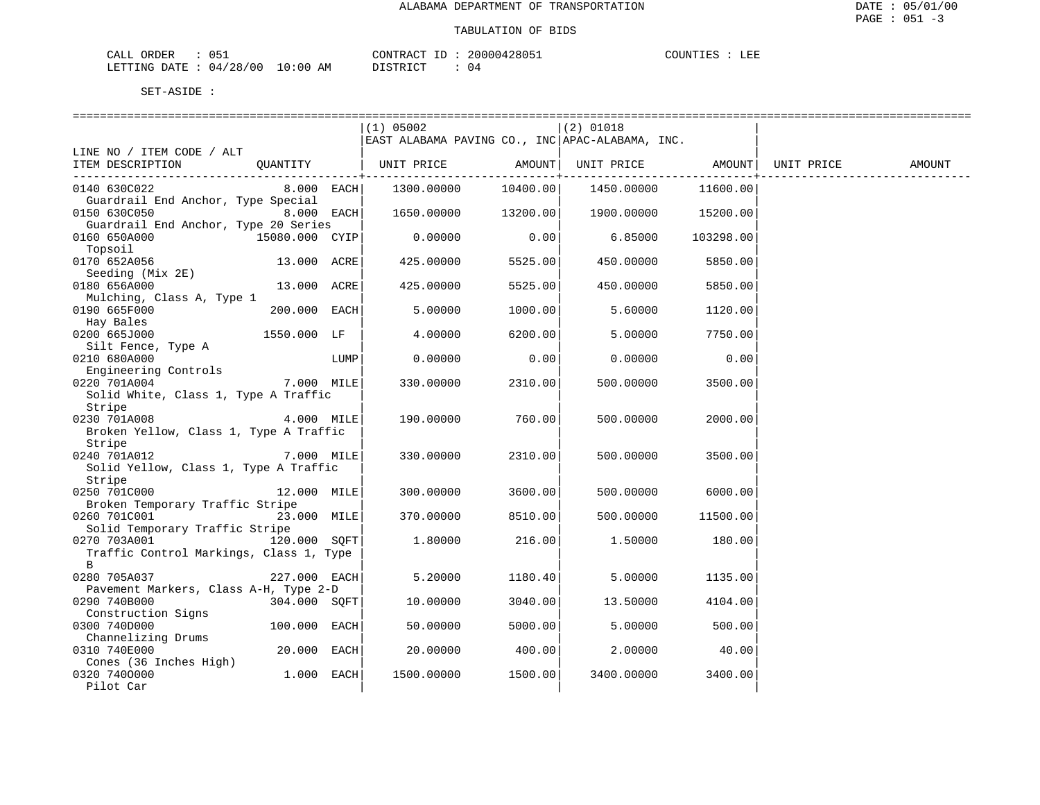ALABAMA DEPARTMENT OF TRANSPORTATION

TABULATION OF BIDS

CALL ORDER : 051 CONTRACT ID : 20000428051 COUNTIES : LEE
LETTING DATE : 04/28/00 10:00 AM DISTRICT : 04

SET-ASIDE :

| LINE NO / ITEM CODE / ALT ITEM DESCRIPTION | QUANTITY | (1) 05002 EAST ALABAMA PAVING CO., INC UNIT PRICE | AMOUNT | (2) 01018 APAC-ALABAMA, INC. UNIT PRICE | AMOUNT | UNIT PRICE | AMOUNT |
|---|---|---|---|---|---|---|---|
| 0140 630C022 Guardrail End Anchor, Type Special | 8.000 EACH | 1300.00000 | 10400.00 | 1450.00000 | 11600.00 | | |
| 0150 630C050 Guardrail End Anchor, Type 20 Series | 8.000 EACH | 1650.00000 | 13200.00 | 1900.00000 | 15200.00 | | |
| 0160 650A000 Topsoil | 15080.000 CYIP | 0.00000 | 0.00 | 6.85000 | 103298.00 | | |
| 0170 652A056 Seeding (Mix 2E) | 13.000 ACRE | 425.00000 | 5525.00 | 450.00000 | 5850.00 | | |
| 0180 656A000 Mulching, Class A, Type 1 | 13.000 ACRE | 425.00000 | 5525.00 | 450.00000 | 5850.00 | | |
| 0190 665F000 Hay Bales | 200.000 EACH | 5.00000 | 1000.00 | 5.60000 | 1120.00 | | |
| 0200 665J000 Silt Fence, Type A | 1550.000 LF | 4.00000 | 6200.00 | 5.00000 | 7750.00 | | |
| 0210 680A000 Engineering Controls | LUMP | 0.00000 | 0.00 | 0.00000 | 0.00 | | |
| 0220 701A004 Solid White, Class 1, Type A Traffic Stripe | 7.000 MILE | 330.00000 | 2310.00 | 500.00000 | 3500.00 | | |
| 0230 701A008 Broken Yellow, Class 1, Type A Traffic Stripe | 4.000 MILE | 190.00000 | 760.00 | 500.00000 | 2000.00 | | |
| 0240 701A012 Solid Yellow, Class 1, Type A Traffic Stripe | 7.000 MILE | 330.00000 | 2310.00 | 500.00000 | 3500.00 | | |
| 0250 701C000 Broken Temporary Traffic Stripe | 12.000 MILE | 300.00000 | 3600.00 | 500.00000 | 6000.00 | | |
| 0260 701C001 Solid Temporary Traffic Stripe | 23.000 MILE | 370.00000 | 8510.00 | 500.00000 | 11500.00 | | |
| 0270 703A001 Traffic Control Markings, Class 1, Type B | 120.000 SQFT | 1.80000 | 216.00 | 1.50000 | 180.00 | | |
| 0280 705A037 Pavement Markers, Class A-H, Type 2-D | 227.000 EACH | 5.20000 | 1180.40 | 5.00000 | 1135.00 | | |
| 0290 740B000 Construction Signs | 304.000 SQFT | 10.00000 | 3040.00 | 13.50000 | 4104.00 | | |
| 0300 740D000 Channelizing Drums | 100.000 EACH | 50.00000 | 5000.00 | 5.00000 | 500.00 | | |
| 0310 740E000 Cones (36 Inches High) | 20.000 EACH | 20.00000 | 400.00 | 2.00000 | 40.00 | | |
| 0320 740O000 Pilot Car | 1.000 EACH | 1500.00000 | 1500.00 | 3400.00000 | 3400.00 | | |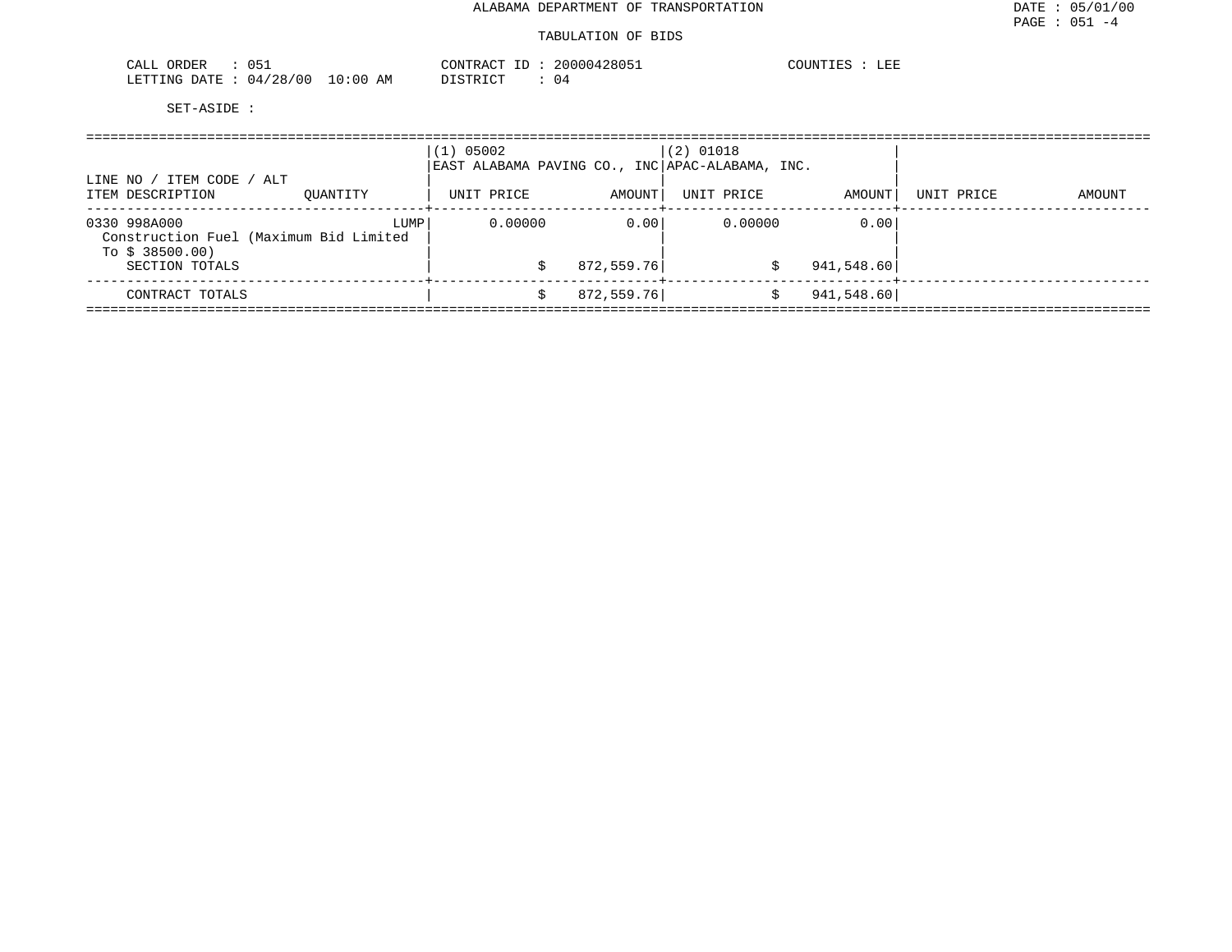ALABAMA DEPARTMENT OF TRANSPORTATION

TABULATION OF BIDS

DATE : 05/01/00
PAGE : 051 -4

CALL ORDER : 051 &nbsp;&nbsp;&nbsp; CONTRACT ID : 20000428051 &nbsp;&nbsp;&nbsp; COUNTIES : LEE
LETTING DATE : 04/28/00 10:00 AM &nbsp;&nbsp;&nbsp; DISTRICT : 04

SET-ASIDE :

| LINE NO / ITEM CODE / ALT<br>ITEM DESCRIPTION | QUANTITY | (1) 05002<br>EAST ALABAMA PAVING CO., INC<br>UNIT PRICE | AMOUNT | (2) 01018<br>APAC-ALABAMA, INC.<br>UNIT PRICE | AMOUNT | UNIT PRICE | AMOUNT |
|---|---|---|---|---|---|---|---|
| 0330 998A000<br>Construction Fuel (Maximum Bid Limited To $ 38500.00) | LUMP | 0.00000 | 0.00 | 0.00000 | 0.00 | | |
| SECTION TOTALS | | | $ 872,559.76 | | $ 941,548.60 | | |
| CONTRACT TOTALS | | | $ 872,559.76 | | $ 941,548.60 | | |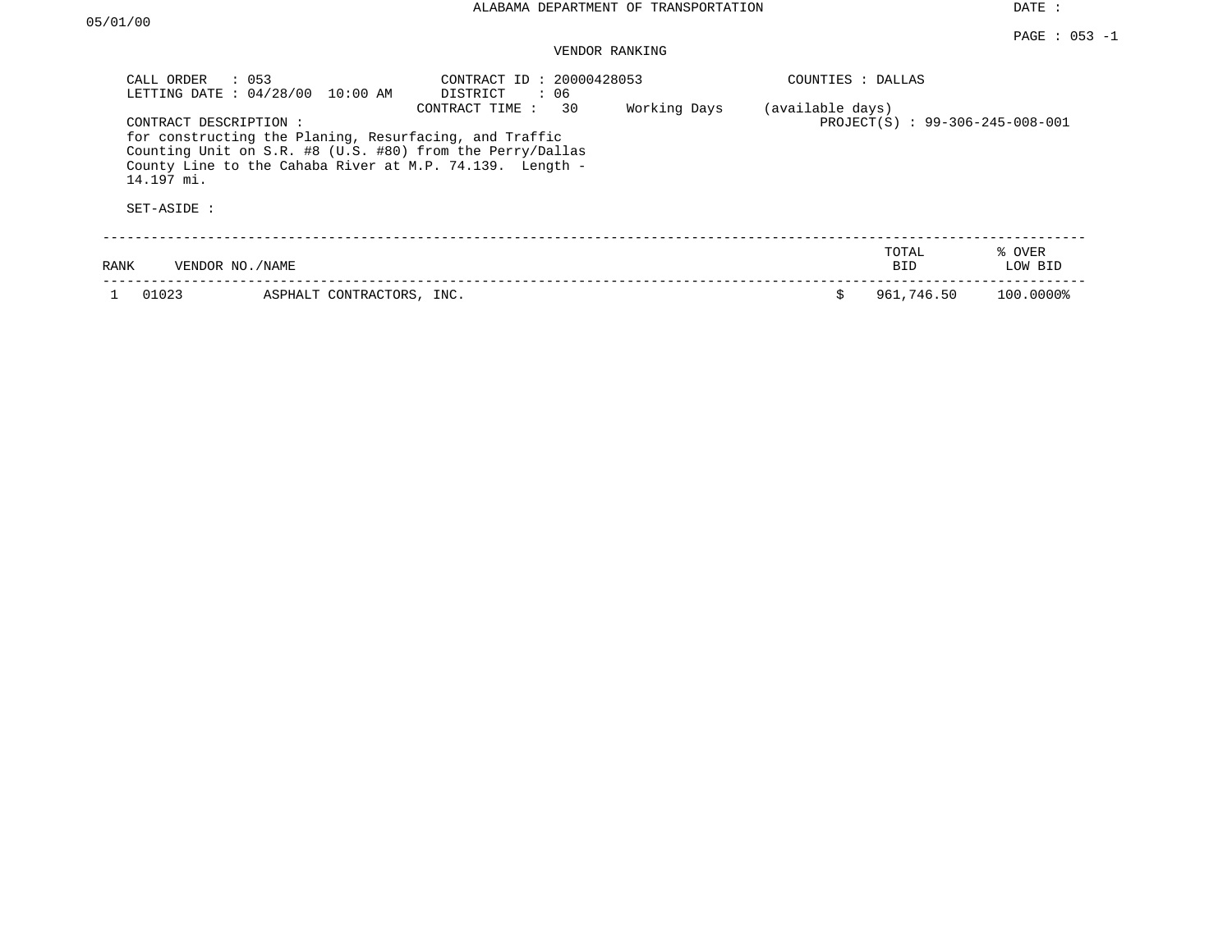ALABAMA DEPARTMENT OF TRANSPORTATION

DATE : 05/01/00

PAGE : 053 -1

VENDOR RANKING

CALL ORDER : 053
LETTING DATE : 04/28/00 10:00 AM

CONTRACT ID : 20000428053
DISTRICT : 06
CONTRACT TIME : 30 Working Days (available days)

COUNTIES : DALLAS

PROJECT(S) : 99-306-245-008-001

CONTRACT DESCRIPTION :
for constructing the Planing, Resurfacing, and Traffic Counting Unit on S.R. #8 (U.S. #80) from the Perry/Dallas County Line to the Cahaba River at M.P. 74.139. Length - 14.197 mi.

SET-ASIDE :

| RANK | VENDOR NO./NAME | | TOTAL BID | % OVER LOW BID |
|---|---|---|---|---|
| 1 | 01023 | ASPHALT CONTRACTORS, INC. | $ 961,746.50 | 100.0000% |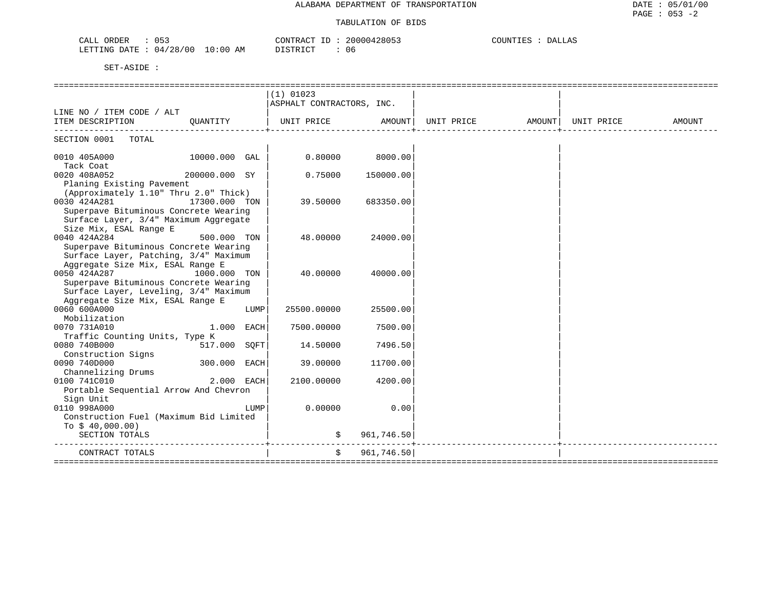ALABAMA DEPARTMENT OF TRANSPORTATION

TABULATION OF BIDS

CALL ORDER : 053 CONTRACT ID : 20000428053 COUNTIES : DALLAS
LETTING DATE : 04/28/00 10:00 AM DISTRICT : 06

SET-ASIDE :

| LINE NO / ITEM CODE / ALT ITEM DESCRIPTION | QUANTITY | (1) 01023 ASPHALT CONTRACTORS, INC. UNIT PRICE | AMOUNT | UNIT PRICE | AMOUNT | UNIT PRICE | AMOUNT |
|---|---|---|---|---|---|---|---|
| SECTION 0001 TOTAL | | | | | | | |
| 0010 405A000 Tack Coat | 10000.000 GAL | 0.80000 | 8000.00 | | | | |
| 0020 408A052 Planing Existing Pavement (Approximately 1.10" Thru 2.0" Thick) | 200000.000 SY | 0.75000 | 150000.00 | | | | |
| 0030 424A281 Superpave Bituminous Concrete Wearing Surface Layer, 3/4" Maximum Aggregate Size Mix, ESAL Range E | 17300.000 TON | 39.50000 | 683350.00 | | | | |
| 0040 424A284 Superpave Bituminous Concrete Wearing Surface Layer, Patching, 3/4" Maximum Aggregate Size Mix, ESAL Range E | 500.000 TON | 48.00000 | 24000.00 | | | | |
| 0050 424A287 Superpave Bituminous Concrete Wearing Surface Layer, Leveling, 3/4" Maximum Aggregate Size Mix, ESAL Range E | 1000.000 TON | 40.00000 | 40000.00 | | | | |
| 0060 600A000 Mobilization | LUMP | 25500.00000 | 25500.00 | | | | |
| 0070 731A010 Traffic Counting Units, Type K | 1.000 EACH | 7500.00000 | 7500.00 | | | | |
| 0080 740B000 Construction Signs | 517.000 SQFT | 14.50000 | 7496.50 | | | | |
| 0090 740D000 Channelizing Drums | 300.000 EACH | 39.00000 | 11700.00 | | | | |
| 0100 741C010 Portable Sequential Arrow And Chevron Sign Unit | 2.000 EACH | 2100.00000 | 4200.00 | | | | |
| 0110 998A000 Construction Fuel (Maximum Bid Limited To $ 40,000.00) | LUMP | 0.00000 | 0.00 | | | | |
| SECTION TOTALS | | $ | 961,746.50 | | | | |
| CONTRACT TOTALS | | $ | 961,746.50 | | | | |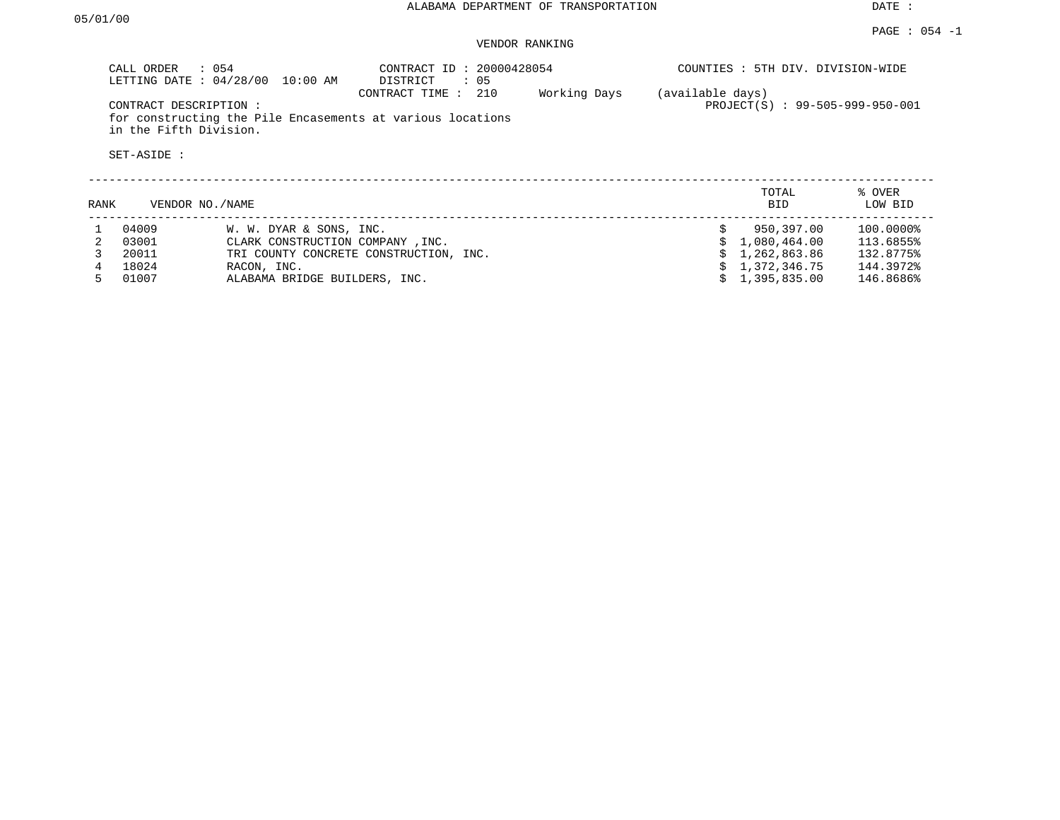ALABAMA DEPARTMENT OF TRANSPORTATION

DATE : 05/01/00

PAGE : 054 -1

VENDOR RANKING

CALL ORDER : 054
LETTING DATE : 04/28/00 10:00 AM

CONTRACT ID : 20000428054
DISTRICT : 05
CONTRACT TIME : 210 Working Days (available days)

COUNTIES : 5TH DIV. DIVISION-WIDE

PROJECT(S) : 99-505-999-950-001

CONTRACT DESCRIPTION :
for constructing the Pile Encasements at various locations in the Fifth Division.

SET-ASIDE :

| RANK | VENDOR NO./NAME | | TOTAL BID | % OVER LOW BID |
|---|---|---|---|---|
| 1 | 04009 | W. W. DYAR & SONS, INC. | $ 950,397.00 | 100.0000% |
| 2 | 03001 | CLARK CONSTRUCTION COMPANY ,INC. | $ 1,080,464.00 | 113.6855% |
| 3 | 20011 | TRI COUNTY CONCRETE CONSTRUCTION, INC. | $ 1,262,863.86 | 132.8775% |
| 4 | 18024 | RACON, INC. | $ 1,372,346.75 | 144.3972% |
| 5 | 01007 | ALABAMA BRIDGE BUILDERS, INC. | $ 1,395,835.00 | 146.8686% |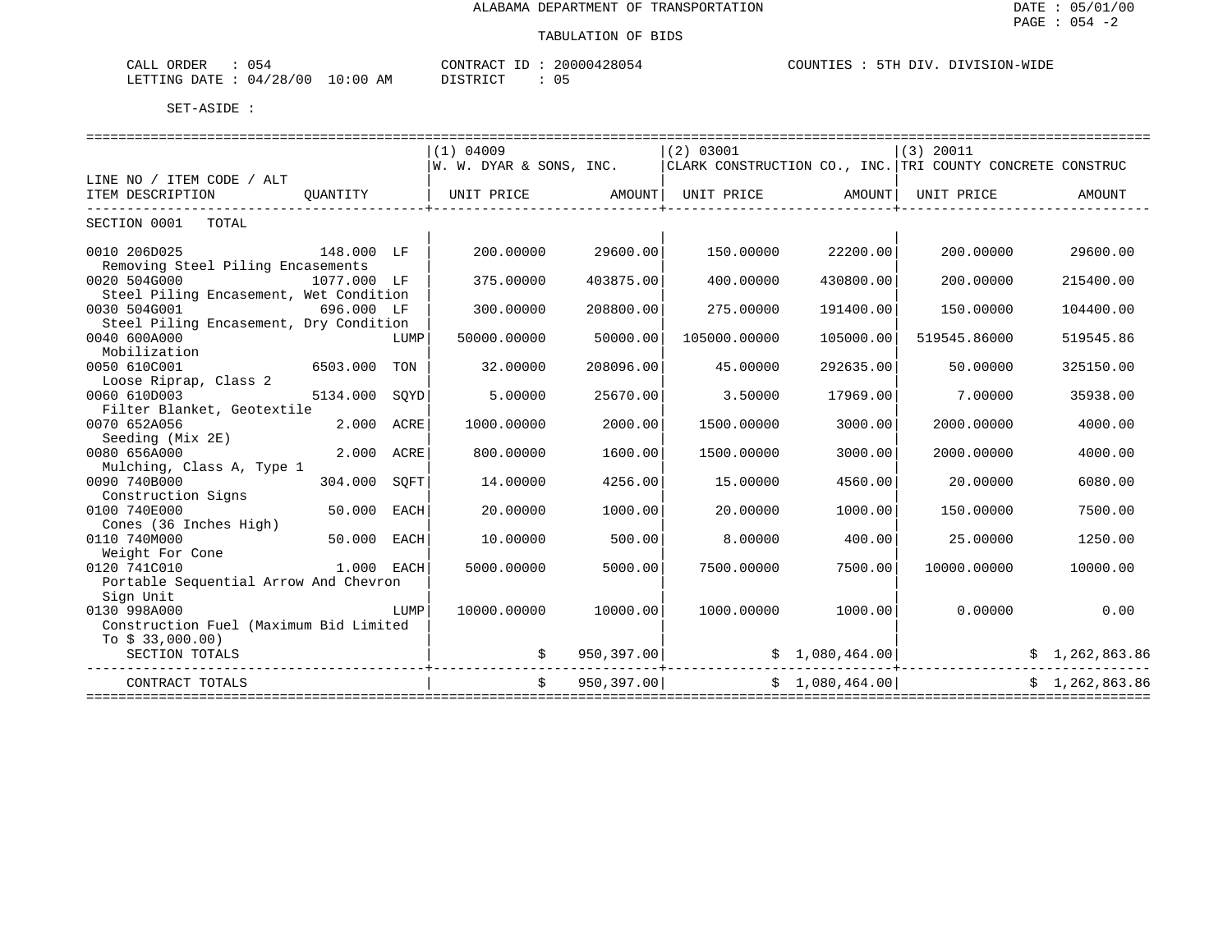ALABAMA DEPARTMENT OF TRANSPORTATION

DATE : 05/01/00

PAGE : 054 -2

TABULATION OF BIDS

CALL ORDER : 054 CONTRACT ID : 20000428054 COUNTIES : 5TH DIV. DIVISION-WIDE

LETTING DATE : 04/28/00 10:00 AM DISTRICT : 05

SET-ASIDE :

| LINE NO / ITEM CODE / ALT ITEM DESCRIPTION | QUANTITY | (1) 04009 W. W. DYAR & SONS, INC. UNIT PRICE | AMOUNT | (2) 03001 CLARK CONSTRUCTION CO., INC. UNIT PRICE | AMOUNT | (3) 20011 TRI COUNTY CONCRETE CONSTRUC UNIT PRICE | AMOUNT |
|---|---|---|---|---|---|---|---|
| SECTION 0001 TOTAL | | | | | | | |
| 0010 206D025 Removing Steel Piling Encasements | 148.000 LF | 200.00000 | 29600.00 | 150.00000 | 22200.00 | 200.00000 | 29600.00 |
| 0020 504G000 Steel Piling Encasement, Wet Condition | 1077.000 LF | 375.00000 | 403875.00 | 400.00000 | 430800.00 | 200.00000 | 215400.00 |
| 0030 504G001 Steel Piling Encasement, Dry Condition | 696.000 LF | 300.00000 | 208800.00 | 275.00000 | 191400.00 | 150.00000 | 104400.00 |
| 0040 600A000 Mobilization | LUMP | 50000.00000 | 50000.00 | 105000.00000 | 105000.00 | 519545.86000 | 519545.86 |
| 0050 610C001 Loose Riprap, Class 2 | 6503.000 TON | 32.00000 | 208096.00 | 45.00000 | 292635.00 | 50.00000 | 325150.00 |
| 0060 610D003 Filter Blanket, Geotextile | 5134.000 SQYD | 5.00000 | 25670.00 | 3.50000 | 17969.00 | 7.00000 | 35938.00 |
| 0070 652A056 Seeding (Mix 2E) | 2.000 ACRE | 1000.00000 | 2000.00 | 1500.00000 | 3000.00 | 2000.00000 | 4000.00 |
| 0080 656A000 Mulching, Class A, Type 1 | 2.000 ACRE | 800.00000 | 1600.00 | 1500.00000 | 3000.00 | 2000.00000 | 4000.00 |
| 0090 740B000 Construction Signs | 304.000 SQFT | 14.00000 | 4256.00 | 15.00000 | 4560.00 | 20.00000 | 6080.00 |
| 0100 740E000 Cones (36 Inches High) | 50.000 EACH | 20.00000 | 1000.00 | 20.00000 | 1000.00 | 150.00000 | 7500.00 |
| 0110 740M000 Weight For Cone | 50.000 EACH | 10.00000 | 500.00 | 8.00000 | 400.00 | 25.00000 | 1250.00 |
| 0120 741C010 Portable Sequential Arrow And Chevron Sign Unit | 1.000 EACH | 5000.00000 | 5000.00 | 7500.00000 | 7500.00 | 10000.00000 | 10000.00 |
| 0130 998A000 Construction Fuel (Maximum Bid Limited To $ 33,000.00) | LUMP | 10000.00000 | 10000.00 | 1000.00000 | 1000.00 | 0.00000 | 0.00 |
| SECTION TOTALS | | | $ 950,397.00 | | $ 1,080,464.00 | | $ 1,262,863.86 |
| CONTRACT TOTALS | | | $ 950,397.00 | | $ 1,080,464.00 | | $ 1,262,863.86 |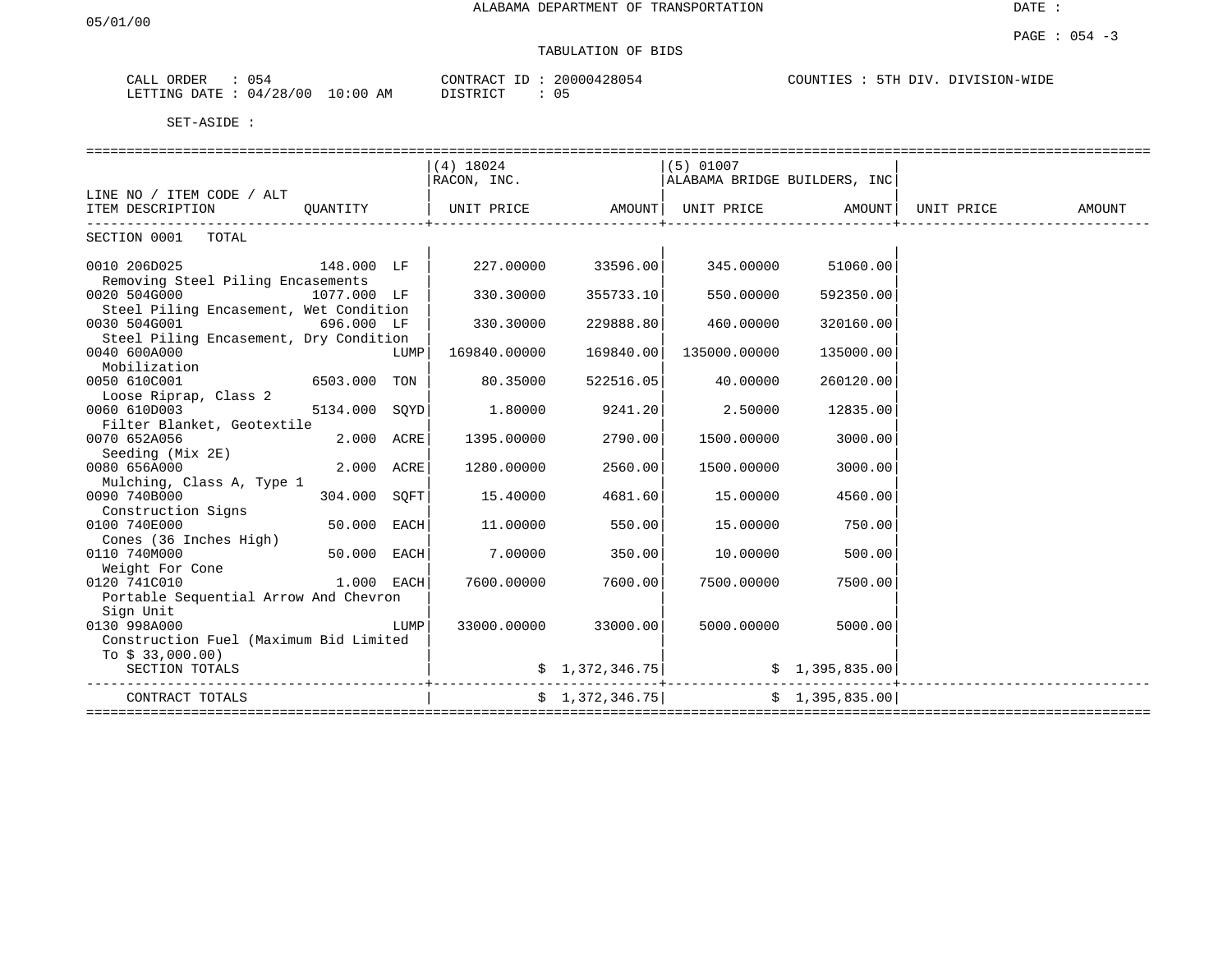ALABAMA DEPARTMENT OF TRANSPORTATION

DATE :

05/01/00

PAGE : 054 -3

TABULATION OF BIDS

CALL ORDER : 054  
LETTING DATE : 04/28/00 10:00 AM

CONTRACT ID : 20000428054  
DISTRICT : 05

COUNTIES : 5TH DIV. DIVISION-WIDE

SET-ASIDE :

| LINE NO / ITEM CODE / ALT ITEM DESCRIPTION | QUANTITY | (4) 18024 RACON, INC. UNIT PRICE | AMOUNT | (5) 01007 ALABAMA BRIDGE BUILDERS, INC UNIT PRICE | AMOUNT | UNIT PRICE | AMOUNT |
|---|---|---|---|---|---|---|---|
| SECTION 0001 TOTAL | | | | | | | |
| 0010 206D025 Removing Steel Piling Encasements | 148.000 LF | 227.00000 | 33596.00 | 345.00000 | 51060.00 | | |
| 0020 504G000 Steel Piling Encasement, Wet Condition | 1077.000 LF | 330.30000 | 355733.10 | 550.00000 | 592350.00 | | |
| 0030 504G001 Steel Piling Encasement, Dry Condition | 696.000 LF | 330.30000 | 229888.80 | 460.00000 | 320160.00 | | |
| 0040 600A000 Mobilization | LUMP | 169840.00000 | 169840.00 | 135000.00000 | 135000.00 | | |
| 0050 610C001 Loose Riprap, Class 2 | 6503.000 TON | 80.35000 | 522516.05 | 40.00000 | 260120.00 | | |
| 0060 610D003 Filter Blanket, Geotextile | 5134.000 SQYD | 1.80000 | 9241.20 | 2.50000 | 12835.00 | | |
| 0070 652A056 Seeding (Mix 2E) | 2.000 ACRE | 1395.00000 | 2790.00 | 1500.00000 | 3000.00 | | |
| 0080 656A000 Mulching, Class A, Type 1 | 2.000 ACRE | 1280.00000 | 2560.00 | 1500.00000 | 3000.00 | | |
| 0090 740B000 Construction Signs | 304.000 SQFT | 15.40000 | 4681.60 | 15.00000 | 4560.00 | | |
| 0100 740E000 Cones (36 Inches High) | 50.000 EACH | 11.00000 | 550.00 | 15.00000 | 750.00 | | |
| 0110 740M000 Weight For Cone | 50.000 EACH | 7.00000 | 350.00 | 10.00000 | 500.00 | | |
| 0120 741C010 Portable Sequential Arrow And Chevron Sign Unit | 1.000 EACH | 7600.00000 | 7600.00 | 7500.00000 | 7500.00 | | |
| 0130 998A000 Construction Fuel (Maximum Bid Limited To $ 33,000.00) | LUMP | 33000.00000 | 33000.00 | 5000.00000 | 5000.00 | | |
| SECTION TOTALS | | | $ 1,372,346.75 | | $ 1,395,835.00 | | |
| CONTRACT TOTALS | | | $ 1,372,346.75 | | $ 1,395,835.00 | | |